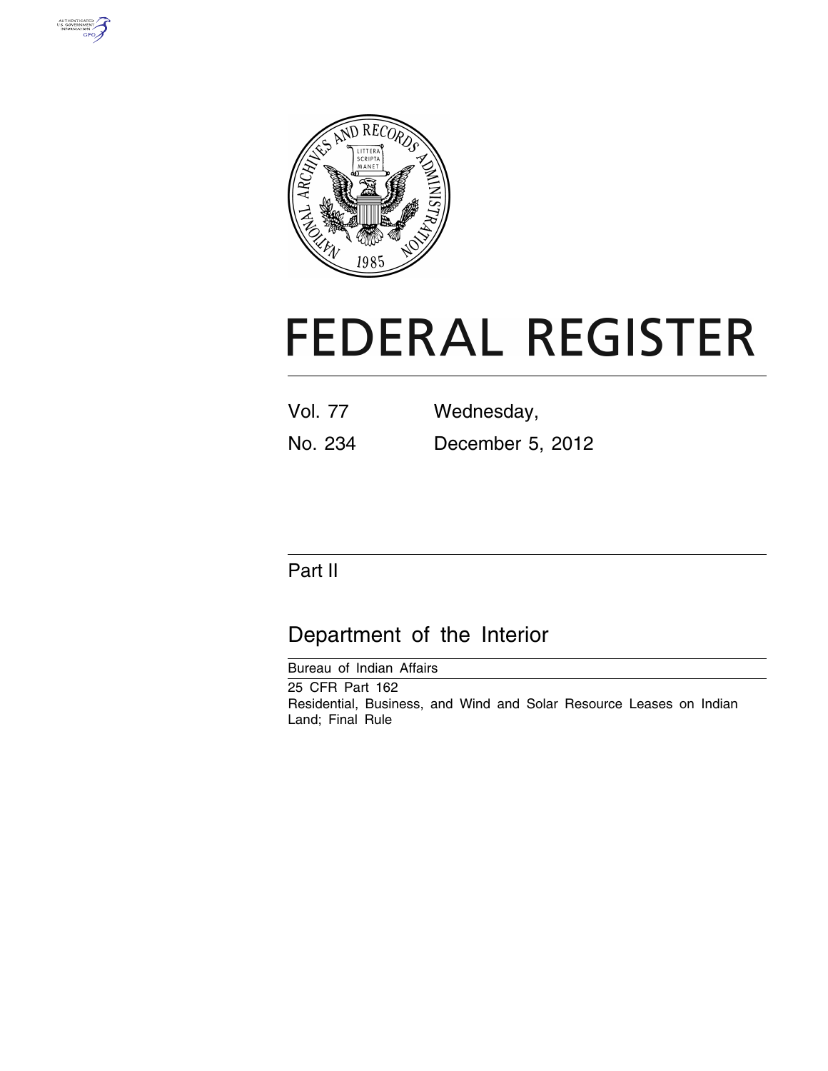# FEDERAL REGISTER

Vol. 77 Wednesday,

No. 234 December 5, 2012

## Part II

## Department of the Interior

Bureau of Indian Affairs

25 CFR Part 162

Residential, Business, and Wind and Solar Resource Leases on Indian Land; Final Rule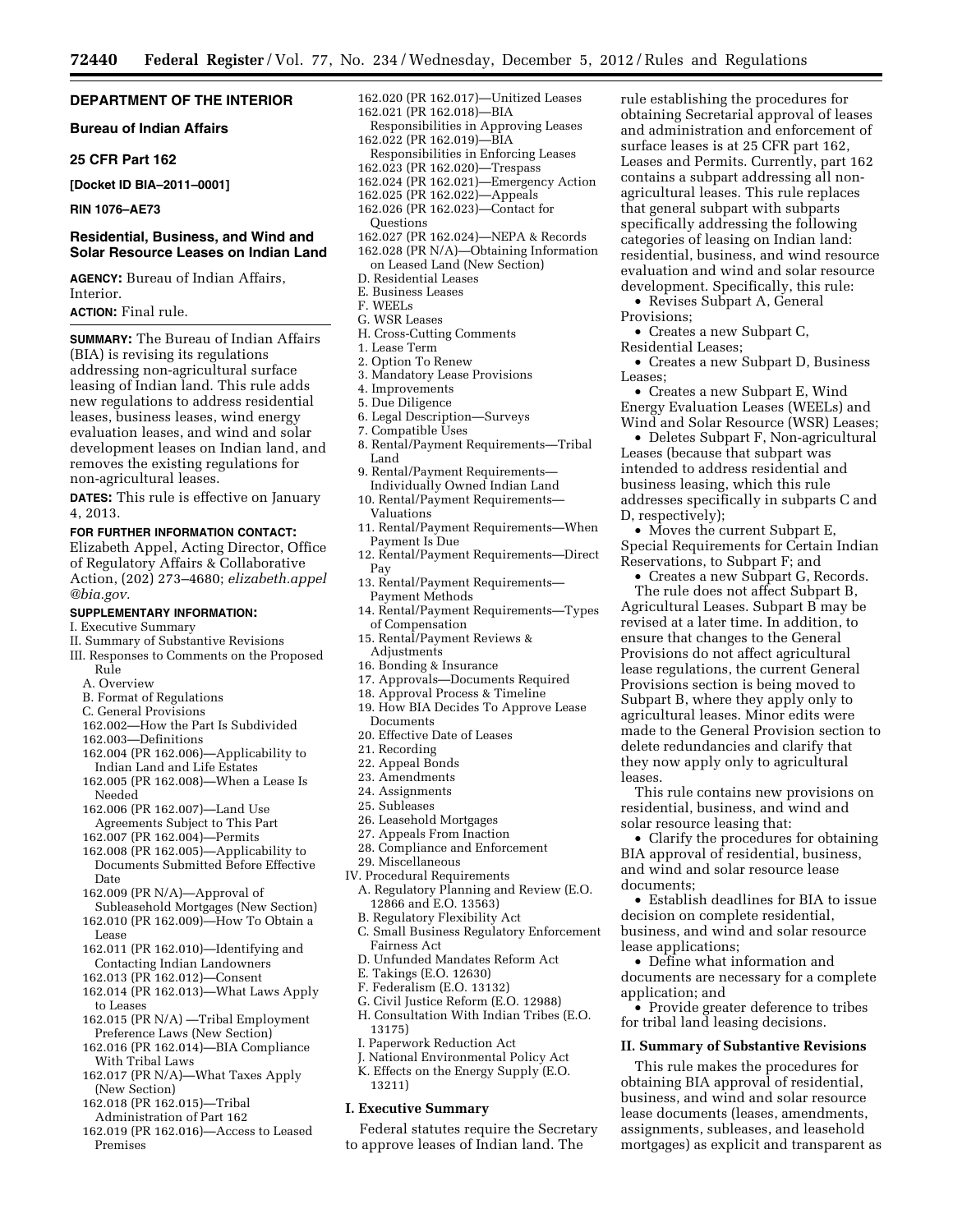## DEPARTMENT OF THE INTERIOR

### Bureau of Indian Affairs

### 25 CFR Part 162

**[Docket ID BIA–2011–0001]**

**RIN 1076–AE73**

## Residential, Business, and Wind and Solar Resource Leases on Indian Land

**AGENCY:** Bureau of Indian Affairs, Interior.

**ACTION:** Final rule.

**SUMMARY:** The Bureau of Indian Affairs (BIA) is revising its regulations addressing non-agricultural surface leasing of Indian land. This rule adds new regulations to address residential leases, business leases, wind energy evaluation leases, and wind and solar development leases on Indian land, and removes the existing regulations for non-agricultural leases.

**DATES:** This rule is effective on January 4, 2013.

**FOR FURTHER INFORMATION CONTACT:** Elizabeth Appel, Acting Director, Office of Regulatory Affairs & Collaborative Action, (202) 273–4680; *elizabeth.appel@bia.gov.*

**SUPPLEMENTARY INFORMATION:**

I. Executive Summary
II. Summary of Substantive Revisions
III. Responses to Comments on the Proposed Rule
- A. Overview
- B. Format of Regulations
- C. General Provisions
- 162.002—How the Part Is Subdivided
- 162.003—Definitions
- 162.004 (PR 162.006)—Applicability to Indian Land and Life Estates
- 162.005 (PR 162.008)—When a Lease Is Needed
- 162.006 (PR 162.007)—Land Use Agreements Subject to This Part
- 162.007 (PR 162.004)—Permits
- 162.008 (PR 162.005)—Applicability to Documents Submitted Before Effective Date
- 162.009 (PR N/A)—Approval of Subleasehold Mortgages (New Section)
- 162.010 (PR 162.009)—How To Obtain a Lease
- 162.011 (PR 162.010)—Identifying and Contacting Indian Landowners
- 162.013 (PR 162.012)—Consent
- 162.014 (PR 162.013)—What Laws Apply to Leases
- 162.015 (PR N/A) —Tribal Employment Preference Laws (New Section)
- 162.016 (PR 162.014)—BIA Compliance With Tribal Laws
- 162.017 (PR N/A)—What Taxes Apply (New Section)
- 162.018 (PR 162.015)—Tribal Administration of Part 162
- 162.019 (PR 162.016)—Access to Leased Premises
- 162.020 (PR 162.017)—Unitized Leases
- 162.021 (PR 162.018)—BIA Responsibilities in Approving Leases
- 162.022 (PR 162.019)—BIA Responsibilities in Enforcing Leases
- 162.023 (PR 162.020)—Trespass
- 162.024 (PR 162.021)—Emergency Action
- 162.025 (PR 162.022)—Appeals
- 162.026 (PR 162.023)—Contact for Questions
- 162.027 (PR 162.024)—NEPA & Records
- 162.028 (PR N/A)—Obtaining Information on Leased Land (New Section)
- D. Residential Leases
- E. Business Leases
- F. WEELs
- G. WSR Leases
- H. Cross-Cutting Comments
- 1. Lease Term
- 2. Option To Renew
- 3. Mandatory Lease Provisions
- 4. Improvements
- 5. Due Diligence
- 6. Legal Description—Surveys
- 7. Compatible Uses
- 8. Rental/Payment Requirements—Tribal Land
- 9. Rental/Payment Requirements—Individually Owned Indian Land
- 10. Rental/Payment Requirements—Valuations
- 11. Rental/Payment Requirements—When Payment Is Due
- 12. Rental/Payment Requirements—Direct Pay
- 13. Rental/Payment Requirements—Payment Methods
- 14. Rental/Payment Requirements—Types of Compensation
- 15. Rental/Payment Reviews & Adjustments
- 16. Bonding & Insurance
- 17. Approvals—Documents Required
- 18. Approval Process & Timeline
- 19. How BIA Decides To Approve Lease Documents
- 20. Effective Date of Leases
- 21. Recording
- 22. Appeal Bonds
- 23. Amendments
- 24. Assignments
- 25. Subleases
- 26. Leasehold Mortgages
- 27. Appeals From Inaction
- 28. Compliance and Enforcement
- 29. Miscellaneous

IV. Procedural Requirements
- A. Regulatory Planning and Review (E.O. 12866 and E.O. 13563)
- B. Regulatory Flexibility Act
- C. Small Business Regulatory Enforcement Fairness Act
- D. Unfunded Mandates Reform Act
- E. Takings (E.O. 12630)
- F. Federalism (E.O. 13132)
- G. Civil Justice Reform (E.O. 12988)
- H. Consultation With Indian Tribes (E.O. 13175)
- I. Paperwork Reduction Act
- J. National Environmental Policy Act
- K. Effects on the Energy Supply (E.O. 13211)

### I. Executive Summary

Federal statutes require the Secretary to approve leases of Indian land. The rule establishing the procedures for obtaining Secretarial approval of leases and administration and enforcement of surface leases is at 25 CFR part 162, Leases and Permits. Currently, part 162 contains a subpart addressing all non-agricultural leases. This rule replaces that general subpart with subparts specifically addressing the following categories of leasing on Indian land: residential, business, and wind resource evaluation and wind and solar resource development. Specifically, this rule:

- Revises Subpart A, General Provisions;
- Creates a new Subpart C, Residential Leases;
- Creates a new Subpart D, Business Leases;
- Creates a new Subpart E, Wind Energy Evaluation Leases (WEELs) and Wind and Solar Resource (WSR) Leases;
- Deletes Subpart F, Non-agricultural Leases (because that subpart was intended to address residential and business leasing, which this rule addresses specifically in subparts C and D, respectively);
- Moves the current Subpart E, Special Requirements for Certain Indian Reservations, to Subpart F; and
- Creates a new Subpart G, Records.

The rule does not affect Subpart B, Agricultural Leases. Subpart B may be revised at a later time. In addition, to ensure that changes to the General Provisions do not affect agricultural lease regulations, the current General Provisions section is being moved to Subpart B, where they apply only to agricultural leases. Minor edits were made to the General Provision section to delete redundancies and clarify that they now apply only to agricultural leases.

This rule contains new provisions on residential, business, and wind and solar resource leasing that:

- Clarify the procedures for obtaining BIA approval of residential, business, and wind and solar resource lease documents;
- Establish deadlines for BIA to issue decision on complete residential, business, and wind and solar resource lease applications;
- Define what information and documents are necessary for a complete application; and
- Provide greater deference to tribes for tribal land leasing decisions.

### II. Summary of Substantive Revisions

This rule makes the procedures for obtaining BIA approval of residential, business, and wind and solar resource lease documents (leases, amendments, assignments, subleases, and leasehold mortgages) as explicit and transparent as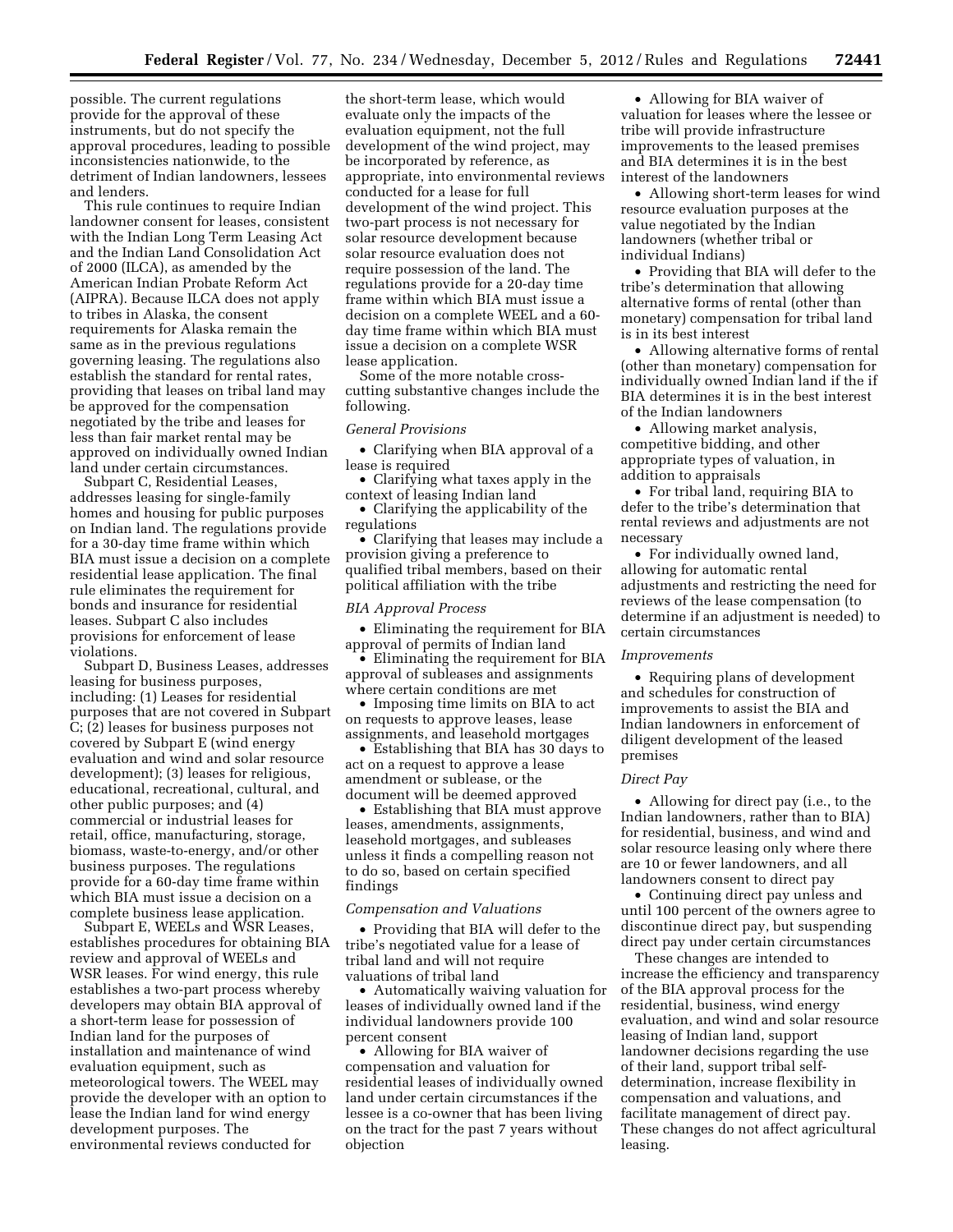possible. The current regulations provide for the approval of these instruments, but do not specify the approval procedures, leading to possible inconsistencies nationwide, to the detriment of Indian landowners, lessees and lenders.

This rule continues to require Indian landowner consent for leases, consistent with the Indian Long Term Leasing Act and the Indian Land Consolidation Act of 2000 (ILCA), as amended by the American Indian Probate Reform Act (AIPRA). Because ILCA does not apply to tribes in Alaska, the consent requirements for Alaska remain the same as in the previous regulations governing leasing. The regulations also establish the standard for rental rates, providing that leases on tribal land may be approved for the compensation negotiated by the tribe and leases for less than fair market rental may be approved on individually owned Indian land under certain circumstances.

Subpart C, Residential Leases, addresses leasing for single-family homes and housing for public purposes on Indian land. The regulations provide for a 30-day time frame within which BIA must issue a decision on a complete residential lease application. The final rule eliminates the requirement for bonds and insurance for residential leases. Subpart C also includes provisions for enforcement of lease violations.

Subpart D, Business Leases, addresses leasing for business purposes, including: (1) Leases for residential purposes that are not covered in Subpart C; (2) leases for business purposes not covered by Subpart E (wind energy evaluation and wind and solar resource development); (3) leases for religious, educational, recreational, cultural, and other public purposes; and (4) commercial or industrial leases for retail, office, manufacturing, storage, biomass, waste-to-energy, and/or other business purposes. The regulations provide for a 60-day time frame within which BIA must issue a decision on a complete business lease application.

Subpart E, WEELs and WSR Leases, establishes procedures for obtaining BIA review and approval of WEELs and WSR leases. For wind energy, this rule establishes a two-part process whereby developers may obtain BIA approval of a short-term lease for possession of Indian land for the purposes of installation and maintenance of wind evaluation equipment, such as meteorological towers. The WEEL may provide the developer with an option to lease the Indian land for wind energy development purposes. The environmental reviews conducted for the short-term lease, which would evaluate only the impacts of the evaluation equipment, not the full development of the wind project, may be incorporated by reference, as appropriate, into environmental reviews conducted for a lease for full development of the wind project. This two-part process is not necessary for solar resource development because solar resource evaluation does not require possession of the land. The regulations provide for a 20-day time frame within which BIA must issue a decision on a complete WEEL and a 60-day time frame within which BIA must issue a decision on a complete WSR lease application.

Some of the more notable cross-cutting substantive changes include the following.

*General Provisions*

- Clarifying when BIA approval of a lease is required
- Clarifying what taxes apply in the context of leasing Indian land
- Clarifying the applicability of the regulations
- Clarifying that leases may include a provision giving a preference to qualified tribal members, based on their political affiliation with the tribe

*BIA Approval Process*

- Eliminating the requirement for BIA approval of permits of Indian land
- Eliminating the requirement for BIA approval of subleases and assignments where certain conditions are met
- Imposing time limits on BIA to act on requests to approve leases, lease assignments, and leasehold mortgages
- Establishing that BIA has 30 days to act on a request to approve a lease amendment or sublease, or the document will be deemed approved
- Establishing that BIA must approve leases, amendments, assignments, leasehold mortgages, and subleases unless it finds a compelling reason not to do so, based on certain specified findings

*Compensation and Valuations*

- Providing that BIA will defer to the tribe's negotiated value for a lease of tribal land and will not require valuations of tribal land
- Automatically waiving valuation for leases of individually owned land if the individual landowners provide 100 percent consent
- Allowing for BIA waiver of compensation and valuation for residential leases of individually owned land under certain circumstances if the lessee is a co-owner that has been living on the tract for the past 7 years without objection
- Allowing for BIA waiver of valuation for leases where the lessee or tribe will provide infrastructure improvements to the leased premises and BIA determines it is in the best interest of the landowners
- Allowing short-term leases for wind resource evaluation purposes at the value negotiated by the Indian landowners (whether tribal or individual Indians)
- Providing that BIA will defer to the tribe's determination that allowing alternative forms of rental (other than monetary) compensation for tribal land is in its best interest
- Allowing alternative forms of rental (other than monetary) compensation for individually owned Indian land if the if BIA determines it is in the best interest of the Indian landowners
- Allowing market analysis, competitive bidding, and other appropriate types of valuation, in addition to appraisals
- For tribal land, requiring BIA to defer to the tribe's determination that rental reviews and adjustments are not necessary
- For individually owned land, allowing for automatic rental adjustments and restricting the need for reviews of the lease compensation (to determine if an adjustment is needed) to certain circumstances

*Improvements*

- Requiring plans of development and schedules for construction of improvements to assist the BIA and Indian landowners in enforcement of diligent development of the leased premises

*Direct Pay*

- Allowing for direct pay (i.e., to the Indian landowners, rather than to BIA) for residential, business, and wind and solar resource leasing only where there are 10 or fewer landowners, and all landowners consent to direct pay
- Continuing direct pay unless and until 100 percent of the owners agree to discontinue direct pay, but suspending direct pay under certain circumstances

These changes are intended to increase the efficiency and transparency of the BIA approval process for the residential, business, wind energy evaluation, and wind and solar resource leasing of Indian land, support landowner decisions regarding the use of their land, support tribal self-determination, increase flexibility in compensation and valuations, and facilitate management of direct pay. These changes do not affect agricultural leasing.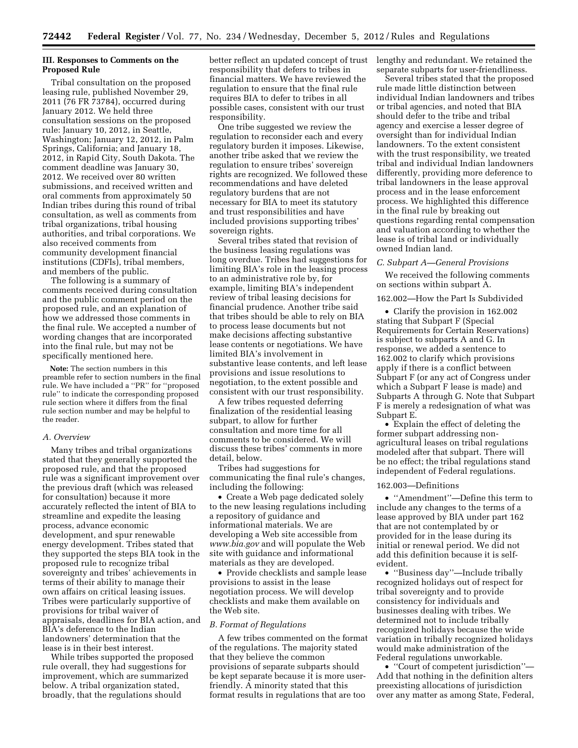## III. Responses to Comments on the Proposed Rule

Tribal consultation on the proposed leasing rule, published November 29, 2011 (76 FR 73784), occurred during January 2012. We held three consultation sessions on the proposed rule: January 10, 2012, in Seattle, Washington; January 12, 2012, in Palm Springs, California; and January 18, 2012, in Rapid City, South Dakota. The comment deadline was January 30, 2012. We received over 80 written submissions, and received written and oral comments from approximately 50 Indian tribes during this round of tribal consultation, as well as comments from tribal organizations, tribal housing authorities, and tribal corporations. We also received comments from community development financial institutions (CDFIs), tribal members, and members of the public.

The following is a summary of comments received during consultation and the public comment period on the proposed rule, and an explanation of how we addressed those comments in the final rule. We accepted a number of wording changes that are incorporated into the final rule, but may not be specifically mentioned here.

**Note:** The section numbers in this preamble refer to section numbers in the final rule. We have included a ''PR'' for ''proposed rule'' to indicate the corresponding proposed rule section where it differs from the final rule section number and may be helpful to the reader.

### *A. Overview*

Many tribes and tribal organizations stated that they generally supported the proposed rule, and that the proposed rule was a significant improvement over the previous draft (which was released for consultation) because it more accurately reflected the intent of BIA to streamline and expedite the leasing process, advance economic development, and spur renewable energy development. Tribes stated that they supported the steps BIA took in the proposed rule to recognize tribal sovereignty and tribes' achievements in terms of their ability to manage their own affairs on critical leasing issues. Tribes were particularly supportive of provisions for tribal waiver of appraisals, deadlines for BIA action, and BIA's deference to the Indian landowners' determination that the lease is in their best interest.

While tribes supported the proposed rule overall, they had suggestions for improvement, which are summarized below. A tribal organization stated, broadly, that the regulations should better reflect an updated concept of trust responsibility that defers to tribes in financial matters. We have reviewed the regulation to ensure that the final rule requires BIA to defer to tribes in all possible cases, consistent with our trust responsibility.

One tribe suggested we review the regulation to reconsider each and every regulatory burden it imposes. Likewise, another tribe asked that we review the regulation to ensure tribes' sovereign rights are recognized. We followed these recommendations and have deleted regulatory burdens that are not necessary for BIA to meet its statutory and trust responsibilities and have included provisions supporting tribes' sovereign rights.

Several tribes stated that revision of the business leasing regulations was long overdue. Tribes had suggestions for limiting BIA's role in the leasing process to an administrative role by, for example, limiting BIA's independent review of tribal leasing decisions for financial prudence. Another tribe said that tribes should be able to rely on BIA to process lease documents but not make decisions affecting substantive lease contents or negotiations. We have limited BIA's involvement in substantive lease contents, and left lease provisions and issue resolutions to negotiation, to the extent possible and consistent with our trust responsibility.

A few tribes requested deferring finalization of the residential leasing subpart, to allow for further consultation and more time for all comments to be considered. We will discuss these tribes' comments in more detail, below.

Tribes had suggestions for communicating the final rule's changes, including the following:

- Create a Web page dedicated solely to the new leasing regulations including a repository of guidance and informational materials. We are developing a Web site accessible from *www.bia.gov* and will populate the Web site with guidance and informational materials as they are developed.
- Provide checklists and sample lease provisions to assist in the lease negotiation process. We will develop checklists and make them available on the Web site.

### *B. Format of Regulations*

A few tribes commented on the format of the regulations. The majority stated that they believe the common provisions of separate subparts should be kept separate because it is more user-friendly. A minority stated that this format results in regulations that are too lengthy and redundant. We retained the separate subparts for user-friendliness.

Several tribes stated that the proposed rule made little distinction between individual Indian landowners and tribes or tribal agencies, and noted that BIA should defer to the tribe and tribal agency and exercise a lesser degree of oversight than for individual Indian landowners. To the extent consistent with the trust responsibility, we treated tribal and individual Indian landowners differently, providing more deference to tribal landowners in the lease approval process and in the lease enforcement process. We highlighted this difference in the final rule by breaking out questions regarding rental compensation and valuation according to whether the lease is of tribal land or individually owned Indian land.

### *C. Subpart A—General Provisions*

We received the following comments on sections within subpart A.

162.002—How the Part Is Subdivided

- Clarify the provision in 162.002 stating that Subpart F (Special Requirements for Certain Reservations) is subject to subparts A and G. In response, we added a sentence to 162.002 to clarify which provisions apply if there is a conflict between Subpart F (or any act of Congress under which a Subpart F lease is made) and Subparts A through G. Note that Subpart F is merely a redesignation of what was Subpart E.
- Explain the effect of deleting the former subpart addressing non-agricultural leases on tribal regulations modeled after that subpart. There will be no effect; the tribal regulations stand independent of Federal regulations.

162.003—Definitions

- ''Amendment''—Define this term to include any changes to the terms of a lease approved by BIA under part 162 that are not contemplated by or provided for in the lease during its initial or renewal period. We did not add this definition because it is self-evident.
- ''Business day''—Include tribally recognized holidays out of respect for tribal sovereignty and to provide consistency for individuals and businesses dealing with tribes. We determined not to include tribally recognized holidays because the wide variation in tribally recognized holidays would make administration of the Federal regulations unworkable.
- ''Court of competent jurisdiction''—Add that nothing in the definition alters preexisting allocations of jurisdiction over any matter as among State, Federal,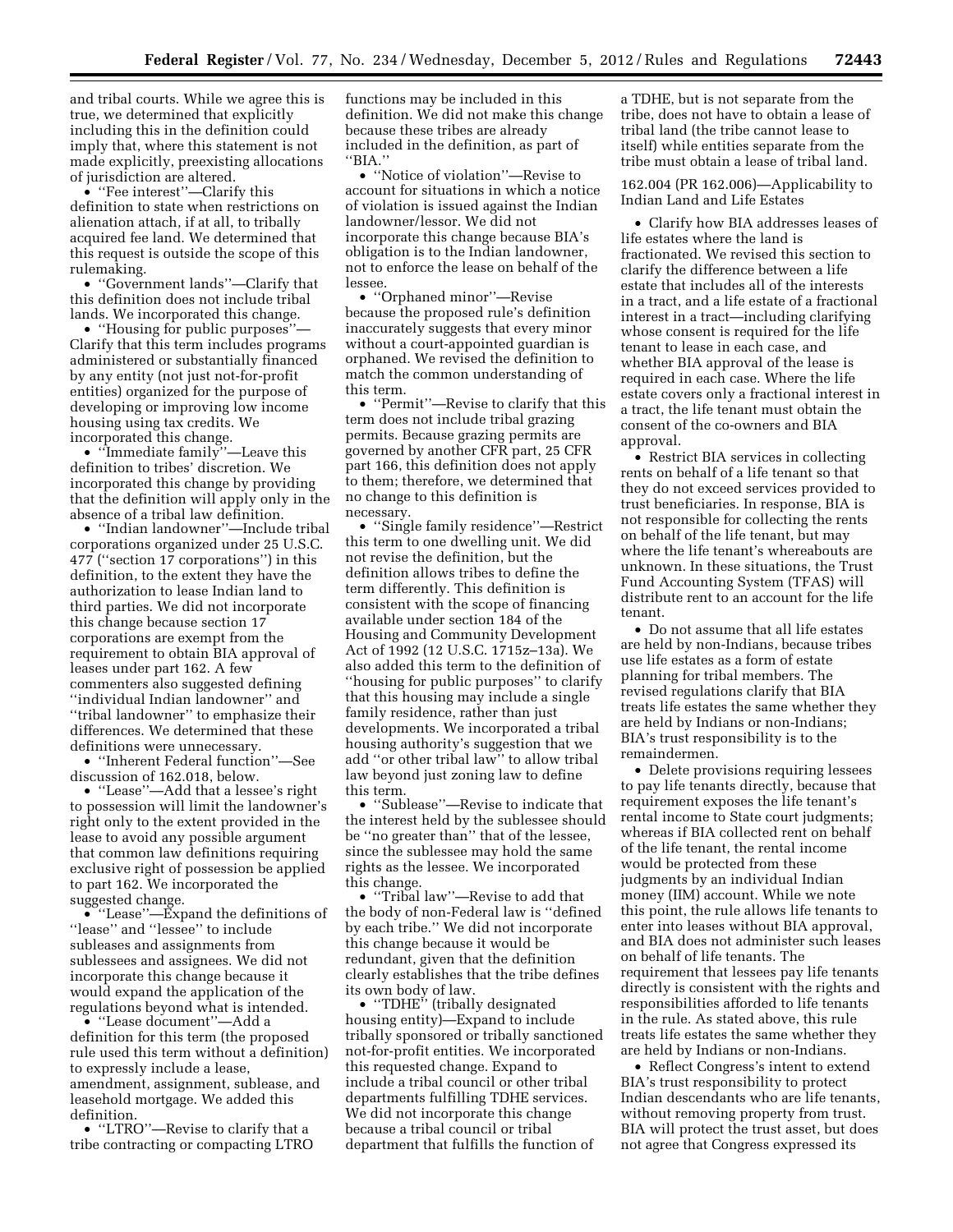and tribal courts. While we agree this is true, we determined that explicitly including this in the definition could imply that, where this statement is not made explicitly, preexisting allocations of jurisdiction are altered.

- "Fee interest"—Clarify this definition to state when restrictions on alienation attach, if at all, to tribally acquired fee land. We determined that this request is outside the scope of this rulemaking.
- "Government lands"—Clarify that this definition does not include tribal lands. We incorporated this change.
- "Housing for public purposes"—Clarify that this term includes programs administered or substantially financed by any entity (not just not-for-profit entities) organized for the purpose of developing or improving low income housing using tax credits. We incorporated this change.
- "Immediate family"—Leave this definition to tribes' discretion. We incorporated this change by providing that the definition will apply only in the absence of a tribal law definition.
- "Indian landowner"—Include tribal corporations organized under 25 U.S.C. 477 ("section 17 corporations") in this definition, to the extent they have the authorization to lease Indian land to third parties. We did not incorporate this change because section 17 corporations are exempt from the requirement to obtain BIA approval of leases under part 162. A few commenters also suggested defining "individual Indian landowner" and "tribal landowner" to emphasize their differences. We determined that these definitions were unnecessary.
- "Inherent Federal function"—See discussion of 162.018, below.
- "Lease"—Add that a lessee's right to possession will limit the landowner's right only to the extent provided in the lease to avoid any possible argument that common law definitions requiring exclusive right of possession be applied to part 162. We incorporated the suggested change.
- "Lease"—Expand the definitions of "lease" and "lessee" to include subleases and assignments from sublessees and assignees. We did not incorporate this change because it would expand the application of the regulations beyond what is intended.
- "Lease document"—Add a definition for this term (the proposed rule used this term without a definition) to expressly include a lease, amendment, assignment, sublease, and leasehold mortgage. We added this definition.
- "LTRO"—Revise to clarify that a tribe contracting or compacting LTRO functions may be included in this definition. We did not make this change because these tribes are already included in the definition, as part of "BIA."
- "Notice of violation"—Revise to account for situations in which a notice of violation is issued against the Indian landowner/lessor. We did not incorporate this change because BIA's obligation is to the Indian landowner, not to enforce the lease on behalf of the lessee.
- "Orphaned minor"—Revise because the proposed rule's definition inaccurately suggests that every minor without a court-appointed guardian is orphaned. We revised the definition to match the common understanding of this term.
- "Permit"—Revise to clarify that this term does not include tribal grazing permits. Because grazing permits are governed by another CFR part, 25 CFR part 166, this definition does not apply to them; therefore, we determined that no change to this definition is necessary.
- "Single family residence"—Restrict this term to one dwelling unit. We did not revise the definition, but the definition allows tribes to define the term differently. This definition is consistent with the scope of financing available under section 184 of the Housing and Community Development Act of 1992 (12 U.S.C. 1715z–13a). We also added this term to the definition of "housing for public purposes" to clarify that this housing may include a single family residence, rather than just developments. We incorporated a tribal housing authority's suggestion that we add "or other tribal law" to allow tribal law beyond just zoning law to define this term.
- "Sublease"—Revise to indicate that the interest held by the sublessee should be "no greater than" that of the lessee, since the sublessee may hold the same rights as the lessee. We incorporated this change.
- "Tribal law"—Revise to add that the body of non-Federal law is "defined by each tribe." We did not incorporate this change because it would be redundant, given that the definition clearly establishes that the tribe defines its own body of law.
- "TDHE" (tribally designated housing entity)—Expand to include tribally sponsored or tribally sanctioned not-for-profit entities. We incorporated this requested change. Expand to include a tribal council or other tribal departments fulfilling TDHE services. We did not incorporate this change because a tribal council or tribal department that fulfills the function of a TDHE, but is not separate from the tribe, does not have to obtain a lease of tribal land (the tribe cannot lease to itself) while entities separate from the tribe must obtain a lease of tribal land.

162.004 (PR 162.006)—Applicability to Indian Land and Life Estates

- Clarify how BIA addresses leases of life estates where the land is fractionated. We revised this section to clarify the difference between a life estate that includes all of the interests in a tract, and a life estate of a fractional interest in a tract—including clarifying whose consent is required for the life tenant to lease in each case, and whether BIA approval of the lease is required in each case. Where the life estate covers only a fractional interest in a tract, the life tenant must obtain the consent of the co-owners and BIA approval.
- Restrict BIA services in collecting rents on behalf of a life tenant so that they do not exceed services provided to trust beneficiaries. In response, BIA is not responsible for collecting the rents on behalf of the life tenant, but may where the life tenant's whereabouts are unknown. In these situations, the Trust Fund Accounting System (TFAS) will distribute rent to an account for the life tenant.
- Do not assume that all life estates are held by non-Indians, because tribes use life estates as a form of estate planning for tribal members. The revised regulations clarify that BIA treats life estates the same whether they are held by Indians or non-Indians; BIA's trust responsibility is to the remaindermen.
- Delete provisions requiring lessees to pay life tenants directly, because that requirement exposes the life tenant's rental income to State court judgments; whereas if BIA collected rent on behalf of the life tenant, the rental income would be protected from these judgments by an individual Indian money (IIM) account. While we note this point, the rule allows life tenants to enter into leases without BIA approval, and BIA does not administer such leases on behalf of life tenants. The requirement that lessees pay life tenants directly is consistent with the rights and responsibilities afforded to life tenants in the rule. As stated above, this rule treats life estates the same whether they are held by Indians or non-Indians.
- Reflect Congress's intent to extend BIA's trust responsibility to protect Indian descendants who are life tenants, without removing property from trust. BIA will protect the trust asset, but does not agree that Congress expressed its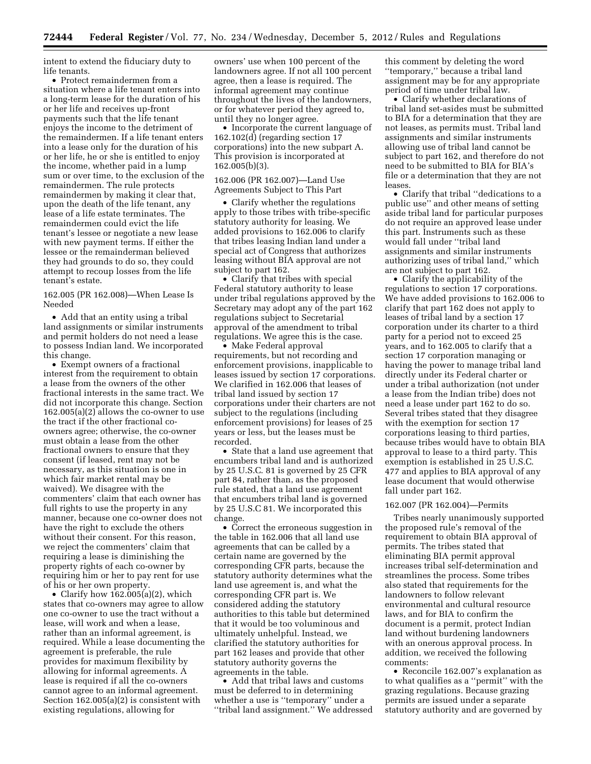intent to extend the fiduciary duty to life tenants.

- Protect remaindermen from a situation where a life tenant enters into a long-term lease for the duration of his or her life and receives up-front payments such that the life tenant enjoys the income to the detriment of the remaindermen. If a life tenant enters into a lease only for the duration of his or her life, he or she is entitled to enjoy the income, whether paid in a lump sum or over time, to the exclusion of the remaindermen. The rule protects remaindermen by making it clear that, upon the death of the life tenant, any lease of a life estate terminates. The remaindermen could evict the life tenant's lessee or negotiate a new lease with new payment terms. If either the lessee or the remainderman believed they had grounds to do so, they could attempt to recoup losses from the life tenant's estate.

162.005 (PR 162.008)—When Lease Is Needed

- Add that an entity using a tribal land assignments or similar instruments and permit holders do not need a lease to possess Indian land. We incorporated this change.
- Exempt owners of a fractional interest from the requirement to obtain a lease from the owners of the other fractional interests in the same tract. We did not incorporate this change. Section 162.005(a)(2) allows the co-owner to use the tract if the other fractional co-owners agree; otherwise, the co-owner must obtain a lease from the other fractional owners to ensure that they consent (if leased, rent may not be necessary, as this situation is one in which fair market rental may be waived). We disagree with the commenters' claim that each owner has full rights to use the property in any manner, because one co-owner does not have the right to exclude the others without their consent. For this reason, we reject the commenters' claim that requiring a lease is diminishing the property rights of each co-owner by requiring him or her to pay rent for use of his or her own property.
- Clarify how 162.005(a)(2), which states that co-owners may agree to allow one co-owner to use the tract without a lease, will work and when a lease, rather than an informal agreement, is required. While a lease documenting the agreement is preferable, the rule provides for maximum flexibility by allowing for informal agreements. A lease is required if all the co-owners cannot agree to an informal agreement. Section 162.005(a)(2) is consistent with existing regulations, allowing for owners' use when 100 percent of the landowners agree. If not all 100 percent agree, then a lease is required. The informal agreement may continue throughout the lives of the landowners, or for whatever period they agreed to, until they no longer agree.
- Incorporate the current language of 162.102(d) (regarding section 17 corporations) into the new subpart A. This provision is incorporated at 162.005(b)(3).

162.006 (PR 162.007)—Land Use Agreements Subject to This Part

- Clarify whether the regulations apply to those tribes with tribe-specific statutory authority for leasing. We added provisions to 162.006 to clarify that tribes leasing Indian land under a special act of Congress that authorizes leasing without BIA approval are not subject to part 162.
- Clarify that tribes with special Federal statutory authority to lease under tribal regulations approved by the Secretary may adopt any of the part 162 regulations subject to Secretarial approval of the amendment to tribal regulations. We agree this is the case.
- Make Federal approval requirements, but not recording and enforcement provisions, inapplicable to leases issued by section 17 corporations. We clarified in 162.006 that leases of tribal land issued by section 17 corporations under their charters are not subject to the regulations (including enforcement provisions) for leases of 25 years or less, but the leases must be recorded.
- State that a land use agreement that encumbers tribal land and is authorized by 25 U.S.C. 81 is governed by 25 CFR part 84, rather than, as the proposed rule stated, that a land use agreement that encumbers tribal land is governed by 25 U.S.C 81. We incorporated this change.
- Correct the erroneous suggestion in the table in 162.006 that all land use agreements that can be called by a certain name are governed by the corresponding CFR parts, because the statutory authority determines what the land use agreement is, and what the corresponding CFR part is. We considered adding the statutory authorities to this table but determined that it would be too voluminous and ultimately unhelpful. Instead, we clarified the statutory authorities for part 162 leases and provide that other statutory authority governs the agreements in the table.
- Add that tribal laws and customs must be deferred to in determining whether a use is "temporary" under a "tribal land assignment." We addressed this comment by deleting the word "temporary," because a tribal land assignment may be for any appropriate period of time under tribal law.
- Clarify whether declarations of tribal land set-asides must be submitted to BIA for a determination that they are not leases, as permits must. Tribal land assignments and similar instruments allowing use of tribal land cannot be subject to part 162, and therefore do not need to be submitted to BIA for BIA's file or a determination that they are not leases.
- Clarify that tribal "dedications to a public use" and other means of setting aside tribal land for particular purposes do not require an approved lease under this part. Instruments such as these would fall under "tribal land assignments and similar instruments authorizing uses of tribal land," which are not subject to part 162.
- Clarify the applicability of the regulations to section 17 corporations. We have added provisions to 162.006 to clarify that part 162 does not apply to leases of tribal land by a section 17 corporation under its charter to a third party for a period not to exceed 25 years, and to 162.005 to clarify that a section 17 corporation managing or having the power to manage tribal land directly under its Federal charter or under a tribal authorization (not under a lease from the Indian tribe) does not need a lease under part 162 to do so. Several tribes stated that they disagree with the exemption for section 17 corporations leasing to third parties, because tribes would have to obtain BIA approval to lease to a third party. This exemption is established in 25 U.S.C. 477 and applies to BIA approval of any lease document that would otherwise fall under part 162.

162.007 (PR 162.004)—Permits

Tribes nearly unanimously supported the proposed rule's removal of the requirement to obtain BIA approval of permits. The tribes stated that eliminating BIA permit approval increases tribal self-determination and streamlines the process. Some tribes also stated that requirements for the landowners to follow relevant environmental and cultural resource laws, and for BIA to confirm the document is a permit, protect Indian land without burdening landowners with an onerous approval process. In addition, we received the following comments:

- Reconcile 162.007's explanation as to what qualifies as a "permit" with the grazing regulations. Because grazing permits are issued under a separate statutory authority and are governed by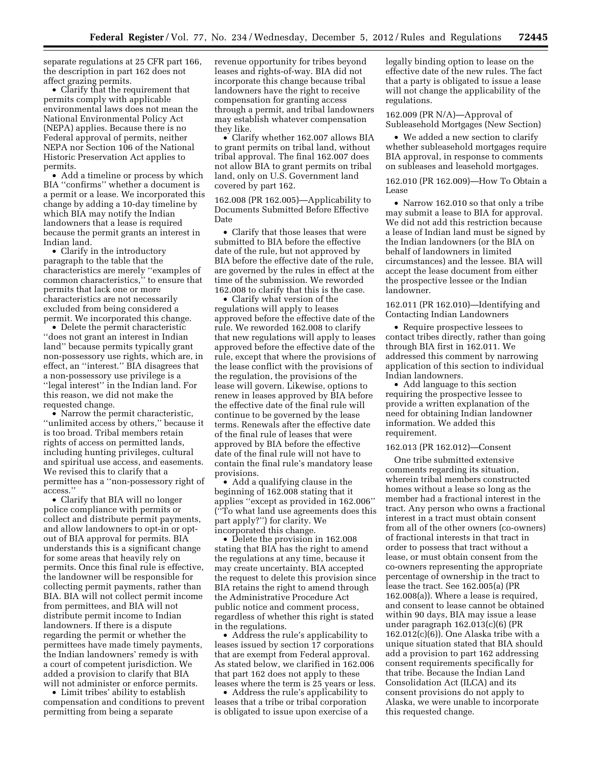separate regulations at 25 CFR part 166, the description in part 162 does not affect grazing permits.

- Clarify that the requirement that permits comply with applicable environmental laws does not mean the National Environmental Policy Act (NEPA) applies. Because there is no Federal approval of permits, neither NEPA nor Section 106 of the National Historic Preservation Act applies to permits.
- Add a timeline or process by which BIA ''confirms'' whether a document is a permit or a lease. We incorporated this change by adding a 10-day timeline by which BIA may notify the Indian landowners that a lease is required because the permit grants an interest in Indian land.
- Clarify in the introductory paragraph to the table that the characteristics are merely ''examples of common characteristics,'' to ensure that permits that lack one or more characteristics are not necessarily excluded from being considered a permit. We incorporated this change.
- Delete the permit characteristic ''does not grant an interest in Indian land'' because permits typically grant non-possessory use rights, which are, in effect, an ''interest.'' BIA disagrees that a non-possessory use privilege is a ''legal interest'' in the Indian land. For this reason, we did not make the requested change.
- Narrow the permit characteristic, ''unlimited access by others,'' because it is too broad. Tribal members retain rights of access on permitted lands, including hunting privileges, cultural and spiritual use access, and easements. We revised this to clarify that a permittee has a ''non-possessory right of access.''
- Clarify that BIA will no longer police compliance with permits or collect and distribute permit payments, and allow landowners to opt-in or opt-out of BIA approval for permits. BIA understands this is a significant change for some areas that heavily rely on permits. Once this final rule is effective, the landowner will be responsible for collecting permit payments, rather than BIA. BIA will not collect permit income from permittees, and BIA will not distribute permit income to Indian landowners. If there is a dispute regarding the permit or whether the permittees have made timely payments, the Indian landowners' remedy is with a court of competent jurisdiction. We added a provision to clarify that BIA will not administer or enforce permits.
- Limit tribes' ability to establish compensation and conditions to prevent permitting from being a separate revenue opportunity for tribes beyond leases and rights-of-way. BIA did not incorporate this change because tribal landowners have the right to receive compensation for granting access through a permit, and tribal landowners may establish whatever compensation they like.
- Clarify whether 162.007 allows BIA to grant permits on tribal land, without tribal approval. The final 162.007 does not allow BIA to grant permits on tribal land, only on U.S. Government land covered by part 162.

162.008 (PR 162.005)—Applicability to Documents Submitted Before Effective Date

- Clarify that those leases that were submitted to BIA before the effective date of the rule, but not approved by BIA before the effective date of the rule, are governed by the rules in effect at the time of the submission. We reworded 162.008 to clarify that this is the case.
- Clarify what version of the regulations will apply to leases approved before the effective date of the rule. We reworded 162.008 to clarify that new regulations will apply to leases approved before the effective date of the rule, except that where the provisions of the lease conflict with the provisions of the regulation, the provisions of the lease will govern. Likewise, options to renew in leases approved by BIA before the effective date of the final rule will continue to be governed by the lease terms. Renewals after the effective date of the final rule of leases that were approved by BIA before the effective date of the final rule will not have to contain the final rule's mandatory lease provisions.
- Add a qualifying clause in the beginning of 162.008 stating that it applies ''except as provided in 162.006'' (''To what land use agreements does this part apply?'') for clarity. We incorporated this change.
- Delete the provision in 162.008 stating that BIA has the right to amend the regulations at any time, because it may create uncertainty. BIA accepted the request to delete this provision since BIA retains the right to amend through the Administrative Procedure Act public notice and comment process, regardless of whether this right is stated in the regulations.
- Address the rule's applicability to leases issued by section 17 corporations that are exempt from Federal approval. As stated below, we clarified in 162.006 that part 162 does not apply to these leases where the term is 25 years or less.
- Address the rule's applicability to leases that a tribe or tribal corporation is obligated to issue upon exercise of a legally binding option to lease on the effective date of the new rules. The fact that a party is obligated to issue a lease will not change the applicability of the regulations.

162.009 (PR N/A)—Approval of Subleasehold Mortgages (New Section)

- We added a new section to clarify whether subleasehold mortgages require BIA approval, in response to comments on subleases and leasehold mortgages.

162.010 (PR 162.009)—How To Obtain a Lease

- Narrow 162.010 so that only a tribe may submit a lease to BIA for approval. We did not add this restriction because a lease of Indian land must be signed by the Indian landowners (or the BIA on behalf of landowners in limited circumstances) and the lessee. BIA will accept the lease document from either the prospective lessee or the Indian landowner.

162.011 (PR 162.010)—Identifying and Contacting Indian Landowners

- Require prospective lessees to contact tribes directly, rather than going through BIA first in 162.011. We addressed this comment by narrowing application of this section to individual Indian landowners.
- Add language to this section requiring the prospective lessee to provide a written explanation of the need for obtaining Indian landowner information. We added this requirement.

162.013 (PR 162.012)—Consent

One tribe submitted extensive comments regarding its situation, wherein tribal members constructed homes without a lease so long as the member had a fractional interest in the tract. Any person who owns a fractional interest in a tract must obtain consent from all of the other owners (co-owners) of fractional interests in that tract in order to possess that tract without a lease, or must obtain consent from the co-owners representing the appropriate percentage of ownership in the tract to lease the tract. See 162.005(a) (PR 162.008(a)). Where a lease is required, and consent to lease cannot be obtained within 90 days, BIA may issue a lease under paragraph 162.013(c)(6) (PR 162.012(c)(6)). One Alaska tribe with a unique situation stated that BIA should add a provision to part 162 addressing consent requirements specifically for that tribe. Because the Indian Land Consolidation Act (ILCA) and its consent provisions do not apply to Alaska, we were unable to incorporate this requested change.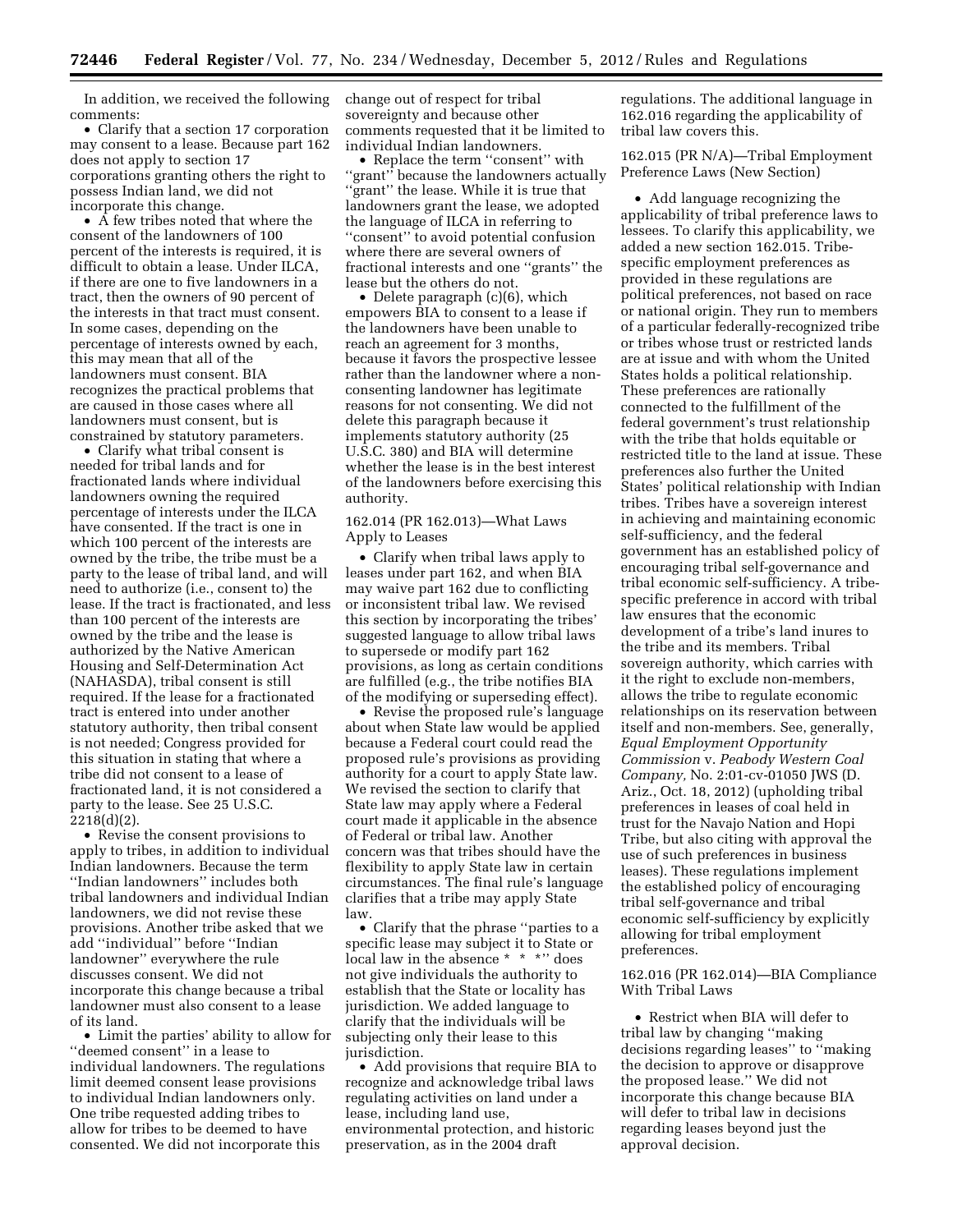In addition, we received the following comments:

- Clarify that a section 17 corporation may consent to a lease. Because part 162 does not apply to section 17 corporations granting others the right to possess Indian land, we did not incorporate this change.
- A few tribes noted that where the consent of the landowners of 100 percent of the interests is required, it is difficult to obtain a lease. Under ILCA, if there are one to five landowners in a tract, then the owners of 90 percent of the interests in that tract must consent. In some cases, depending on the percentage of interests owned by each, this may mean that all of the landowners must consent. BIA recognizes the practical problems that are caused in those cases where all landowners must consent, but is constrained by statutory parameters.
- Clarify what tribal consent is needed for tribal lands and for fractionated lands where individual landowners owning the required percentage of interests under the ILCA have consented. If the tract is one in which 100 percent of the interests are owned by the tribe, the tribe must be a party to the lease of tribal land, and will need to authorize (i.e., consent to) the lease. If the tract is fractionated, and less than 100 percent of the interests are owned by the tribe and the lease is authorized by the Native American Housing and Self-Determination Act (NAHASDA), tribal consent is still required. If the lease for a fractionated tract is entered into under another statutory authority, then tribal consent is not needed; Congress provided for this situation in stating that where a tribe did not consent to a lease of fractionated land, it is not considered a party to the lease. See 25 U.S.C. 2218(d)(2).
- Revise the consent provisions to apply to tribes, in addition to individual Indian landowners. Because the term ''Indian landowners'' includes both tribal landowners and individual Indian landowners, we did not revise these provisions. Another tribe asked that we add ''individual'' before ''Indian landowner'' everywhere the rule discusses consent. We did not incorporate this change because a tribal landowner must also consent to a lease of its land.
- Limit the parties' ability to allow for ''deemed consent'' in a lease to individual landowners. The regulations limit deemed consent lease provisions to individual Indian landowners only. One tribe requested adding tribes to allow for tribes to be deemed to have consented. We did not incorporate this change out of respect for tribal sovereignty and because other comments requested that it be limited to individual Indian landowners.
- Replace the term ''consent'' with ''grant'' because the landowners actually ''grant'' the lease. While it is true that landowners grant the lease, we adopted the language of ILCA in referring to ''consent'' to avoid potential confusion where there are several owners of fractional interests and one ''grants'' the lease but the others do not.
- Delete paragraph (c)(6), which empowers BIA to consent to a lease if the landowners have been unable to reach an agreement for 3 months, because it favors the prospective lessee rather than the landowner where a non-consenting landowner has legitimate reasons for not consenting. We did not delete this paragraph because it implements statutory authority (25 U.S.C. 380) and BIA will determine whether the lease is in the best interest of the landowners before exercising this authority.

162.014 (PR 162.013)—What Laws Apply to Leases

- Clarify when tribal laws apply to leases under part 162, and when BIA may waive part 162 due to conflicting or inconsistent tribal law. We revised this section by incorporating the tribes' suggested language to allow tribal laws to supersede or modify part 162 provisions, as long as certain conditions are fulfilled (e.g., the tribe notifies BIA of the modifying or superseding effect).
- Revise the proposed rule's language about when State law would be applied because a Federal court could read the proposed rule's provisions as providing authority for a court to apply State law. We revised the section to clarify that State law may apply where a Federal court made it applicable in the absence of Federal or tribal law. Another concern was that tribes should have the flexibility to apply State law in certain circumstances. The final rule's language clarifies that a tribe may apply State law.
- Clarify that the phrase ''parties to a specific lease may subject it to State or local law in the absence * * *'' does not give individuals the authority to establish that the State or locality has jurisdiction. We added language to clarify that the individuals will be subjecting only their lease to this jurisdiction.
- Add provisions that require BIA to recognize and acknowledge tribal laws regulating activities on land under a lease, including land use, environmental protection, and historic preservation, as in the 2004 draft regulations. The additional language in 162.016 regarding the applicability of tribal law covers this.

162.015 (PR N/A)—Tribal Employment Preference Laws (New Section)

- Add language recognizing the applicability of tribal preference laws to lessees. To clarify this applicability, we added a new section 162.015. Tribe-specific employment preferences as provided in these regulations are political preferences, not based on race or national origin. They run to members of a particular federally-recognized tribe or tribes whose trust or restricted lands are at issue and with whom the United States holds a political relationship. These preferences are rationally connected to the fulfillment of the federal government's trust relationship with the tribe that holds equitable or restricted title to the land at issue. These preferences also further the United States' political relationship with Indian tribes. Tribes have a sovereign interest in achieving and maintaining economic self-sufficiency, and the federal government has an established policy of encouraging tribal self-governance and tribal economic self-sufficiency. A tribe-specific preference in accord with tribal law ensures that the economic development of a tribe's land inures to the tribe and its members. Tribal sovereign authority, which carries with it the right to exclude non-members, allows the tribe to regulate economic relationships on its reservation between itself and non-members. See, generally, *Equal Employment Opportunity Commission* v. *Peabody Western Coal Company,* No. 2:01-cv-01050 JWS (D. Ariz., Oct. 18, 2012) (upholding tribal preferences in leases of coal held in trust for the Navajo Nation and Hopi Tribe, but also citing with approval the use of such preferences in business leases). These regulations implement the established policy of encouraging tribal self-governance and tribal economic self-sufficiency by explicitly allowing for tribal employment preferences.

162.016 (PR 162.014)—BIA Compliance With Tribal Laws

- Restrict when BIA will defer to tribal law by changing ''making decisions regarding leases'' to ''making the decision to approve or disapprove the proposed lease.'' We did not incorporate this change because BIA will defer to tribal law in decisions regarding leases beyond just the approval decision.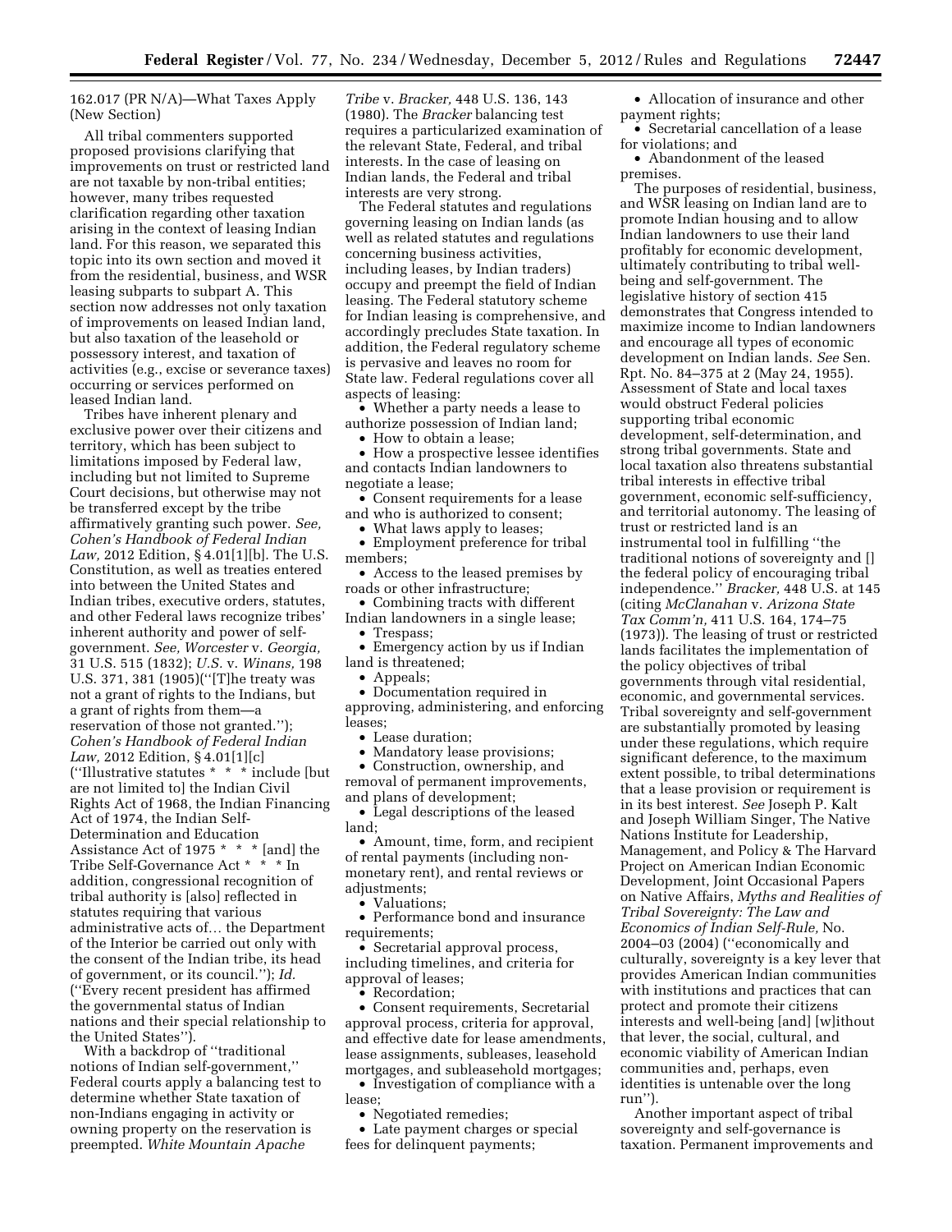162.017 (PR N/A)—What Taxes Apply (New Section)

All tribal commenters supported proposed provisions clarifying that improvements on trust or restricted land are not taxable by non-tribal entities; however, many tribes requested clarification regarding other taxation arising in the context of leasing Indian land. For this reason, we separated this topic into its own section and moved it from the residential, business, and WSR leasing subparts to subpart A. This section now addresses not only taxation of improvements on leased Indian land, but also taxation of the leasehold or possessory interest, and taxation of activities (e.g., excise or severance taxes) occurring or services performed on leased Indian land.

Tribes have inherent plenary and exclusive power over their citizens and territory, which has been subject to limitations imposed by Federal law, including but not limited to Supreme Court decisions, but otherwise may not be transferred except by the tribe affirmatively granting such power. *See, Cohen's Handbook of Federal Indian Law,* 2012 Edition, § 4.01[1][b]. The U.S. Constitution, as well as treaties entered into between the United States and Indian tribes, executive orders, statutes, and other Federal laws recognize tribes' inherent authority and power of self-government. *See, Worcester* v. *Georgia,* 31 U.S. 515 (1832); *U.S.* v. *Winans,* 198 U.S. 371, 381 (1905)(''[T]he treaty was not a grant of rights to the Indians, but a grant of rights from them—a reservation of those not granted.''); *Cohen's Handbook of Federal Indian Law,* 2012 Edition, § 4.01[1][c] (''Illustrative statutes * * * include [but are not limited to] the Indian Civil Rights Act of 1968, the Indian Financing Act of 1974, the Indian Self-Determination and Education Assistance Act of 1975 * * * [and] the Tribe Self-Governance Act * * * In addition, congressional recognition of tribal authority is [also] reflected in statutes requiring that various administrative acts of… the Department of the Interior be carried out only with the consent of the Indian tribe, its head of government, or its council.''); *Id.* (''Every recent president has affirmed the governmental status of Indian nations and their special relationship to the United States'').

With a backdrop of ''traditional notions of Indian self-government,'' Federal courts apply a balancing test to determine whether State taxation of non-Indians engaging in activity or owning property on the reservation is preempted. *White Mountain Apache Tribe* v. *Bracker,* 448 U.S. 136, 143 (1980). The *Bracker* balancing test requires a particularized examination of the relevant State, Federal, and tribal interests. In the case of leasing on Indian lands, the Federal and tribal interests are very strong.

The Federal statutes and regulations governing leasing on Indian lands (as well as related statutes and regulations concerning business activities, including leases, by Indian traders) occupy and preempt the field of Indian leasing. The Federal statutory scheme for Indian leasing is comprehensive, and accordingly precludes State taxation. In addition, the Federal regulatory scheme is pervasive and leaves no room for State law. Federal regulations cover all aspects of leasing:

- Whether a party needs a lease to authorize possession of Indian land;
- How to obtain a lease;
- How a prospective lessee identifies and contacts Indian landowners to negotiate a lease;
- Consent requirements for a lease and who is authorized to consent;
- What laws apply to leases;
- Employment preference for tribal members;
- Access to the leased premises by roads or other infrastructure;
- Combining tracts with different Indian landowners in a single lease;
- Trespass;
- Emergency action by us if Indian land is threatened;
- Appeals;
- Documentation required in approving, administering, and enforcing leases;
- Lease duration;
- Mandatory lease provisions;
- Construction, ownership, and removal of permanent improvements, and plans of development;
- Legal descriptions of the leased land;
- Amount, time, form, and recipient of rental payments (including non-monetary rent), and rental reviews or adjustments;
- Valuations;
- Performance bond and insurance requirements;
- Secretarial approval process, including timelines, and criteria for approval of leases;
- Recordation;
- Consent requirements, Secretarial approval process, criteria for approval, and effective date for lease amendments, lease assignments, subleases, leasehold mortgages, and subleasehold mortgages;
- Investigation of compliance with a lease;
- Negotiated remedies;
- Late payment charges or special fees for delinquent payments;
- Allocation of insurance and other payment rights;
- Secretarial cancellation of a lease for violations; and
- Abandonment of the leased premises.

The purposes of residential, business, and WSR leasing on Indian land are to promote Indian housing and to allow Indian landowners to use their land profitably for economic development, ultimately contributing to tribal well-being and self-government. The legislative history of section 415 demonstrates that Congress intended to maximize income to Indian landowners and encourage all types of economic development on Indian lands. *See* Sen. Rpt. No. 84–375 at 2 (May 24, 1955). Assessment of State and local taxes would obstruct Federal policies supporting tribal economic development, self-determination, and strong tribal governments. State and local taxation also threatens substantial tribal interests in effective tribal government, economic self-sufficiency, and territorial autonomy. The leasing of trust or restricted land is an instrumental tool in fulfilling ''the traditional notions of sovereignty and [] the federal policy of encouraging tribal independence.'' *Bracker,* 448 U.S. at 145 (citing *McClanahan* v. *Arizona State Tax Comm'n,* 411 U.S. 164, 174–75 (1973)). The leasing of trust or restricted lands facilitates the implementation of the policy objectives of tribal governments through vital residential, economic, and governmental services. Tribal sovereignty and self-government are substantially promoted by leasing under these regulations, which require significant deference, to the maximum extent possible, to tribal determinations that a lease provision or requirement is in its best interest. *See* Joseph P. Kalt and Joseph William Singer, The Native Nations Institute for Leadership, Management, and Policy & The Harvard Project on American Indian Economic Development, Joint Occasional Papers on Native Affairs, *Myths and Realities of Tribal Sovereignty: The Law and Economics of Indian Self-Rule,* No. 2004–03 (2004) (''economically and culturally, sovereignty is a key lever that provides American Indian communities with institutions and practices that can protect and promote their citizens interests and well-being [and] [w]ithout that lever, the social, cultural, and economic viability of American Indian communities and, perhaps, even identities is untenable over the long run'').

Another important aspect of tribal sovereignty and self-governance is taxation. Permanent improvements and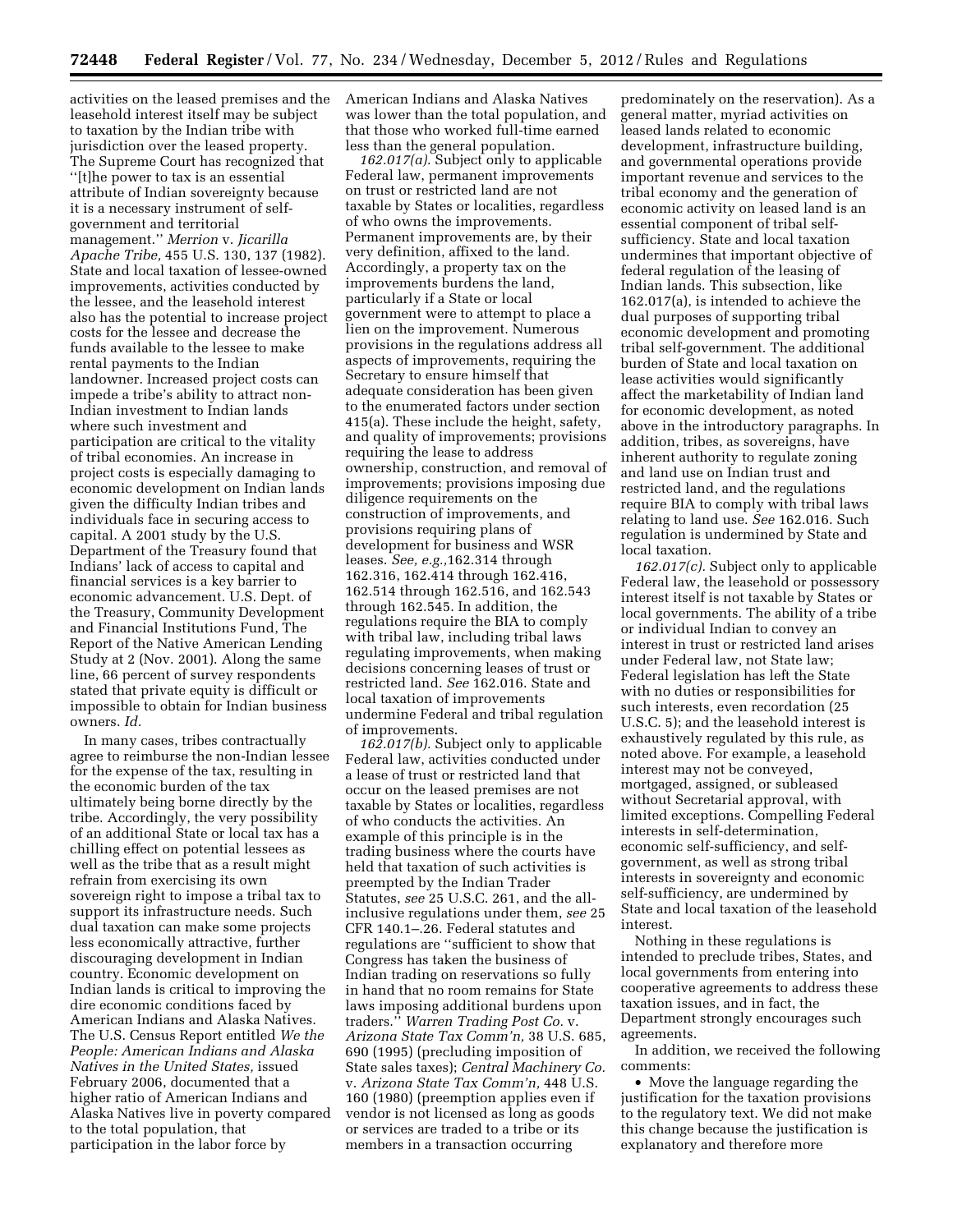activities on the leased premises and the leasehold interest itself may be subject to taxation by the Indian tribe with jurisdiction over the leased property. The Supreme Court has recognized that ''[t]he power to tax is an essential attribute of Indian sovereignty because it is a necessary instrument of self-government and territorial management.'' *Merrion* v. *Jicarilla Apache Tribe,* 455 U.S. 130, 137 (1982). State and local taxation of lessee-owned improvements, activities conducted by the lessee, and the leasehold interest also has the potential to increase project costs for the lessee and decrease the funds available to the lessee to make rental payments to the Indian landowner. Increased project costs can impede a tribe's ability to attract non-Indian investment to Indian lands where such investment and participation are critical to the vitality of tribal economies. An increase in project costs is especially damaging to economic development on Indian lands given the difficulty Indian tribes and individuals face in securing access to capital. A 2001 study by the U.S. Department of the Treasury found that Indians' lack of access to capital and financial services is a key barrier to economic advancement. U.S. Dept. of the Treasury, Community Development and Financial Institutions Fund, The Report of the Native American Lending Study at 2 (Nov. 2001). Along the same line, 66 percent of survey respondents stated that private equity is difficult or impossible to obtain for Indian business owners. *Id.*

In many cases, tribes contractually agree to reimburse the non-Indian lessee for the expense of the tax, resulting in the economic burden of the tax ultimately being borne directly by the tribe. Accordingly, the very possibility of an additional State or local tax has a chilling effect on potential lessees as well as the tribe that as a result might refrain from exercising its own sovereign right to impose a tribal tax to support its infrastructure needs. Such dual taxation can make some projects less economically attractive, further discouraging development in Indian country. Economic development on Indian lands is critical to improving the dire economic conditions faced by American Indians and Alaska Natives. The U.S. Census Report entitled *We the People: American Indians and Alaska Natives in the United States,* issued February 2006, documented that a higher ratio of American Indians and Alaska Natives live in poverty compared to the total population, that participation in the labor force by American Indians and Alaska Natives was lower than the total population, and that those who worked full-time earned less than the general population.

*162.017(a).* Subject only to applicable Federal law, permanent improvements on trust or restricted land are not taxable by States or localities, regardless of who owns the improvements. Permanent improvements are, by their very definition, affixed to the land. Accordingly, a property tax on the improvements burdens the land, particularly if a State or local government were to attempt to place a lien on the improvement. Numerous provisions in the regulations address all aspects of improvements, requiring the Secretary to ensure himself that adequate consideration has been given to the enumerated factors under section 415(a). These include the height, safety, and quality of improvements; provisions requiring the lease to address ownership, construction, and removal of improvements; provisions imposing due diligence requirements on the construction of improvements, and provisions requiring plans of development for business and WSR leases. *See, e.g.,*162.314 through 162.316, 162.414 through 162.416, 162.514 through 162.516, and 162.543 through 162.545. In addition, the regulations require the BIA to comply with tribal law, including tribal laws regulating improvements, when making decisions concerning leases of trust or restricted land. *See* 162.016. State and local taxation of improvements undermine Federal and tribal regulation of improvements.

*162.017(b).* Subject only to applicable Federal law, activities conducted under a lease of trust or restricted land that occur on the leased premises are not taxable by States or localities, regardless of who conducts the activities. An example of this principle is in the trading business where the courts have held that taxation of such activities is preempted by the Indian Trader Statutes, *see* 25 U.S.C. 261, and the all-inclusive regulations under them, *see* 25 CFR 140.1–.26. Federal statutes and regulations are ''sufficient to show that Congress has taken the business of Indian trading on reservations so fully in hand that no room remains for State laws imposing additional burdens upon traders.'' *Warren Trading Post Co.* v. *Arizona State Tax Comm'n,* 38 U.S. 685, 690 (1995) (precluding imposition of State sales taxes); *Central Machinery Co.* v. *Arizona State Tax Comm'n,* 448 U.S. 160 (1980) (preemption applies even if vendor is not licensed as long as goods or services are traded to a tribe or its members in a transaction occurring predominately on the reservation). As a general matter, myriad activities on leased lands related to economic development, infrastructure building, and governmental operations provide important revenue and services to the tribal economy and the generation of economic activity on leased land is an essential component of tribal self-sufficiency. State and local taxation undermines that important objective of federal regulation of the leasing of Indian lands. This subsection, like 162.017(a), is intended to achieve the dual purposes of supporting tribal economic development and promoting tribal self-government. The additional burden of State and local taxation on lease activities would significantly affect the marketability of Indian land for economic development, as noted above in the introductory paragraphs. In addition, tribes, as sovereigns, have inherent authority to regulate zoning and land use on Indian trust and restricted land, and the regulations require BIA to comply with tribal laws relating to land use. *See* 162.016. Such regulation is undermined by State and local taxation.

*162.017(c).* Subject only to applicable Federal law, the leasehold or possessory interest itself is not taxable by States or local governments. The ability of a tribe or individual Indian to convey an interest in trust or restricted land arises under Federal law, not State law; Federal legislation has left the State with no duties or responsibilities for such interests, even recordation (25 U.S.C. 5); and the leasehold interest is exhaustively regulated by this rule, as noted above. For example, a leasehold interest may not be conveyed, mortgaged, assigned, or subleased without Secretarial approval, with limited exceptions. Compelling Federal interests in self-determination, economic self-sufficiency, and self-government, as well as strong tribal interests in sovereignty and economic self-sufficiency, are undermined by State and local taxation of the leasehold interest.

Nothing in these regulations is intended to preclude tribes, States, and local governments from entering into cooperative agreements to address these taxation issues, and in fact, the Department strongly encourages such agreements.

In addition, we received the following comments:

- Move the language regarding the justification for the taxation provisions to the regulatory text. We did not make this change because the justification is explanatory and therefore more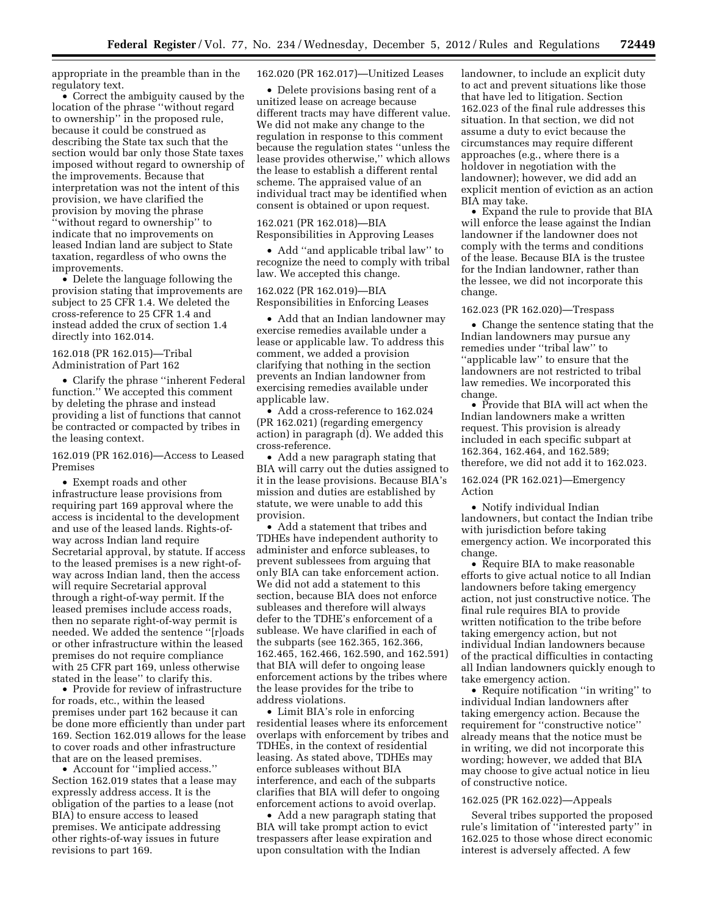appropriate in the preamble than in the regulatory text.

- Correct the ambiguity caused by the location of the phrase ''without regard to ownership'' in the proposed rule, because it could be construed as describing the State tax such that the section would bar only those State taxes imposed without regard to ownership of the improvements. Because that interpretation was not the intent of this provision, we have clarified the provision by moving the phrase ''without regard to ownership'' to indicate that no improvements on leased Indian land are subject to State taxation, regardless of who owns the improvements.
- Delete the language following the provision stating that improvements are subject to 25 CFR 1.4. We deleted the cross-reference to 25 CFR 1.4 and instead added the crux of section 1.4 directly into 162.014.

162.018 (PR 162.015)—Tribal Administration of Part 162

- Clarify the phrase ''inherent Federal function.'' We accepted this comment by deleting the phrase and instead providing a list of functions that cannot be contracted or compacted by tribes in the leasing context.

162.019 (PR 162.016)—Access to Leased Premises

- Exempt roads and other infrastructure lease provisions from requiring part 169 approval where the access is incidental to the development and use of the leased lands. Rights-of-way across Indian land require Secretarial approval, by statute. If access to the leased premises is a new right-of-way across Indian land, then the access will require Secretarial approval through a right-of-way permit. If the leased premises include access roads, then no separate right-of-way permit is needed. We added the sentence ''[r]oads or other infrastructure within the leased premises do not require compliance with 25 CFR part 169, unless otherwise stated in the lease'' to clarify this.
- Provide for review of infrastructure for roads, etc., within the leased premises under part 162 because it can be done more efficiently than under part 169. Section 162.019 allows for the lease to cover roads and other infrastructure that are on the leased premises.
- Account for ''implied access.'' Section 162.019 states that a lease may expressly address access. It is the obligation of the parties to a lease (not BIA) to ensure access to leased premises. We anticipate addressing other rights-of-way issues in future revisions to part 169.

162.020 (PR 162.017)—Unitized Leases

- Delete provisions basing rent of a unitized lease on acreage because different tracts may have different value. We did not make any change to the regulation in response to this comment because the regulation states ''unless the lease provides otherwise,'' which allows the lease to establish a different rental scheme. The appraised value of an individual tract may be identified when consent is obtained or upon request.

162.021 (PR 162.018)—BIA Responsibilities in Approving Leases

- Add ''and applicable tribal law'' to recognize the need to comply with tribal law. We accepted this change.

162.022 (PR 162.019)—BIA Responsibilities in Enforcing Leases

- Add that an Indian landowner may exercise remedies available under a lease or applicable law. To address this comment, we added a provision clarifying that nothing in the section prevents an Indian landowner from exercising remedies available under applicable law.
- Add a cross-reference to 162.024 (PR 162.021) (regarding emergency action) in paragraph (d). We added this cross-reference.
- Add a new paragraph stating that BIA will carry out the duties assigned to it in the lease provisions. Because BIA's mission and duties are established by statute, we were unable to add this provision.
- Add a statement that tribes and TDHEs have independent authority to administer and enforce subleases, to prevent sublessees from arguing that only BIA can take enforcement action. We did not add a statement to this section, because BIA does not enforce subleases and therefore will always defer to the TDHE's enforcement of a sublease. We have clarified in each of the subparts (see 162.365, 162.366, 162.465, 162.466, 162.590, and 162.591) that BIA will defer to ongoing lease enforcement actions by the tribes where the lease provides for the tribe to address violations.
- Limit BIA's role in enforcing residential leases where its enforcement overlaps with enforcement by tribes and TDHEs, in the context of residential leasing. As stated above, TDHEs may enforce subleases without BIA interference, and each of the subparts clarifies that BIA will defer to ongoing enforcement actions to avoid overlap.
- Add a new paragraph stating that BIA will take prompt action to evict trespassers after lease expiration and upon consultation with the Indian landowner, to include an explicit duty to act and prevent situations like those that have led to litigation. Section 162.023 of the final rule addresses this situation. In that section, we did not assume a duty to evict because the circumstances may require different approaches (e.g., where there is a holdover in negotiation with the landowner); however, we did add an explicit mention of eviction as an action BIA may take.
- Expand the rule to provide that BIA will enforce the lease against the Indian landowner if the landowner does not comply with the terms and conditions of the lease. Because BIA is the trustee for the Indian landowner, rather than the lessee, we did not incorporate this change.

162.023 (PR 162.020)—Trespass

- Change the sentence stating that the Indian landowners may pursue any remedies under ''tribal law'' to ''applicable law'' to ensure that the landowners are not restricted to tribal law remedies. We incorporated this change.
- Provide that BIA will act when the Indian landowners make a written request. This provision is already included in each specific subpart at 162.364, 162.464, and 162.589; therefore, we did not add it to 162.023.

162.024 (PR 162.021)—Emergency Action

- Notify individual Indian landowners, but contact the Indian tribe with jurisdiction before taking emergency action. We incorporated this change.
- Require BIA to make reasonable efforts to give actual notice to all Indian landowners before taking emergency action, not just constructive notice. The final rule requires BIA to provide written notification to the tribe before taking emergency action, but not individual Indian landowners because of the practical difficulties in contacting all Indian landowners quickly enough to take emergency action.
- Require notification ''in writing'' to individual Indian landowners after taking emergency action. Because the requirement for ''constructive notice'' already means that the notice must be in writing, we did not incorporate this wording; however, we added that BIA may choose to give actual notice in lieu of constructive notice.

162.025 (PR 162.022)—Appeals

Several tribes supported the proposed rule's limitation of ''interested party'' in 162.025 to those whose direct economic interest is adversely affected. A few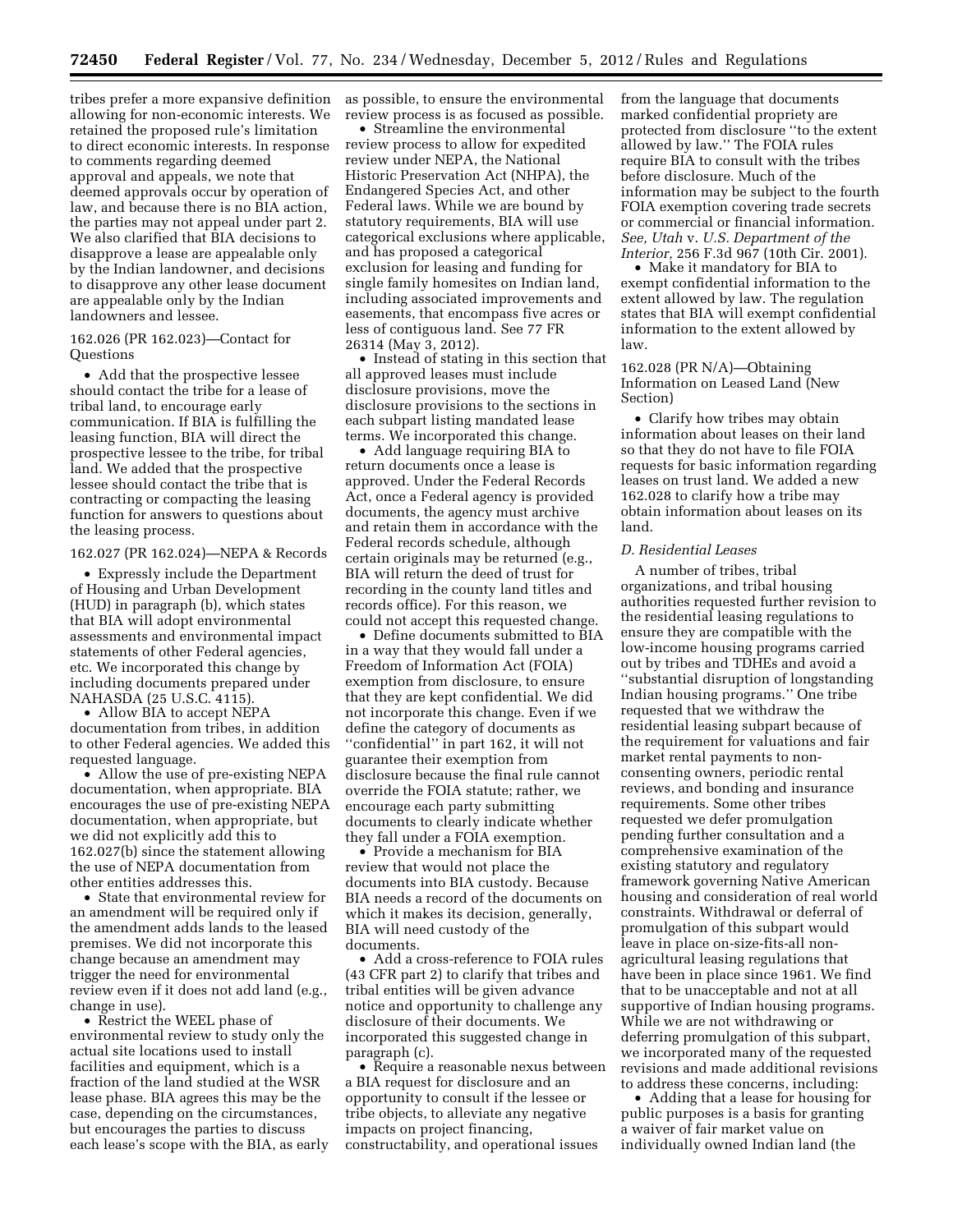tribes prefer a more expansive definition allowing for non-economic interests. We retained the proposed rule's limitation to direct economic interests. In response to comments regarding deemed approval and appeals, we note that deemed approvals occur by operation of law, and because there is no BIA action, the parties may not appeal under part 2. We also clarified that BIA decisions to disapprove a lease are appealable only by the Indian landowner, and decisions to disapprove any other lease document are appealable only by the Indian landowners and lessee.

162.026 (PR 162.023)—Contact for Questions

• Add that the prospective lessee should contact the tribe for a lease of tribal land, to encourage early communication. If BIA is fulfilling the leasing function, BIA will direct the prospective lessee to the tribe, for tribal land. We added that the prospective lessee should contact the tribe that is contracting or compacting the leasing function for answers to questions about the leasing process.

162.027 (PR 162.024)—NEPA & Records

• Expressly include the Department of Housing and Urban Development (HUD) in paragraph (b), which states that BIA will adopt environmental assessments and environmental impact statements of other Federal agencies, etc. We incorporated this change by including documents prepared under NAHASDA (25 U.S.C. 4115).

• Allow BIA to accept NEPA documentation from tribes, in addition to other Federal agencies. We added this requested language.

• Allow the use of pre-existing NEPA documentation, when appropriate. BIA encourages the use of pre-existing NEPA documentation, when appropriate, but we did not explicitly add this to 162.027(b) since the statement allowing the use of NEPA documentation from other entities addresses this.

• State that environmental review for an amendment will be required only if the amendment adds lands to the leased premises. We did not incorporate this change because an amendment may trigger the need for environmental review even if it does not add land (e.g., change in use).

• Restrict the WEEL phase of environmental review to study only the actual site locations used to install facilities and equipment, which is a fraction of the land studied at the WSR lease phase. BIA agrees this may be the case, depending on the circumstances, but encourages the parties to discuss each lease's scope with the BIA, as early as possible, to ensure the environmental review process is as focused as possible.

• Streamline the environmental review process to allow for expedited review under NEPA, the National Historic Preservation Act (NHPA), the Endangered Species Act, and other Federal laws. While we are bound by statutory requirements, BIA will use categorical exclusions where applicable, and has proposed a categorical exclusion for leasing and funding for single family homesites on Indian land, including associated improvements and easements, that encompass five acres or less of contiguous land. See 77 FR 26314 (May 3, 2012).

• Instead of stating in this section that all approved leases must include disclosure provisions, move the disclosure provisions to the sections in each subpart listing mandated lease terms. We incorporated this change.

• Add language requiring BIA to return documents once a lease is approved. Under the Federal Records Act, once a Federal agency is provided documents, the agency must archive and retain them in accordance with the Federal records schedule, although certain originals may be returned (e.g., BIA will return the deed of trust for recording in the county land titles and records office). For this reason, we could not accept this requested change.

• Define documents submitted to BIA in a way that they would fall under a Freedom of Information Act (FOIA) exemption from disclosure, to ensure that they are kept confidential. We did not incorporate this change. Even if we define the category of documents as ''confidential'' in part 162, it will not guarantee their exemption from disclosure because the final rule cannot override the FOIA statute; rather, we encourage each party submitting documents to clearly indicate whether they fall under a FOIA exemption.

• Provide a mechanism for BIA review that would not place the documents into BIA custody. Because BIA needs a record of the documents on which it makes its decision, generally, BIA will need custody of the documents.

• Add a cross-reference to FOIA rules (43 CFR part 2) to clarify that tribes and tribal entities will be given advance notice and opportunity to challenge any disclosure of their documents. We incorporated this suggested change in paragraph (c).

• Require a reasonable nexus between a BIA request for disclosure and an opportunity to consult if the lessee or tribe objects, to alleviate any negative impacts on project financing, constructability, and operational issues from the language that documents marked confidential propriety are protected from disclosure ''to the extent allowed by law.'' The FOIA rules require BIA to consult with the tribes before disclosure. Much of the information may be subject to the fourth FOIA exemption covering trade secrets or commercial or financial information. *See, Utah* v. *U.S. Department of the Interior,* 256 F.3d 967 (10th Cir. 2001).

• Make it mandatory for BIA to exempt confidential information to the extent allowed by law. The regulation states that BIA will exempt confidential information to the extent allowed by law.

162.028 (PR N/A)—Obtaining Information on Leased Land (New Section)

• Clarify how tribes may obtain information about leases on their land so that they do not have to file FOIA requests for basic information regarding leases on trust land. We added a new 162.028 to clarify how a tribe may obtain information about leases on its land.

*D. Residential Leases*

A number of tribes, tribal organizations, and tribal housing authorities requested further revision to the residential leasing regulations to ensure they are compatible with the low-income housing programs carried out by tribes and TDHEs and avoid a ''substantial disruption of longstanding Indian housing programs.'' One tribe requested that we withdraw the residential leasing subpart because of the requirement for valuations and fair market rental payments to non-consenting owners, periodic rental reviews, and bonding and insurance requirements. Some other tribes requested we defer promulgation pending further consultation and a comprehensive examination of the existing statutory and regulatory framework governing Native American housing and consideration of real world constraints. Withdrawal or deferral of promulgation of this subpart would leave in place on-size-fits-all non-agricultural leasing regulations that have been in place since 1961. We find that to be unacceptable and not at all supportive of Indian housing programs. While we are not withdrawing or deferring promulgation of this subpart, we incorporated many of the requested revisions and made additional revisions to address these concerns, including:

• Adding that a lease for housing for public purposes is a basis for granting a waiver of fair market value on individually owned Indian land (the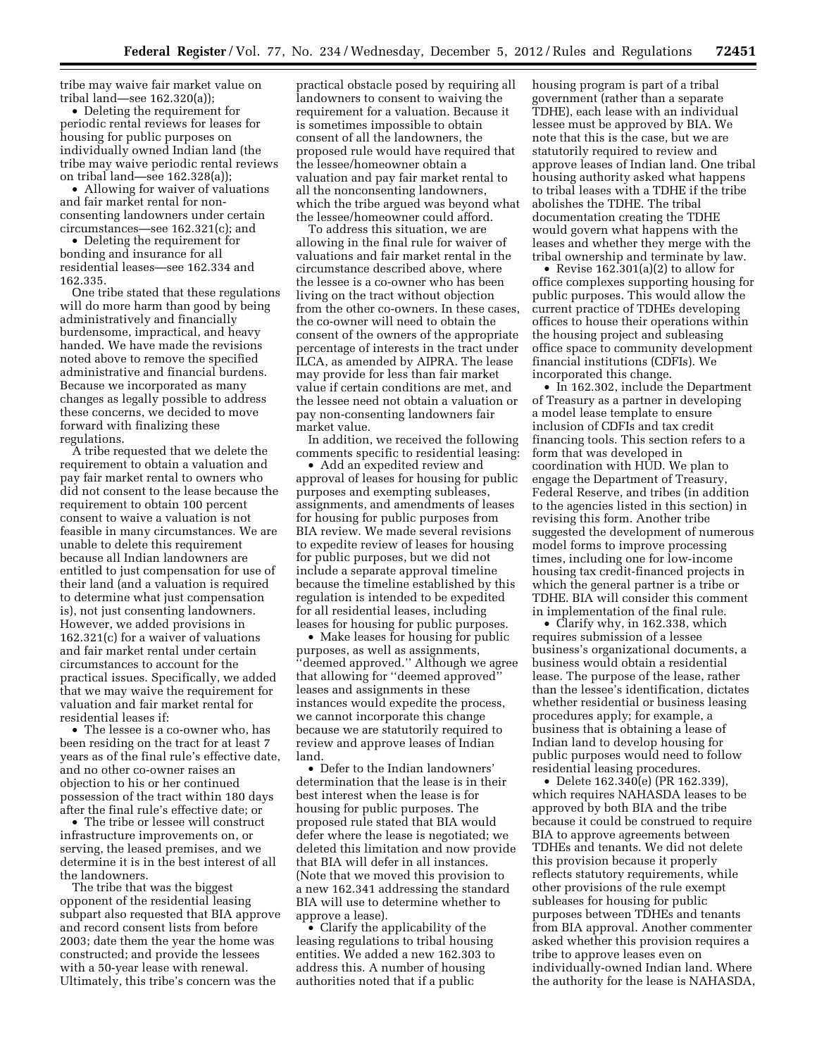tribe may waive fair market value on tribal land—see 162.320(a));

- Deleting the requirement for periodic rental reviews for leases for housing for public purposes on individually owned Indian land (the tribe may waive periodic rental reviews on tribal land—see 162.328(a));
- Allowing for waiver of valuations and fair market rental for non-consenting landowners under certain circumstances—see 162.321(c); and
- Deleting the requirement for bonding and insurance for all residential leases—see 162.334 and 162.335.

One tribe stated that these regulations will do more harm than good by being administratively and financially burdensome, impractical, and heavy handed. We have made the revisions noted above to remove the specified administrative and financial burdens. Because we incorporated as many changes as legally possible to address these concerns, we decided to move forward with finalizing these regulations.

A tribe requested that we delete the requirement to obtain a valuation and pay fair market rental to owners who did not consent to the lease because the requirement to obtain 100 percent consent to waive a valuation is not feasible in many circumstances. We are unable to delete this requirement because all Indian landowners are entitled to just compensation for use of their land (and a valuation is required to determine what just compensation is), not just consenting landowners. However, we added provisions in 162.321(c) for a waiver of valuations and fair market rental under certain circumstances to account for the practical issues. Specifically, we added that we may waive the requirement for valuation and fair market rental for residential leases if:

- The lessee is a co-owner who, has been residing on the tract for at least 7 years as of the final rule's effective date, and no other co-owner raises an objection to his or her continued possession of the tract within 180 days after the final rule's effective date; or
- The tribe or lessee will construct infrastructure improvements on, or serving, the leased premises, and we determine it is in the best interest of all the landowners.

The tribe that was the biggest opponent of the residential leasing subpart also requested that BIA approve and record consent lists from before 2003; date them the year the home was constructed; and provide the lessees with a 50-year lease with renewal. Ultimately, this tribe's concern was the practical obstacle posed by requiring all landowners to consent to waiving the requirement for a valuation. Because it is sometimes impossible to obtain consent of all the landowners, the proposed rule would have required that the lessee/homeowner obtain a valuation and pay fair market rental to all the nonconsenting landowners, which the tribe argued was beyond what the lessee/homeowner could afford.

To address this situation, we are allowing in the final rule for waiver of valuations and fair market rental in the circumstance described above, where the lessee is a co-owner who has been living on the tract without objection from the other co-owners. In these cases, the co-owner will need to obtain the consent of the owners of the appropriate percentage of interests in the tract under ILCA, as amended by AIPRA. The lease may provide for less than fair market value if certain conditions are met, and the lessee need not obtain a valuation or pay non-consenting landowners fair market value.

In addition, we received the following comments specific to residential leasing:

- Add an expedited review and approval of leases for housing for public purposes and exempting subleases, assignments, and amendments of leases for housing for public purposes from BIA review. We made several revisions to expedite review of leases for housing for public purposes, but we did not include a separate approval timeline because the timeline established by this regulation is intended to be expedited for all residential leases, including leases for housing for public purposes.
- Make leases for housing for public purposes, as well as assignments, "deemed approved." Although we agree that allowing for "deemed approved" leases and assignments in these instances would expedite the process, we cannot incorporate this change because we are statutorily required to review and approve leases of Indian land.
- Defer to the Indian landowners' determination that the lease is in their best interest when the lease is for housing for public purposes. The proposed rule stated that BIA would defer where the lease is negotiated; we deleted this limitation and now provide that BIA will defer in all instances. (Note that we moved this provision to a new 162.341 addressing the standard BIA will use to determine whether to approve a lease).
- Clarify the applicability of the leasing regulations to tribal housing entities. We added a new 162.303 to address this. A number of housing authorities noted that if a public housing program is part of a tribal government (rather than a separate TDHE), each lease with an individual lessee must be approved by BIA. We note that this is the case, but we are statutorily required to review and approve leases of Indian land. One tribal housing authority asked what happens to tribal leases with a TDHE if the tribe abolishes the TDHE. The tribal documentation creating the TDHE would govern what happens with the leases and whether they merge with the tribal ownership and terminate by law.
- Revise 162.301(a)(2) to allow for office complexes supporting housing for public purposes. This would allow the current practice of TDHEs developing offices to house their operations within the housing project and subleasing office space to community development financial institutions (CDFIs). We incorporated this change.
- In 162.302, include the Department of Treasury as a partner in developing a model lease template to ensure inclusion of CDFIs and tax credit financing tools. This section refers to a form that was developed in coordination with HUD. We plan to engage the Department of Treasury, Federal Reserve, and tribes (in addition to the agencies listed in this section) in revising this form. Another tribe suggested the development of numerous model forms to improve processing times, including one for low-income housing tax credit-financed projects in which the general partner is a tribe or TDHE. BIA will consider this comment in implementation of the final rule.
- Clarify why, in 162.338, which requires submission of a lessee business's organizational documents, a business would obtain a residential lease. The purpose of the lease, rather than the lessee's identification, dictates whether residential or business leasing procedures apply; for example, a business that is obtaining a lease of Indian land to develop housing for public purposes would need to follow residential leasing procedures.
- Delete 162.340(e) (PR 162.339), which requires NAHASDA leases to be approved by both BIA and the tribe because it could be construed to require BIA to approve agreements between TDHEs and tenants. We did not delete this provision because it properly reflects statutory requirements, while other provisions of the rule exempt subleases for housing for public purposes between TDHEs and tenants from BIA approval. Another commenter asked whether this provision requires a tribe to approve leases even on individually-owned Indian land. Where the authority for the lease is NAHASDA,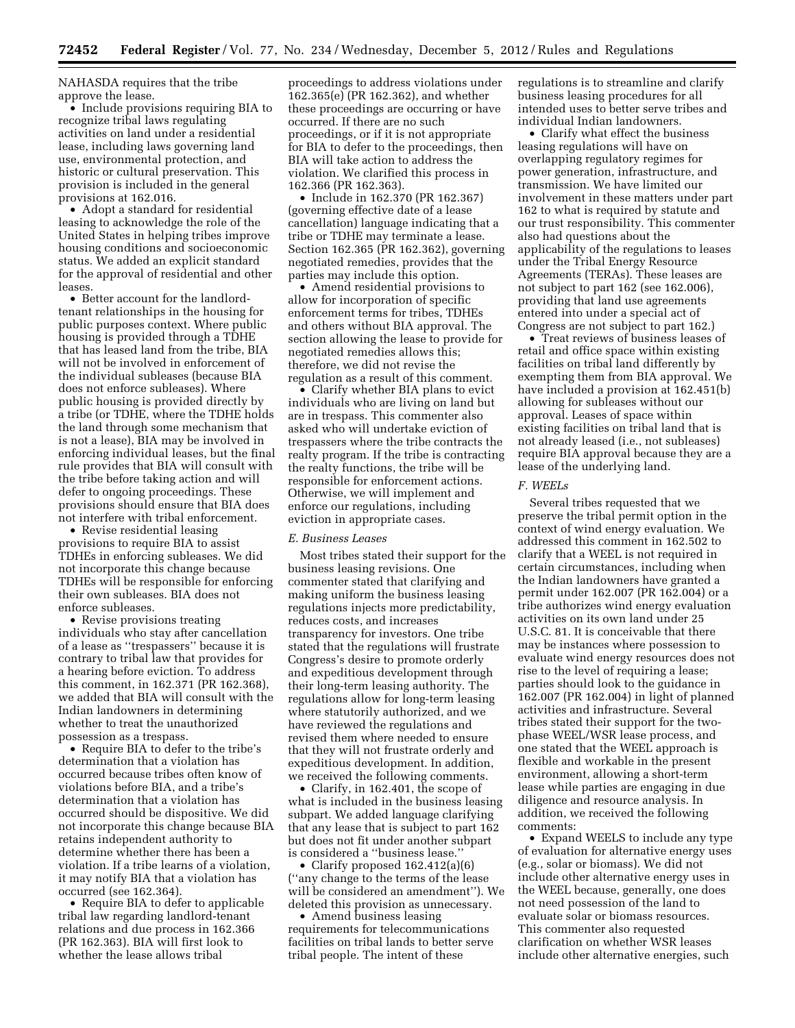NAHASDA requires that the tribe approve the lease.

- Include provisions requiring BIA to recognize tribal laws regulating activities on land under a residential lease, including laws governing land use, environmental protection, and historic or cultural preservation. This provision is included in the general provisions at 162.016.
- Adopt a standard for residential leasing to acknowledge the role of the United States in helping tribes improve housing conditions and socioeconomic status. We added an explicit standard for the approval of residential and other leases.
- Better account for the landlord-tenant relationships in the housing for public purposes context. Where public housing is provided through a TDHE that has leased land from the tribe, BIA will not be involved in enforcement of the individual subleases (because BIA does not enforce subleases). Where public housing is provided directly by a tribe (or TDHE, where the TDHE holds the land through some mechanism that is not a lease), BIA may be involved in enforcing individual leases, but the final rule provides that BIA will consult with the tribe before taking action and will defer to ongoing proceedings. These provisions should ensure that BIA does not interfere with tribal enforcement.
- Revise residential leasing provisions to require BIA to assist TDHEs in enforcing subleases. We did not incorporate this change because TDHEs will be responsible for enforcing their own subleases. BIA does not enforce subleases.
- Revise provisions treating individuals who stay after cancellation of a lease as ''trespassers'' because it is contrary to tribal law that provides for a hearing before eviction. To address this comment, in 162.371 (PR 162.368), we added that BIA will consult with the Indian landowners in determining whether to treat the unauthorized possession as a trespass.
- Require BIA to defer to the tribe's determination that a violation has occurred because tribes often know of violations before BIA, and a tribe's determination that a violation has occurred should be dispositive. We did not incorporate this change because BIA retains independent authority to determine whether there has been a violation. If a tribe learns of a violation, it may notify BIA that a violation has occurred (see 162.364).
- Require BIA to defer to applicable tribal law regarding landlord-tenant relations and due process in 162.366 (PR 162.363). BIA will first look to whether the lease allows tribal proceedings to address violations under 162.365(e) (PR 162.362), and whether these proceedings are occurring or have occurred. If there are no such proceedings, or if it is not appropriate for BIA to defer to the proceedings, then BIA will take action to address the violation. We clarified this process in 162.366 (PR 162.363).
- Include in 162.370 (PR 162.367) (governing effective date of a lease cancellation) language indicating that a tribe or TDHE may terminate a lease. Section 162.365 (PR 162.362), governing negotiated remedies, provides that the parties may include this option.
- Amend residential provisions to allow for incorporation of specific enforcement terms for tribes, TDHEs and others without BIA approval. The section allowing the lease to provide for negotiated remedies allows this; therefore, we did not revise the regulation as a result of this comment.
- Clarify whether BIA plans to evict individuals who are living on land but are in trespass. This commenter also asked who will undertake eviction of trespassers where the tribe contracts the realty program. If the tribe is contracting the realty functions, the tribe will be responsible for enforcement actions. Otherwise, we will implement and enforce our regulations, including eviction in appropriate cases.

### *E. Business Leases*

Most tribes stated their support for the business leasing revisions. One commenter stated that clarifying and making uniform the business leasing regulations injects more predictability, reduces costs, and increases transparency for investors. One tribe stated that the regulations will frustrate Congress's desire to promote orderly and expeditious development through their long-term leasing authority. The regulations allow for long-term leasing where statutorily authorized, and we have reviewed the regulations and revised them where needed to ensure that they will not frustrate orderly and expeditious development. In addition, we received the following comments.

- Clarify, in 162.401, the scope of what is included in the business leasing subpart. We added language clarifying that any lease that is subject to part 162 but does not fit under another subpart is considered a ''business lease.''
- Clarify proposed 162.412(a)(6) (''any change to the terms of the lease will be considered an amendment''). We deleted this provision as unnecessary.
- Amend business leasing requirements for telecommunications facilities on tribal lands to better serve tribal people. The intent of these regulations is to streamline and clarify business leasing procedures for all intended uses to better serve tribes and individual Indian landowners.
- Clarify what effect the business leasing regulations will have on overlapping regulatory regimes for power generation, infrastructure, and transmission. We have limited our involvement in these matters under part 162 to what is required by statute and our trust responsibility. This commenter also had questions about the applicability of the regulations to leases under the Tribal Energy Resource Agreements (TERAs). These leases are not subject to part 162 (see 162.006), providing that land use agreements entered into under a special act of Congress are not subject to part 162.)
- Treat reviews of business leases of retail and office space within existing facilities on tribal land differently by exempting them from BIA approval. We have included a provision at 162.451(b) allowing for subleases without our approval. Leases of space within existing facilities on tribal land that is not already leased (i.e., not subleases) require BIA approval because they are a lease of the underlying land.

### *F. WEELs*

Several tribes requested that we preserve the tribal permit option in the context of wind energy evaluation. We addressed this comment in 162.502 to clarify that a WEEL is not required in certain circumstances, including when the Indian landowners have granted a permit under 162.007 (PR 162.004) or a tribe authorizes wind energy evaluation activities on its own land under 25 U.S.C. 81. It is conceivable that there may be instances where possession to evaluate wind energy resources does not rise to the level of requiring a lease; parties should look to the guidance in 162.007 (PR 162.004) in light of planned activities and infrastructure. Several tribes stated their support for the two-phase WEEL/WSR lease process, and one stated that the WEEL approach is flexible and workable in the present environment, allowing a short-term lease while parties are engaging in due diligence and resource analysis. In addition, we received the following comments:

- Expand WEELS to include any type of evaluation for alternative energy uses (e.g., solar or biomass). We did not include other alternative energy uses in the WEEL because, generally, one does not need possession of the land to evaluate solar or biomass resources. This commenter also requested clarification on whether WSR leases include other alternative energies, such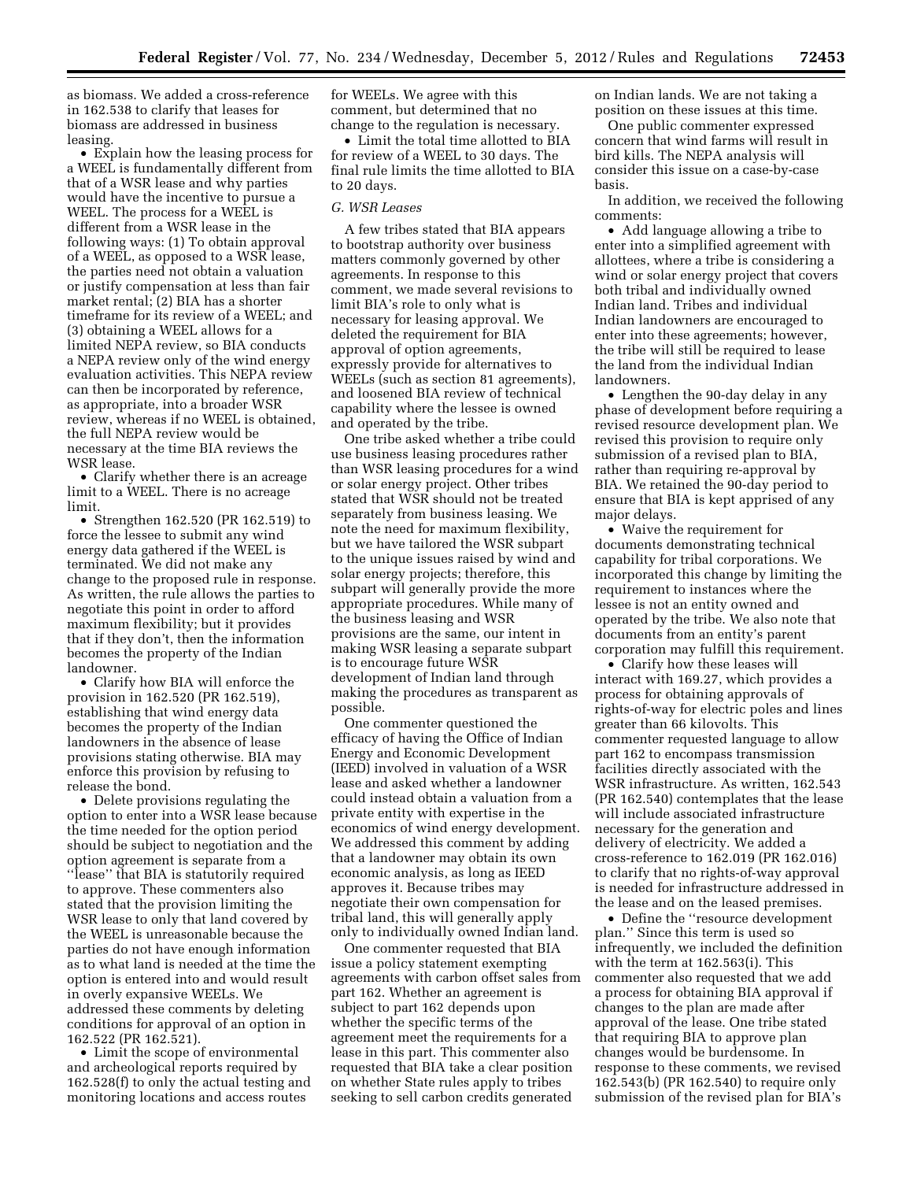as biomass. We added a cross-reference in 162.538 to clarify that leases for biomass are addressed in business leasing.

- Explain how the leasing process for a WEEL is fundamentally different from that of a WSR lease and why parties would have the incentive to pursue a WEEL. The process for a WEEL is different from a WSR lease in the following ways: (1) To obtain approval of a WEEL, as opposed to a WSR lease, the parties need not obtain a valuation or justify compensation at less than fair market rental; (2) BIA has a shorter timeframe for its review of a WEEL; and (3) obtaining a WEEL allows for a limited NEPA review, so BIA conducts a NEPA review only of the wind energy evaluation activities. This NEPA review can then be incorporated by reference, as appropriate, into a broader WSR review, whereas if no WEEL is obtained, the full NEPA review would be necessary at the time BIA reviews the WSR lease.
- Clarify whether there is an acreage limit to a WEEL. There is no acreage limit.
- Strengthen 162.520 (PR 162.519) to force the lessee to submit any wind energy data gathered if the WEEL is terminated. We did not make any change to the proposed rule in response. As written, the rule allows the parties to negotiate this point in order to afford maximum flexibility; but it provides that if they don't, then the information becomes the property of the Indian landowner.
- Clarify how BIA will enforce the provision in 162.520 (PR 162.519), establishing that wind energy data becomes the property of the Indian landowners in the absence of lease provisions stating otherwise. BIA may enforce this provision by refusing to release the bond.
- Delete provisions regulating the option to enter into a WSR lease because the time needed for the option period should be subject to negotiation and the option agreement is separate from a "lease" that BIA is statutorily required to approve. These commenters also stated that the provision limiting the WSR lease to only that land covered by the WEEL is unreasonable because the parties do not have enough information as to what land is needed at the time the option is entered into and would result in overly expansive WEELs. We addressed these comments by deleting conditions for approval of an option in 162.522 (PR 162.521).
- Limit the scope of environmental and archeological reports required by 162.528(f) to only the actual testing and monitoring locations and access routes for WEELs. We agree with this comment, but determined that no change to the regulation is necessary.
- Limit the total time allotted to BIA for review of a WEEL to 30 days. The final rule limits the time allotted to BIA to 20 days.

*G. WSR Leases*

A few tribes stated that BIA appears to bootstrap authority over business matters commonly governed by other agreements. In response to this comment, we made several revisions to limit BIA's role to only what is necessary for leasing approval. We deleted the requirement for BIA approval of option agreements, expressly provide for alternatives to WEELs (such as section 81 agreements), and loosened BIA review of technical capability where the lessee is owned and operated by the tribe.

One tribe asked whether a tribe could use business leasing procedures rather than WSR leasing procedures for a wind or solar energy project. Other tribes stated that WSR should not be treated separately from business leasing. We note the need for maximum flexibility, but we have tailored the WSR subpart to the unique issues raised by wind and solar energy projects; therefore, this subpart will generally provide the more appropriate procedures. While many of the business leasing and WSR provisions are the same, our intent in making WSR leasing a separate subpart is to encourage future WSR development of Indian land through making the procedures as transparent as possible.

One commenter questioned the efficacy of having the Office of Indian Energy and Economic Development (IEED) involved in valuation of a WSR lease and asked whether a landowner could instead obtain a valuation from a private entity with expertise in the economics of wind energy development. We addressed this comment by adding that a landowner may obtain its own economic analysis, as long as IEED approves it. Because tribes may negotiate their own compensation for tribal land, this will generally apply only to individually owned Indian land.

One commenter requested that BIA issue a policy statement exempting agreements with carbon offset sales from part 162. Whether an agreement is subject to part 162 depends upon whether the specific terms of the agreement meet the requirements for a lease in this part. This commenter also requested that BIA take a clear position on whether State rules apply to tribes seeking to sell carbon credits generated on Indian lands. We are not taking a position on these issues at this time.

One public commenter expressed concern that wind farms will result in bird kills. The NEPA analysis will consider this issue on a case-by-case basis.

In addition, we received the following comments:

- Add language allowing a tribe to enter into a simplified agreement with allottees, where a tribe is considering a wind or solar energy project that covers both tribal and individually owned Indian land. Tribes and individual Indian landowners are encouraged to enter into these agreements; however, the tribe will still be required to lease the land from the individual Indian landowners.
- Lengthen the 90-day delay in any phase of development before requiring a revised resource development plan. We revised this provision to require only submission of a revised plan to BIA, rather than requiring re-approval by BIA. We retained the 90-day period to ensure that BIA is kept apprised of any major delays.
- Waive the requirement for documents demonstrating technical capability for tribal corporations. We incorporated this change by limiting the requirement to instances where the lessee is not an entity owned and operated by the tribe. We also note that documents from an entity's parent corporation may fulfill this requirement.
- Clarify how these leases will interact with 169.27, which provides a process for obtaining approvals of rights-of-way for electric poles and lines greater than 66 kilovolts. This commenter requested language to allow part 162 to encompass transmission facilities directly associated with the WSR infrastructure. As written, 162.543 (PR 162.540) contemplates that the lease will include associated infrastructure necessary for the generation and delivery of electricity. We added a cross-reference to 162.019 (PR 162.016) to clarify that no rights-of-way approval is needed for infrastructure addressed in the lease and on the leased premises.
- Define the "resource development plan." Since this term is used so infrequently, we included the definition with the term at 162.563(i). This commenter also requested that we add a process for obtaining BIA approval if changes to the plan are made after approval of the lease. One tribe stated that requiring BIA to approve plan changes would be burdensome. In response to these comments, we revised 162.543(b) (PR 162.540) to require only submission of the revised plan for BIA's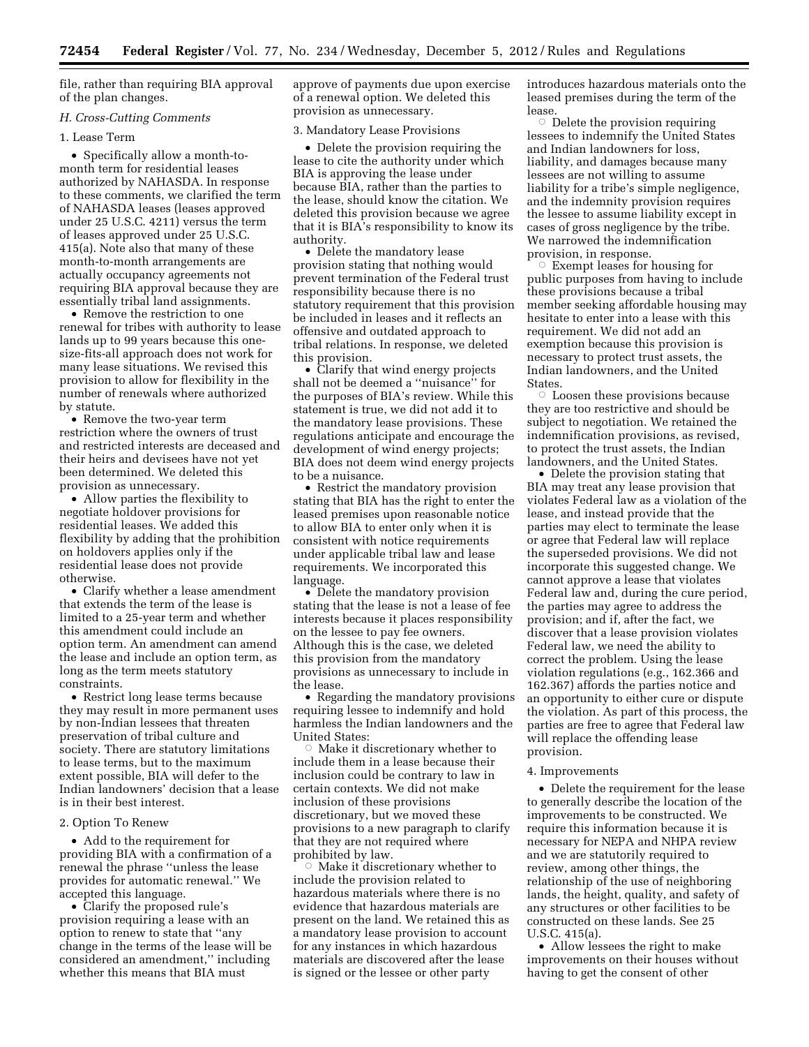file, rather than requiring BIA approval of the plan changes.

*H. Cross-Cutting Comments*

1. Lease Term

• Specifically allow a month-to-month term for residential leases authorized by NAHASDA. In response to these comments, we clarified the term of NAHASDA leases (leases approved under 25 U.S.C. 4211) versus the term of leases approved under 25 U.S.C. 415(a). Note also that many of these month-to-month arrangements are actually occupancy agreements not requiring BIA approval because they are essentially tribal land assignments.

• Remove the restriction to one renewal for tribes with authority to lease lands up to 99 years because this one-size-fits-all approach does not work for many lease situations. We revised this provision to allow for flexibility in the number of renewals where authorized by statute.

• Remove the two-year term restriction where the owners of trust and restricted interests are deceased and their heirs and devisees have not yet been determined. We deleted this provision as unnecessary.

• Allow parties the flexibility to negotiate holdover provisions for residential leases. We added this flexibility by adding that the prohibition on holdovers applies only if the residential lease does not provide otherwise.

• Clarify whether a lease amendment that extends the term of the lease is limited to a 25-year term and whether this amendment could include an option term. An amendment can amend the lease and include an option term, as long as the term meets statutory constraints.

• Restrict long lease terms because they may result in more permanent uses by non-Indian lessees that threaten preservation of tribal culture and society. There are statutory limitations to lease terms, but to the maximum extent possible, BIA will defer to the Indian landowners' decision that a lease is in their best interest.

2. Option To Renew

• Add to the requirement for providing BIA with a confirmation of a renewal the phrase ''unless the lease provides for automatic renewal.'' We accepted this language.

• Clarify the proposed rule's provision requiring a lease with an option to renew to state that ''any change in the terms of the lease will be considered an amendment,'' including whether this means that BIA must approve of payments due upon exercise of a renewal option. We deleted this provision as unnecessary.

3. Mandatory Lease Provisions

• Delete the provision requiring the lease to cite the authority under which BIA is approving the lease under because BIA, rather than the parties to the lease, should know the citation. We deleted this provision because we agree that it is BIA's responsibility to know its authority.

• Delete the mandatory lease provision stating that nothing would prevent termination of the Federal trust responsibility because there is no statutory requirement that this provision be included in leases and it reflects an offensive and outdated approach to tribal relations. In response, we deleted this provision.

• Clarify that wind energy projects shall not be deemed a ''nuisance'' for the purposes of BIA's review. While this statement is true, we did not add it to the mandatory lease provisions. These regulations anticipate and encourage the development of wind energy projects; BIA does not deem wind energy projects to be a nuisance.

• Restrict the mandatory provision stating that BIA has the right to enter the leased premises upon reasonable notice to allow BIA to enter only when it is consistent with notice requirements under applicable tribal law and lease requirements. We incorporated this language.

• Delete the mandatory provision stating that the lease is not a lease of fee interests because it places responsibility on the lessee to pay fee owners. Although this is the case, we deleted this provision from the mandatory provisions as unnecessary to include in the lease.

• Regarding the mandatory provisions requiring lessee to indemnify and hold harmless the Indian landowners and the United States:

  ○ Make it discretionary whether to include them in a lease because their inclusion could be contrary to law in certain contexts. We did not make inclusion of these provisions discretionary, but we moved these provisions to a new paragraph to clarify that they are not required where prohibited by law.

  ○ Make it discretionary whether to include the provision related to hazardous materials where there is no evidence that hazardous materials are present on the land. We retained this as a mandatory lease provision to account for any instances in which hazardous materials are discovered after the lease is signed or the lessee or other party introduces hazardous materials onto the leased premises during the term of the lease.

  ○ Delete the provision requiring lessees to indemnify the United States and Indian landowners for loss, liability, and damages because many lessees are not willing to assume liability for a tribe's simple negligence, and the indemnity provision requires the lessee to assume liability except in cases of gross negligence by the tribe. We narrowed the indemnification provision, in response.

  ○ Exempt leases for housing for public purposes from having to include these provisions because a tribal member seeking affordable housing may hesitate to enter into a lease with this requirement. We did not add an exemption because this provision is necessary to protect trust assets, the Indian landowners, and the United States.

  ○ Loosen these provisions because they are too restrictive and should be subject to negotiation. We retained the indemnification provisions, as revised, to protect the trust assets, the Indian landowners, and the United States.

• Delete the provision stating that BIA may treat any lease provision that violates Federal law as a violation of the lease, and instead provide that the parties may elect to terminate the lease or agree that Federal law will replace the superseded provisions. We did not incorporate this suggested change. We cannot approve a lease that violates Federal law and, during the cure period, the parties may agree to address the provision; and if, after the fact, we discover that a lease provision violates Federal law, we need the ability to correct the problem. Using the lease violation regulations (e.g., 162.366 and 162.367) affords the parties notice and an opportunity to either cure or dispute the violation. As part of this process, the parties are free to agree that Federal law will replace the offending lease provision.

4. Improvements

• Delete the requirement for the lease to generally describe the location of the improvements to be constructed. We require this information because it is necessary for NEPA and NHPA review and we are statutorily required to review, among other things, the relationship of the use of neighboring lands, the height, quality, and safety of any structures or other facilities to be constructed on these lands. See 25 U.S.C. 415(a).

• Allow lessees the right to make improvements on their houses without having to get the consent of other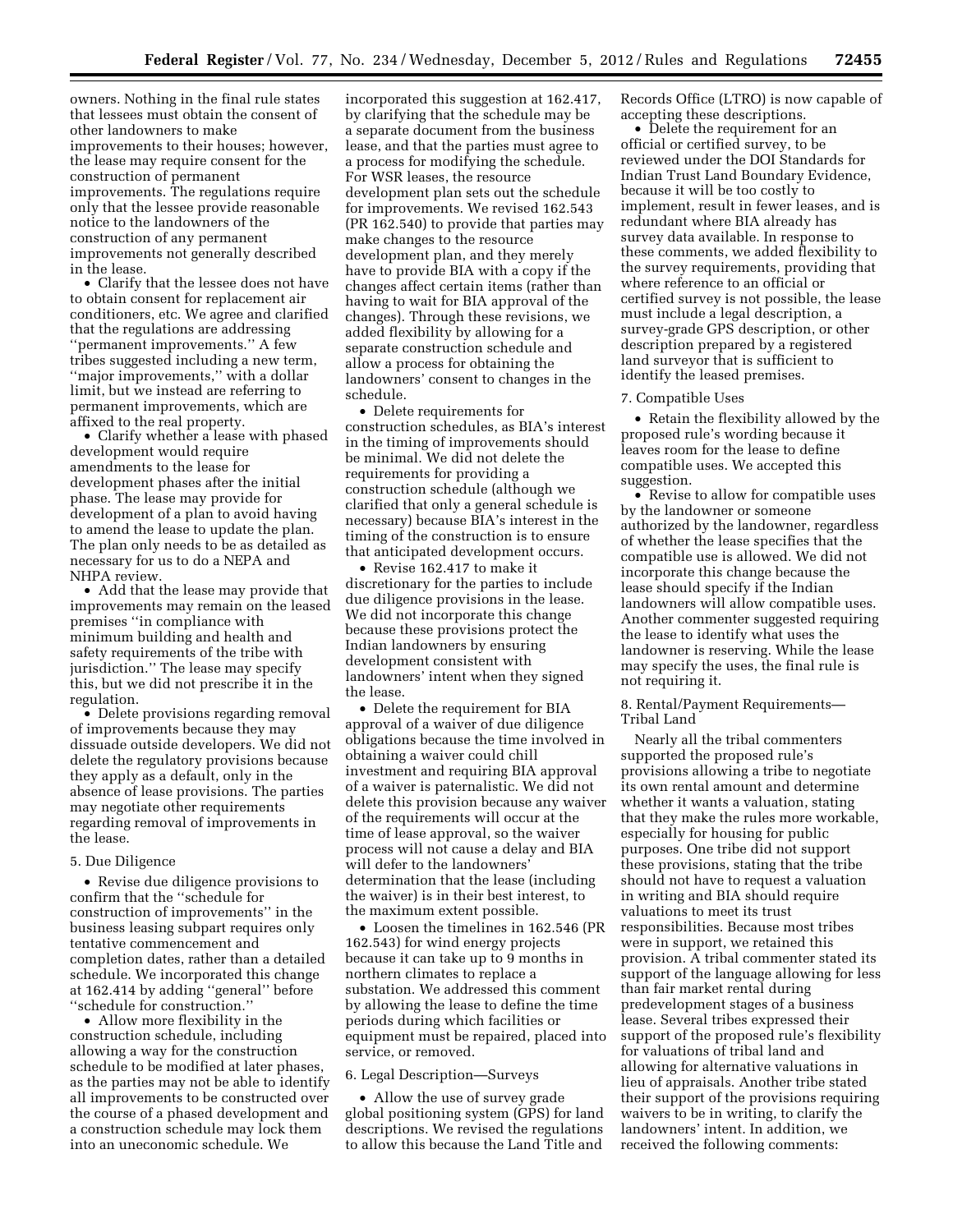owners. Nothing in the final rule states that lessees must obtain the consent of other landowners to make improvements to their houses; however, the lease may require consent for the construction of permanent improvements. The regulations require only that the lessee provide reasonable notice to the landowners of the construction of any permanent improvements not generally described in the lease.

- Clarify that the lessee does not have to obtain consent for replacement air conditioners, etc. We agree and clarified that the regulations are addressing ''permanent improvements.'' A few tribes suggested including a new term, ''major improvements,'' with a dollar limit, but we instead are referring to permanent improvements, which are affixed to the real property.
- Clarify whether a lease with phased development would require amendments to the lease for development phases after the initial phase. The lease may provide for development of a plan to avoid having to amend the lease to update the plan. The plan only needs to be as detailed as necessary for us to do a NEPA and NHPA review.
- Add that the lease may provide that improvements may remain on the leased premises ''in compliance with minimum building and health and safety requirements of the tribe with jurisdiction.'' The lease may specify this, but we did not prescribe it in the regulation.
- Delete provisions regarding removal of improvements because they may dissuade outside developers. We did not delete the regulatory provisions because they apply as a default, only in the absence of lease provisions. The parties may negotiate other requirements regarding removal of improvements in the lease.

5. Due Diligence

- Revise due diligence provisions to confirm that the ''schedule for construction of improvements'' in the business leasing subpart requires only tentative commencement and completion dates, rather than a detailed schedule. We incorporated this change at 162.414 by adding ''general'' before ''schedule for construction.''
- Allow more flexibility in the construction schedule, including allowing a way for the construction schedule to be modified at later phases, as the parties may not be able to identify all improvements to be constructed over the course of a phased development and a construction schedule may lock them into an uneconomic schedule. We incorporated this suggestion at 162.417, by clarifying that the schedule may be a separate document from the business lease, and that the parties must agree to a process for modifying the schedule. For WSR leases, the resource development plan sets out the schedule for improvements. We revised 162.543 (PR 162.540) to provide that parties may make changes to the resource development plan, and they merely have to provide BIA with a copy if the changes affect certain items (rather than having to wait for BIA approval of the changes). Through these revisions, we added flexibility by allowing for a separate construction schedule and allow a process for obtaining the landowners' consent to changes in the schedule.
- Delete requirements for construction schedules, as BIA's interest in the timing of improvements should be minimal. We did not delete the requirements for providing a construction schedule (although we clarified that only a general schedule is necessary) because BIA's interest in the timing of the construction is to ensure that anticipated development occurs.
- Revise 162.417 to make it discretionary for the parties to include due diligence provisions in the lease. We did not incorporate this change because these provisions protect the Indian landowners by ensuring development consistent with landowners' intent when they signed the lease.
- Delete the requirement for BIA approval of a waiver of due diligence obligations because the time involved in obtaining a waiver could chill investment and requiring BIA approval of a waiver is paternalistic. We did not delete this provision because any waiver of the requirements will occur at the time of lease approval, so the waiver process will not cause a delay and BIA will defer to the landowners' determination that the lease (including the waiver) is in their best interest, to the maximum extent possible.
- Loosen the timelines in 162.546 (PR 162.543) for wind energy projects because it can take up to 9 months in northern climates to replace a substation. We addressed this comment by allowing the lease to define the time periods during which facilities or equipment must be repaired, placed into service, or removed.

6. Legal Description—Surveys

- Allow the use of survey grade global positioning system (GPS) for land descriptions. We revised the regulations to allow this because the Land Title and Records Office (LTRO) is now capable of accepting these descriptions.
- Delete the requirement for an official or certified survey, to be reviewed under the DOI Standards for Indian Trust Land Boundary Evidence, because it will be too costly to implement, result in fewer leases, and is redundant where BIA already has survey data available. In response to these comments, we added flexibility to the survey requirements, providing that where reference to an official or certified survey is not possible, the lease must include a legal description, a survey-grade GPS description, or other description prepared by a registered land surveyor that is sufficient to identify the leased premises.

7. Compatible Uses

- Retain the flexibility allowed by the proposed rule's wording because it leaves room for the lease to define compatible uses. We accepted this suggestion.
- Revise to allow for compatible uses by the landowner or someone authorized by the landowner, regardless of whether the lease specifies that the compatible use is allowed. We did not incorporate this change because the lease should specify if the Indian landowners will allow compatible uses. Another commenter suggested requiring the lease to identify what uses the landowner is reserving. While the lease may specify the uses, the final rule is not requiring it.

8. Rental/Payment Requirements—Tribal Land

Nearly all the tribal commenters supported the proposed rule's provisions allowing a tribe to negotiate its own rental amount and determine whether it wants a valuation, stating that they make the rules more workable, especially for housing for public purposes. One tribe did not support these provisions, stating that the tribe should not have to request a valuation in writing and BIA should require valuations to meet its trust responsibilities. Because most tribes were in support, we retained this provision. A tribal commenter stated its support of the language allowing for less than fair market rental during predevelopment stages of a business lease. Several tribes expressed their support of the proposed rule's flexibility for valuations of tribal land and allowing for alternative valuations in lieu of appraisals. Another tribe stated their support of the provisions requiring waivers to be in writing, to clarify the landowners' intent. In addition, we received the following comments: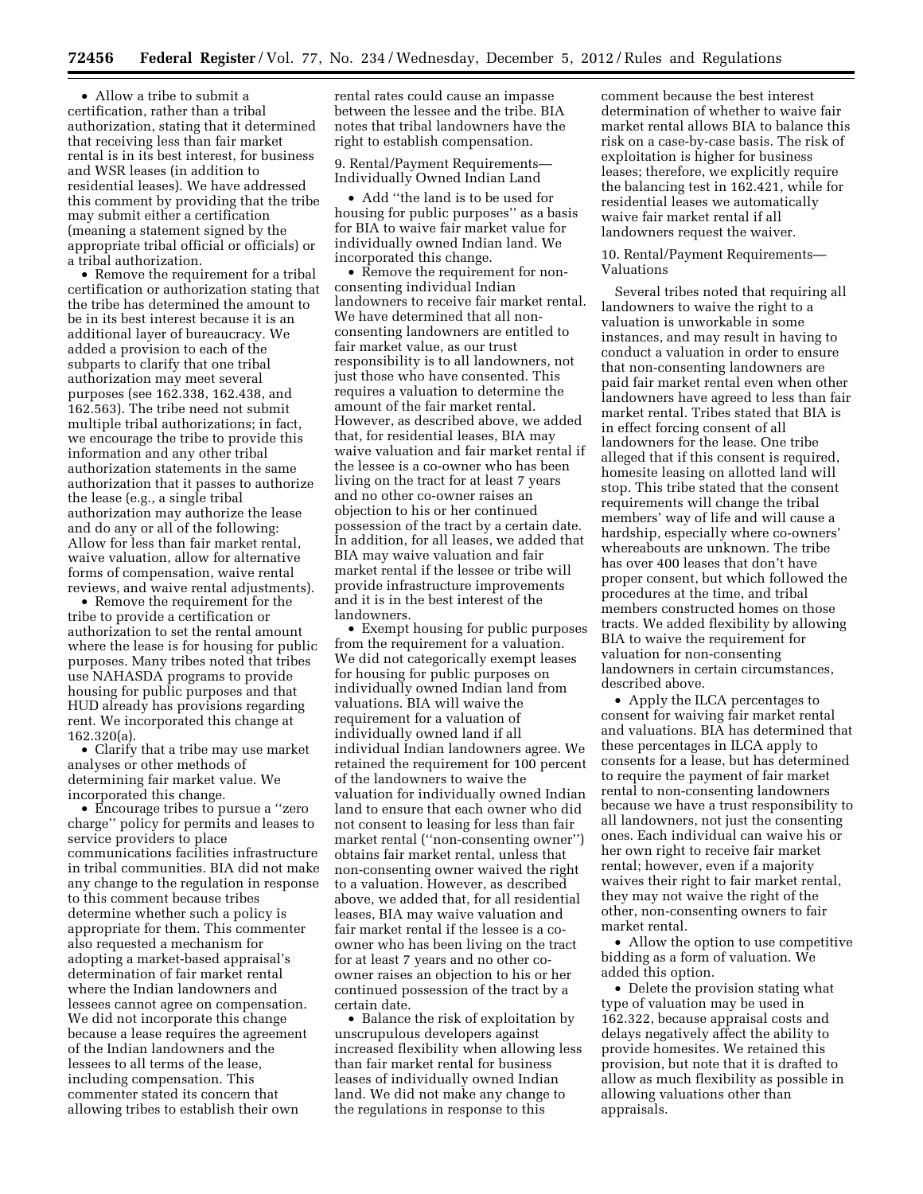- Allow a tribe to submit a certification, rather than a tribal authorization, stating that it determined that receiving less than fair market rental is in its best interest, for business and WSR leases (in addition to residential leases). We have addressed this comment by providing that the tribe may submit either a certification (meaning a statement signed by the appropriate tribal official or officials) or a tribal authorization.
- Remove the requirement for a tribal certification or authorization stating that the tribe has determined the amount to be in its best interest because it is an additional layer of bureaucracy. We added a provision to each of the subparts to clarify that one tribal authorization may meet several purposes (see 162.338, 162.438, and 162.563). The tribe need not submit multiple tribal authorizations; in fact, we encourage the tribe to provide this information and any other tribal authorization statements in the same authorization that it passes to authorize the lease (e.g., a single tribal authorization may authorize the lease and do any or all of the following: Allow for less than fair market rental, waive valuation, allow for alternative forms of compensation, waive rental reviews, and waive rental adjustments).
- Remove the requirement for the tribe to provide a certification or authorization to set the rental amount where the lease is for housing for public purposes. Many tribes noted that tribes use NAHASDA programs to provide housing for public purposes and that HUD already has provisions regarding rent. We incorporated this change at 162.320(a).
- Clarify that a tribe may use market analyses or other methods of determining fair market value. We incorporated this change.
- Encourage tribes to pursue a ''zero charge'' policy for permits and leases to service providers to place communications facilities infrastructure in tribal communities. BIA did not make any change to the regulation in response to this comment because tribes determine whether such a policy is appropriate for them. This commenter also requested a mechanism for adopting a market-based appraisal's determination of fair market rental where the Indian landowners and lessees cannot agree on compensation. We did not incorporate this change because a lease requires the agreement of the Indian landowners and the lessees to all terms of the lease, including compensation. This commenter stated its concern that allowing tribes to establish their own rental rates could cause an impasse between the lessee and the tribe. BIA notes that tribal landowners have the right to establish compensation.

9. Rental/Payment Requirements—Individually Owned Indian Land

- Add ''the land is to be used for housing for public purposes'' as a basis for BIA to waive fair market value for individually owned Indian land. We incorporated this change.
- Remove the requirement for non-consenting individual Indian landowners to receive fair market rental. We have determined that all non-consenting landowners are entitled to fair market value, as our trust responsibility is to all landowners, not just those who have consented. This requires a valuation to determine the amount of the fair market rental. However, as described above, we added that, for residential leases, BIA may waive valuation and fair market rental if the lessee is a co-owner who has been living on the tract for at least 7 years and no other co-owner raises an objection to his or her continued possession of the tract by a certain date. In addition, for all leases, we added that BIA may waive valuation and fair market rental if the lessee or tribe will provide infrastructure improvements and it is in the best interest of the landowners.
- Exempt housing for public purposes from the requirement for a valuation. We did not categorically exempt leases for housing for public purposes on individually owned Indian land from valuations. BIA will waive the requirement for a valuation of individually owned land if all individual Indian landowners agree. We retained the requirement for 100 percent of the landowners to waive the valuation for individually owned Indian land to ensure that each owner who did not consent to leasing for less than fair market rental (''non-consenting owner'') obtains fair market rental, unless that non-consenting owner waived the right to a valuation. However, as described above, we added that, for all residential leases, BIA may waive valuation and fair market rental if the lessee is a co-owner who has been living on the tract for at least 7 years and no other co-owner raises an objection to his or her continued possession of the tract by a certain date.
- Balance the risk of exploitation by unscrupulous developers against increased flexibility when allowing less than fair market rental for business leases of individually owned Indian land. We did not make any change to the regulations in response to this comment because the best interest determination of whether to waive fair market rental allows BIA to balance this risk on a case-by-case basis. The risk of exploitation is higher for business leases; therefore, we explicitly require the balancing test in 162.421, while for residential leases we automatically waive fair market rental if all landowners request the waiver.

10. Rental/Payment Requirements—Valuations

Several tribes noted that requiring all landowners to waive the right to a valuation is unworkable in some instances, and may result in having to conduct a valuation in order to ensure that non-consenting landowners are paid fair market rental even when other landowners have agreed to less than fair market rental. Tribes stated that BIA is in effect forcing consent of all landowners for the lease. One tribe alleged that if this consent is required, homesite leasing on allotted land will stop. This tribe stated that the consent requirements will change the tribal members' way of life and will cause a hardship, especially where co-owners' whereabouts are unknown. The tribe has over 400 leases that don't have proper consent, but which followed the procedures at the time, and tribal members constructed homes on those tracts. We added flexibility by allowing BIA to waive the requirement for valuation for non-consenting landowners in certain circumstances, described above.

- Apply the ILCA percentages to consent for waiving fair market rental and valuations. BIA has determined that these percentages in ILCA apply to consents for a lease, but has determined to require the payment of fair market rental to non-consenting landowners because we have a trust responsibility to all landowners, not just the consenting ones. Each individual can waive his or her own right to receive fair market rental; however, even if a majority waives their right to fair market rental, they may not waive the right of the other, non-consenting owners to fair market rental.
- Allow the option to use competitive bidding as a form of valuation. We added this option.
- Delete the provision stating what type of valuation may be used in 162.322, because appraisal costs and delays negatively affect the ability to provide homesites. We retained this provision, but note that it is drafted to allow as much flexibility as possible in allowing valuations other than appraisals.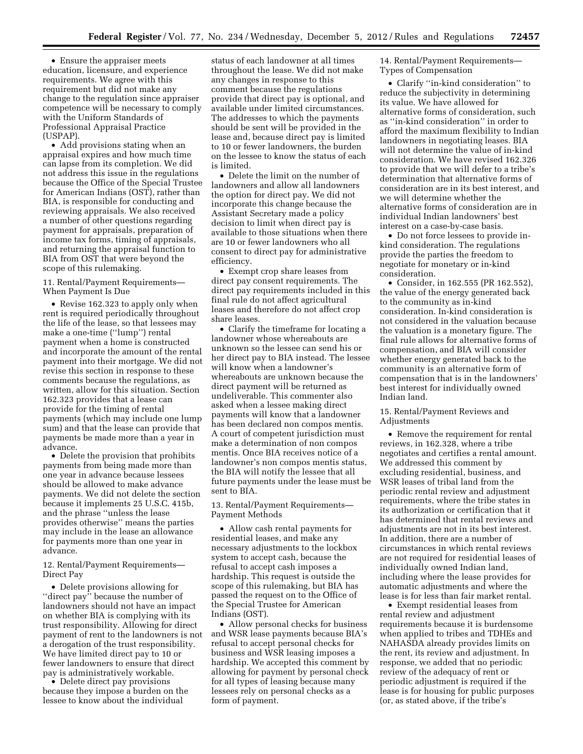- Ensure the appraiser meets education, licensure, and experience requirements. We agree with this requirement but did not make any change to the regulation since appraiser competence will be necessary to comply with the Uniform Standards of Professional Appraisal Practice (USPAP).
- Add provisions stating when an appraisal expires and how much time can lapse from its completion. We did not address this issue in the regulations because the Office of the Special Trustee for American Indians (OST), rather than BIA, is responsible for conducting and reviewing appraisals. We also received a number of other questions regarding payment for appraisals, preparation of income tax forms, timing of appraisals, and returning the appraisal function to BIA from OST that were beyond the scope of this rulemaking.

11. Rental/Payment Requirements—When Payment Is Due

- Revise 162.323 to apply only when rent is required periodically throughout the life of the lease, so that lessees may make a one-time (''lump'') rental payment when a home is constructed and incorporate the amount of the rental payment into their mortgage. We did not revise this section in response to these comments because the regulations, as written, allow for this situation. Section 162.323 provides that a lease can provide for the timing of rental payments (which may include one lump sum) and that the lease can provide that payments be made more than a year in advance.
- Delete the provision that prohibits payments from being made more than one year in advance because lessees should be allowed to make advance payments. We did not delete the section because it implements 25 U.S.C. 415b, and the phrase ''unless the lease provides otherwise'' means the parties may include in the lease an allowance for payments more than one year in advance.

12. Rental/Payment Requirements—Direct Pay

- Delete provisions allowing for ''direct pay'' because the number of landowners should not have an impact on whether BIA is complying with its trust responsibility. Allowing for direct payment of rent to the landowners is not a derogation of the trust responsibility. We have limited direct pay to 10 or fewer landowners to ensure that direct pay is administratively workable.
- Delete direct pay provisions because they impose a burden on the lessee to know about the individual status of each landowner at all times throughout the lease. We did not make any changes in response to this comment because the regulations provide that direct pay is optional, and available under limited circumstances. The addresses to which the payments should be sent will be provided in the lease and, because direct pay is limited to 10 or fewer landowners, the burden on the lessee to know the status of each is limited.
- Delete the limit on the number of landowners and allow all landowners the option for direct pay. We did not incorporate this change because the Assistant Secretary made a policy decision to limit when direct pay is available to those situations when there are 10 or fewer landowners who all consent to direct pay for administrative efficiency.
- Exempt crop share leases from direct pay consent requirements. The direct pay requirements included in this final rule do not affect agricultural leases and therefore do not affect crop share leases.
- Clarify the timeframe for locating a landowner whose whereabouts are unknown so the lessee can send his or her direct pay to BIA instead. The lessee will know when a landowner's whereabouts are unknown because the direct payment will be returned as undeliverable. This commenter also asked when a lessee making direct payments will know that a landowner has been declared non compos mentis. A court of competent jurisdiction must make a determination of non compos mentis. Once BIA receives notice of a landowner's non compos mentis status, the BIA will notify the lessee that all future payments under the lease must be sent to BIA.

13. Rental/Payment Requirements—Payment Methods

- Allow cash rental payments for residential leases, and make any necessary adjustments to the lockbox system to accept cash, because the refusal to accept cash imposes a hardship. This request is outside the scope of this rulemaking, but BIA has passed the request on to the Office of the Special Trustee for American Indians (OST).
- Allow personal checks for business and WSR lease payments because BIA's refusal to accept personal checks for business and WSR leasing imposes a hardship. We accepted this comment by allowing for payment by personal check for all types of leasing because many lessees rely on personal checks as a form of payment.

14. Rental/Payment Requirements—Types of Compensation

- Clarify ''in-kind consideration'' to reduce the subjectivity in determining its value. We have allowed for alternative forms of consideration, such as ''in-kind consideration'' in order to afford the maximum flexibility to Indian landowners in negotiating leases. BIA will not determine the value of in-kind consideration. We have revised 162.326 to provide that we will defer to a tribe's determination that alternative forms of consideration are in its best interest, and we will determine whether the alternative forms of consideration are in individual Indian landowners' best interest on a case-by-case basis.
- Do not force lessees to provide in-kind consideration. The regulations provide the parties the freedom to negotiate for monetary or in-kind consideration.
- Consider, in 162.555 (PR 162.552), the value of the energy generated back to the community as in-kind consideration. In-kind consideration is not considered in the valuation because the valuation is a monetary figure. The final rule allows for alternative forms of compensation, and BIA will consider whether energy generated back to the community is an alternative form of compensation that is in the landowners' best interest for individually owned Indian land.

15. Rental/Payment Reviews and Adjustments

- Remove the requirement for rental reviews, in 162.328, where a tribe negotiates and certifies a rental amount. We addressed this comment by excluding residential, business, and WSR leases of tribal land from the periodic rental review and adjustment requirements, where the tribe states in its authorization or certification that it has determined that rental reviews and adjustments are not in its best interest. In addition, there are a number of circumstances in which rental reviews are not required for residential leases of individually owned Indian land, including where the lease provides for automatic adjustments and where the lease is for less than fair market rental.
- Exempt residential leases from rental review and adjustment requirements because it is burdensome when applied to tribes and TDHEs and NAHASDA already provides limits on the rent, its review and adjustment. In response, we added that no periodic review of the adequacy of rent or periodic adjustment is required if the lease is for housing for public purposes (or, as stated above, if the tribe's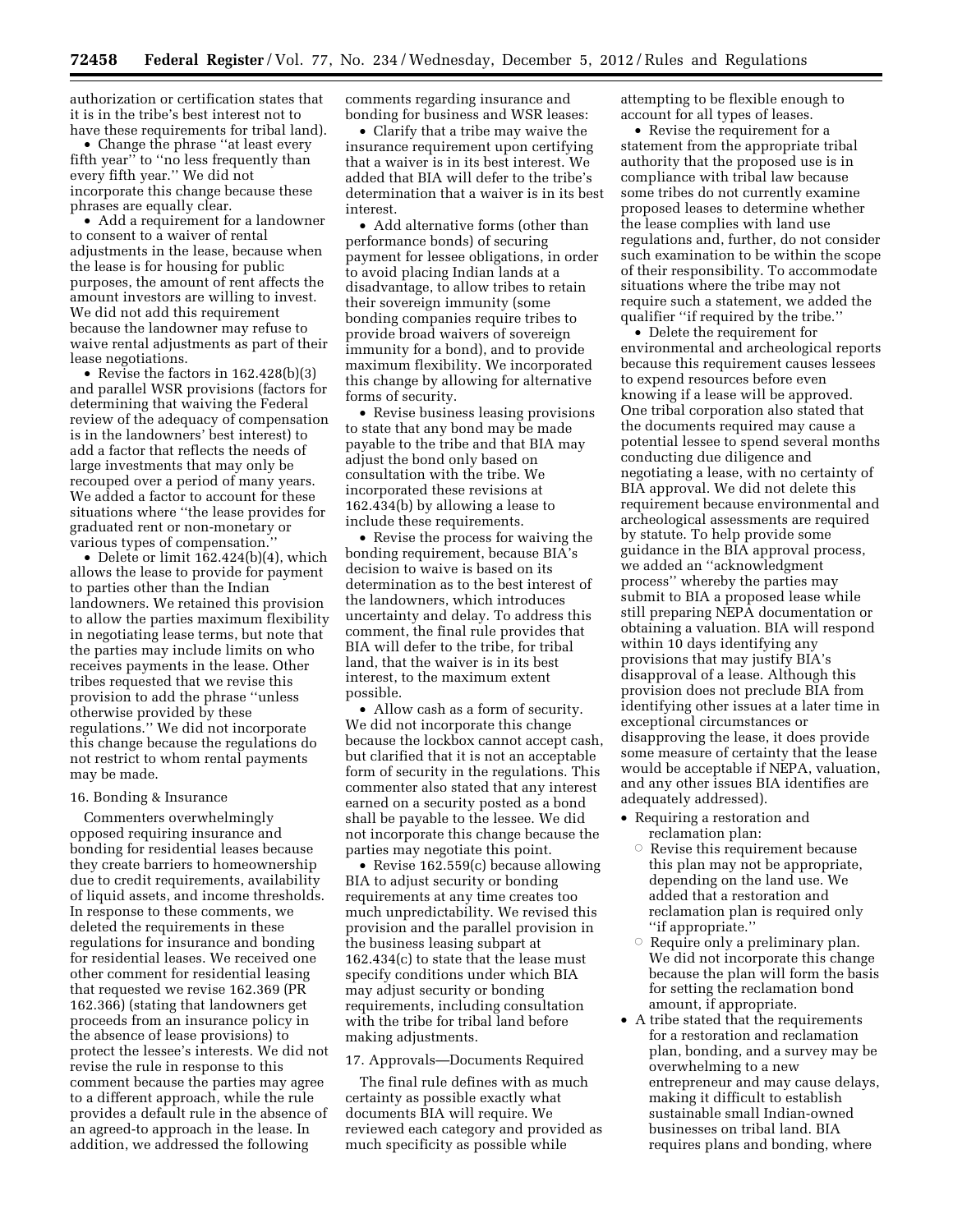authorization or certification states that it is in the tribe's best interest not to have these requirements for tribal land).

- Change the phrase ''at least every fifth year'' to ''no less frequently than every fifth year.'' We did not incorporate this change because these phrases are equally clear.
- Add a requirement for a landowner to consent to a waiver of rental adjustments in the lease, because when the lease is for housing for public purposes, the amount of rent affects the amount investors are willing to invest. We did not add this requirement because the landowner may refuse to waive rental adjustments as part of their lease negotiations.
- Revise the factors in 162.428(b)(3) and parallel WSR provisions (factors for determining that waiving the Federal review of the adequacy of compensation is in the landowners' best interest) to add a factor that reflects the needs of large investments that may only be recouped over a period of many years. We added a factor to account for these situations where ''the lease provides for graduated rent or non-monetary or various types of compensation.''
- Delete or limit 162.424(b)(4), which allows the lease to provide for payment to parties other than the Indian landowners. We retained this provision to allow the parties maximum flexibility in negotiating lease terms, but note that the parties may include limits on who receives payments in the lease. Other tribes requested that we revise this provision to add the phrase ''unless otherwise provided by these regulations.'' We did not incorporate this change because the regulations do not restrict to whom rental payments may be made.

16. Bonding & Insurance

Commenters overwhelmingly opposed requiring insurance and bonding for residential leases because they create barriers to homeownership due to credit requirements, availability of liquid assets, and income thresholds. In response to these comments, we deleted the requirements in these regulations for insurance and bonding for residential leases. We received one other comment for residential leasing that requested we revise 162.369 (PR 162.366) (stating that landowners get proceeds from an insurance policy in the absence of lease provisions) to protect the lessee's interests. We did not revise the rule in response to this comment because the parties may agree to a different approach, while the rule provides a default rule in the absence of an agreed-to approach in the lease. In addition, we addressed the following comments regarding insurance and bonding for business and WSR leases:

- Clarify that a tribe may waive the insurance requirement upon certifying that a waiver is in its best interest. We added that BIA will defer to the tribe's determination that a waiver is in its best interest.
- Add alternative forms (other than performance bonds) of securing payment for lessee obligations, in order to avoid placing Indian lands at a disadvantage, to allow tribes to retain their sovereign immunity (some bonding companies require tribes to provide broad waivers of sovereign immunity for a bond), and to provide maximum flexibility. We incorporated this change by allowing for alternative forms of security.
- Revise business leasing provisions to state that any bond may be made payable to the tribe and that BIA may adjust the bond only based on consultation with the tribe. We incorporated these revisions at 162.434(b) by allowing a lease to include these requirements.
- Revise the process for waiving the bonding requirement, because BIA's decision to waive is based on its determination as to the best interest of the landowners, which introduces uncertainty and delay. To address this comment, the final rule provides that BIA will defer to the tribe, for tribal land, that the waiver is in its best interest, to the maximum extent possible.
- Allow cash as a form of security. We did not incorporate this change because the lockbox cannot accept cash, but clarified that it is not an acceptable form of security in the regulations. This commenter also stated that any interest earned on a security posted as a bond shall be payable to the lessee. We did not incorporate this change because the parties may negotiate this point.
- Revise 162.559(c) because allowing BIA to adjust security or bonding requirements at any time creates too much unpredictability. We revised this provision and the parallel provision in the business leasing subpart at 162.434(c) to state that the lease must specify conditions under which BIA may adjust security or bonding requirements, including consultation with the tribe for tribal land before making adjustments.

17. Approvals—Documents Required

The final rule defines with as much certainty as possible exactly what documents BIA will require. We reviewed each category and provided as much specificity as possible while attempting to be flexible enough to account for all types of leases.

- Revise the requirement for a statement from the appropriate tribal authority that the proposed use is in compliance with tribal law because some tribes do not currently examine proposed leases to determine whether the lease complies with land use regulations and, further, do not consider such examination to be within the scope of their responsibility. To accommodate situations where the tribe may not require such a statement, we added the qualifier ''if required by the tribe.''
- Delete the requirement for environmental and archeological reports because this requirement causes lessees to expend resources before even knowing if a lease will be approved. One tribal corporation also stated that the documents required may cause a potential lessee to spend several months conducting due diligence and negotiating a lease, with no certainty of BIA approval. We did not delete this requirement because environmental and archeological assessments are required by statute. To help provide some guidance in the BIA approval process, we added an ''acknowledgment process'' whereby the parties may submit to BIA a proposed lease while still preparing NEPA documentation or obtaining a valuation. BIA will respond within 10 days identifying any provisions that may justify BIA's disapproval of a lease. Although this provision does not preclude BIA from identifying other issues at a later time in exceptional circumstances or disapproving the lease, it does provide some measure of certainty that the lease would be acceptable if NEPA, valuation, and any other issues BIA identifies are adequately addressed).
- Requiring a restoration and reclamation plan:
  - Revise this requirement because this plan may not be appropriate, depending on the land use. We added that a restoration and reclamation plan is required only ''if appropriate.''
  - Require only a preliminary plan. We did not incorporate this change because the plan will form the basis for setting the reclamation bond amount, if appropriate.
- A tribe stated that the requirements for a restoration and reclamation plan, bonding, and a survey may be overwhelming to a new entrepreneur and may cause delays, making it difficult to establish sustainable small Indian-owned businesses on tribal land. BIA requires plans and bonding, where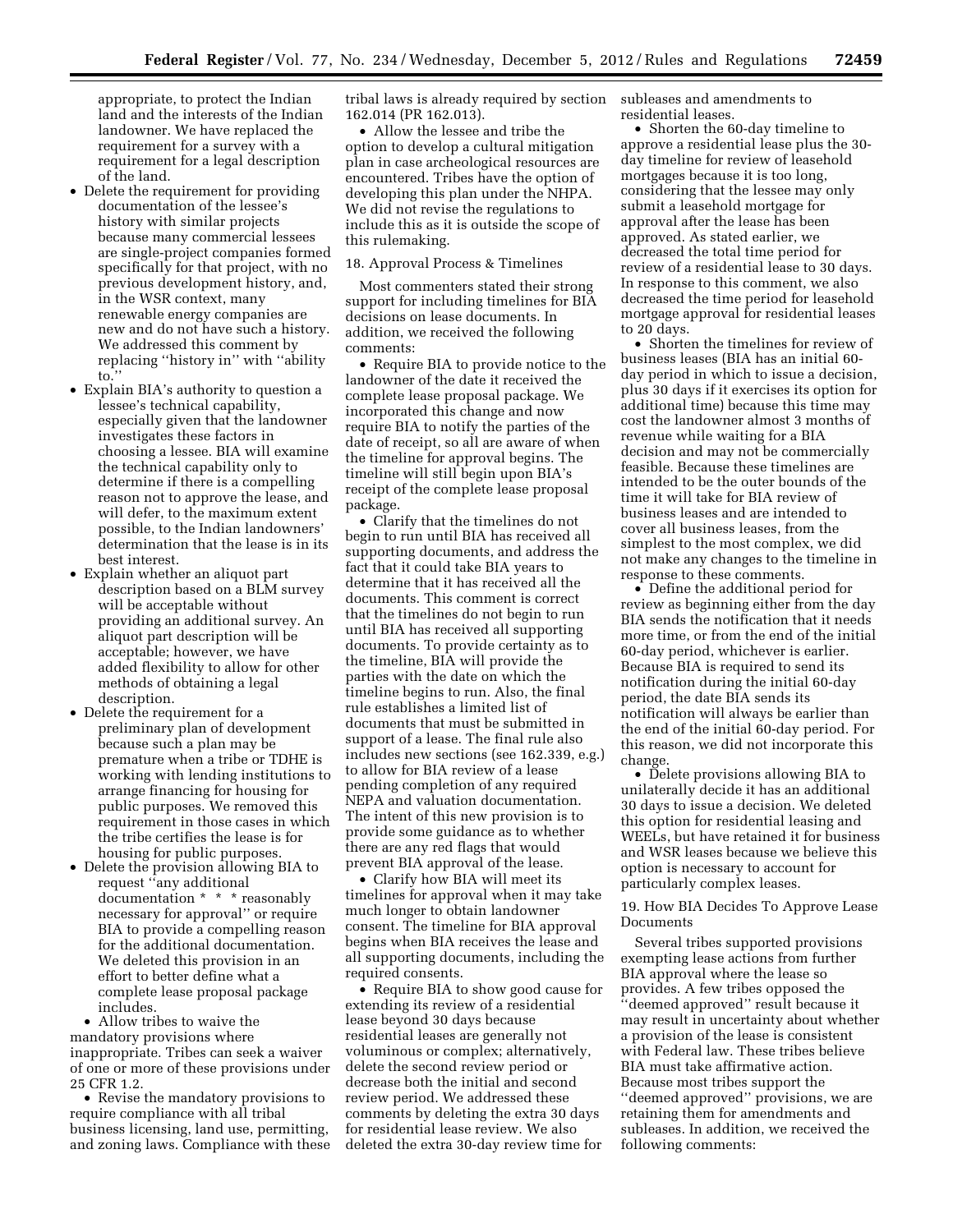appropriate, to protect the Indian land and the interests of the Indian landowner. We have replaced the requirement for a survey with a requirement for a legal description of the land.

- Delete the requirement for providing documentation of the lessee's history with similar projects because many commercial lessees are single-project companies formed specifically for that project, with no previous development history, and, in the WSR context, many renewable energy companies are new and do not have such a history. We addressed this comment by replacing ''history in'' with ''ability to.''
- Explain BIA's authority to question a lessee's technical capability, especially given that the landowner investigates these factors in choosing a lessee. BIA will examine the technical capability only to determine if there is a compelling reason not to approve the lease, and will defer, to the maximum extent possible, to the Indian landowners' determination that the lease is in its best interest.
- Explain whether an aliquot part description based on a BLM survey will be acceptable without providing an additional survey. An aliquot part description will be acceptable; however, we have added flexibility to allow for other methods of obtaining a legal description.
- Delete the requirement for a preliminary plan of development because such a plan may be premature when a tribe or TDHE is working with lending institutions to arrange financing for housing for public purposes. We removed this requirement in those cases in which the tribe certifies the lease is for housing for public purposes.
- Delete the provision allowing BIA to request ''any additional documentation * * * reasonably necessary for approval'' or require BIA to provide a compelling reason for the additional documentation. We deleted this provision in an effort to better define what a complete lease proposal package includes.
- Allow tribes to waive the mandatory provisions where inappropriate. Tribes can seek a waiver of one or more of these provisions under 25 CFR 1.2.
- Revise the mandatory provisions to require compliance with all tribal business licensing, land use, permitting, and zoning laws. Compliance with these tribal laws is already required by section 162.014 (PR 162.013).
- Allow the lessee and tribe the option to develop a cultural mitigation plan in case archeological resources are encountered. Tribes have the option of developing this plan under the NHPA. We did not revise the regulations to include this as it is outside the scope of this rulemaking.

18. Approval Process & Timelines

Most commenters stated their strong support for including timelines for BIA decisions on lease documents. In addition, we received the following comments:

- Require BIA to provide notice to the landowner of the date it received the complete lease proposal package. We incorporated this change and now require BIA to notify the parties of the date of receipt, so all are aware of when the timeline for approval begins. The timeline will still begin upon BIA's receipt of the complete lease proposal package.
- Clarify that the timelines do not begin to run until BIA has received all supporting documents, and address the fact that it could take BIA years to determine that it has received all the documents. This comment is correct that the timelines do not begin to run until BIA has received all supporting documents. To provide certainty as to the timeline, BIA will provide the parties with the date on which the timeline begins to run. Also, the final rule establishes a limited list of documents that must be submitted in support of a lease. The final rule also includes new sections (see 162.339, e.g.) to allow for BIA review of a lease pending completion of any required NEPA and valuation documentation. The intent of this new provision is to provide some guidance as to whether there are any red flags that would prevent BIA approval of the lease.
- Clarify how BIA will meet its timelines for approval when it may take much longer to obtain landowner consent. The timeline for BIA approval begins when BIA receives the lease and all supporting documents, including the required consents.
- Require BIA to show good cause for extending its review of a residential lease beyond 30 days because residential leases are generally not voluminous or complex; alternatively, delete the second review period or decrease both the initial and second review period. We addressed these comments by deleting the extra 30 days for residential lease review. We also deleted the extra 30-day review time for subleases and amendments to residential leases.
- Shorten the 60-day timeline to approve a residential lease plus the 30-day timeline for review of leasehold mortgages because it is too long, considering that the lessee may only submit a leasehold mortgage for approval after the lease has been approved. As stated earlier, we decreased the total time period for review of a residential lease to 30 days. In response to this comment, we also decreased the time period for leasehold mortgage approval for residential leases to 20 days.
- Shorten the timelines for review of business leases (BIA has an initial 60-day period in which to issue a decision, plus 30 days if it exercises its option for additional time) because this time may cost the landowner almost 3 months of revenue while waiting for a BIA decision and may not be commercially feasible. Because these timelines are intended to be the outer bounds of the time it will take for BIA review of business leases and are intended to cover all business leases, from the simplest to the most complex, we did not make any changes to the timeline in response to these comments.
- Define the additional period for review as beginning either from the day BIA sends the notification that it needs more time, or from the end of the initial 60-day period, whichever is earlier. Because BIA is required to send its notification during the initial 60-day period, the date BIA sends its notification will always be earlier than the end of the initial 60-day period. For this reason, we did not incorporate this change.
- Delete provisions allowing BIA to unilaterally decide it has an additional 30 days to issue a decision. We deleted this option for residential leasing and WEELs, but have retained it for business and WSR leases because we believe this option is necessary to account for particularly complex leases.

19. How BIA Decides To Approve Lease Documents

Several tribes supported provisions exempting lease actions from further BIA approval where the lease so provides. A few tribes opposed the ''deemed approved'' result because it may result in uncertainty about whether a provision of the lease is consistent with Federal law. These tribes believe BIA must take affirmative action. Because most tribes support the ''deemed approved'' provisions, we are retaining them for amendments and subleases. In addition, we received the following comments: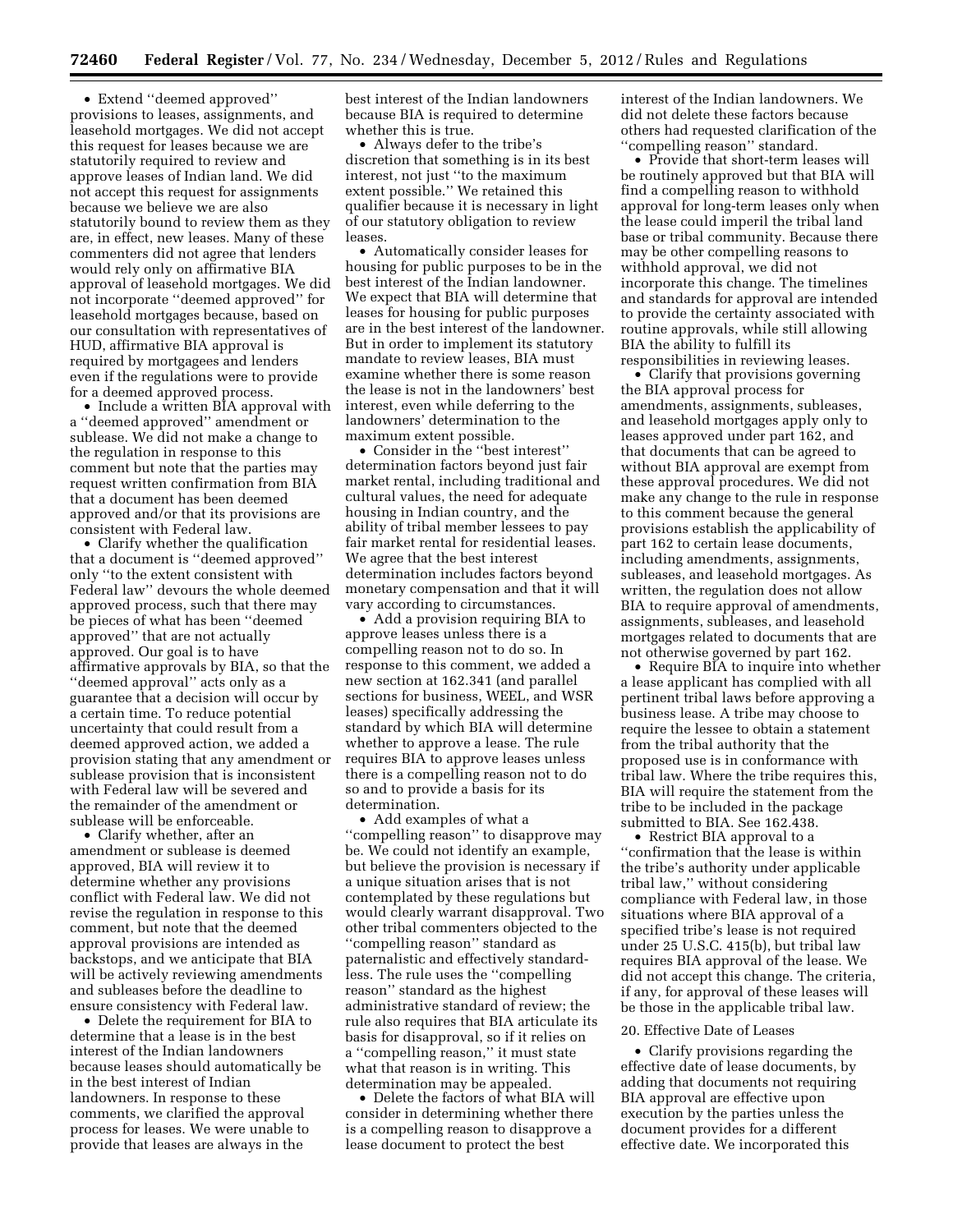- Extend "deemed approved" provisions to leases, assignments, and leasehold mortgages. We did not accept this request for leases because we are statutorily required to review and approve leases of Indian land. We did not accept this request for assignments because we believe we are also statutorily bound to review them as they are, in effect, new leases. Many of these commenters did not agree that lenders would rely only on affirmative BIA approval of leasehold mortgages. We did not incorporate "deemed approved" for leasehold mortgages because, based on our consultation with representatives of HUD, affirmative BIA approval is required by mortgagees and lenders even if the regulations were to provide for a deemed approved process.
- Include a written BIA approval with a "deemed approved" amendment or sublease. We did not make a change to the regulation in response to this comment but note that the parties may request written confirmation from BIA that a document has been deemed approved and/or that its provisions are consistent with Federal law.
- Clarify whether the qualification that a document is "deemed approved" only "to the extent consistent with Federal law" devours the whole deemed approved process, such that there may be pieces of what has been "deemed approved" that are not actually approved. Our goal is to have affirmative approvals by BIA, so that the "deemed approval" acts only as a guarantee that a decision will occur by a certain time. To reduce potential uncertainty that could result from a deemed approved action, we added a provision stating that any amendment or sublease provision that is inconsistent with Federal law will be severed and the remainder of the amendment or sublease will be enforceable.
- Clarify whether, after an amendment or sublease is deemed approved, BIA will review it to determine whether any provisions conflict with Federal law. We did not revise the regulation in response to this comment, but note that the deemed approval provisions are intended as backstops, and we anticipate that BIA will be actively reviewing amendments and subleases before the deadline to ensure consistency with Federal law.
- Delete the requirement for BIA to determine that a lease is in the best interest of the Indian landowners because leases should automatically be in the best interest of Indian landowners. In response to these comments, we clarified the approval process for leases. We were unable to provide that leases are always in the best interest of the Indian landowners because BIA is required to determine whether this is true.
- Always defer to the tribe's discretion that something is in its best interest, not just "to the maximum extent possible." We retained this qualifier because it is necessary in light of our statutory obligation to review leases.
- Automatically consider leases for housing for public purposes to be in the best interest of the Indian landowner. We expect that BIA will determine that leases for housing for public purposes are in the best interest of the landowner. But in order to implement its statutory mandate to review leases, BIA must examine whether there is some reason the lease is not in the landowners' best interest, even while deferring to the landowners' determination to the maximum extent possible.
- Consider in the "best interest" determination factors beyond just fair market rental, including traditional and cultural values, the need for adequate housing in Indian country, and the ability of tribal member lessees to pay fair market rental for residential leases. We agree that the best interest determination includes factors beyond monetary compensation and that it will vary according to circumstances.
- Add a provision requiring BIA to approve leases unless there is a compelling reason not to do so. In response to this comment, we added a new section at 162.341 (and parallel sections for business, WEEL, and WSR leases) specifically addressing the standard by which BIA will determine whether to approve a lease. The rule requires BIA to approve leases unless there is a compelling reason not to do so and to provide a basis for its determination.
- Add examples of what a "compelling reason" to disapprove may be. We could not identify an example, but believe the provision is necessary if a unique situation arises that is not contemplated by these regulations but would clearly warrant disapproval. Two other tribal commenters objected to the "compelling reason" standard as paternalistic and effectively standard-less. The rule uses the "compelling reason" standard as the highest administrative standard of review; the rule also requires that BIA articulate its basis for disapproval, so if it relies on a "compelling reason," it must state what that reason is in writing. This determination may be appealed.
- Delete the factors of what BIA will consider in determining whether there is a compelling reason to disapprove a lease document to protect the best interest of the Indian landowners. We did not delete these factors because others had requested clarification of the "compelling reason" standard.
- Provide that short-term leases will be routinely approved but that BIA will find a compelling reason to withhold approval for long-term leases only when the lease could imperil the tribal land base or tribal community. Because there may be other compelling reasons to withhold approval, we did not incorporate this change. The timelines and standards for approval are intended to provide the certainty associated with routine approvals, while still allowing BIA the ability to fulfill its responsibilities in reviewing leases.
- Clarify that provisions governing the BIA approval process for amendments, assignments, subleases, and leasehold mortgages apply only to leases approved under part 162, and that documents that can be agreed to without BIA approval are exempt from these approval procedures. We did not make any change to the rule in response to this comment because the general provisions establish the applicability of part 162 to certain lease documents, including amendments, assignments, subleases, and leasehold mortgages. As written, the regulation does not allow BIA to require approval of amendments, assignments, subleases, and leasehold mortgages related to documents that are not otherwise governed by part 162.
- Require BIA to inquire into whether a lease applicant has complied with all pertinent tribal laws before approving a business lease. A tribe may choose to require the lessee to obtain a statement from the tribal authority that the proposed use is in conformance with tribal law. Where the tribe requires this, BIA will require the statement from the tribe to be included in the package submitted to BIA. See 162.438.
- Restrict BIA approval to a "confirmation that the lease is within the tribe's authority under applicable tribal law," without considering compliance with Federal law, in those situations where BIA approval of a specified tribe's lease is not required under 25 U.S.C. 415(b), but tribal law requires BIA approval of the lease. We did not accept this change. The criteria, if any, for approval of these leases will be those in the applicable tribal law.

20. Effective Date of Leases

- Clarify provisions regarding the effective date of lease documents, by adding that documents not requiring BIA approval are effective upon execution by the parties unless the document provides for a different effective date. We incorporated this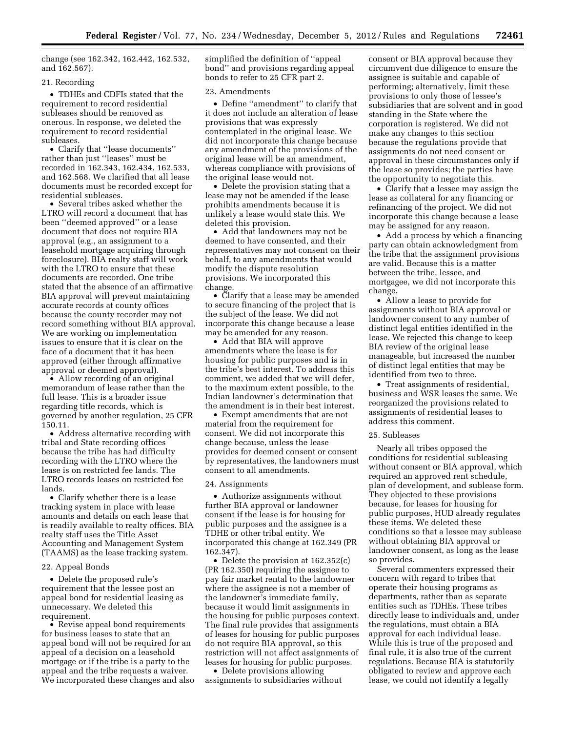change (see 162.342, 162.442, 162.532, and 162.567).

21. Recording

- TDHEs and CDFIs stated that the requirement to record residential subleases should be removed as onerous. In response, we deleted the requirement to record residential subleases.
- Clarify that ''lease documents'' rather than just ''leases'' must be recorded in 162.343, 162.434, 162.533, and 162.568. We clarified that all lease documents must be recorded except for residential subleases.
- Several tribes asked whether the LTRO will record a document that has been ''deemed approved'' or a lease document that does not require BIA approval (e.g., an assignment to a leasehold mortgage acquiring through foreclosure). BIA realty staff will work with the LTRO to ensure that these documents are recorded. One tribe stated that the absence of an affirmative BIA approval will prevent maintaining accurate records at county offices because the county recorder may not record something without BIA approval. We are working on implementation issues to ensure that it is clear on the face of a document that it has been approved (either through affirmative approval or deemed approval).
- Allow recording of an original memorandum of lease rather than the full lease. This is a broader issue regarding title records, which is governed by another regulation, 25 CFR 150.11.
- Address alternative recording with tribal and State recording offices because the tribe has had difficulty recording with the LTRO where the lease is on restricted fee lands. The LTRO records leases on restricted fee lands.
- Clarify whether there is a lease tracking system in place with lease amounts and details on each lease that is readily available to realty offices. BIA realty staff uses the Title Asset Accounting and Management System (TAAMS) as the lease tracking system.

22. Appeal Bonds

- Delete the proposed rule's requirement that the lessee post an appeal bond for residential leasing as unnecessary. We deleted this requirement.
- Revise appeal bond requirements for business leases to state that an appeal bond will not be required for an appeal of a decision on a leasehold mortgage or if the tribe is a party to the appeal and the tribe requests a waiver. We incorporated these changes and also simplified the definition of ''appeal bond'' and provisions regarding appeal bonds to refer to 25 CFR part 2.

23. Amendments

- Define ''amendment'' to clarify that it does not include an alteration of lease provisions that was expressly contemplated in the original lease. We did not incorporate this change because any amendment of the provisions of the original lease will be an amendment, whereas compliance with provisions of the original lease would not.
- Delete the provision stating that a lease may not be amended if the lease prohibits amendments because it is unlikely a lease would state this. We deleted this provision.
- Add that landowners may not be deemed to have consented, and their representatives may not consent on their behalf, to any amendments that would modify the dispute resolution provisions. We incorporated this change.
- Clarify that a lease may be amended to secure financing of the project that is the subject of the lease. We did not incorporate this change because a lease may be amended for any reason.
- Add that BIA will approve amendments where the lease is for housing for public purposes and is in the tribe's best interest. To address this comment, we added that we will defer, to the maximum extent possible, to the Indian landowner's determination that the amendment is in their best interest.
- Exempt amendments that are not material from the requirement for consent. We did not incorporate this change because, unless the lease provides for deemed consent or consent by representatives, the landowners must consent to all amendments.

24. Assignments

- Authorize assignments without further BIA approval or landowner consent if the lease is for housing for public purposes and the assignee is a TDHE or other tribal entity. We incorporated this change at 162.349 (PR 162.347).
- Delete the provision at 162.352(c) (PR 162.350) requiring the assignee to pay fair market rental to the landowner where the assignee is not a member of the landowner's immediate family, because it would limit assignments in the housing for public purposes context. The final rule provides that assignments of leases for housing for public purposes do not require BIA approval, so this restriction will not affect assignments of leases for housing for public purposes.
- Delete provisions allowing assignments to subsidiaries without consent or BIA approval because they circumvent due diligence to ensure the assignee is suitable and capable of performing; alternatively, limit these provisions to only those of lessee's subsidiaries that are solvent and in good standing in the State where the corporation is registered. We did not make any changes to this section because the regulations provide that assignments do not need consent or approval in these circumstances only if the lease so provides; the parties have the opportunity to negotiate this.
- Clarify that a lessee may assign the lease as collateral for any financing or refinancing of the project. We did not incorporate this change because a lease may be assigned for any reason.
- Add a process by which a financing party can obtain acknowledgment from the tribe that the assignment provisions are valid. Because this is a matter between the tribe, lessee, and mortgagee, we did not incorporate this change.
- Allow a lease to provide for assignments without BIA approval or landowner consent to any number of distinct legal entities identified in the lease. We rejected this change to keep BIA review of the original lease manageable, but increased the number of distinct legal entities that may be identified from two to three.
- Treat assignments of residential, business and WSR leases the same. We reorganized the provisions related to assignments of residential leases to address this comment.

25. Subleases

Nearly all tribes opposed the conditions for residential subleasing without consent or BIA approval, which required an approved rent schedule, plan of development, and sublease form. They objected to these provisions because, for leases for housing for public purposes, HUD already regulates these items. We deleted these conditions so that a lessee may sublease without obtaining BIA approval or landowner consent, as long as the lease so provides.

Several commenters expressed their concern with regard to tribes that operate their housing programs as departments, rather than as separate entities such as TDHEs. These tribes directly lease to individuals and, under the regulations, must obtain a BIA approval for each individual lease. While this is true of the proposed and final rule, it is also true of the current regulations. Because BIA is statutorily obligated to review and approve each lease, we could not identify a legally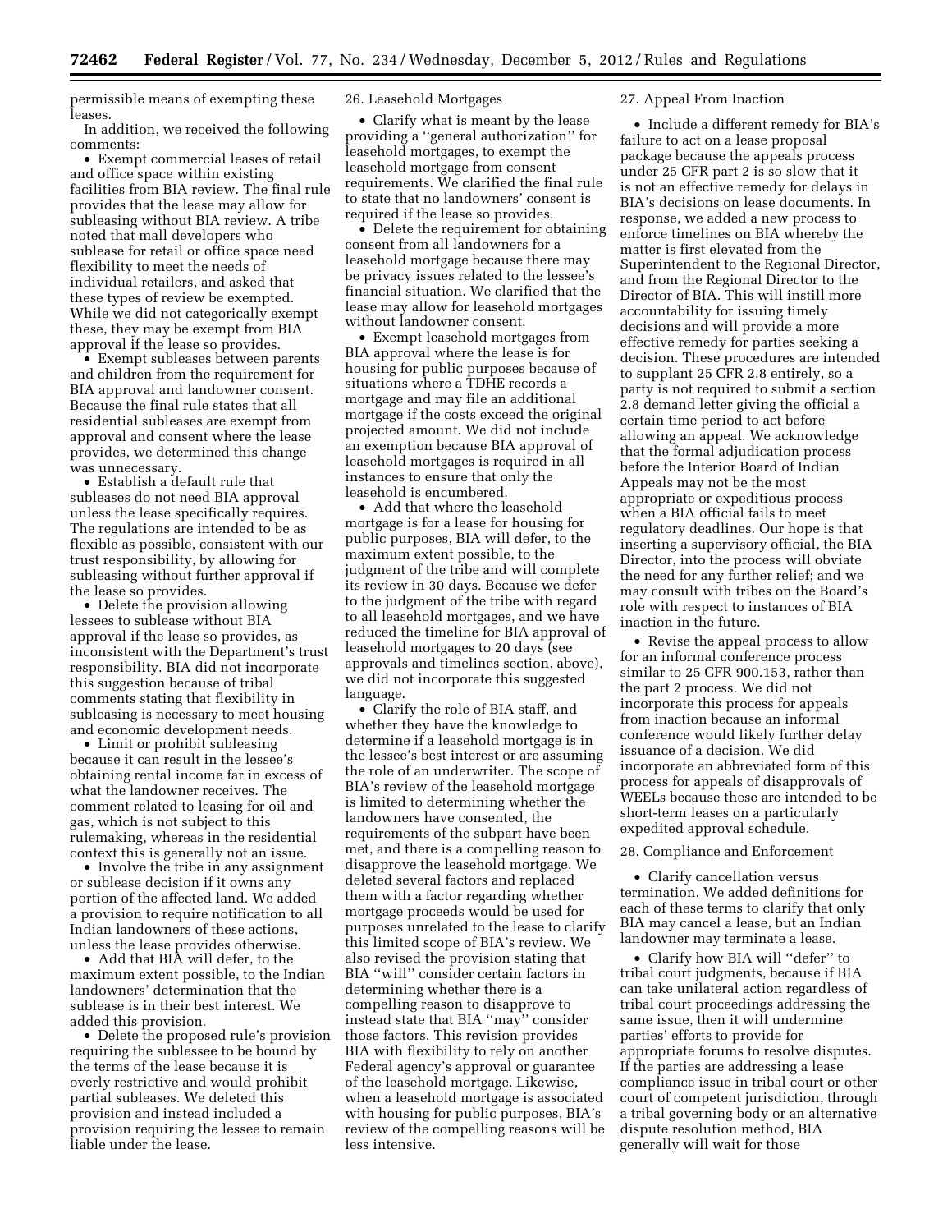permissible means of exempting these leases.

In addition, we received the following comments:

- Exempt commercial leases of retail and office space within existing facilities from BIA review. The final rule provides that the lease may allow for subleasing without BIA review. A tribe noted that mall developers who sublease for retail or office space need flexibility to meet the needs of individual retailers, and asked that these types of review be exempted. While we did not categorically exempt these, they may be exempt from BIA approval if the lease so provides.
- Exempt subleases between parents and children from the requirement for BIA approval and landowner consent. Because the final rule states that all residential subleases are exempt from approval and consent where the lease provides, we determined this change was unnecessary.
- Establish a default rule that subleases do not need BIA approval unless the lease specifically requires. The regulations are intended to be as flexible as possible, consistent with our trust responsibility, by allowing for subleasing without further approval if the lease so provides.
- Delete the provision allowing lessees to sublease without BIA approval if the lease so provides, as inconsistent with the Department's trust responsibility. BIA did not incorporate this suggestion because of tribal comments stating that flexibility in subleasing is necessary to meet housing and economic development needs.
- Limit or prohibit subleasing because it can result in the lessee's obtaining rental income far in excess of what the landowner receives. The comment related to leasing for oil and gas, which is not subject to this rulemaking, whereas in the residential context this is generally not an issue.
- Involve the tribe in any assignment or sublease decision if it owns any portion of the affected land. We added a provision to require notification to all Indian landowners of these actions, unless the lease provides otherwise.
- Add that BIA will defer, to the maximum extent possible, to the Indian landowners' determination that the sublease is in their best interest. We added this provision.
- Delete the proposed rule's provision requiring the sublessee to be bound by the terms of the lease because it is overly restrictive and would prohibit partial subleases. We deleted this provision and instead included a provision requiring the lessee to remain liable under the lease.

26. Leasehold Mortgages

- Clarify what is meant by the lease providing a ''general authorization'' for leasehold mortgages, to exempt the leasehold mortgage from consent requirements. We clarified the final rule to state that no landowners' consent is required if the lease so provides.
- Delete the requirement for obtaining consent from all landowners for a leasehold mortgage because there may be privacy issues related to the lessee's financial situation. We clarified that the lease may allow for leasehold mortgages without landowner consent.
- Exempt leasehold mortgages from BIA approval where the lease is for housing for public purposes because of situations where a TDHE records a mortgage and may file an additional mortgage if the costs exceed the original projected amount. We did not include an exemption because BIA approval of leasehold mortgages is required in all instances to ensure that only the leasehold is encumbered.
- Add that where the leasehold mortgage is for a lease for housing for public purposes, BIA will defer, to the maximum extent possible, to the judgment of the tribe and will complete its review in 30 days. Because we defer to the judgment of the tribe with regard to all leasehold mortgages, and we have reduced the timeline for BIA approval of leasehold mortgages to 20 days (see approvals and timelines section, above), we did not incorporate this suggested language.
- Clarify the role of BIA staff, and whether they have the knowledge to determine if a leasehold mortgage is in the lessee's best interest or are assuming the role of an underwriter. The scope of BIA's review of the leasehold mortgage is limited to determining whether the landowners have consented, the requirements of the subpart have been met, and there is a compelling reason to disapprove the leasehold mortgage. We deleted several factors and replaced them with a factor regarding whether mortgage proceeds would be used for purposes unrelated to the lease to clarify this limited scope of BIA's review. We also revised the provision stating that BIA ''will'' consider certain factors in determining whether there is a compelling reason to disapprove to instead state that BIA ''may'' consider those factors. This revision provides BIA with flexibility to rely on another Federal agency's approval or guarantee of the leasehold mortgage. Likewise, when a leasehold mortgage is associated with housing for public purposes, BIA's review of the compelling reasons will be less intensive.

27. Appeal From Inaction

- Include a different remedy for BIA's failure to act on a lease proposal package because the appeals process under 25 CFR part 2 is so slow that it is not an effective remedy for delays in BIA's decisions on lease documents. In response, we added a new process to enforce timelines on BIA whereby the matter is first elevated from the Superintendent to the Regional Director, and from the Regional Director to the Director of BIA. This will instill more accountability for issuing timely decisions and will provide a more effective remedy for parties seeking a decision. These procedures are intended to supplant 25 CFR 2.8 entirely, so a party is not required to submit a section 2.8 demand letter giving the official a certain time period to act before allowing an appeal. We acknowledge that the formal adjudication process before the Interior Board of Indian Appeals may not be the most appropriate or expeditious process when a BIA official fails to meet regulatory deadlines. Our hope is that inserting a supervisory official, the BIA Director, into the process will obviate the need for any further relief; and we may consult with tribes on the Board's role with respect to instances of BIA inaction in the future.
- Revise the appeal process to allow for an informal conference process similar to 25 CFR 900.153, rather than the part 2 process. We did not incorporate this process for appeals from inaction because an informal conference would likely further delay issuance of a decision. We did incorporate an abbreviated form of this process for appeals of disapprovals of WEELs because these are intended to be short-term leases on a particularly expedited approval schedule.

28. Compliance and Enforcement

- Clarify cancellation versus termination. We added definitions for each of these terms to clarify that only BIA may cancel a lease, but an Indian landowner may terminate a lease.
- Clarify how BIA will ''defer'' to tribal court judgments, because if BIA can take unilateral action regardless of tribal court proceedings addressing the same issue, then it will undermine parties' efforts to provide for appropriate forums to resolve disputes. If the parties are addressing a lease compliance issue in tribal court or other court of competent jurisdiction, through a tribal governing body or an alternative dispute resolution method, BIA generally will wait for those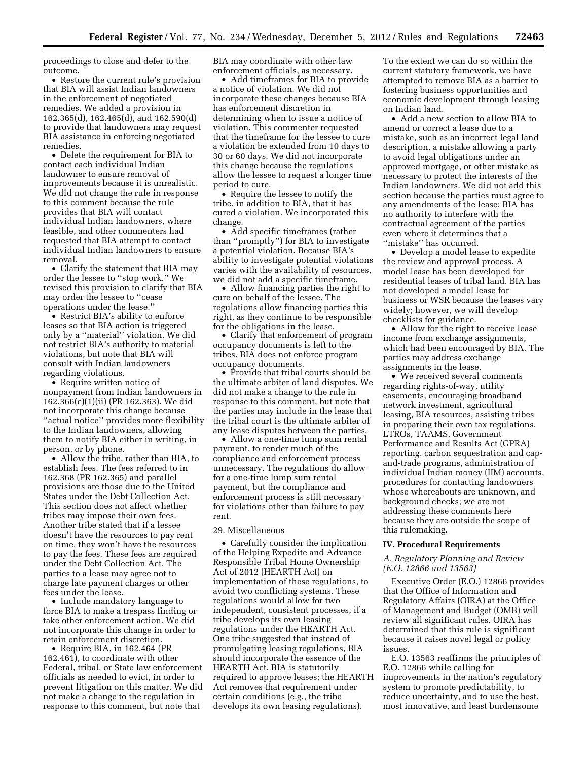proceedings to close and defer to the outcome.

- Restore the current rule's provision that BIA will assist Indian landowners in the enforcement of negotiated remedies. We added a provision in 162.365(d), 162.465(d), and 162.590(d) to provide that landowners may request BIA assistance in enforcing negotiated remedies.
- Delete the requirement for BIA to contact each individual Indian landowner to ensure removal of improvements because it is unrealistic. We did not change the rule in response to this comment because the rule provides that BIA will contact individual Indian landowners, where feasible, and other commenters had requested that BIA attempt to contact individual Indian landowners to ensure removal.
- Clarify the statement that BIA may order the lessee to ''stop work.'' We revised this provision to clarify that BIA may order the lessee to ''cease operations under the lease.''
- Restrict BIA's ability to enforce leases so that BIA action is triggered only by a ''material'' violation. We did not restrict BIA's authority to material violations, but note that BIA will consult with Indian landowners regarding violations.
- Require written notice of nonpayment from Indian landowners in 162.366(c)(1)(ii) (PR 162.363). We did not incorporate this change because ''actual notice'' provides more flexibility to the Indian landowners, allowing them to notify BIA either in writing, in person, or by phone.
- Allow the tribe, rather than BIA, to establish fees. The fees referred to in 162.368 (PR 162.365) and parallel provisions are those due to the United States under the Debt Collection Act. This section does not affect whether tribes may impose their own fees. Another tribe stated that if a lessee doesn't have the resources to pay rent on time, they won't have the resources to pay the fees. These fees are required under the Debt Collection Act. The parties to a lease may agree not to charge late payment charges or other fees under the lease.
- Include mandatory language to force BIA to make a trespass finding or take other enforcement action. We did not incorporate this change in order to retain enforcement discretion.
- Require BIA, in 162.464 (PR 162.461), to coordinate with other Federal, tribal, or State law enforcement officials as needed to evict, in order to prevent litigation on this matter. We did not make a change to the regulation in response to this comment, but note that BIA may coordinate with other law enforcement officials, as necessary.
- Add timeframes for BIA to provide a notice of violation. We did not incorporate these changes because BIA has enforcement discretion in determining when to issue a notice of violation. This commenter requested that the timeframe for the lessee to cure a violation be extended from 10 days to 30 or 60 days. We did not incorporate this change because the regulations allow the lessee to request a longer time period to cure.
- Require the lessee to notify the tribe, in addition to BIA, that it has cured a violation. We incorporated this change.
- Add specific timeframes (rather than ''promptly'') for BIA to investigate a potential violation. Because BIA's ability to investigate potential violations varies with the availability of resources, we did not add a specific timeframe.
- Allow financing parties the right to cure on behalf of the lessee. The regulations allow financing parties this right, as they continue to be responsible for the obligations in the lease.
- Clarify that enforcement of program occupancy documents is left to the tribes. BIA does not enforce program occupancy documents.
- Provide that tribal courts should be the ultimate arbiter of land disputes. We did not make a change to the rule in response to this comment, but note that the parties may include in the lease that the tribal court is the ultimate arbiter of any lease disputes between the parties.
- Allow a one-time lump sum rental payment, to render much of the compliance and enforcement process unnecessary. The regulations do allow for a one-time lump sum rental payment, but the compliance and enforcement process is still necessary for violations other than failure to pay rent.

29. Miscellaneous

- Carefully consider the implication of the Helping Expedite and Advance Responsible Tribal Home Ownership Act of 2012 (HEARTH Act) on implementation of these regulations, to avoid two conflicting systems. These regulations would allow for two independent, consistent processes, if a tribe develops its own leasing regulations under the HEARTH Act. One tribe suggested that instead of promulgating leasing regulations, BIA should incorporate the essence of the HEARTH Act. BIA is statutorily required to approve leases; the HEARTH Act removes that requirement under certain conditions (e.g., the tribe develops its own leasing regulations). To the extent we can do so within the current statutory framework, we have attempted to remove BIA as a barrier to fostering business opportunities and economic development through leasing on Indian land.
- Add a new section to allow BIA to amend or correct a lease due to a mistake, such as an incorrect legal land description, a mistake allowing a party to avoid legal obligations under an approved mortgage, or other mistake as necessary to protect the interests of the Indian landowners. We did not add this section because the parties must agree to any amendments of the lease; BIA has no authority to interfere with the contractual agreement of the parties even where it determines that a ''mistake'' has occurred.
- Develop a model lease to expedite the review and approval process. A model lease has been developed for residential leases of tribal land. BIA has not developed a model lease for business or WSR because the leases vary widely; however, we will develop checklists for guidance.
- Allow for the right to receive lease income from exchange assignments, which had been encouraged by BIA. The parties may address exchange assignments in the lease.
- We received several comments regarding rights-of-way, utility easements, encouraging broadband network investment, agricultural leasing, BIA resources, assisting tribes in preparing their own tax regulations, LTROs, TAAMS, Government Performance and Results Act (GPRA) reporting, carbon sequestration and cap-and-trade programs, administration of individual Indian money (IIM) accounts, procedures for contacting landowners whose whereabouts are unknown, and background checks; we are not addressing these comments here because they are outside the scope of this rulemaking.

## IV. Procedural Requirements

### *A. Regulatory Planning and Review (E.O. 12866 and 13563)*

Executive Order (E.O.) 12866 provides that the Office of Information and Regulatory Affairs (OIRA) at the Office of Management and Budget (OMB) will review all significant rules. OIRA has determined that this rule is significant because it raises novel legal or policy issues.

E.O. 13563 reaffirms the principles of E.O. 12866 while calling for improvements in the nation's regulatory system to promote predictability, to reduce uncertainty, and to use the best, most innovative, and least burdensome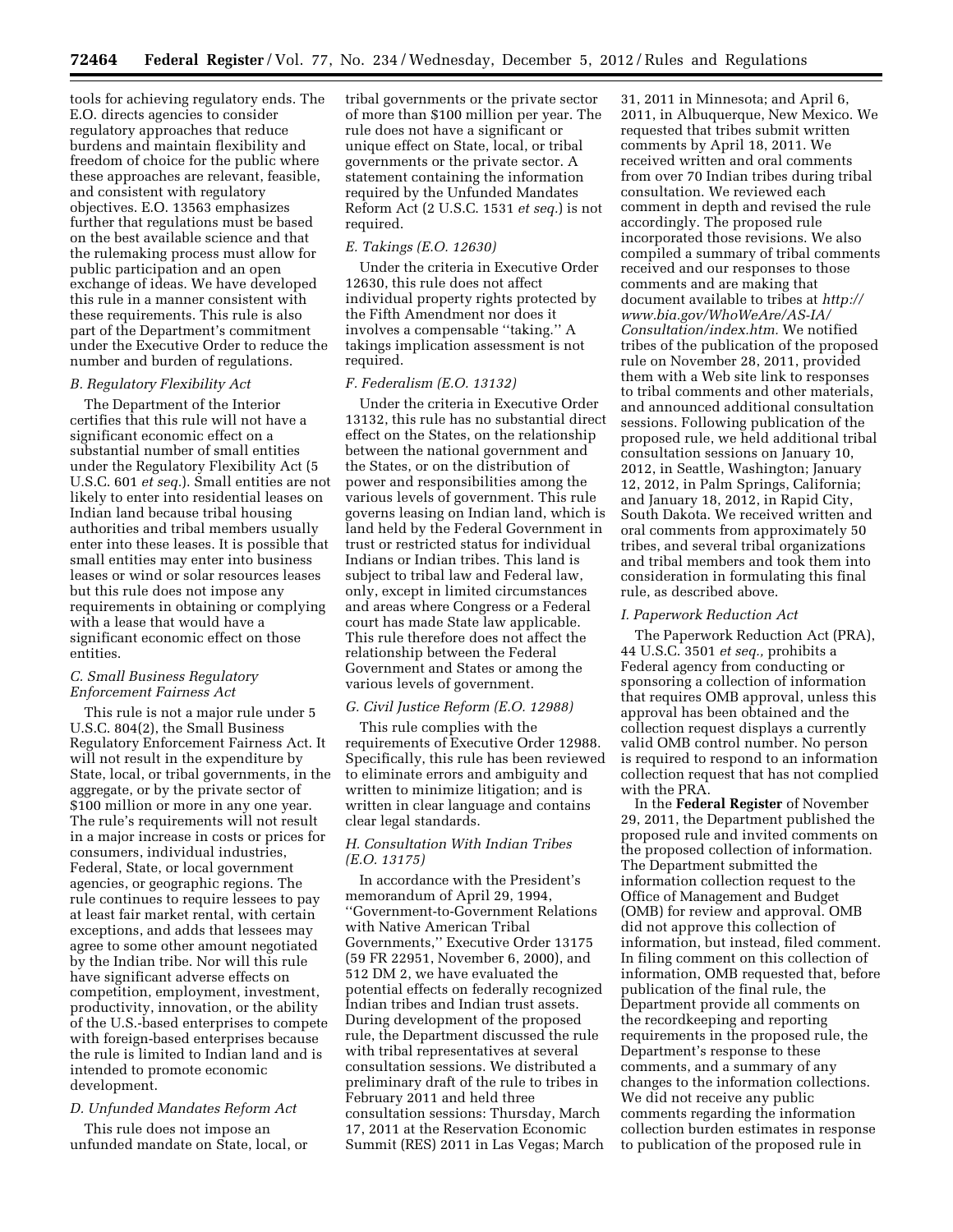tools for achieving regulatory ends. The E.O. directs agencies to consider regulatory approaches that reduce burdens and maintain flexibility and freedom of choice for the public where these approaches are relevant, feasible, and consistent with regulatory objectives. E.O. 13563 emphasizes further that regulations must be based on the best available science and that the rulemaking process must allow for public participation and an open exchange of ideas. We have developed this rule in a manner consistent with these requirements. This rule is also part of the Department's commitment under the Executive Order to reduce the number and burden of regulations.

### B. Regulatory Flexibility Act

The Department of the Interior certifies that this rule will not have a significant economic effect on a substantial number of small entities under the Regulatory Flexibility Act (5 U.S.C. 601 *et seq.*). Small entities are not likely to enter into residential leases on Indian land because tribal housing authorities and tribal members usually enter into these leases. It is possible that small entities may enter into business leases or wind or solar resources leases but this rule does not impose any requirements in obtaining or complying with a lease that would have a significant economic effect on those entities.

### C. Small Business Regulatory Enforcement Fairness Act

This rule is not a major rule under 5 U.S.C. 804(2), the Small Business Regulatory Enforcement Fairness Act. It will not result in the expenditure by State, local, or tribal governments, in the aggregate, or by the private sector of $100 million or more in any one year. The rule's requirements will not result in a major increase in costs or prices for consumers, individual industries, Federal, State, or local government agencies, or geographic regions. The rule continues to require lessees to pay at least fair market rental, with certain exceptions, and adds that lessees may agree to some other amount negotiated by the Indian tribe. Nor will this rule have significant adverse effects on competition, employment, investment, productivity, innovation, or the ability of the U.S.-based enterprises to compete with foreign-based enterprises because the rule is limited to Indian land and is intended to promote economic development.

### D. Unfunded Mandates Reform Act

This rule does not impose an unfunded mandate on State, local, or tribal governments or the private sector of more than $100 million per year. The rule does not have a significant or unique effect on State, local, or tribal governments or the private sector. A statement containing the information required by the Unfunded Mandates Reform Act (2 U.S.C. 1531 *et seq.*) is not required.

### E. Takings (E.O. 12630)

Under the criteria in Executive Order 12630, this rule does not affect individual property rights protected by the Fifth Amendment nor does it involves a compensable ''taking.'' A takings implication assessment is not required.

### F. Federalism (E.O. 13132)

Under the criteria in Executive Order 13132, this rule has no substantial direct effect on the States, on the relationship between the national government and the States, or on the distribution of power and responsibilities among the various levels of government. This rule governs leasing on Indian land, which is land held by the Federal Government in trust or restricted status for individual Indians or Indian tribes. This land is subject to tribal law and Federal law, only, except in limited circumstances and areas where Congress or a Federal court has made State law applicable. This rule therefore does not affect the relationship between the Federal Government and States or among the various levels of government.

### G. Civil Justice Reform (E.O. 12988)

This rule complies with the requirements of Executive Order 12988. Specifically, this rule has been reviewed to eliminate errors and ambiguity and written to minimize litigation; and is written in clear language and contains clear legal standards.

### H. Consultation With Indian Tribes (E.O. 13175)

In accordance with the President's memorandum of April 29, 1994, ''Government-to-Government Relations with Native American Tribal Governments,'' Executive Order 13175 (59 FR 22951, November 6, 2000), and 512 DM 2, we have evaluated the potential effects on federally recognized Indian tribes and Indian trust assets. During development of the proposed rule, the Department discussed the rule with tribal representatives at several consultation sessions. We distributed a preliminary draft of the rule to tribes in February 2011 and held three consultation sessions: Thursday, March 17, 2011 at the Reservation Economic Summit (RES) 2011 in Las Vegas; March 31, 2011 in Minnesota; and April 6, 2011, in Albuquerque, New Mexico. We requested that tribes submit written comments by April 18, 2011. We received written and oral comments from over 70 Indian tribes during tribal consultation. We reviewed each comment in depth and revised the rule accordingly. The proposed rule incorporated those revisions. We also compiled a summary of tribal comments received and our responses to those comments and are making that document available to tribes at *http://www.bia.gov/WhoWeAre/AS-IA/Consultation/index.htm.* We notified tribes of the publication of the proposed rule on November 28, 2011, provided them with a Web site link to responses to tribal comments and other materials, and announced additional consultation sessions. Following publication of the proposed rule, we held additional tribal consultation sessions on January 10, 2012, in Seattle, Washington; January 12, 2012, in Palm Springs, California; and January 18, 2012, in Rapid City, South Dakota. We received written and oral comments from approximately 50 tribes, and several tribal organizations and tribal members and took them into consideration in formulating this final rule, as described above.

### I. Paperwork Reduction Act

The Paperwork Reduction Act (PRA), 44 U.S.C. 3501 *et seq.,* prohibits a Federal agency from conducting or sponsoring a collection of information that requires OMB approval, unless this approval has been obtained and the collection request displays a currently valid OMB control number. No person is required to respond to an information collection request that has not complied with the PRA.

In the **Federal Register** of November 29, 2011, the Department published the proposed rule and invited comments on the proposed collection of information. The Department submitted the information collection request to the Office of Management and Budget (OMB) for review and approval. OMB did not approve this collection of information, but instead, filed comment. In filing comment on this collection of information, OMB requested that, before publication of the final rule, the Department provide all comments on the recordkeeping and reporting requirements in the proposed rule, the Department's response to these comments, and a summary of any changes to the information collections. We did not receive any public comments regarding the information collection burden estimates in response to publication of the proposed rule in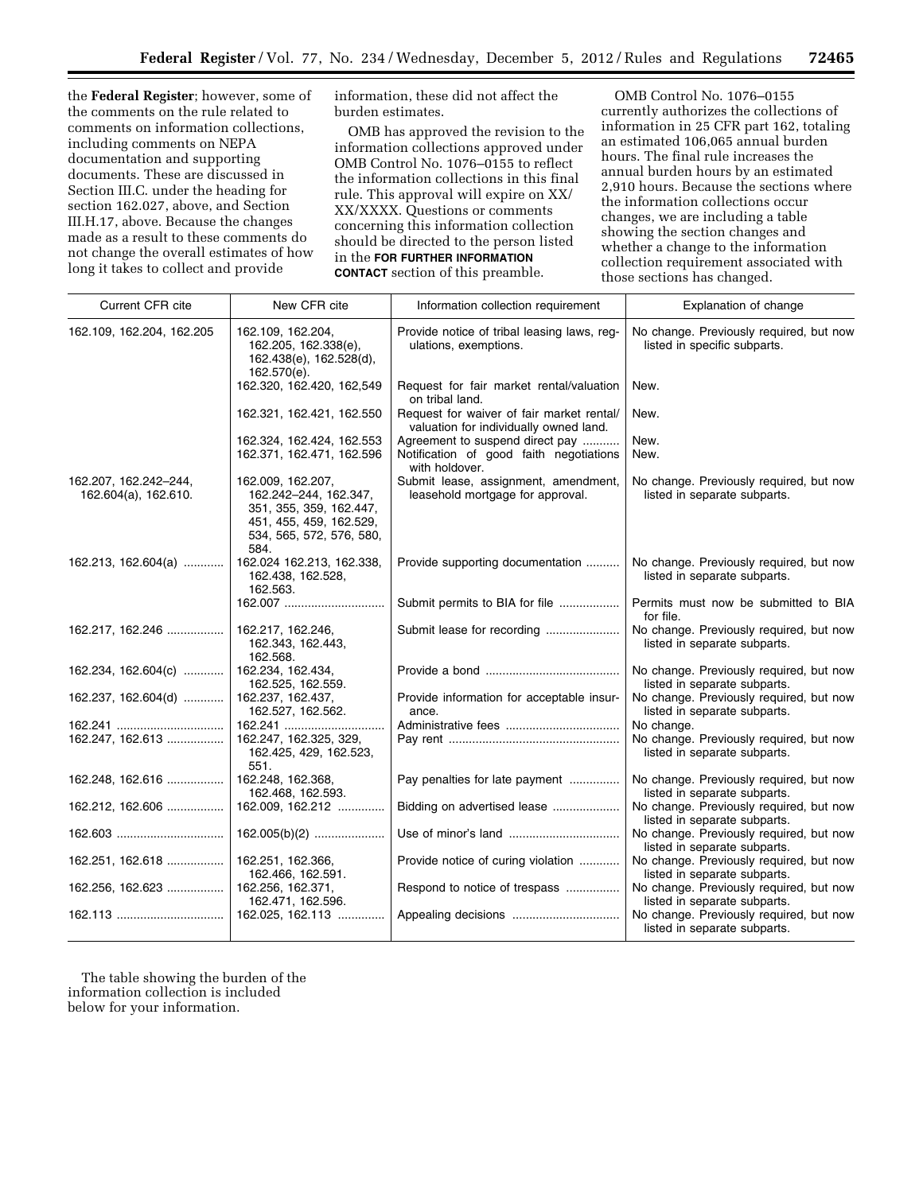the **Federal Register**; however, some of the comments on the rule related to comments on information collections, including comments on NEPA documentation and supporting documents. These are discussed in Section III.C. under the heading for section 162.027, above, and Section III.H.17, above. Because the changes made as a result to these comments do not change the overall estimates of how long it takes to collect and provide information, these did not affect the burden estimates.

OMB has approved the revision to the information collections approved under OMB Control No. 1076–0155 to reflect the information collections in this final rule. This approval will expire on XX/XX/XXXX. Questions or comments concerning this information collection should be directed to the person listed in the **FOR FURTHER INFORMATION CONTACT** section of this preamble.

OMB Control No. 1076–0155 currently authorizes the collections of information in 25 CFR part 162, totaling an estimated 106,065 annual burden hours. The final rule increases the annual burden hours by an estimated 2,910 hours. Because the sections where the information collections occur changes, we are including a table showing the section changes and whether a change to the information collection requirement associated with those sections has changed.

| Current CFR cite | New CFR cite | Information collection requirement | Explanation of change |
|---|---|---|---|
| 162.109, 162.204, 162.205 | 162.109, 162.204, 162.205, 162.338(e), 162.438(e), 162.528(d), 162.570(e). | Provide notice of tribal leasing laws, regulations, exemptions. | No change. Previously required, but now listed in specific subparts. |
| | 162.320, 162.420, 162,549 | Request for fair market rental/valuation on tribal land. | New. |
| | 162.321, 162.421, 162.550 | Request for waiver of fair market rental/valuation for individually owned land. | New. |
| | 162.324, 162.424, 162.553 | Agreement to suspend direct pay | New. |
| | 162.371, 162.471, 162.596 | Notification of good faith negotiations with holdover. | New. |
| 162.207, 162.242–244, 162.604(a), 162.610. | 162.009, 162.207, 162.242–244, 162.347, 351, 355, 359, 162.447, 451, 455, 459, 162.529, 534, 565, 572, 576, 580, 584. | Submit lease, assignment, amendment, leasehold mortgage for approval. | No change. Previously required, but now listed in separate subparts. |
| 162.213, 162.604(a) | 162.024 162.213, 162.338, 162.438, 162.528, 162.563. | Provide supporting documentation | No change. Previously required, but now listed in separate subparts. |
| | 162.007 | Submit permits to BIA for file | Permits must now be submitted to BIA for file. |
| 162.217, 162.246 | 162.217, 162.246, 162.343, 162.443, 162.568. | Submit lease for recording | No change. Previously required, but now listed in separate subparts. |
| 162.234, 162.604(c) | 162.234, 162.434, 162.525, 162.559. | Provide a bond | No change. Previously required, but now listed in separate subparts. |
| 162.237, 162.604(d) | 162.237, 162.437, 162.527, 162.562. | Provide information for acceptable insurance. | No change. Previously required, but now listed in separate subparts. |
| 162.241 | 162.241 | Administrative fees | No change. |
| 162.247, 162.613 | 162.247, 162.325, 329, 162.425, 429, 162.523, 551. | Pay rent | No change. Previously required, but now listed in separate subparts. |
| 162.248, 162.616 | 162.248, 162.368, 162.468, 162.593. | Pay penalties for late payment | No change. Previously required, but now listed in separate subparts. |
| 162.212, 162.606 | 162.009, 162.212 | Bidding on advertised lease | No change. Previously required, but now listed in separate subparts. |
| 162.603 | 162.005(b)(2) | Use of minor's land | No change. Previously required, but now listed in separate subparts. |
| 162.251, 162.618 | 162.251, 162.366, 162.466, 162.591. | Provide notice of curing violation | No change. Previously required, but now listed in separate subparts. |
| 162.256, 162.623 | 162.256, 162.371, 162.471, 162.596. | Respond to notice of trespass | No change. Previously required, but now listed in separate subparts. |
| 162.113 | 162.025, 162.113 | Appealing decisions | No change. Previously required, but now listed in separate subparts. |

The table showing the burden of the information collection is included below for your information.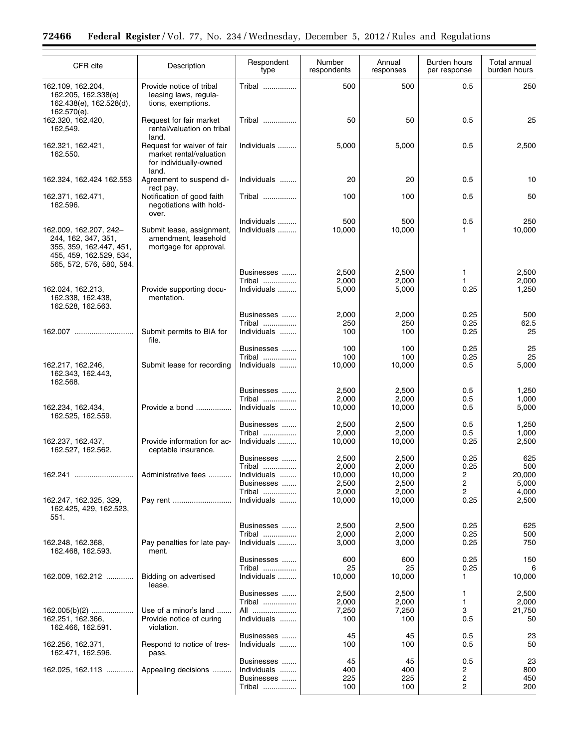| CFR cite | Description | Respondent type | Number respondents | Annual responses | Burden hours per response | Total annual burden hours |
|---|---|---|---|---|---|---|
| 162.109, 162.204, 162.205, 162.338(e) 162.438(e), 162.528(d), 162.570(e). | Provide notice of tribal leasing laws, regulations, exemptions. | Tribal | 500 | 500 | 0.5 | 250 |
| 162.320, 162.420, 162,549. | Request for fair market rental/valuation on tribal land. | Tribal | 50 | 50 | 0.5 | 25 |
| 162.321, 162.421, 162.550. | Request for waiver of fair market rental/valuation for individually-owned land. | Individuals | 5,000 | 5,000 | 0.5 | 2,500 |
| 162.324, 162.424 162.553 | Agreement to suspend direct pay. | Individuals | 20 | 20 | 0.5 | 10 |
| 162.371, 162.471, 162.596. | Notification of good faith negotiations with holdover. | Tribal | 100 | 100 | 0.5 | 50 |
| | | Individuals | 500 | 500 | 0.5 | 250 |
| 162.009, 162.207, 242–244, 162, 347, 351, 355, 359, 162.447, 451, 455, 459, 162.529, 534, 565, 572, 576, 580, 584. | Submit lease, assignment, amendment, leasehold mortgage for approval. | Individuals | 10,000 | 10,000 | 1 | 10,000 |
| | | Businesses | 2,500 | 2,500 | 1 | 2,500 |
| | | Tribal | 2,000 | 2,000 | 1 | 2,000 |
| 162.024, 162.213, 162.338, 162.438, 162.528, 162.563. | Provide supporting documentation. | Individuals | 5,000 | 5,000 | 0.25 | 1,250 |
| | | Businesses | 2,000 | 2,000 | 0.25 | 500 |
| | | Tribal | 250 | 250 | 0.25 | 62.5 |
| 162.007 | Submit permits to BIA for file. | Individuals | 100 | 100 | 0.25 | 25 |
| | | Businesses | 100 | 100 | 0.25 | 25 |
| | | Tribal | 100 | 100 | 0.25 | 25 |
| 162.217, 162.246, 162.343, 162.443, 162.568. | Submit lease for recording | Individuals | 10,000 | 10,000 | 0.5 | 5,000 |
| | | Businesses | 2,500 | 2,500 | 0.5 | 1,250 |
| | | Tribal | 2,000 | 2,000 | 0.5 | 1,000 |
| 162.234, 162.434, 162.525, 162.559. | Provide a bond | Individuals | 10,000 | 10,000 | 0.5 | 5,000 |
| | | Businesses | 2,500 | 2,500 | 0.5 | 1,250 |
| | | Tribal | 2,000 | 2,000 | 0.5 | 1,000 |
| 162.237, 162.437, 162.527, 162.562. | Provide information for acceptable insurance. | Individuals | 10,000 | 10,000 | 0.25 | 2,500 |
| | | Businesses | 2,500 | 2,500 | 0.25 | 625 |
| | | Tribal | 2,000 | 2,000 | 0.25 | 500 |
| 162.241 | Administrative fees | Individuals | 10,000 | 10,000 | 2 | 20,000 |
| | | Businesses | 2,500 | 2,500 | 2 | 5,000 |
| | | Tribal | 2,000 | 2,000 | 2 | 4,000 |
| 162.247, 162.325, 329, 162.425, 429, 162.523, 551. | Pay rent | Individuals | 10,000 | 10,000 | 0.25 | 2,500 |
| | | Businesses | 2,500 | 2,500 | 0.25 | 625 |
| | | Tribal | 2,000 | 2,000 | 0.25 | 500 |
| 162.248, 162.368, 162.468, 162.593. | Pay penalties for late payment. | Individuals | 3,000 | 3,000 | 0.25 | 750 |
| | | Businesses | 600 | 600 | 0.25 | 150 |
| | | Tribal | 25 | 25 | 0.25 | 6 |
| 162.009, 162.212 | Bidding on advertised lease. | Individuals | 10,000 | 10,000 | 1 | 10,000 |
| | | Businesses | 2,500 | 2,500 | 1 | 2,500 |
| | | Tribal | 2,000 | 2,000 | 1 | 2,000 |
| 162.005(b)(2) | Use of a minor's land | All | 7,250 | 7,250 | 3 | 21,750 |
| 162.251, 162.366, 162.466, 162.591. | Provide notice of curing violation. | Individuals | 100 | 100 | 0.5 | 50 |
| | | Businesses | 45 | 45 | 0.5 | 23 |
| 162.256, 162.371, 162.471, 162.596. | Respond to notice of trespass. | Individuals | 100 | 100 | 0.5 | 50 |
| | | Businesses | 45 | 45 | 0.5 | 23 |
| 162.025, 162.113 | Appealing decisions | Individuals | 400 | 400 | 2 | 800 |
| | | Businesses | 225 | 225 | 2 | 450 |
| | | Tribal | 100 | 100 | 2 | 200 |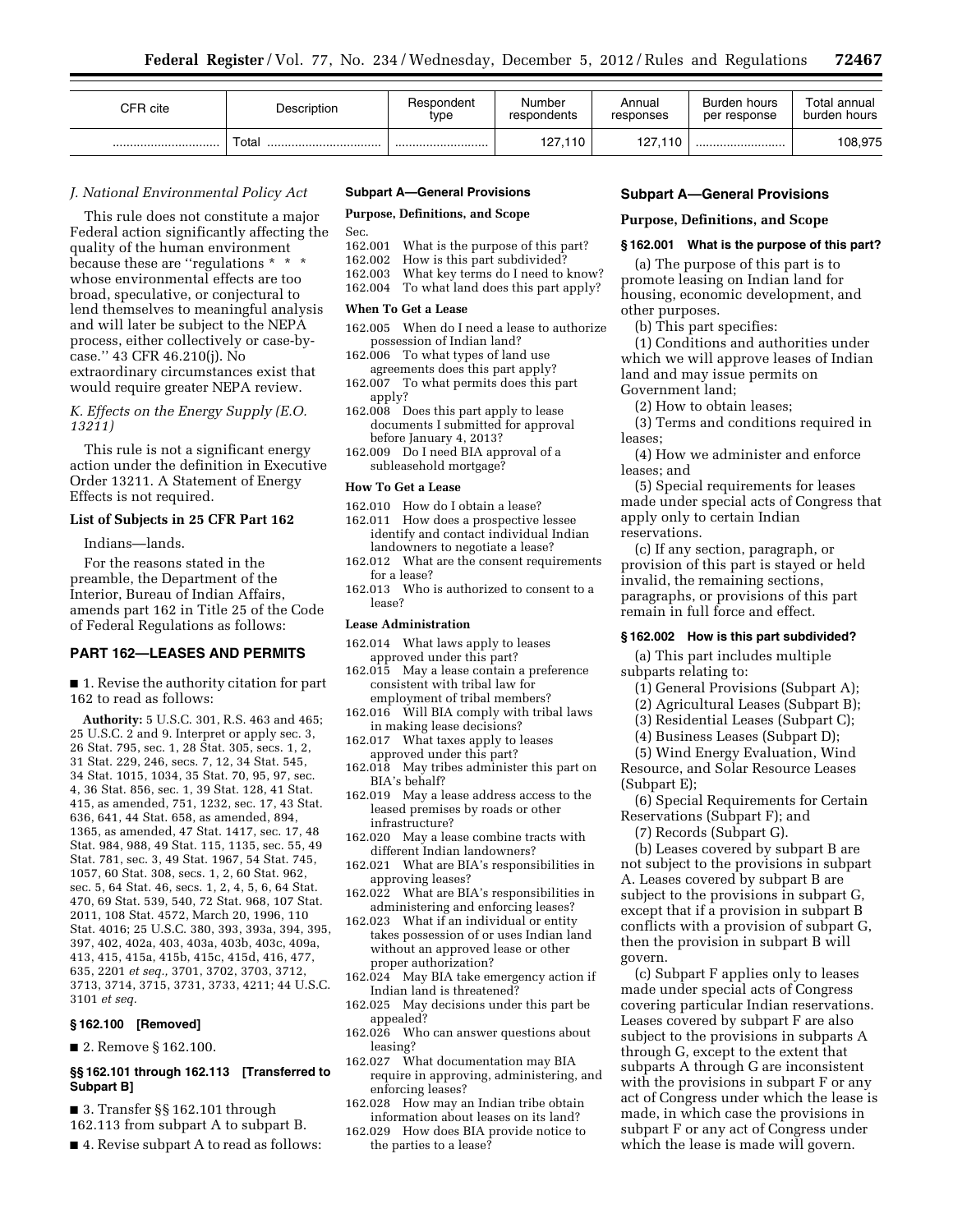| CFR cite | Description | Respondent type | Number respondents | Annual responses | Burden hours per response | Total annual burden hours |
|---|---|---|---|---|---|---|
| ............................... | Total ................................ | ........................... | 127,110 | 127,110 | .......................... | 108,975 |

### *J. National Environmental Policy Act*

This rule does not constitute a major Federal action significantly affecting the quality of the human environment because these are ''regulations * * * whose environmental effects are too broad, speculative, or conjectural to lend themselves to meaningful analysis and will later be subject to the NEPA process, either collectively or case-by-case.'' 43 CFR 46.210(j). No extraordinary circumstances exist that would require greater NEPA review.

### *K. Effects on the Energy Supply (E.O. 13211)*

This rule is not a significant energy action under the definition in Executive Order 13211. A Statement of Energy Effects is not required.

### List of Subjects in 25 CFR Part 162

Indians—lands.

For the reasons stated in the preamble, the Department of the Interior, Bureau of Indian Affairs, amends part 162 in Title 25 of the Code of Federal Regulations as follows:

## PART 162—LEASES AND PERMITS

■ 1. Revise the authority citation for part 162 to read as follows:

**Authority:** 5 U.S.C. 301, R.S. 463 and 465; 25 U.S.C. 2 and 9. Interpret or apply sec. 3, 26 Stat. 795, sec. 1, 28 Stat. 305, secs. 1, 2, 31 Stat. 229, 246, secs. 7, 12, 34 Stat. 545, 34 Stat. 1015, 1034, 35 Stat. 70, 95, 97, sec. 4, 36 Stat. 856, sec. 1, 39 Stat. 128, 41 Stat. 415, as amended, 751, 1232, sec. 17, 43 Stat. 636, 641, 44 Stat. 658, as amended, 894, 1365, as amended, 47 Stat. 1417, sec. 17, 48 Stat. 984, 988, 49 Stat. 115, 1135, sec. 55, 49 Stat. 781, sec. 3, 49 Stat. 1967, 54 Stat. 745, 1057, 60 Stat. 308, secs. 1, 2, 60 Stat. 962, sec. 5, 64 Stat. 46, secs. 1, 2, 4, 5, 6, 64 Stat. 470, 69 Stat. 539, 540, 72 Stat. 968, 107 Stat. 2011, 108 Stat. 4572, March 20, 1996, 110 Stat. 4016; 25 U.S.C. 380, 393, 393a, 394, 395, 397, 402, 402a, 403, 403a, 403b, 403c, 409a, 413, 415, 415a, 415b, 415c, 415d, 416, 477, 635, 2201 *et seq.,* 3701, 3702, 3703, 3712, 3713, 3714, 3715, 3731, 3733, 4211; 44 U.S.C. 3101 *et seq.*

### § 162.100 [Removed]

■ 2. Remove § 162.100.

### §§ 162.101 through 162.113 [Transferred to Subpart B]

■ 3. Transfer §§ 162.101 through 162.113 from subpart A to subpart B.

■ 4. Revise subpart A to read as follows:

**Subpart A—General Provisions**

**Purpose, Definitions, and Scope**

Sec.
162.001 What is the purpose of this part?
162.002 How is this part subdivided?
162.003 What key terms do I need to know?
162.004 To what land does this part apply?

**When To Get a Lease**

162.005 When do I need a lease to authorize possession of Indian land?
162.006 To what types of land use agreements does this part apply?
162.007 To what permits does this part apply?
162.008 Does this part apply to lease documents I submitted for approval before January 4, 2013?
162.009 Do I need BIA approval of a subleasehold mortgage?

**How To Get a Lease**

162.010 How do I obtain a lease?
162.011 How does a prospective lessee identify and contact individual Indian landowners to negotiate a lease?
162.012 What are the consent requirements for a lease?
162.013 Who is authorized to consent to a lease?

**Lease Administration**

162.014 What laws apply to leases approved under this part?
162.015 May a lease contain a preference consistent with tribal law for employment of tribal members?
162.016 Will BIA comply with tribal laws in making lease decisions?
162.017 What taxes apply to leases approved under this part?
162.018 May tribes administer this part on BIA's behalf?
162.019 May a lease address access to the leased premises by roads or other infrastructure?
162.020 May a lease combine tracts with different Indian landowners?
162.021 What are BIA's responsibilities in approving leases?
162.022 What are BIA's responsibilities in administering and enforcing leases?
162.023 What if an individual or entity takes possession of or uses Indian land without an approved lease or other proper authorization?
162.024 May BIA take emergency action if Indian land is threatened?
162.025 May decisions under this part be appealed?
162.026 Who can answer questions about leasing?
162.027 What documentation may BIA require in approving, administering, and enforcing leases?
162.028 How may an Indian tribe obtain information about leases on its land?
162.029 How does BIA provide notice to the parties to a lease?

## Subpart A—General Provisions

### Purpose, Definitions, and Scope

#### § 162.001 What is the purpose of this part?

(a) The purpose of this part is to promote leasing on Indian land for housing, economic development, and other purposes.

(b) This part specifies:

(1) Conditions and authorities under which we will approve leases of Indian land and may issue permits on Government land;

(2) How to obtain leases;

(3) Terms and conditions required in leases;

(4) How we administer and enforce leases; and

(5) Special requirements for leases made under special acts of Congress that apply only to certain Indian reservations.

(c) If any section, paragraph, or provision of this part is stayed or held invalid, the remaining sections, paragraphs, or provisions of this part remain in full force and effect.

#### § 162.002 How is this part subdivided?

(a) This part includes multiple subparts relating to:

(1) General Provisions (Subpart A);

(2) Agricultural Leases (Subpart B);

(3) Residential Leases (Subpart C);

(4) Business Leases (Subpart D);

(5) Wind Energy Evaluation, Wind Resource, and Solar Resource Leases (Subpart E);

(6) Special Requirements for Certain Reservations (Subpart F); and

(7) Records (Subpart G).

(b) Leases covered by subpart B are not subject to the provisions in subpart A. Leases covered by subpart B are subject to the provisions in subpart G, except that if a provision in subpart B conflicts with a provision of subpart G, then the provision in subpart B will govern.

(c) Subpart F applies only to leases made under special acts of Congress covering particular Indian reservations. Leases covered by subpart F are also subject to the provisions in subparts A through G, except to the extent that subparts A through G are inconsistent with the provisions in subpart F or any act of Congress under which the lease is made, in which case the provisions in subpart F or any act of Congress under which the lease is made will govern.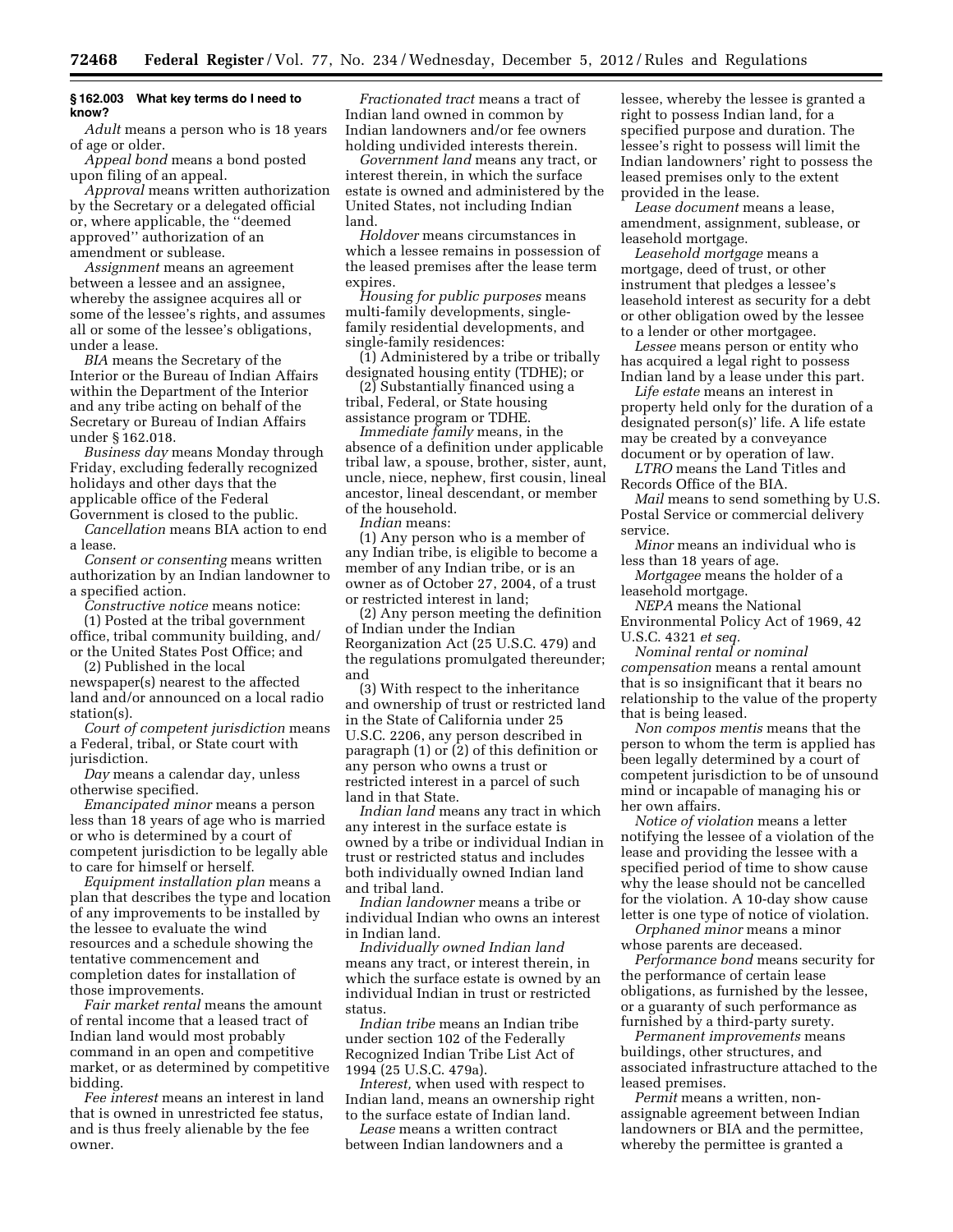### § 162.003 What key terms do I need to know?

*Adult* means a person who is 18 years of age or older.

*Appeal bond* means a bond posted upon filing of an appeal.

*Approval* means written authorization by the Secretary or a delegated official or, where applicable, the ''deemed approved'' authorization of an amendment or sublease.

*Assignment* means an agreement between a lessee and an assignee, whereby the assignee acquires all or some of the lessee's rights, and assumes all or some of the lessee's obligations, under a lease.

*BIA* means the Secretary of the Interior or the Bureau of Indian Affairs within the Department of the Interior and any tribe acting on behalf of the Secretary or Bureau of Indian Affairs under § 162.018.

*Business day* means Monday through Friday, excluding federally recognized holidays and other days that the applicable office of the Federal Government is closed to the public.

*Cancellation* means BIA action to end a lease.

*Consent or consenting* means written authorization by an Indian landowner to a specified action.

*Constructive notice* means notice:

(1) Posted at the tribal government office, tribal community building, and/or the United States Post Office; and

(2) Published in the local newspaper(s) nearest to the affected land and/or announced on a local radio station(s).

*Court of competent jurisdiction* means a Federal, tribal, or State court with jurisdiction.

*Day* means a calendar day, unless otherwise specified.

*Emancipated minor* means a person less than 18 years of age who is married or who is determined by a court of competent jurisdiction to be legally able to care for himself or herself.

*Equipment installation plan* means a plan that describes the type and location of any improvements to be installed by the lessee to evaluate the wind resources and a schedule showing the tentative commencement and completion dates for installation of those improvements.

*Fair market rental* means the amount of rental income that a leased tract of Indian land would most probably command in an open and competitive market, or as determined by competitive bidding.

*Fee interest* means an interest in land that is owned in unrestricted fee status, and is thus freely alienable by the fee owner.

*Fractionated tract* means a tract of Indian land owned in common by Indian landowners and/or fee owners holding undivided interests therein.

*Government land* means any tract, or interest therein, in which the surface estate is owned and administered by the United States, not including Indian land.

*Holdover* means circumstances in which a lessee remains in possession of the leased premises after the lease term expires.

*Housing for public purposes* means multi-family developments, single-family residential developments, and single-family residences:

(1) Administered by a tribe or tribally designated housing entity (TDHE); or

(2) Substantially financed using a tribal, Federal, or State housing assistance program or TDHE.

*Immediate family* means, in the absence of a definition under applicable tribal law, a spouse, brother, sister, aunt, uncle, niece, nephew, first cousin, lineal ancestor, lineal descendant, or member of the household.

*Indian* means:

(1) Any person who is a member of any Indian tribe, is eligible to become a member of any Indian tribe, or is an owner as of October 27, 2004, of a trust or restricted interest in land;

(2) Any person meeting the definition of Indian under the Indian Reorganization Act (25 U.S.C. 479) and the regulations promulgated thereunder; and

(3) With respect to the inheritance and ownership of trust or restricted land in the State of California under 25 U.S.C. 2206, any person described in paragraph (1) or (2) of this definition or any person who owns a trust or restricted interest in a parcel of such land in that State.

*Indian land* means any tract in which any interest in the surface estate is owned by a tribe or individual Indian in trust or restricted status and includes both individually owned Indian land and tribal land.

*Indian landowner* means a tribe or individual Indian who owns an interest in Indian land.

*Individually owned Indian land* means any tract, or interest therein, in which the surface estate is owned by an individual Indian in trust or restricted status.

*Indian tribe* means an Indian tribe under section 102 of the Federally Recognized Indian Tribe List Act of 1994 (25 U.S.C. 479a).

*Interest,* when used with respect to Indian land, means an ownership right to the surface estate of Indian land.

*Lease* means a written contract between Indian landowners and a lessee, whereby the lessee is granted a right to possess Indian land, for a specified purpose and duration. The lessee's right to possess will limit the Indian landowners' right to possess the leased premises only to the extent provided in the lease.

*Lease document* means a lease, amendment, assignment, sublease, or leasehold mortgage.

*Leasehold mortgage* means a mortgage, deed of trust, or other instrument that pledges a lessee's leasehold interest as security for a debt or other obligation owed by the lessee to a lender or other mortgagee.

*Lessee* means person or entity who has acquired a legal right to possess Indian land by a lease under this part.

*Life estate* means an interest in property held only for the duration of a designated person(s)' life. A life estate may be created by a conveyance document or by operation of law.

*LTRO* means the Land Titles and Records Office of the BIA.

*Mail* means to send something by U.S. Postal Service or commercial delivery service.

*Minor* means an individual who is less than 18 years of age.

*Mortgagee* means the holder of a leasehold mortgage.

*NEPA* means the National Environmental Policy Act of 1969, 42 U.S.C. 4321 *et seq.*

*Nominal rental or nominal compensation* means a rental amount that is so insignificant that it bears no relationship to the value of the property that is being leased.

*Non compos mentis* means that the person to whom the term is applied has been legally determined by a court of competent jurisdiction to be of unsound mind or incapable of managing his or her own affairs.

*Notice of violation* means a letter notifying the lessee of a violation of the lease and providing the lessee with a specified period of time to show cause why the lease should not be cancelled for the violation. A 10-day show cause letter is one type of notice of violation.

*Orphaned minor* means a minor whose parents are deceased.

*Performance bond* means security for the performance of certain lease obligations, as furnished by the lessee, or a guaranty of such performance as furnished by a third-party surety.

*Permanent improvements* means buildings, other structures, and associated infrastructure attached to the leased premises.

*Permit* means a written, non-assignable agreement between Indian landowners or BIA and the permittee, whereby the permittee is granted a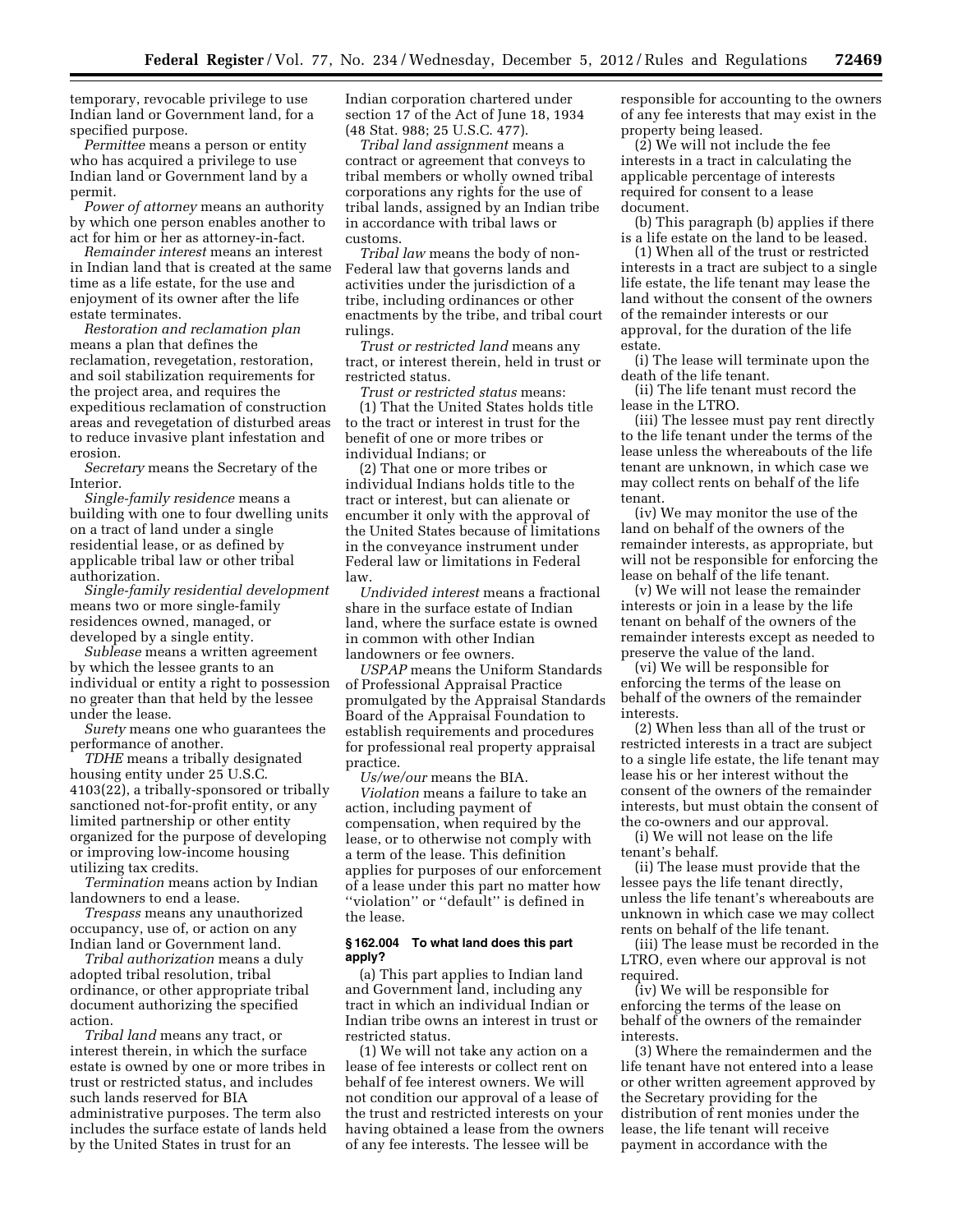temporary, revocable privilege to use Indian land or Government land, for a specified purpose.

*Permittee* means a person or entity who has acquired a privilege to use Indian land or Government land by a permit.

*Power of attorney* means an authority by which one person enables another to act for him or her as attorney-in-fact.

*Remainder interest* means an interest in Indian land that is created at the same time as a life estate, for the use and enjoyment of its owner after the life estate terminates.

*Restoration and reclamation plan* means a plan that defines the reclamation, revegetation, restoration, and soil stabilization requirements for the project area, and requires the expeditious reclamation of construction areas and revegetation of disturbed areas to reduce invasive plant infestation and erosion.

*Secretary* means the Secretary of the Interior.

*Single-family residence* means a building with one to four dwelling units on a tract of land under a single residential lease, or as defined by applicable tribal law or other tribal authorization.

*Single-family residential development* means two or more single-family residences owned, managed, or developed by a single entity.

*Sublease* means a written agreement by which the lessee grants to an individual or entity a right to possession no greater than that held by the lessee under the lease.

*Surety* means one who guarantees the performance of another.

*TDHE* means a tribally designated housing entity under 25 U.S.C. 4103(22), a tribally-sponsored or tribally sanctioned not-for-profit entity, or any limited partnership or other entity organized for the purpose of developing or improving low-income housing utilizing tax credits.

*Termination* means action by Indian landowners to end a lease.

*Trespass* means any unauthorized occupancy, use of, or action on any Indian land or Government land.

*Tribal authorization* means a duly adopted tribal resolution, tribal ordinance, or other appropriate tribal document authorizing the specified action.

*Tribal land* means any tract, or interest therein, in which the surface estate is owned by one or more tribes in trust or restricted status, and includes such lands reserved for BIA administrative purposes. The term also includes the surface estate of lands held by the United States in trust for an Indian corporation chartered under section 17 of the Act of June 18, 1934 (48 Stat. 988; 25 U.S.C. 477).

*Tribal land assignment* means a contract or agreement that conveys to tribal members or wholly owned tribal corporations any rights for the use of tribal lands, assigned by an Indian tribe in accordance with tribal laws or customs.

*Tribal law* means the body of non-Federal law that governs lands and activities under the jurisdiction of a tribe, including ordinances or other enactments by the tribe, and tribal court rulings.

*Trust or restricted land* means any tract, or interest therein, held in trust or restricted status.

*Trust or restricted status* means:

(1) That the United States holds title to the tract or interest in trust for the benefit of one or more tribes or individual Indians; or

(2) That one or more tribes or individual Indians holds title to the tract or interest, but can alienate or encumber it only with the approval of the United States because of limitations in the conveyance instrument under Federal law or limitations in Federal law.

*Undivided interest* means a fractional share in the surface estate of Indian land, where the surface estate is owned in common with other Indian landowners or fee owners.

*USPAP* means the Uniform Standards of Professional Appraisal Practice promulgated by the Appraisal Standards Board of the Appraisal Foundation to establish requirements and procedures for professional real property appraisal practice.

*Us/we/our* means the BIA.

*Violation* means a failure to take an action, including payment of compensation, when required by the lease, or to otherwise not comply with a term of the lease. This definition applies for purposes of our enforcement of a lease under this part no matter how ''violation'' or ''default'' is defined in the lease.

#### § 162.004 To what land does this part apply?

(a) This part applies to Indian land and Government land, including any tract in which an individual Indian or Indian tribe owns an interest in trust or restricted status.

(1) We will not take any action on a lease of fee interests or collect rent on behalf of fee interest owners. We will not condition our approval of a lease of the trust and restricted interests on your having obtained a lease from the owners of any fee interests. The lessee will be responsible for accounting to the owners of any fee interests that may exist in the property being leased.

(2) We will not include the fee interests in a tract in calculating the applicable percentage of interests required for consent to a lease document.

(b) This paragraph (b) applies if there is a life estate on the land to be leased.

(1) When all of the trust or restricted interests in a tract are subject to a single life estate, the life tenant may lease the land without the consent of the owners of the remainder interests or our approval, for the duration of the life estate.

(i) The lease will terminate upon the death of the life tenant.

(ii) The life tenant must record the lease in the LTRO.

(iii) The lessee must pay rent directly to the life tenant under the terms of the lease unless the whereabouts of the life tenant are unknown, in which case we may collect rents on behalf of the life tenant.

(iv) We may monitor the use of the land on behalf of the owners of the remainder interests, as appropriate, but will not be responsible for enforcing the lease on behalf of the life tenant.

(v) We will not lease the remainder interests or join in a lease by the life tenant on behalf of the owners of the remainder interests except as needed to preserve the value of the land.

(vi) We will be responsible for enforcing the terms of the lease on behalf of the owners of the remainder interests.

(2) When less than all of the trust or restricted interests in a tract are subject to a single life estate, the life tenant may lease his or her interest without the consent of the owners of the remainder interests, but must obtain the consent of the co-owners and our approval.

(i) We will not lease on the life tenant's behalf.

(ii) The lease must provide that the lessee pays the life tenant directly, unless the life tenant's whereabouts are unknown in which case we may collect rents on behalf of the life tenant.

(iii) The lease must be recorded in the LTRO, even where our approval is not required.

(iv) We will be responsible for enforcing the terms of the lease on behalf of the owners of the remainder interests.

(3) Where the remaindermen and the life tenant have not entered into a lease or other written agreement approved by the Secretary providing for the distribution of rent monies under the lease, the life tenant will receive payment in accordance with the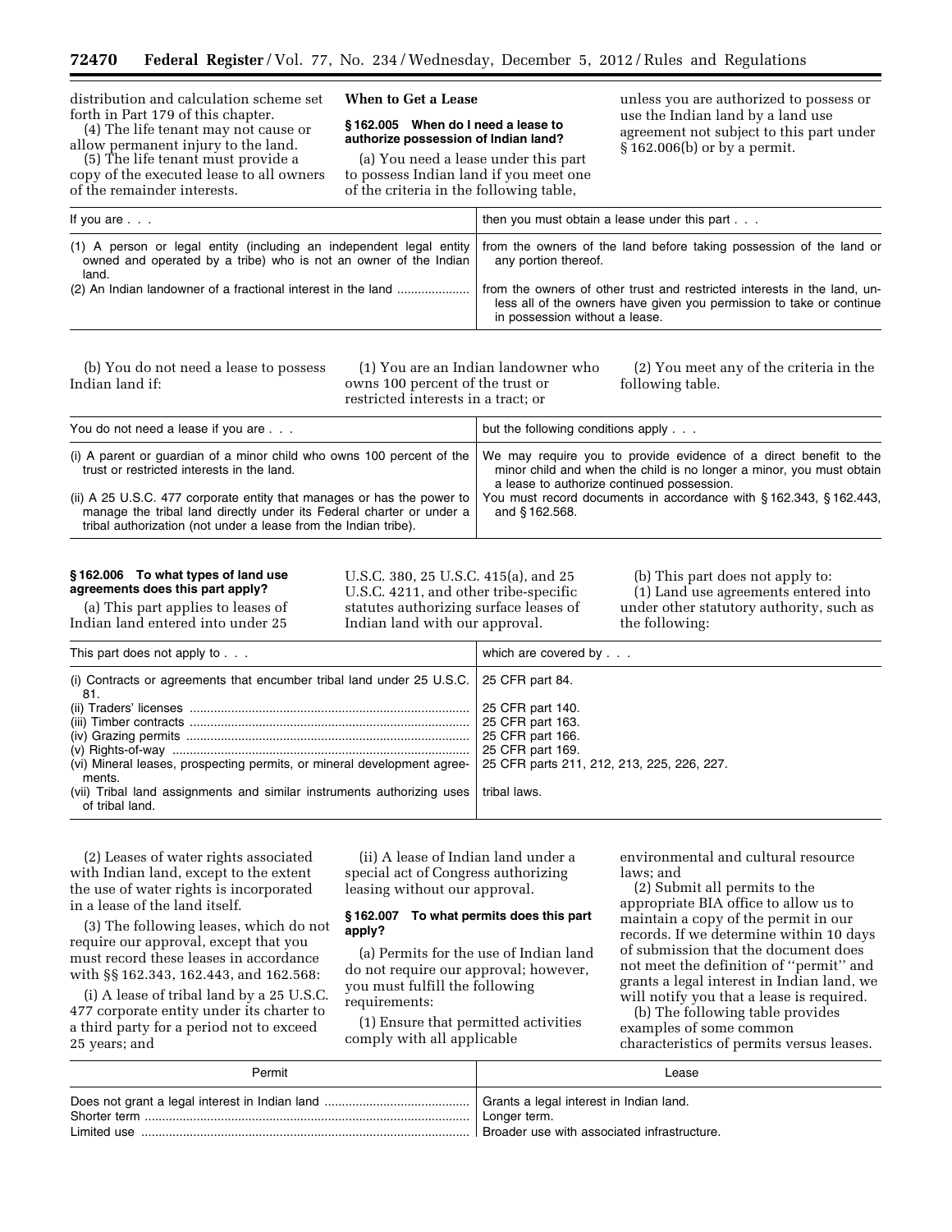distribution and calculation scheme set forth in Part 179 of this chapter.

(4) The life tenant may not cause or allow permanent injury to the land.

(5) The life tenant must provide a copy of the executed lease to all owners of the remainder interests.

## When to Get a Lease

### § 162.005 When do I need a lease to authorize possession of Indian land?

(a) You need a lease under this part to possess Indian land if you meet one of the criteria in the following table, unless you are authorized to possess or use the Indian land by a land use agreement not subject to this part under § 162.006(b) or by a permit.

| If you are . . . | then you must obtain a lease under this part . . . |
|---|---|
| (1) A person or legal entity (including an independent legal entity owned and operated by a tribe) who is not an owner of the Indian land. | from the owners of the land before taking possession of the land or any portion thereof. |
| (2) An Indian landowner of a fractional interest in the land | from the owners of other trust and restricted interests in the land, unless all of the owners have given you permission to take or continue in possession without a lease. |

(b) You do not need a lease to possess Indian land if:

(1) You are an Indian landowner who owns 100 percent of the trust or restricted interests in a tract; or

(2) You meet any of the criteria in the following table.

| You do not need a lease if you are . . . | but the following conditions apply . . . |
|---|---|
| (i) A parent or guardian of a minor child who owns 100 percent of the trust or restricted interests in the land. | We may require you to provide evidence of a direct benefit to the minor child and when the child is no longer a minor, you must obtain a lease to authorize continued possession. |
| (ii) A 25 U.S.C. 477 corporate entity that manages or has the power to manage the tribal land directly under its Federal charter or under a tribal authorization (not under a lease from the Indian tribe). | You must record documents in accordance with § 162.343, § 162.443, and § 162.568. |

### § 162.006 To what types of land use agreements does this part apply?

(a) This part applies to leases of Indian land entered into under 25 U.S.C. 380, 25 U.S.C. 415(a), and 25 U.S.C. 4211, and other tribe-specific statutes authorizing surface leases of Indian land with our approval.

(b) This part does not apply to:

(1) Land use agreements entered into under other statutory authority, such as the following:

| This part does not apply to . . . | which are covered by . . . |
|---|---|
| (i) Contracts or agreements that encumber tribal land under 25 U.S.C. 81. | 25 CFR part 84. |
| (ii) Traders' licenses | 25 CFR part 140. |
| (iii) Timber contracts | 25 CFR part 163. |
| (iv) Grazing permits | 25 CFR part 166. |
| (v) Rights-of-way | 25 CFR part 169. |
| (vi) Mineral leases, prospecting permits, or mineral development agreements. | 25 CFR parts 211, 212, 213, 225, 226, 227. |
| (vii) Tribal land assignments and similar instruments authorizing uses of tribal land. | tribal laws. |

(2) Leases of water rights associated with Indian land, except to the extent the use of water rights is incorporated in a lease of the land itself.

(3) The following leases, which do not require our approval, except that you must record these leases in accordance with §§ 162.343, 162.443, and 162.568:

(i) A lease of tribal land by a 25 U.S.C. 477 corporate entity under its charter to a third party for a period not to exceed 25 years; and

(ii) A lease of Indian land under a special act of Congress authorizing leasing without our approval.

### § 162.007 To what permits does this part apply?

(a) Permits for the use of Indian land do not require our approval; however, you must fulfill the following requirements:

(1) Ensure that permitted activities comply with all applicable environmental and cultural resource laws; and

(2) Submit all permits to the appropriate BIA office to allow us to maintain a copy of the permit in our records. If we determine within 10 days of submission that the document does not meet the definition of "permit" and grants a legal interest in Indian land, we will notify you that a lease is required.

(b) The following table provides examples of some common characteristics of permits versus leases.

| Permit | Lease |
|---|---|
| Does not grant a legal interest in Indian land | Grants a legal interest in Indian land. |
| Shorter term | Longer term. |
| Limited use | Broader use with associated infrastructure. |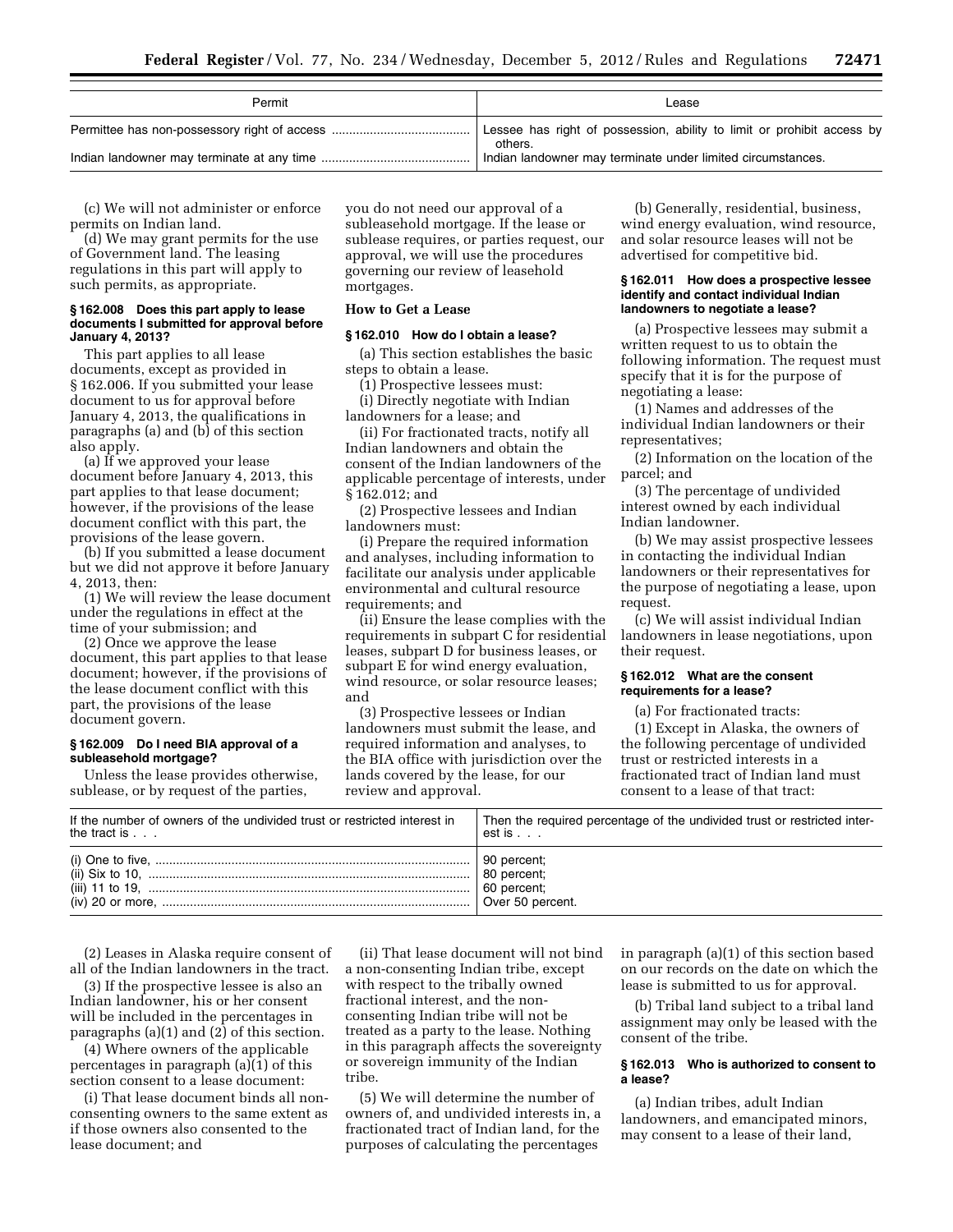| Permit | Lease |
| --- | --- |
| Permittee has non-possessory right of access | Lessee has right of possession, ability to limit or prohibit access by others. |
| Indian landowner may terminate at any time | Indian landowner may terminate under limited circumstances. |

(c) We will not administer or enforce permits on Indian land.

(d) We may grant permits for the use of Government land. The leasing regulations in this part will apply to such permits, as appropriate.

#### § 162.008 Does this part apply to lease documents I submitted for approval before January 4, 2013?

This part applies to all lease documents, except as provided in § 162.006. If you submitted your lease document to us for approval before January 4, 2013, the qualifications in paragraphs (a) and (b) of this section also apply.

(a) If we approved your lease document before January 4, 2013, this part applies to that lease document; however, if the provisions of the lease document conflict with this part, the provisions of the lease govern.

(b) If you submitted a lease document but we did not approve it before January 4, 2013, then:

(1) We will review the lease document under the regulations in effect at the time of your submission; and

(2) Once we approve the lease document, this part applies to that lease document; however, if the provisions of the lease document conflict with this part, the provisions of the lease document govern.

#### § 162.009 Do I need BIA approval of a subleasehold mortgage?

Unless the lease provides otherwise, sublease, or by request of the parties, you do not need our approval of a subleasehold mortgage. If the lease or sublease requires, or parties request, our approval, we will use the procedures governing our review of leasehold mortgages.

### How to Get a Lease

#### § 162.010 How do I obtain a lease?

(a) This section establishes the basic steps to obtain a lease.

(1) Prospective lessees must:

(i) Directly negotiate with Indian landowners for a lease; and

(ii) For fractionated tracts, notify all Indian landowners and obtain the consent of the Indian landowners of the applicable percentage of interests, under § 162.012; and

(2) Prospective lessees and Indian landowners must:

(i) Prepare the required information and analyses, including information to facilitate our analysis under applicable environmental and cultural resource requirements; and

(ii) Ensure the lease complies with the requirements in subpart C for residential leases, subpart D for business leases, or subpart E for wind energy evaluation, wind resource, or solar resource leases; and

(3) Prospective lessees or Indian landowners must submit the lease, and required information and analyses, to the BIA office with jurisdiction over the lands covered by the lease, for our review and approval.

(b) Generally, residential, business, wind energy evaluation, wind resource, and solar resource leases will not be advertised for competitive bid.

#### § 162.011 How does a prospective lessee identify and contact individual Indian landowners to negotiate a lease?

(a) Prospective lessees may submit a written request to us to obtain the following information. The request must specify that it is for the purpose of negotiating a lease:

(1) Names and addresses of the individual Indian landowners or their representatives;

(2) Information on the location of the parcel; and

(3) The percentage of undivided interest owned by each individual Indian landowner.

(b) We may assist prospective lessees in contacting the individual Indian landowners or their representatives for the purpose of negotiating a lease, upon request.

(c) We will assist individual Indian landowners in lease negotiations, upon their request.

#### § 162.012 What are the consent requirements for a lease?

(a) For fractionated tracts:

(1) Except in Alaska, the owners of the following percentage of undivided trust or restricted interests in a fractionated tract of Indian land must consent to a lease of that tract:

| If the number of owners of the undivided trust or restricted interest in the tract is . . . | Then the required percentage of the undivided trust or restricted interest is . . . |
| --- | --- |
| (i) One to five, | 90 percent; |
| (ii) Six to 10, | 80 percent; |
| (iii) 11 to 19, | 60 percent; |
| (iv) 20 or more, | Over 50 percent. |

(2) Leases in Alaska require consent of all of the Indian landowners in the tract.

(3) If the prospective lessee is also an Indian landowner, his or her consent will be included in the percentages in paragraphs (a)(1) and (2) of this section.

(4) Where owners of the applicable percentages in paragraph (a)(1) of this section consent to a lease document:

(i) That lease document binds all non-consenting owners to the same extent as if those owners also consented to the lease document; and

(ii) That lease document will not bind a non-consenting Indian tribe, except with respect to the tribally owned fractional interest, and the non-consenting Indian tribe will not be treated as a party to the lease. Nothing in this paragraph affects the sovereignty or sovereign immunity of the Indian tribe.

(5) We will determine the number of owners of, and undivided interests in, a fractionated tract of Indian land, for the purposes of calculating the percentages in paragraph (a)(1) of this section based on our records on the date on which the lease is submitted to us for approval.

(b) Tribal land subject to a tribal land assignment may only be leased with the consent of the tribe.

#### § 162.013 Who is authorized to consent to a lease?

(a) Indian tribes, adult Indian landowners, and emancipated minors, may consent to a lease of their land,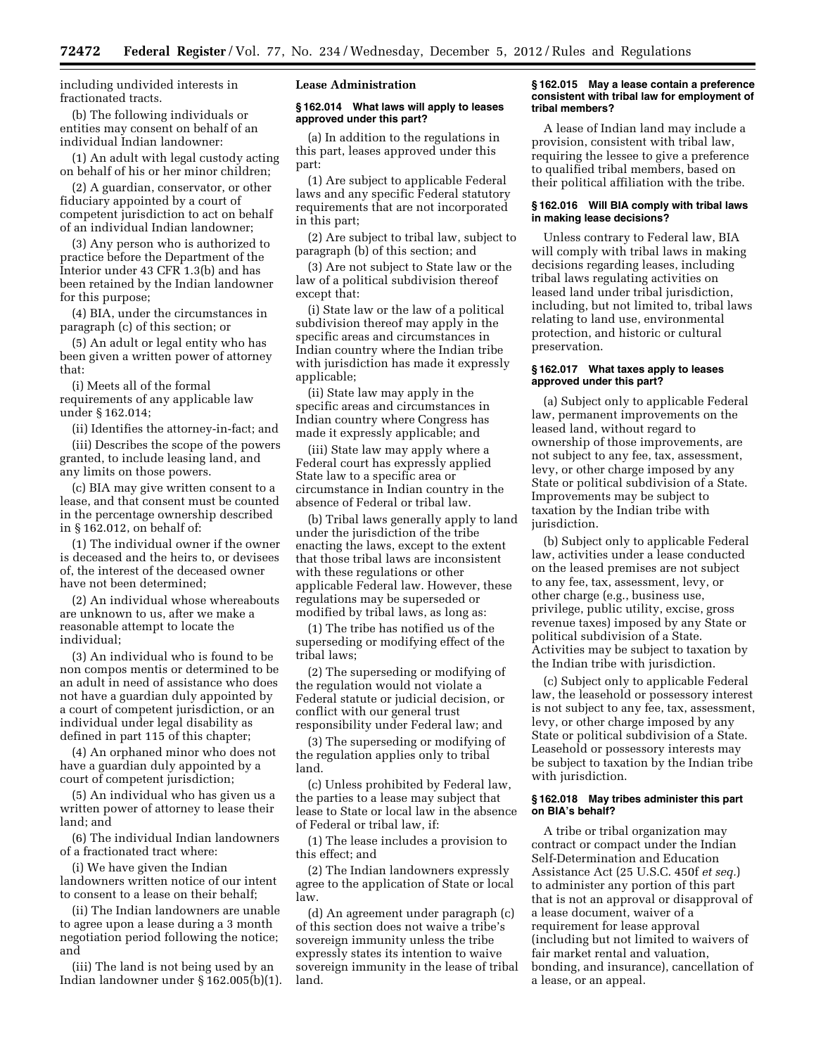including undivided interests in fractionated tracts.

(b) The following individuals or entities may consent on behalf of an individual Indian landowner:

(1) An adult with legal custody acting on behalf of his or her minor children;

(2) A guardian, conservator, or other fiduciary appointed by a court of competent jurisdiction to act on behalf of an individual Indian landowner;

(3) Any person who is authorized to practice before the Department of the Interior under 43 CFR 1.3(b) and has been retained by the Indian landowner for this purpose;

(4) BIA, under the circumstances in paragraph (c) of this section; or

(5) An adult or legal entity who has been given a written power of attorney that:

(i) Meets all of the formal requirements of any applicable law under § 162.014;

(ii) Identifies the attorney-in-fact; and

(iii) Describes the scope of the powers granted, to include leasing land, and any limits on those powers.

(c) BIA may give written consent to a lease, and that consent must be counted in the percentage ownership described in § 162.012, on behalf of:

(1) The individual owner if the owner is deceased and the heirs to, or devisees of, the interest of the deceased owner have not been determined;

(2) An individual whose whereabouts are unknown to us, after we make a reasonable attempt to locate the individual;

(3) An individual who is found to be non compos mentis or determined to be an adult in need of assistance who does not have a guardian duly appointed by a court of competent jurisdiction, or an individual under legal disability as defined in part 115 of this chapter;

(4) An orphaned minor who does not have a guardian duly appointed by a court of competent jurisdiction;

(5) An individual who has given us a written power of attorney to lease their land; and

(6) The individual Indian landowners of a fractionated tract where:

(i) We have given the Indian landowners written notice of our intent to consent to a lease on their behalf;

(ii) The Indian landowners are unable to agree upon a lease during a 3 month negotiation period following the notice; and

(iii) The land is not being used by an Indian landowner under § 162.005(b)(1).

## Lease Administration

### § 162.014 What laws will apply to leases approved under this part?

(a) In addition to the regulations in this part, leases approved under this part:

(1) Are subject to applicable Federal laws and any specific Federal statutory requirements that are not incorporated in this part;

(2) Are subject to tribal law, subject to paragraph (b) of this section; and

(3) Are not subject to State law or the law of a political subdivision thereof except that:

(i) State law or the law of a political subdivision thereof may apply in the specific areas and circumstances in Indian country where the Indian tribe with jurisdiction has made it expressly applicable;

(ii) State law may apply in the specific areas and circumstances in Indian country where Congress has made it expressly applicable; and

(iii) State law may apply where a Federal court has expressly applied State law to a specific area or circumstance in Indian country in the absence of Federal or tribal law.

(b) Tribal laws generally apply to land under the jurisdiction of the tribe enacting the laws, except to the extent that those tribal laws are inconsistent with these regulations or other applicable Federal law. However, these regulations may be superseded or modified by tribal laws, as long as:

(1) The tribe has notified us of the superseding or modifying effect of the tribal laws;

(2) The superseding or modifying of the regulation would not violate a Federal statute or judicial decision, or conflict with our general trust responsibility under Federal law; and

(3) The superseding or modifying of the regulation applies only to tribal land.

(c) Unless prohibited by Federal law, the parties to a lease may subject that lease to State or local law in the absence of Federal or tribal law, if:

(1) The lease includes a provision to this effect; and

(2) The Indian landowners expressly agree to the application of State or local law.

(d) An agreement under paragraph (c) of this section does not waive a tribe's sovereign immunity unless the tribe expressly states its intention to waive sovereign immunity in the lease of tribal land.

### § 162.015 May a lease contain a preference consistent with tribal law for employment of tribal members?

A lease of Indian land may include a provision, consistent with tribal law, requiring the lessee to give a preference to qualified tribal members, based on their political affiliation with the tribe.

### § 162.016 Will BIA comply with tribal laws in making lease decisions?

Unless contrary to Federal law, BIA will comply with tribal laws in making decisions regarding leases, including tribal laws regulating activities on leased land under tribal jurisdiction, including, but not limited to, tribal laws relating to land use, environmental protection, and historic or cultural preservation.

### § 162.017 What taxes apply to leases approved under this part?

(a) Subject only to applicable Federal law, permanent improvements on the leased land, without regard to ownership of those improvements, are not subject to any fee, tax, assessment, levy, or other charge imposed by any State or political subdivision of a State. Improvements may be subject to taxation by the Indian tribe with jurisdiction.

(b) Subject only to applicable Federal law, activities under a lease conducted on the leased premises are not subject to any fee, tax, assessment, levy, or other charge (e.g., business use, privilege, public utility, excise, gross revenue taxes) imposed by any State or political subdivision of a State. Activities may be subject to taxation by the Indian tribe with jurisdiction.

(c) Subject only to applicable Federal law, the leasehold or possessory interest is not subject to any fee, tax, assessment, levy, or other charge imposed by any State or political subdivision of a State. Leasehold or possessory interests may be subject to taxation by the Indian tribe with jurisdiction.

### § 162.018 May tribes administer this part on BIA's behalf?

A tribe or tribal organization may contract or compact under the Indian Self-Determination and Education Assistance Act (25 U.S.C. 450f *et seq.*) to administer any portion of this part that is not an approval or disapproval of a lease document, waiver of a requirement for lease approval (including but not limited to waivers of fair market rental and valuation, bonding, and insurance), cancellation of a lease, or an appeal.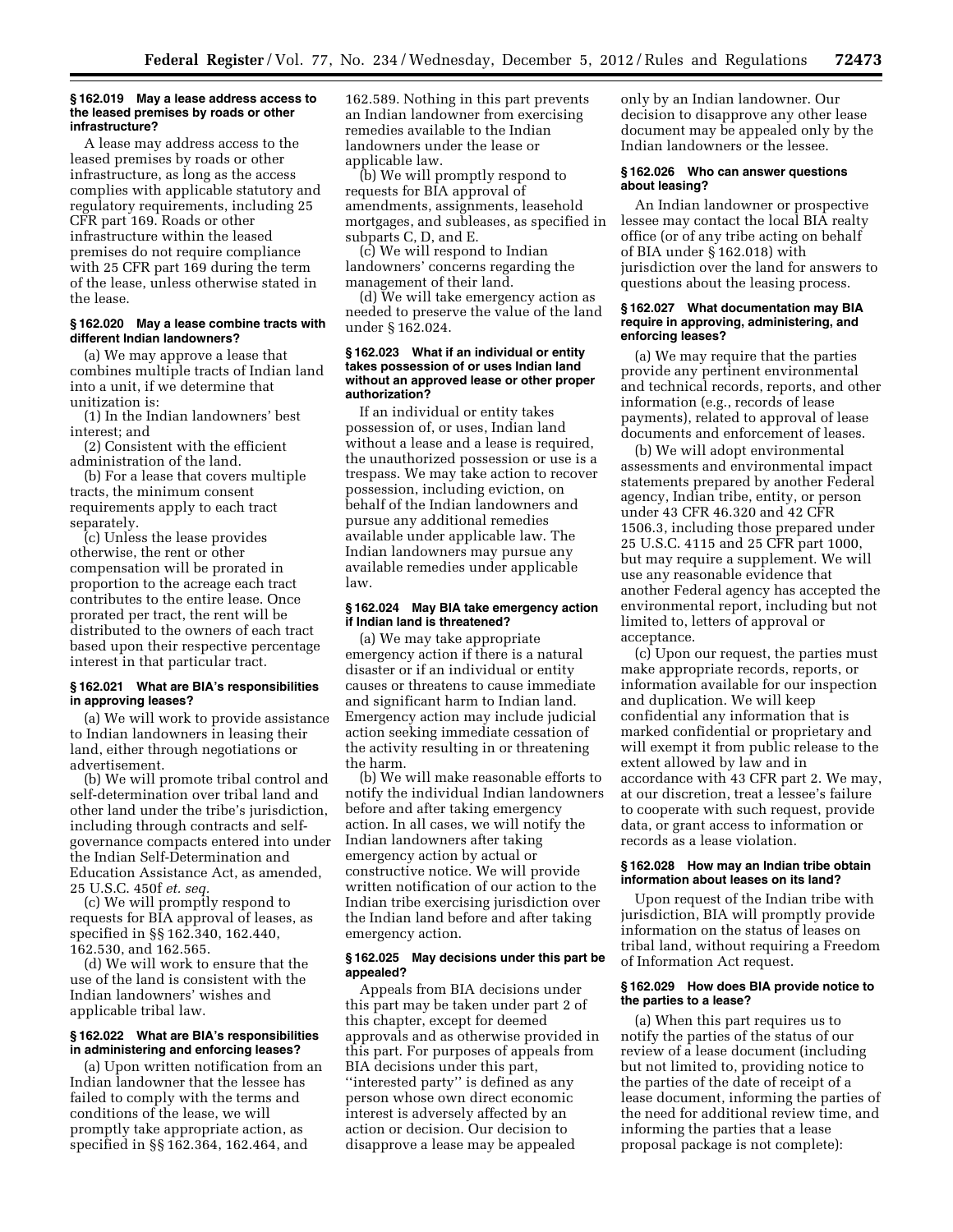### § 162.019 May a lease address access to the leased premises by roads or other infrastructure?

A lease may address access to the leased premises by roads or other infrastructure, as long as the access complies with applicable statutory and regulatory requirements, including 25 CFR part 169. Roads or other infrastructure within the leased premises do not require compliance with 25 CFR part 169 during the term of the lease, unless otherwise stated in the lease.

### § 162.020 May a lease combine tracts with different Indian landowners?

(a) We may approve a lease that combines multiple tracts of Indian land into a unit, if we determine that unitization is:

(1) In the Indian landowners' best interest; and

(2) Consistent with the efficient administration of the land.

(b) For a lease that covers multiple tracts, the minimum consent requirements apply to each tract separately.

(c) Unless the lease provides otherwise, the rent or other compensation will be prorated in proportion to the acreage each tract contributes to the entire lease. Once prorated per tract, the rent will be distributed to the owners of each tract based upon their respective percentage interest in that particular tract.

### § 162.021 What are BIA's responsibilities in approving leases?

(a) We will work to provide assistance to Indian landowners in leasing their land, either through negotiations or advertisement.

(b) We will promote tribal control and self-determination over tribal land and other land under the tribe's jurisdiction, including through contracts and self-governance compacts entered into under the Indian Self-Determination and Education Assistance Act, as amended, 25 U.S.C. 450f *et. seq.*

(c) We will promptly respond to requests for BIA approval of leases, as specified in §§ 162.340, 162.440, 162.530, and 162.565.

(d) We will work to ensure that the use of the land is consistent with the Indian landowners' wishes and applicable tribal law.

### § 162.022 What are BIA's responsibilities in administering and enforcing leases?

(a) Upon written notification from an Indian landowner that the lessee has failed to comply with the terms and conditions of the lease, we will promptly take appropriate action, as specified in §§ 162.364, 162.464, and 162.589. Nothing in this part prevents an Indian landowner from exercising remedies available to the Indian landowners under the lease or applicable law.

(b) We will promptly respond to requests for BIA approval of amendments, assignments, leasehold mortgages, and subleases, as specified in subparts C, D, and E.

(c) We will respond to Indian landowners' concerns regarding the management of their land.

(d) We will take emergency action as needed to preserve the value of the land under § 162.024.

### § 162.023 What if an individual or entity takes possession of or uses Indian land without an approved lease or other proper authorization?

If an individual or entity takes possession of, or uses, Indian land without a lease and a lease is required, the unauthorized possession or use is a trespass. We may take action to recover possession, including eviction, on behalf of the Indian landowners and pursue any additional remedies available under applicable law. The Indian landowners may pursue any available remedies under applicable law.

### § 162.024 May BIA take emergency action if Indian land is threatened?

(a) We may take appropriate emergency action if there is a natural disaster or if an individual or entity causes or threatens to cause immediate and significant harm to Indian land. Emergency action may include judicial action seeking immediate cessation of the activity resulting in or threatening the harm.

(b) We will make reasonable efforts to notify the individual Indian landowners before and after taking emergency action. In all cases, we will notify the Indian landowners after taking emergency action by actual or constructive notice. We will provide written notification of our action to the Indian tribe exercising jurisdiction over the Indian land before and after taking emergency action.

### § 162.025 May decisions under this part be appealed?

Appeals from BIA decisions under this part may be taken under part 2 of this chapter, except for deemed approvals and as otherwise provided in this part. For purposes of appeals from BIA decisions under this part, ''interested party'' is defined as any person whose own direct economic interest is adversely affected by an action or decision. Our decision to disapprove a lease may be appealed only by an Indian landowner. Our decision to disapprove any other lease document may be appealed only by the Indian landowners or the lessee.

### § 162.026 Who can answer questions about leasing?

An Indian landowner or prospective lessee may contact the local BIA realty office (or of any tribe acting on behalf of BIA under § 162.018) with jurisdiction over the land for answers to questions about the leasing process.

### § 162.027 What documentation may BIA require in approving, administering, and enforcing leases?

(a) We may require that the parties provide any pertinent environmental and technical records, reports, and other information (e.g., records of lease payments), related to approval of lease documents and enforcement of leases.

(b) We will adopt environmental assessments and environmental impact statements prepared by another Federal agency, Indian tribe, entity, or person under 43 CFR 46.320 and 42 CFR 1506.3, including those prepared under 25 U.S.C. 4115 and 25 CFR part 1000, but may require a supplement. We will use any reasonable evidence that another Federal agency has accepted the environmental report, including but not limited to, letters of approval or acceptance.

(c) Upon our request, the parties must make appropriate records, reports, or information available for our inspection and duplication. We will keep confidential any information that is marked confidential or proprietary and will exempt it from public release to the extent allowed by law and in accordance with 43 CFR part 2. We may, at our discretion, treat a lessee's failure to cooperate with such request, provide data, or grant access to information or records as a lease violation.

### § 162.028 How may an Indian tribe obtain information about leases on its land?

Upon request of the Indian tribe with jurisdiction, BIA will promptly provide information on the status of leases on tribal land, without requiring a Freedom of Information Act request.

### § 162.029 How does BIA provide notice to the parties to a lease?

(a) When this part requires us to notify the parties of the status of our review of a lease document (including but not limited to, providing notice to the parties of the date of receipt of a lease document, informing the parties of the need for additional review time, and informing the parties that a lease proposal package is not complete):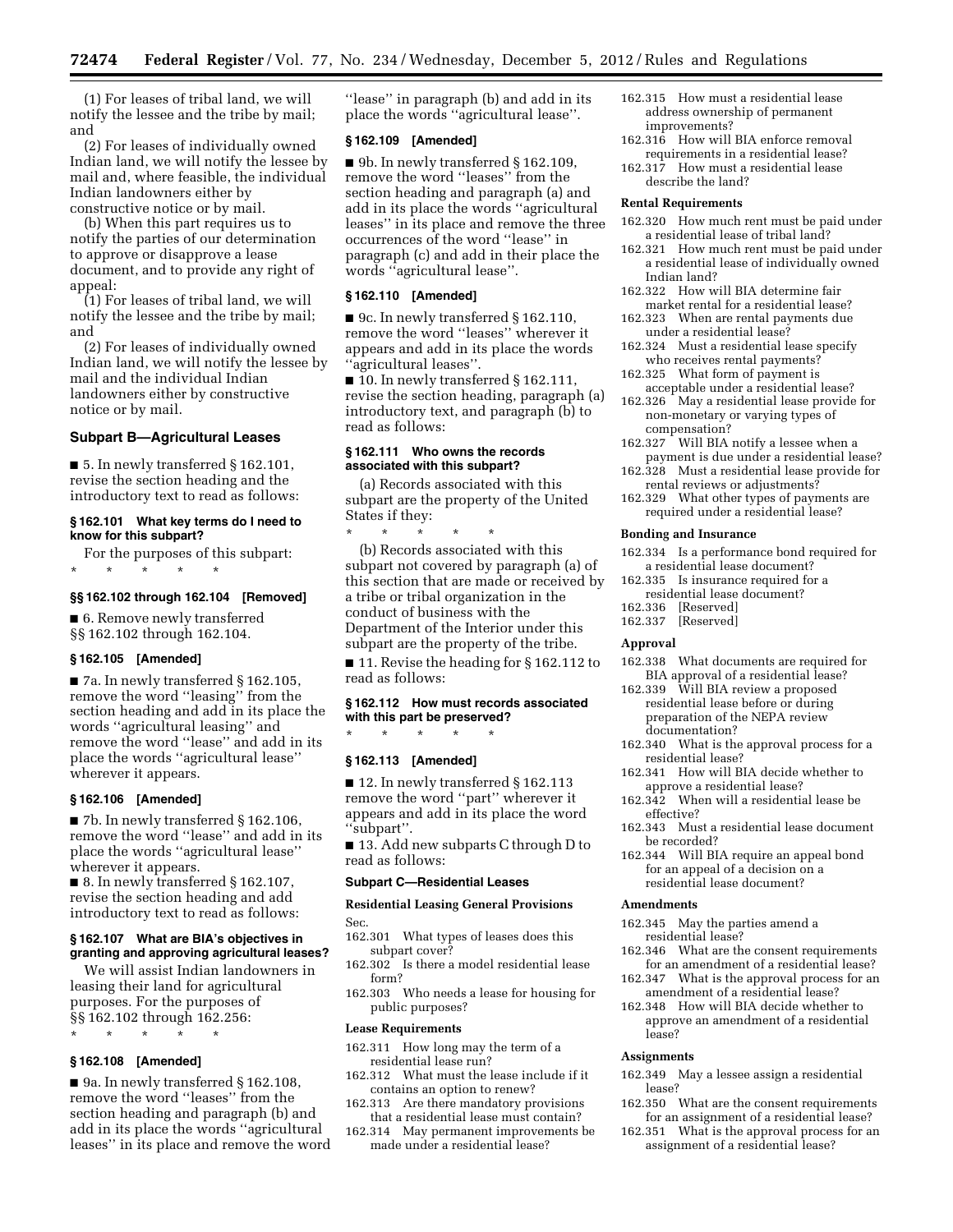(1) For leases of tribal land, we will notify the lessee and the tribe by mail; and

(2) For leases of individually owned Indian land, we will notify the lessee by mail and, where feasible, the individual Indian landowners either by constructive notice or by mail.

(b) When this part requires us to notify the parties of our determination to approve or disapprove a lease document, and to provide any right of appeal:

(1) For leases of tribal land, we will notify the lessee and the tribe by mail; and

(2) For leases of individually owned Indian land, we will notify the lessee by mail and the individual Indian landowners either by constructive notice or by mail.

## Subpart B—Agricultural Leases

■ 5. In newly transferred § 162.101, revise the section heading and the introductory text to read as follows:

### § 162.101 What key terms do I need to know for this subpart?

For the purposes of this subpart:

\* \* \* \* \*

### §§ 162.102 through 162.104 [Removed]

■ 6. Remove newly transferred §§ 162.102 through 162.104.

### § 162.105 [Amended]

■ 7a. In newly transferred § 162.105, remove the word "leasing" from the section heading and add in its place the words "agricultural leasing" and remove the word "lease" and add in its place the words "agricultural lease" wherever it appears.

### § 162.106 [Amended]

■ 7b. In newly transferred § 162.106, remove the word "lease" and add in its place the words "agricultural lease" wherever it appears.

■ 8. In newly transferred § 162.107, revise the section heading and add introductory text to read as follows:

### § 162.107 What are BIA's objectives in granting and approving agricultural leases?

We will assist Indian landowners in leasing their land for agricultural purposes. For the purposes of §§ 162.102 through 162.256:

\* \* \* \* \*

### § 162.108 [Amended]

■ 9a. In newly transferred § 162.108, remove the word "leases" from the section heading and paragraph (b) and add in its place the words "agricultural leases" in its place and remove the word "lease" in paragraph (b) and add in its place the words "agricultural lease".

### § 162.109 [Amended]

■ 9b. In newly transferred § 162.109, remove the word "leases" from the section heading and paragraph (a) and add in its place the words "agricultural leases" in its place and remove the three occurrences of the word "lease" in paragraph (c) and add in their place the words "agricultural lease".

### § 162.110 [Amended]

■ 9c. In newly transferred § 162.110, remove the word "leases" wherever it appears and add in its place the words "agricultural leases".

■ 10. In newly transferred § 162.111, revise the section heading, paragraph (a) introductory text, and paragraph (b) to read as follows:

### § 162.111 Who owns the records associated with this subpart?

(a) Records associated with this subpart are the property of the United States if they:

\* \* \* \* \*

(b) Records associated with this subpart not covered by paragraph (a) of this section that are made or received by a tribe or tribal organization in the conduct of business with the Department of the Interior under this subpart are the property of the tribe.

■ 11. Revise the heading for § 162.112 to read as follows:

### § 162.112 How must records associated with this part be preserved?

\* \* \* \* \*

### § 162.113 [Amended]

■ 12. In newly transferred § 162.113 remove the word "part" wherever it appears and add in its place the word "subpart".

■ 13. Add new subparts C through D to read as follows:

## Subpart C—Residential Leases

**Residential Leasing General Provisions**

Sec.

162.301 What types of leases does this subpart cover?
162.302 Is there a model residential lease form?
162.303 Who needs a lease for housing for public purposes?

**Lease Requirements**

162.311 How long may the term of a residential lease run?
162.312 What must the lease include if it contains an option to renew?
162.313 Are there mandatory provisions that a residential lease must contain?
162.314 May permanent improvements be made under a residential lease?
162.315 How must a residential lease address ownership of permanent improvements?
162.316 How will BIA enforce removal requirements in a residential lease?
162.317 How must a residential lease describe the land?

**Rental Requirements**

162.320 How much rent must be paid under a residential lease of tribal land?
162.321 How much rent must be paid under a residential lease of individually owned Indian land?
162.322 How will BIA determine fair market rental for a residential lease?
162.323 When are rental payments due under a residential lease?
162.324 Must a residential lease specify who receives rental payments?
162.325 What form of payment is acceptable under a residential lease?
162.326 May a residential lease provide for non-monetary or varying types of compensation?
162.327 Will BIA notify a lessee when a payment is due under a residential lease?
162.328 Must a residential lease provide for rental reviews or adjustments?
162.329 What other types of payments are required under a residential lease?

**Bonding and Insurance**

162.334 Is a performance bond required for a residential lease document?
162.335 Is insurance required for a residential lease document?
162.336 [Reserved]
162.337 [Reserved]

**Approval**

162.338 What documents are required for BIA approval of a residential lease?
162.339 Will BIA review a proposed residential lease before or during preparation of the NEPA review documentation?
162.340 What is the approval process for a residential lease?
162.341 How will BIA decide whether to approve a residential lease?
162.342 When will a residential lease be effective?
162.343 Must a residential lease document be recorded?
162.344 Will BIA require an appeal bond for an appeal of a decision on a residential lease document?

**Amendments**

162.345 May the parties amend a residential lease?
162.346 What are the consent requirements for an amendment of a residential lease?
162.347 What is the approval process for an amendment of a residential lease?
162.348 How will BIA decide whether to approve an amendment of a residential lease?

**Assignments**

162.349 May a lessee assign a residential lease?
162.350 What are the consent requirements for an assignment of a residential lease?
162.351 What is the approval process for an assignment of a residential lease?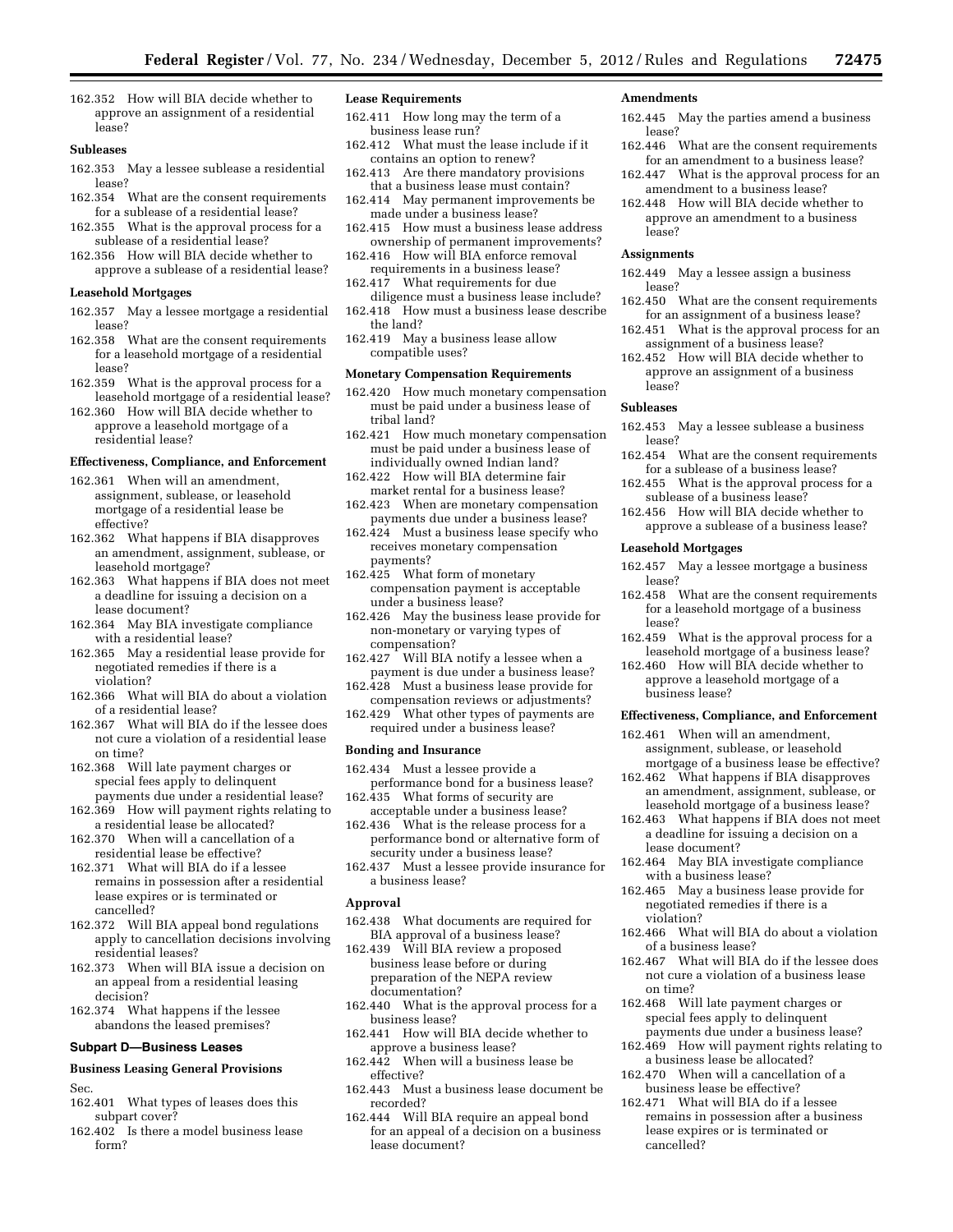162.352 How will BIA decide whether to approve an assignment of a residential lease?

**Subleases**

162.353 May a lessee sublease a residential lease?
162.354 What are the consent requirements for a sublease of a residential lease?
162.355 What is the approval process for a sublease of a residential lease?
162.356 How will BIA decide whether to approve a sublease of a residential lease?

**Leasehold Mortgages**

162.357 May a lessee mortgage a residential lease?
162.358 What are the consent requirements for a leasehold mortgage of a residential lease?
162.359 What is the approval process for a leasehold mortgage of a residential lease?
162.360 How will BIA decide whether to approve a leasehold mortgage of a residential lease?

**Effectiveness, Compliance, and Enforcement**

162.361 When will an amendment, assignment, sublease, or leasehold mortgage of a residential lease be effective?
162.362 What happens if BIA disapproves an amendment, assignment, sublease, or leasehold mortgage?
162.363 What happens if BIA does not meet a deadline for issuing a decision on a lease document?
162.364 May BIA investigate compliance with a residential lease?
162.365 May a residential lease provide for negotiated remedies if there is a violation?
162.366 What will BIA do about a violation of a residential lease?
162.367 What will BIA do if the lessee does not cure a violation of a residential lease on time?
162.368 Will late payment charges or special fees apply to delinquent payments due under a residential lease?
162.369 How will payment rights relating to a residential lease be allocated?
162.370 When will a cancellation of a residential lease be effective?
162.371 What will BIA do if a lessee remains in possession after a residential lease expires or is terminated or cancelled?
162.372 Will BIA appeal bond regulations apply to cancellation decisions involving residential leases?
162.373 When will BIA issue a decision on an appeal from a residential leasing decision?
162.374 What happens if the lessee abandons the leased premises?

## Subpart D—Business Leases

**Business Leasing General Provisions**

Sec.
162.401 What types of leases does this subpart cover?
162.402 Is there a model business lease form?

**Lease Requirements**

162.411 How long may the term of a business lease run?
162.412 What must the lease include if it contains an option to renew?
162.413 Are there mandatory provisions that a business lease must contain?
162.414 May permanent improvements be made under a business lease?
162.415 How must a business lease address ownership of permanent improvements?
162.416 How will BIA enforce removal requirements in a business lease?
162.417 What requirements for due diligence must a business lease include?
162.418 How must a business lease describe the land?
162.419 May a business lease allow compatible uses?

**Monetary Compensation Requirements**

162.420 How much monetary compensation must be paid under a business lease of tribal land?
162.421 How much monetary compensation must be paid under a business lease of individually owned Indian land?
162.422 How will BIA determine fair market rental for a business lease?
162.423 When are monetary compensation payments due under a business lease?
162.424 Must a business lease specify who receives monetary compensation payments?
162.425 What form of monetary compensation payment is acceptable under a business lease?
162.426 May the business lease provide for non-monetary or varying types of compensation?
162.427 Will BIA notify a lessee when a payment is due under a business lease?
162.428 Must a business lease provide for compensation reviews or adjustments?
162.429 What other types of payments are required under a business lease?

**Bonding and Insurance**

162.434 Must a lessee provide a performance bond for a business lease?
162.435 What forms of security are acceptable under a business lease?
162.436 What is the release process for a performance bond or alternative form of security under a business lease?
162.437 Must a lessee provide insurance for a business lease?

**Approval**

162.438 What documents are required for BIA approval of a business lease?
162.439 Will BIA review a proposed business lease before or during preparation of the NEPA review documentation?
162.440 What is the approval process for a business lease?
162.441 How will BIA decide whether to approve a business lease?
162.442 When will a business lease be effective?
162.443 Must a business lease document be recorded?
162.444 Will BIA require an appeal bond for an appeal of a decision on a business lease document?

**Amendments**

162.445 May the parties amend a business lease?
162.446 What are the consent requirements for an amendment to a business lease?
162.447 What is the approval process for an amendment to a business lease?
162.448 How will BIA decide whether to approve an amendment to a business lease?

**Assignments**

162.449 May a lessee assign a business lease?
162.450 What are the consent requirements for an assignment of a business lease?
162.451 What is the approval process for an assignment of a business lease?
162.452 How will BIA decide whether to approve an assignment of a business lease?

**Subleases**

162.453 May a lessee sublease a business lease?
162.454 What are the consent requirements for a sublease of a business lease?
162.455 What is the approval process for a sublease of a business lease?
162.456 How will BIA decide whether to approve a sublease of a business lease?

**Leasehold Mortgages**

162.457 May a lessee mortgage a business lease?
162.458 What are the consent requirements for a leasehold mortgage of a business lease?
162.459 What is the approval process for a leasehold mortgage of a business lease?
162.460 How will BIA decide whether to approve a leasehold mortgage of a business lease?

**Effectiveness, Compliance, and Enforcement**

162.461 When will an amendment, assignment, sublease, or leasehold mortgage of a business lease be effective?
162.462 What happens if BIA disapproves an amendment, assignment, sublease, or leasehold mortgage of a business lease?
162.463 What happens if BIA does not meet a deadline for issuing a decision on a lease document?
162.464 May BIA investigate compliance with a business lease?
162.465 May a business lease provide for negotiated remedies if there is a violation?
162.466 What will BIA do about a violation of a business lease?
162.467 What will BIA do if the lessee does not cure a violation of a business lease on time?
162.468 Will late payment charges or special fees apply to delinquent payments due under a business lease?
162.469 How will payment rights relating to a business lease be allocated?
162.470 When will a cancellation of a business lease be effective?
162.471 What will BIA do if a lessee remains in possession after a business lease expires or is terminated or cancelled?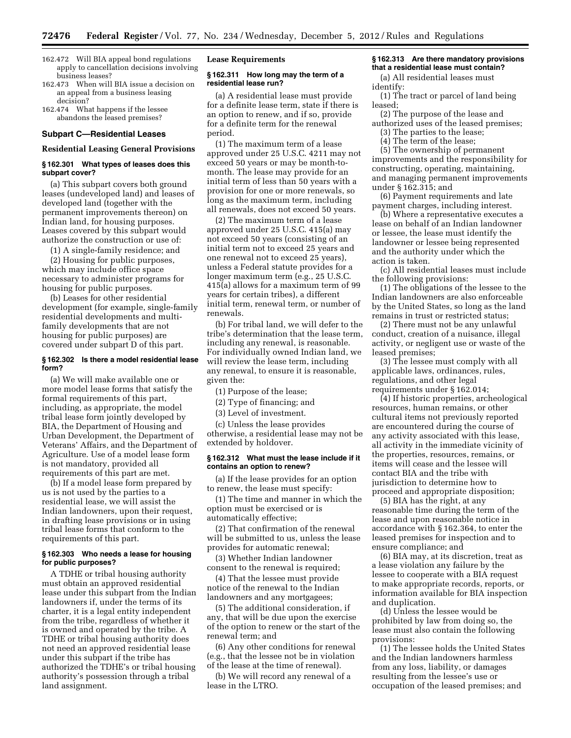162.472 Will BIA appeal bond regulations apply to cancellation decisions involving business leases?

162.473 When will BIA issue a decision on an appeal from a business leasing decision?

162.474 What happens if the lessee abandons the leased premises?

## Subpart C—Residential Leases

### Residential Leasing General Provisions

#### § 162.301 What types of leases does this subpart cover?

(a) This subpart covers both ground leases (undeveloped land) and leases of developed land (together with the permanent improvements thereon) on Indian land, for housing purposes. Leases covered by this subpart would authorize the construction or use of:

(1) A single-family residence; and

(2) Housing for public purposes, which may include office space necessary to administer programs for housing for public purposes.

(b) Leases for other residential development (for example, single-family residential developments and multi-family developments that are not housing for public purposes) are covered under subpart D of this part.

#### § 162.302 Is there a model residential lease form?

(a) We will make available one or more model lease forms that satisfy the formal requirements of this part, including, as appropriate, the model tribal lease form jointly developed by BIA, the Department of Housing and Urban Development, the Department of Veterans' Affairs, and the Department of Agriculture. Use of a model lease form is not mandatory, provided all requirements of this part are met.

(b) If a model lease form prepared by us is not used by the parties to a residential lease, we will assist the Indian landowners, upon their request, in drafting lease provisions or in using tribal lease forms that conform to the requirements of this part.

#### § 162.303 Who needs a lease for housing for public purposes?

A TDHE or tribal housing authority must obtain an approved residential lease under this subpart from the Indian landowners if, under the terms of its charter, it is a legal entity independent from the tribe, regardless of whether it is owned and operated by the tribe. A TDHE or tribal housing authority does not need an approved residential lease under this subpart if the tribe has authorized the TDHE's or tribal housing authority's possession through a tribal land assignment.

### Lease Requirements

#### § 162.311 How long may the term of a residential lease run?

(a) A residential lease must provide for a definite lease term, state if there is an option to renew, and if so, provide for a definite term for the renewal period.

(1) The maximum term of a lease approved under 25 U.S.C. 4211 may not exceed 50 years or may be month-to-month. The lease may provide for an initial term of less than 50 years with a provision for one or more renewals, so long as the maximum term, including all renewals, does not exceed 50 years.

(2) The maximum term of a lease approved under 25 U.S.C. 415(a) may not exceed 50 years (consisting of an initial term not to exceed 25 years and one renewal not to exceed 25 years), unless a Federal statute provides for a longer maximum term (e.g., 25 U.S.C. 415(a) allows for a maximum term of 99 years for certain tribes), a different initial term, renewal term, or number of renewals.

(b) For tribal land, we will defer to the tribe's determination that the lease term, including any renewal, is reasonable. For individually owned Indian land, we will review the lease term, including any renewal, to ensure it is reasonable, given the:

(1) Purpose of the lease;

(2) Type of financing; and

(3) Level of investment.

(c) Unless the lease provides otherwise, a residential lease may not be extended by holdover.

#### § 162.312 What must the lease include if it contains an option to renew?

(a) If the lease provides for an option to renew, the lease must specify:

(1) The time and manner in which the option must be exercised or is automatically effective;

(2) That confirmation of the renewal will be submitted to us, unless the lease provides for automatic renewal;

(3) Whether Indian landowner consent to the renewal is required;

(4) That the lessee must provide notice of the renewal to the Indian landowners and any mortgagees;

(5) The additional consideration, if any, that will be due upon the exercise of the option to renew or the start of the renewal term; and

(6) Any other conditions for renewal (e.g., that the lessee not be in violation of the lease at the time of renewal).

(b) We will record any renewal of a lease in the LTRO.

#### § 162.313 Are there mandatory provisions that a residential lease must contain?

(a) All residential leases must identify:

(1) The tract or parcel of land being leased;

(2) The purpose of the lease and authorized uses of the leased premises;

(3) The parties to the lease;

(4) The term of the lease;

(5) The ownership of permanent improvements and the responsibility for constructing, operating, maintaining, and managing permanent improvements under § 162.315; and

(6) Payment requirements and late payment charges, including interest.

(b) Where a representative executes a lease on behalf of an Indian landowner or lessee, the lease must identify the landowner or lessee being represented and the authority under which the action is taken.

(c) All residential leases must include the following provisions:

(1) The obligations of the lessee to the Indian landowners are also enforceable by the United States, so long as the land remains in trust or restricted status;

(2) There must not be any unlawful conduct, creation of a nuisance, illegal activity, or negligent use or waste of the leased premises;

(3) The lessee must comply with all applicable laws, ordinances, rules, regulations, and other legal requirements under § 162.014;

(4) If historic properties, archeological resources, human remains, or other cultural items not previously reported are encountered during the course of any activity associated with this lease, all activity in the immediate vicinity of the properties, resources, remains, or items will cease and the lessee will contact BIA and the tribe with jurisdiction to determine how to proceed and appropriate disposition;

(5) BIA has the right, at any reasonable time during the term of the lease and upon reasonable notice in accordance with § 162.364, to enter the leased premises for inspection and to ensure compliance; and

(6) BIA may, at its discretion, treat as a lease violation any failure by the lessee to cooperate with a BIA request to make appropriate records, reports, or information available for BIA inspection and duplication.

(d) Unless the lessee would be prohibited by law from doing so, the lease must also contain the following provisions:

(1) The lessee holds the United States and the Indian landowners harmless from any loss, liability, or damages resulting from the lessee's use or occupation of the leased premises; and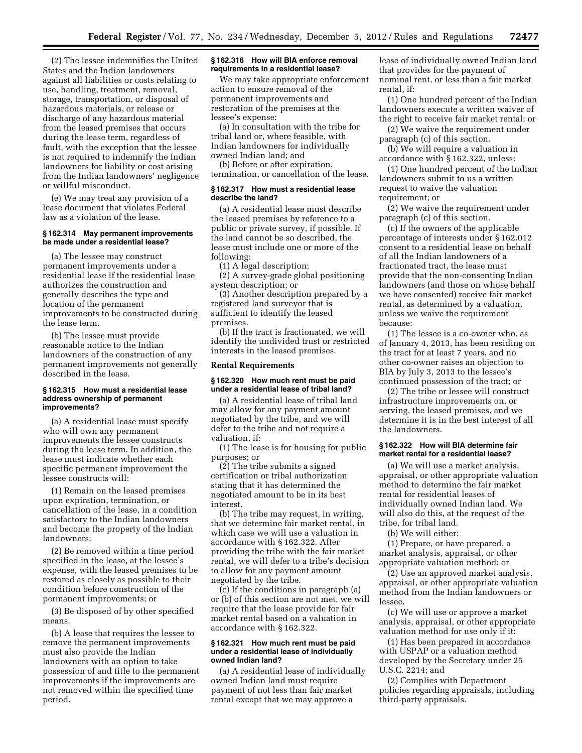(2) The lessee indemnifies the United States and the Indian landowners against all liabilities or costs relating to use, handling, treatment, removal, storage, transportation, or disposal of hazardous materials, or release or discharge of any hazardous material from the leased premises that occurs during the lease term, regardless of fault, with the exception that the lessee is not required to indemnify the Indian landowners for liability or cost arising from the Indian landowners' negligence or willful misconduct.

(e) We may treat any provision of a lease document that violates Federal law as a violation of the lease.

#### § 162.314 May permanent improvements be made under a residential lease?

(a) The lessee may construct permanent improvements under a residential lease if the residential lease authorizes the construction and generally describes the type and location of the permanent improvements to be constructed during the lease term.

(b) The lessee must provide reasonable notice to the Indian landowners of the construction of any permanent improvements not generally described in the lease.

#### § 162.315 How must a residential lease address ownership of permanent improvements?

(a) A residential lease must specify who will own any permanent improvements the lessee constructs during the lease term. In addition, the lease must indicate whether each specific permanent improvement the lessee constructs will:

(1) Remain on the leased premises upon expiration, termination, or cancellation of the lease, in a condition satisfactory to the Indian landowners and become the property of the Indian landowners;

(2) Be removed within a time period specified in the lease, at the lessee's expense, with the leased premises to be restored as closely as possible to their condition before construction of the permanent improvements; or

(3) Be disposed of by other specified means.

(b) A lease that requires the lessee to remove the permanent improvements must also provide the Indian landowners with an option to take possession of and title to the permanent improvements if the improvements are not removed within the specified time period.

#### § 162.316 How will BIA enforce removal requirements in a residential lease?

We may take appropriate enforcement action to ensure removal of the permanent improvements and restoration of the premises at the lessee's expense:

(a) In consultation with the tribe for tribal land or, where feasible, with Indian landowners for individually owned Indian land; and

(b) Before or after expiration, termination, or cancellation of the lease.

#### § 162.317 How must a residential lease describe the land?

(a) A residential lease must describe the leased premises by reference to a public or private survey, if possible. If the land cannot be so described, the lease must include one or more of the following:

(1) A legal description;

(2) A survey-grade global positioning system description; or

(3) Another description prepared by a registered land surveyor that is sufficient to identify the leased premises.

(b) If the tract is fractionated, we will identify the undivided trust or restricted interests in the leased premises.

### Rental Requirements

#### § 162.320 How much rent must be paid under a residential lease of tribal land?

(a) A residential lease of tribal land may allow for any payment amount negotiated by the tribe, and we will defer to the tribe and not require a valuation, if:

(1) The lease is for housing for public purposes; or

(2) The tribe submits a signed certification or tribal authorization stating that it has determined the negotiated amount to be in its best interest.

(b) The tribe may request, in writing, that we determine fair market rental, in which case we will use a valuation in accordance with § 162.322. After providing the tribe with the fair market rental, we will defer to a tribe's decision to allow for any payment amount negotiated by the tribe.

(c) If the conditions in paragraph (a) or (b) of this section are not met, we will require that the lease provide for fair market rental based on a valuation in accordance with § 162.322.

#### § 162.321 How much rent must be paid under a residential lease of individually owned Indian land?

(a) A residential lease of individually owned Indian land must require payment of not less than fair market rental except that we may approve a lease of individually owned Indian land that provides for the payment of nominal rent, or less than a fair market rental, if:

(1) One hundred percent of the Indian landowners execute a written waiver of the right to receive fair market rental; or

(2) We waive the requirement under paragraph (c) of this section.

(b) We will require a valuation in accordance with § 162.322, unless:

(1) One hundred percent of the Indian landowners submit to us a written request to waive the valuation requirement; or

(2) We waive the requirement under paragraph (c) of this section.

(c) If the owners of the applicable percentage of interests under § 162.012 consent to a residential lease on behalf of all the Indian landowners of a fractionated tract, the lease must provide that the non-consenting Indian landowners (and those on whose behalf we have consented) receive fair market rental, as determined by a valuation, unless we waive the requirement because:

(1) The lessee is a co-owner who, as of January 4, 2013, has been residing on the tract for at least 7 years, and no other co-owner raises an objection to BIA by July 3, 2013 to the lessee's continued possession of the tract; or

(2) The tribe or lessee will construct infrastructure improvements on, or serving, the leased premises, and we determine it is in the best interest of all the landowners.

#### § 162.322 How will BIA determine fair market rental for a residential lease?

(a) We will use a market analysis, appraisal, or other appropriate valuation method to determine the fair market rental for residential leases of individually owned Indian land. We will also do this, at the request of the tribe, for tribal land.

(b) We will either:

(1) Prepare, or have prepared, a market analysis, appraisal, or other appropriate valuation method; or

(2) Use an approved market analysis, appraisal, or other appropriate valuation method from the Indian landowners or lessee.

(c) We will use or approve a market analysis, appraisal, or other appropriate valuation method for use only if it:

(1) Has been prepared in accordance with USPAP or a valuation method developed by the Secretary under 25 U.S.C. 2214; and

(2) Complies with Department policies regarding appraisals, including third-party appraisals.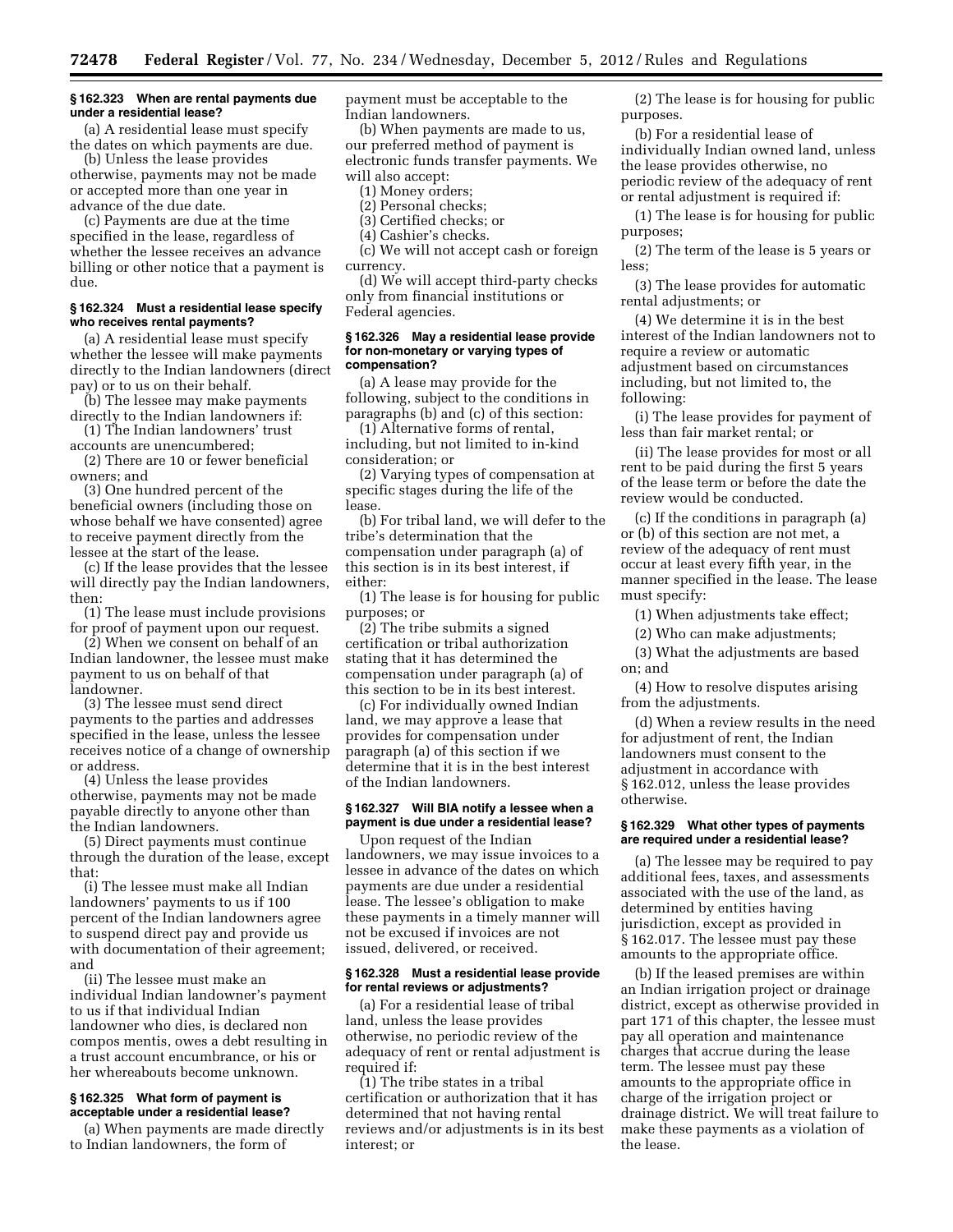#### § 162.323 When are rental payments due under a residential lease?

(a) A residential lease must specify the dates on which payments are due.

(b) Unless the lease provides otherwise, payments may not be made or accepted more than one year in advance of the due date.

(c) Payments are due at the time specified in the lease, regardless of whether the lessee receives an advance billing or other notice that a payment is due.

#### § 162.324 Must a residential lease specify who receives rental payments?

(a) A residential lease must specify whether the lessee will make payments directly to the Indian landowners (direct pay) or to us on their behalf.

(b) The lessee may make payments directly to the Indian landowners if:

(1) The Indian landowners' trust accounts are unencumbered;

(2) There are 10 or fewer beneficial owners; and

(3) One hundred percent of the beneficial owners (including those on whose behalf we have consented) agree to receive payment directly from the lessee at the start of the lease.

(c) If the lease provides that the lessee will directly pay the Indian landowners, then:

(1) The lease must include provisions for proof of payment upon our request.

(2) When we consent on behalf of an Indian landowner, the lessee must make payment to us on behalf of that landowner.

(3) The lessee must send direct payments to the parties and addresses specified in the lease, unless the lessee receives notice of a change of ownership or address.

(4) Unless the lease provides otherwise, payments may not be made payable directly to anyone other than the Indian landowners.

(5) Direct payments must continue through the duration of the lease, except that:

(i) The lessee must make all Indian landowners' payments to us if 100 percent of the Indian landowners agree to suspend direct pay and provide us with documentation of their agreement; and

(ii) The lessee must make an individual Indian landowner's payment to us if that individual Indian landowner who dies, is declared non compos mentis, owes a debt resulting in a trust account encumbrance, or his or her whereabouts become unknown.

#### § 162.325 What form of payment is acceptable under a residential lease?

(a) When payments are made directly to Indian landowners, the form of payment must be acceptable to the Indian landowners.

(b) When payments are made to us, our preferred method of payment is electronic funds transfer payments. We will also accept:

(1) Money orders;

(2) Personal checks;

(3) Certified checks; or

(4) Cashier's checks.

(c) We will not accept cash or foreign currency.

(d) We will accept third-party checks only from financial institutions or Federal agencies.

#### § 162.326 May a residential lease provide for non-monetary or varying types of compensation?

(a) A lease may provide for the following, subject to the conditions in paragraphs (b) and (c) of this section:

(1) Alternative forms of rental, including, but not limited to in-kind consideration; or

(2) Varying types of compensation at specific stages during the life of the lease.

(b) For tribal land, we will defer to the tribe's determination that the compensation under paragraph (a) of this section is in its best interest, if either:

(1) The lease is for housing for public purposes; or

(2) The tribe submits a signed certification or tribal authorization stating that it has determined the compensation under paragraph (a) of this section to be in its best interest.

(c) For individually owned Indian land, we may approve a lease that provides for compensation under paragraph (a) of this section if we determine that it is in the best interest of the Indian landowners.

#### § 162.327 Will BIA notify a lessee when a payment is due under a residential lease?

Upon request of the Indian landowners, we may issue invoices to a lessee in advance of the dates on which payments are due under a residential lease. The lessee's obligation to make these payments in a timely manner will not be excused if invoices are not issued, delivered, or received.

#### § 162.328 Must a residential lease provide for rental reviews or adjustments?

(a) For a residential lease of tribal land, unless the lease provides otherwise, no periodic review of the adequacy of rent or rental adjustment is required if:

(1) The tribe states in a tribal certification or authorization that it has determined that not having rental reviews and/or adjustments is in its best interest; or

(2) The lease is for housing for public purposes.

(b) For a residential lease of individually Indian owned land, unless the lease provides otherwise, no periodic review of the adequacy of rent or rental adjustment is required if:

(1) The lease is for housing for public purposes;

(2) The term of the lease is 5 years or less;

(3) The lease provides for automatic rental adjustments; or

(4) We determine it is in the best interest of the Indian landowners not to require a review or automatic adjustment based on circumstances including, but not limited to, the following:

(i) The lease provides for payment of less than fair market rental; or

(ii) The lease provides for most or all rent to be paid during the first 5 years of the lease term or before the date the review would be conducted.

(c) If the conditions in paragraph (a) or (b) of this section are not met, a review of the adequacy of rent must occur at least every fifth year, in the manner specified in the lease. The lease must specify:

(1) When adjustments take effect;

(2) Who can make adjustments;

(3) What the adjustments are based on; and

(4) How to resolve disputes arising from the adjustments.

(d) When a review results in the need for adjustment of rent, the Indian landowners must consent to the adjustment in accordance with § 162.012, unless the lease provides otherwise.

#### § 162.329 What other types of payments are required under a residential lease?

(a) The lessee may be required to pay additional fees, taxes, and assessments associated with the use of the land, as determined by entities having jurisdiction, except as provided in § 162.017. The lessee must pay these amounts to the appropriate office.

(b) If the leased premises are within an Indian irrigation project or drainage district, except as otherwise provided in part 171 of this chapter, the lessee must pay all operation and maintenance charges that accrue during the lease term. The lessee must pay these amounts to the appropriate office in charge of the irrigation project or drainage district. We will treat failure to make these payments as a violation of the lease.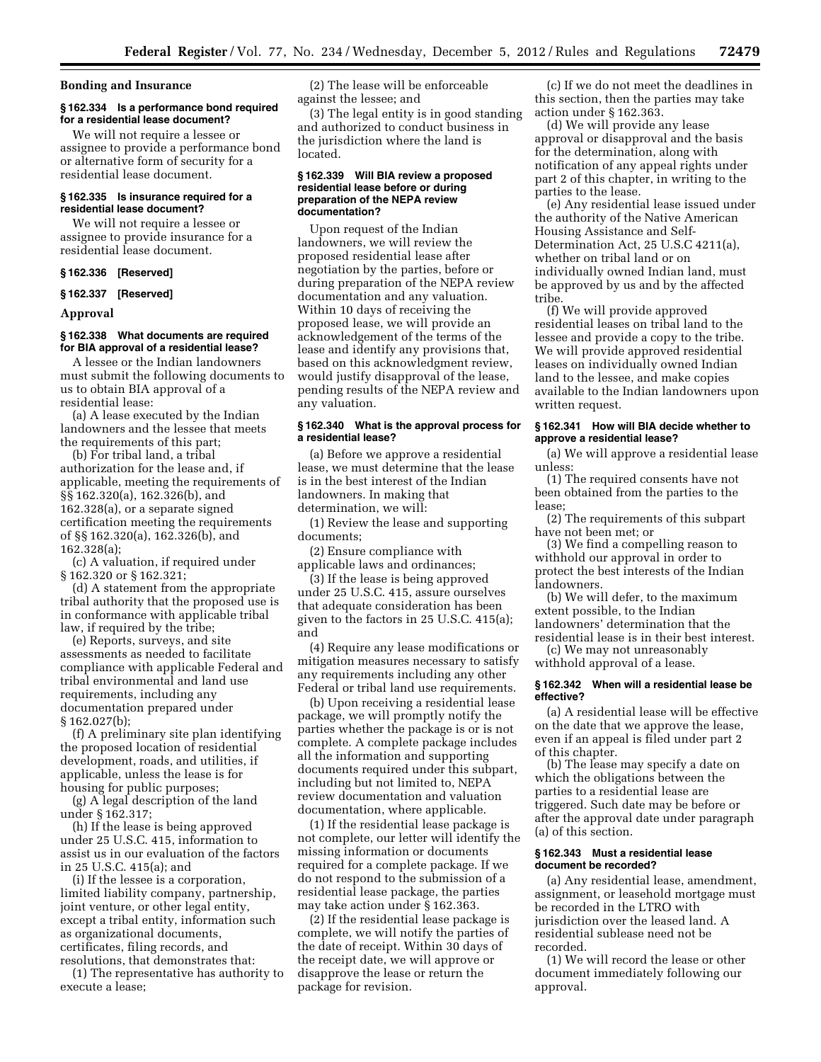## Bonding and Insurance

### § 162.334 Is a performance bond required for a residential lease document?

We will not require a lessee or assignee to provide a performance bond or alternative form of security for a residential lease document.

### § 162.335 Is insurance required for a residential lease document?

We will not require a lessee or assignee to provide insurance for a residential lease document.

### § 162.336 [Reserved]

### § 162.337 [Reserved]

## Approval

### § 162.338 What documents are required for BIA approval of a residential lease?

A lessee or the Indian landowners must submit the following documents to us to obtain BIA approval of a residential lease:

(a) A lease executed by the Indian landowners and the lessee that meets the requirements of this part;

(b) For tribal land, a tribal authorization for the lease and, if applicable, meeting the requirements of §§ 162.320(a), 162.326(b), and 162.328(a), or a separate signed certification meeting the requirements of §§ 162.320(a), 162.326(b), and 162.328(a);

(c) A valuation, if required under § 162.320 or § 162.321;

(d) A statement from the appropriate tribal authority that the proposed use is in conformance with applicable tribal law, if required by the tribe;

(e) Reports, surveys, and site assessments as needed to facilitate compliance with applicable Federal and tribal environmental and land use requirements, including any documentation prepared under § 162.027(b);

(f) A preliminary site plan identifying the proposed location of residential development, roads, and utilities, if applicable, unless the lease is for housing for public purposes;

(g) A legal description of the land under § 162.317;

(h) If the lease is being approved under 25 U.S.C. 415, information to assist us in our evaluation of the factors in 25 U.S.C. 415(a); and

(i) If the lessee is a corporation, limited liability company, partnership, joint venture, or other legal entity, except a tribal entity, information such as organizational documents, certificates, filing records, and resolutions, that demonstrates that:

(1) The representative has authority to execute a lease;

(2) The lease will be enforceable against the lessee; and

(3) The legal entity is in good standing and authorized to conduct business in the jurisdiction where the land is located.

### § 162.339 Will BIA review a proposed residential lease before or during preparation of the NEPA review documentation?

Upon request of the Indian landowners, we will review the proposed residential lease after negotiation by the parties, before or during preparation of the NEPA review documentation and any valuation. Within 10 days of receiving the proposed lease, we will provide an acknowledgement of the terms of the lease and identify any provisions that, based on this acknowledgment review, would justify disapproval of the lease, pending results of the NEPA review and any valuation.

### § 162.340 What is the approval process for a residential lease?

(a) Before we approve a residential lease, we must determine that the lease is in the best interest of the Indian landowners. In making that determination, we will:

(1) Review the lease and supporting documents;

(2) Ensure compliance with applicable laws and ordinances;

(3) If the lease is being approved under 25 U.S.C. 415, assure ourselves that adequate consideration has been given to the factors in 25 U.S.C. 415(a); and

(4) Require any lease modifications or mitigation measures necessary to satisfy any requirements including any other Federal or tribal land use requirements.

(b) Upon receiving a residential lease package, we will promptly notify the parties whether the package is or is not complete. A complete package includes all the information and supporting documents required under this subpart, including but not limited to, NEPA review documentation and valuation documentation, where applicable.

(1) If the residential lease package is not complete, our letter will identify the missing information or documents required for a complete package. If we do not respond to the submission of a residential lease package, the parties may take action under § 162.363.

(2) If the residential lease package is complete, we will notify the parties of the date of receipt. Within 30 days of the receipt date, we will approve or disapprove the lease or return the package for revision.

(c) If we do not meet the deadlines in this section, then the parties may take action under § 162.363.

(d) We will provide any lease approval or disapproval and the basis for the determination, along with notification of any appeal rights under part 2 of this chapter, in writing to the parties to the lease.

(e) Any residential lease issued under the authority of the Native American Housing Assistance and Self-Determination Act, 25 U.S.C 4211(a), whether on tribal land or on individually owned Indian land, must be approved by us and by the affected tribe.

(f) We will provide approved residential leases on tribal land to the lessee and provide a copy to the tribe. We will provide approved residential leases on individually owned Indian land to the lessee, and make copies available to the Indian landowners upon written request.

### § 162.341 How will BIA decide whether to approve a residential lease?

(a) We will approve a residential lease unless:

(1) The required consents have not been obtained from the parties to the lease;

(2) The requirements of this subpart have not been met; or

(3) We find a compelling reason to withhold our approval in order to protect the best interests of the Indian landowners.

(b) We will defer, to the maximum extent possible, to the Indian landowners' determination that the residential lease is in their best interest.

(c) We may not unreasonably withhold approval of a lease.

### § 162.342 When will a residential lease be effective?

(a) A residential lease will be effective on the date that we approve the lease, even if an appeal is filed under part 2 of this chapter.

(b) The lease may specify a date on which the obligations between the parties to a residential lease are triggered. Such date may be before or after the approval date under paragraph (a) of this section.

### § 162.343 Must a residential lease document be recorded?

(a) Any residential lease, amendment, assignment, or leasehold mortgage must be recorded in the LTRO with jurisdiction over the leased land. A residential sublease need not be recorded.

(1) We will record the lease or other document immediately following our approval.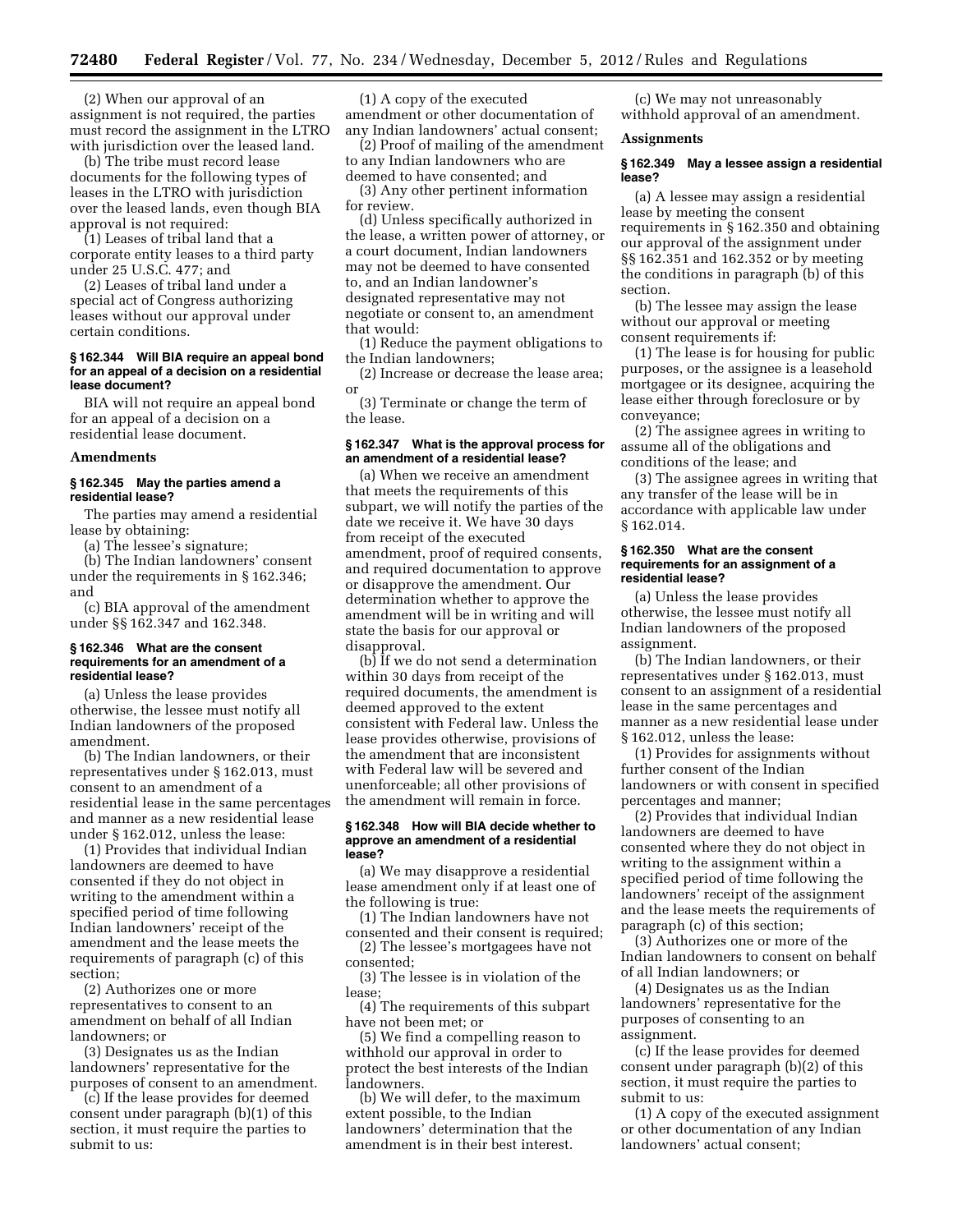(2) When our approval of an assignment is not required, the parties must record the assignment in the LTRO with jurisdiction over the leased land.

(b) The tribe must record lease documents for the following types of leases in the LTRO with jurisdiction over the leased lands, even though BIA approval is not required:

(1) Leases of tribal land that a corporate entity leases to a third party under 25 U.S.C. 477; and

(2) Leases of tribal land under a special act of Congress authorizing leases without our approval under certain conditions.

#### § 162.344 Will BIA require an appeal bond for an appeal of a decision on a residential lease document?

BIA will not require an appeal bond for an appeal of a decision on a residential lease document.

### Amendments

#### § 162.345 May the parties amend a residential lease?

The parties may amend a residential lease by obtaining:

(a) The lessee's signature;

(b) The Indian landowners' consent under the requirements in § 162.346; and

(c) BIA approval of the amendment under §§ 162.347 and 162.348.

#### § 162.346 What are the consent requirements for an amendment of a residential lease?

(a) Unless the lease provides otherwise, the lessee must notify all Indian landowners of the proposed amendment.

(b) The Indian landowners, or their representatives under § 162.013, must consent to an amendment of a residential lease in the same percentages and manner as a new residential lease under § 162.012, unless the lease:

(1) Provides that individual Indian landowners are deemed to have consented if they do not object in writing to the amendment within a specified period of time following Indian landowners' receipt of the amendment and the lease meets the requirements of paragraph (c) of this section;

(2) Authorizes one or more representatives to consent to an amendment on behalf of all Indian landowners; or

(3) Designates us as the Indian landowners' representative for the purposes of consent to an amendment.

(c) If the lease provides for deemed consent under paragraph (b)(1) of this section, it must require the parties to submit to us:

(1) A copy of the executed amendment or other documentation of any Indian landowners' actual consent;

(2) Proof of mailing of the amendment to any Indian landowners who are deemed to have consented; and

(3) Any other pertinent information for review.

(d) Unless specifically authorized in the lease, a written power of attorney, or a court document, Indian landowners may not be deemed to have consented to, and an Indian landowner's designated representative may not negotiate or consent to, an amendment that would:

(1) Reduce the payment obligations to the Indian landowners;

(2) Increase or decrease the lease area; or

(3) Terminate or change the term of the lease.

#### § 162.347 What is the approval process for an amendment of a residential lease?

(a) When we receive an amendment that meets the requirements of this subpart, we will notify the parties of the date we receive it. We have 30 days from receipt of the executed amendment, proof of required consents, and required documentation to approve or disapprove the amendment. Our determination whether to approve the amendment will be in writing and will state the basis for our approval or disapproval.

(b) If we do not send a determination within 30 days from receipt of the required documents, the amendment is deemed approved to the extent consistent with Federal law. Unless the lease provides otherwise, provisions of the amendment that are inconsistent with Federal law will be severed and unenforceable; all other provisions of the amendment will remain in force.

#### § 162.348 How will BIA decide whether to approve an amendment of a residential lease?

(a) We may disapprove a residential lease amendment only if at least one of the following is true:

(1) The Indian landowners have not consented and their consent is required;

(2) The lessee's mortgagees have not consented;

(3) The lessee is in violation of the lease;

(4) The requirements of this subpart have not been met; or

(5) We find a compelling reason to withhold our approval in order to protect the best interests of the Indian landowners.

(b) We will defer, to the maximum extent possible, to the Indian landowners' determination that the amendment is in their best interest.

(c) We may not unreasonably withhold approval of an amendment.

### Assignments

#### § 162.349 May a lessee assign a residential lease?

(a) A lessee may assign a residential lease by meeting the consent requirements in § 162.350 and obtaining our approval of the assignment under §§ 162.351 and 162.352 or by meeting the conditions in paragraph (b) of this section.

(b) The lessee may assign the lease without our approval or meeting consent requirements if:

(1) The lease is for housing for public purposes, or the assignee is a leasehold mortgagee or its designee, acquiring the lease either through foreclosure or by conveyance;

(2) The assignee agrees in writing to assume all of the obligations and conditions of the lease; and

(3) The assignee agrees in writing that any transfer of the lease will be in accordance with applicable law under § 162.014.

#### § 162.350 What are the consent requirements for an assignment of a residential lease?

(a) Unless the lease provides otherwise, the lessee must notify all Indian landowners of the proposed assignment.

(b) The Indian landowners, or their representatives under § 162.013, must consent to an assignment of a residential lease in the same percentages and manner as a new residential lease under § 162.012, unless the lease:

(1) Provides for assignments without further consent of the Indian landowners or with consent in specified percentages and manner;

(2) Provides that individual Indian landowners are deemed to have consented where they do not object in writing to the assignment within a specified period of time following the landowners' receipt of the assignment and the lease meets the requirements of paragraph (c) of this section;

(3) Authorizes one or more of the Indian landowners to consent on behalf of all Indian landowners; or

(4) Designates us as the Indian landowners' representative for the purposes of consenting to an assignment.

(c) If the lease provides for deemed consent under paragraph (b)(2) of this section, it must require the parties to submit to us:

(1) A copy of the executed assignment or other documentation of any Indian landowners' actual consent;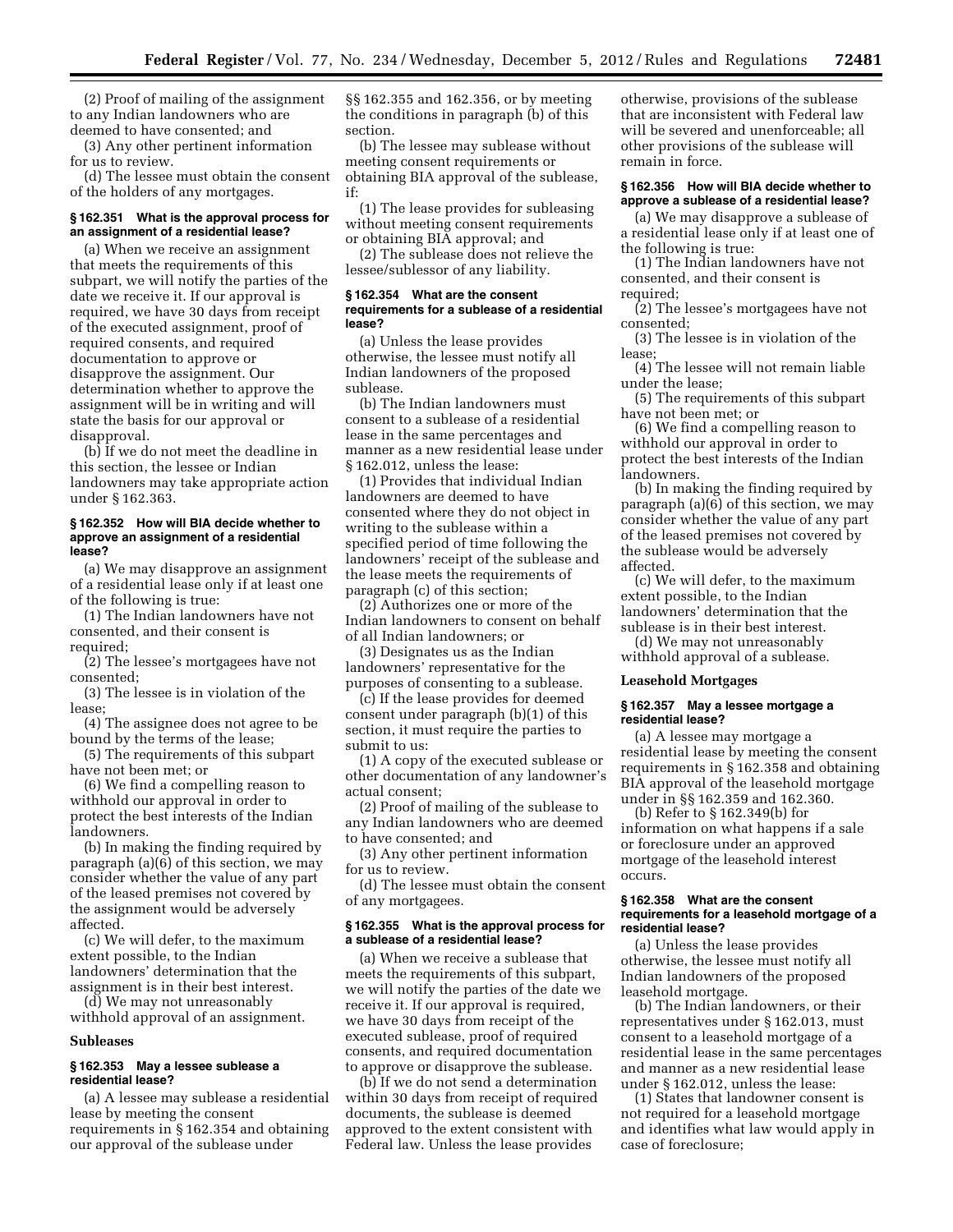(2) Proof of mailing of the assignment to any Indian landowners who are deemed to have consented; and

(3) Any other pertinent information for us to review.

(d) The lessee must obtain the consent of the holders of any mortgages.

### § 162.351 What is the approval process for an assignment of a residential lease?

(a) When we receive an assignment that meets the requirements of this subpart, we will notify the parties of the date we receive it. If our approval is required, we have 30 days from receipt of the executed assignment, proof of required consents, and required documentation to approve or disapprove the assignment. Our determination whether to approve the assignment will be in writing and will state the basis for our approval or disapproval.

(b) If we do not meet the deadline in this section, the lessee or Indian landowners may take appropriate action under § 162.363.

### § 162.352 How will BIA decide whether to approve an assignment of a residential lease?

(a) We may disapprove an assignment of a residential lease only if at least one of the following is true:

(1) The Indian landowners have not consented, and their consent is required;

(2) The lessee's mortgagees have not consented;

(3) The lessee is in violation of the lease;

(4) The assignee does not agree to be bound by the terms of the lease;

(5) The requirements of this subpart have not been met; or

(6) We find a compelling reason to withhold our approval in order to protect the best interests of the Indian landowners.

(b) In making the finding required by paragraph (a)(6) of this section, we may consider whether the value of any part of the leased premises not covered by the assignment would be adversely affected.

(c) We will defer, to the maximum extent possible, to the Indian landowners' determination that the assignment is in their best interest.

(d) We may not unreasonably withhold approval of an assignment.

## Subleases

### § 162.353 May a lessee sublease a residential lease?

(a) A lessee may sublease a residential lease by meeting the consent requirements in § 162.354 and obtaining our approval of the sublease under §§ 162.355 and 162.356, or by meeting the conditions in paragraph (b) of this section.

(b) The lessee may sublease without meeting consent requirements or obtaining BIA approval of the sublease, if:

(1) The lease provides for subleasing without meeting consent requirements or obtaining BIA approval; and

(2) The sublease does not relieve the lessee/sublessor of any liability.

### § 162.354 What are the consent requirements for a sublease of a residential lease?

(a) Unless the lease provides otherwise, the lessee must notify all Indian landowners of the proposed sublease.

(b) The Indian landowners must consent to a sublease of a residential lease in the same percentages and manner as a new residential lease under § 162.012, unless the lease:

(1) Provides that individual Indian landowners are deemed to have consented where they do not object in writing to the sublease within a specified period of time following the landowners' receipt of the sublease and the lease meets the requirements of paragraph (c) of this section;

(2) Authorizes one or more of the Indian landowners to consent on behalf of all Indian landowners; or

(3) Designates us as the Indian landowners' representative for the purposes of consenting to a sublease.

(c) If the lease provides for deemed consent under paragraph (b)(1) of this section, it must require the parties to submit to us:

(1) A copy of the executed sublease or other documentation of any landowner's actual consent;

(2) Proof of mailing of the sublease to any Indian landowners who are deemed to have consented; and

(3) Any other pertinent information for us to review.

(d) The lessee must obtain the consent of any mortgagees.

### § 162.355 What is the approval process for a sublease of a residential lease?

(a) When we receive a sublease that meets the requirements of this subpart, we will notify the parties of the date we receive it. If our approval is required, we have 30 days from receipt of the executed sublease, proof of required consents, and required documentation to approve or disapprove the sublease.

(b) If we do not send a determination within 30 days from receipt of required documents, the sublease is deemed approved to the extent consistent with Federal law. Unless the lease provides otherwise, provisions of the sublease that are inconsistent with Federal law will be severed and unenforceable; all other provisions of the sublease will remain in force.

### § 162.356 How will BIA decide whether to approve a sublease of a residential lease?

(a) We may disapprove a sublease of a residential lease only if at least one of the following is true:

(1) The Indian landowners have not consented, and their consent is required;

(2) The lessee's mortgagees have not consented;

(3) The lessee is in violation of the lease;

(4) The lessee will not remain liable under the lease;

(5) The requirements of this subpart have not been met; or

(6) We find a compelling reason to withhold our approval in order to protect the best interests of the Indian landowners.

(b) In making the finding required by paragraph (a)(6) of this section, we may consider whether the value of any part of the leased premises not covered by the sublease would be adversely affected.

(c) We will defer, to the maximum extent possible, to the Indian landowners' determination that the sublease is in their best interest.

(d) We may not unreasonably withhold approval of a sublease.

## Leasehold Mortgages

### § 162.357 May a lessee mortgage a residential lease?

(a) A lessee may mortgage a residential lease by meeting the consent requirements in § 162.358 and obtaining BIA approval of the leasehold mortgage under in §§ 162.359 and 162.360.

(b) Refer to § 162.349(b) for information on what happens if a sale or foreclosure under an approved mortgage of the leasehold interest occurs.

### § 162.358 What are the consent requirements for a leasehold mortgage of a residential lease?

(a) Unless the lease provides otherwise, the lessee must notify all Indian landowners of the proposed leasehold mortgage.

(b) The Indian landowners, or their representatives under § 162.013, must consent to a leasehold mortgage of a residential lease in the same percentages and manner as a new residential lease under § 162.012, unless the lease:

(1) States that landowner consent is not required for a leasehold mortgage and identifies what law would apply in case of foreclosure;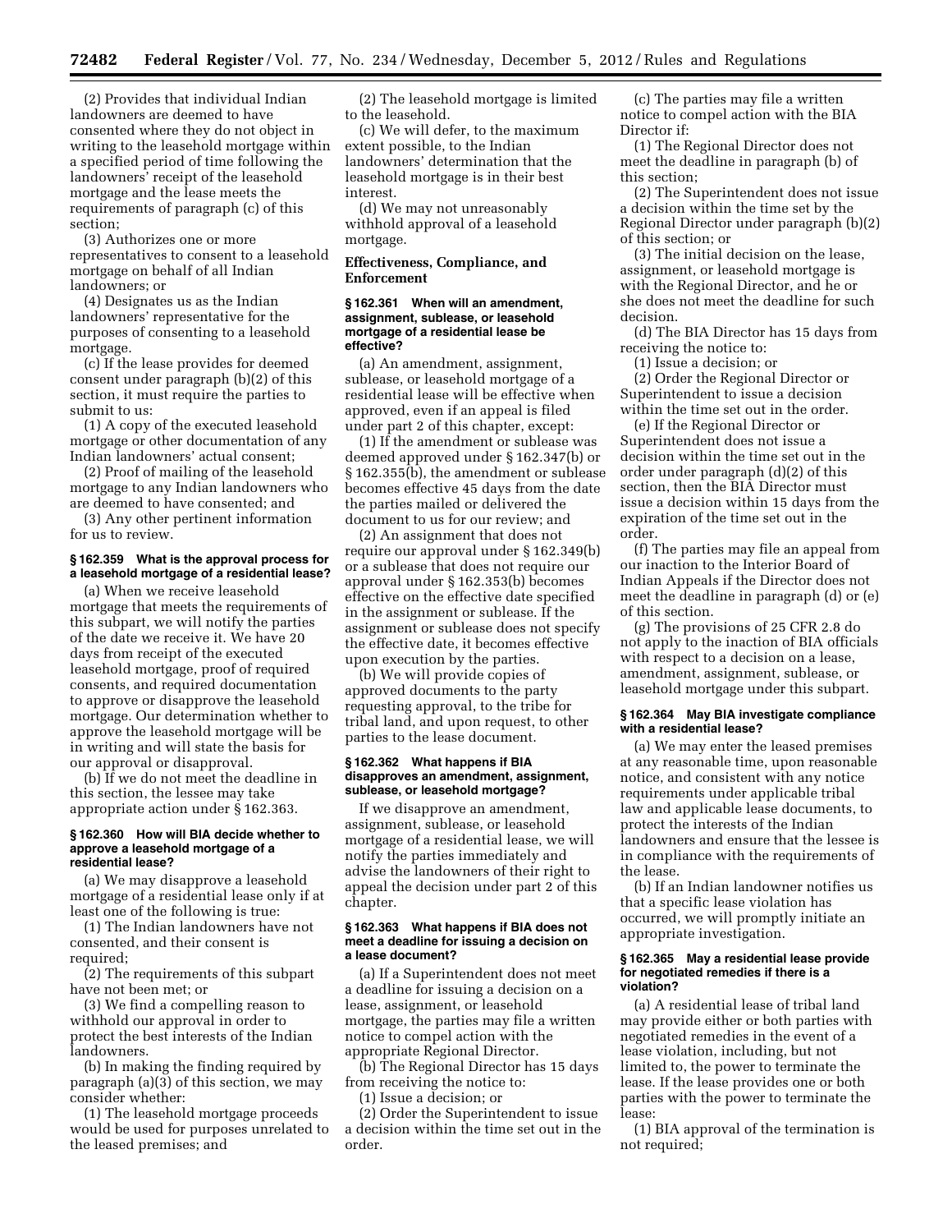(2) Provides that individual Indian landowners are deemed to have consented where they do not object in writing to the leasehold mortgage within a specified period of time following the landowners' receipt of the leasehold mortgage and the lease meets the requirements of paragraph (c) of this section;

(3) Authorizes one or more representatives to consent to a leasehold mortgage on behalf of all Indian landowners; or

(4) Designates us as the Indian landowners' representative for the purposes of consenting to a leasehold mortgage.

(c) If the lease provides for deemed consent under paragraph (b)(2) of this section, it must require the parties to submit to us:

(1) A copy of the executed leasehold mortgage or other documentation of any Indian landowners' actual consent;

(2) Proof of mailing of the leasehold mortgage to any Indian landowners who are deemed to have consented; and

(3) Any other pertinent information for us to review.

#### § 162.359 What is the approval process for a leasehold mortgage of a residential lease?

(a) When we receive leasehold mortgage that meets the requirements of this subpart, we will notify the parties of the date we receive it. We have 20 days from receipt of the executed leasehold mortgage, proof of required consents, and required documentation to approve or disapprove the leasehold mortgage. Our determination whether to approve the leasehold mortgage will be in writing and will state the basis for our approval or disapproval.

(b) If we do not meet the deadline in this section, the lessee may take appropriate action under § 162.363.

#### § 162.360 How will BIA decide whether to approve a leasehold mortgage of a residential lease?

(a) We may disapprove a leasehold mortgage of a residential lease only if at least one of the following is true:

(1) The Indian landowners have not consented, and their consent is required;

(2) The requirements of this subpart have not been met; or

(3) We find a compelling reason to withhold our approval in order to protect the best interests of the Indian landowners.

(b) In making the finding required by paragraph (a)(3) of this section, we may consider whether:

(1) The leasehold mortgage proceeds would be used for purposes unrelated to the leased premises; and

(2) The leasehold mortgage is limited to the leasehold.

(c) We will defer, to the maximum extent possible, to the Indian landowners' determination that the leasehold mortgage is in their best interest.

(d) We may not unreasonably withhold approval of a leasehold mortgage.

### Effectiveness, Compliance, and Enforcement

#### § 162.361 When will an amendment, assignment, sublease, or leasehold mortgage of a residential lease be effective?

(a) An amendment, assignment, sublease, or leasehold mortgage of a residential lease will be effective when approved, even if an appeal is filed under part 2 of this chapter, except:

(1) If the amendment or sublease was deemed approved under § 162.347(b) or § 162.355(b), the amendment or sublease becomes effective 45 days from the date the parties mailed or delivered the document to us for our review; and

(2) An assignment that does not require our approval under § 162.349(b) or a sublease that does not require our approval under § 162.353(b) becomes effective on the effective date specified in the assignment or sublease. If the assignment or sublease does not specify the effective date, it becomes effective upon execution by the parties.

(b) We will provide copies of approved documents to the party requesting approval, to the tribe for tribal land, and upon request, to other parties to the lease document.

#### § 162.362 What happens if BIA disapproves an amendment, assignment, sublease, or leasehold mortgage?

If we disapprove an amendment, assignment, sublease, or leasehold mortgage of a residential lease, we will notify the parties immediately and advise the landowners of their right to appeal the decision under part 2 of this chapter.

#### § 162.363 What happens if BIA does not meet a deadline for issuing a decision on a lease document?

(a) If a Superintendent does not meet a deadline for issuing a decision on a lease, assignment, or leasehold mortgage, the parties may file a written notice to compel action with the appropriate Regional Director.

(b) The Regional Director has 15 days from receiving the notice to:

(1) Issue a decision; or

(2) Order the Superintendent to issue a decision within the time set out in the order.

(c) The parties may file a written notice to compel action with the BIA Director if:

(1) The Regional Director does not meet the deadline in paragraph (b) of this section;

(2) The Superintendent does not issue a decision within the time set by the Regional Director under paragraph (b)(2) of this section; or

(3) The initial decision on the lease, assignment, or leasehold mortgage is with the Regional Director, and he or she does not meet the deadline for such decision.

(d) The BIA Director has 15 days from receiving the notice to:

(1) Issue a decision; or

(2) Order the Regional Director or Superintendent to issue a decision within the time set out in the order.

(e) If the Regional Director or Superintendent does not issue a decision within the time set out in the order under paragraph (d)(2) of this section, then the BIA Director must issue a decision within 15 days from the expiration of the time set out in the order.

(f) The parties may file an appeal from our inaction to the Interior Board of Indian Appeals if the Director does not meet the deadline in paragraph (d) or (e) of this section.

(g) The provisions of 25 CFR 2.8 do not apply to the inaction of BIA officials with respect to a decision on a lease, amendment, assignment, sublease, or leasehold mortgage under this subpart.

#### § 162.364 May BIA investigate compliance with a residential lease?

(a) We may enter the leased premises at any reasonable time, upon reasonable notice, and consistent with any notice requirements under applicable tribal law and applicable lease documents, to protect the interests of the Indian landowners and ensure that the lessee is in compliance with the requirements of the lease.

(b) If an Indian landowner notifies us that a specific lease violation has occurred, we will promptly initiate an appropriate investigation.

#### § 162.365 May a residential lease provide for negotiated remedies if there is a violation?

(a) A residential lease of tribal land may provide either or both parties with negotiated remedies in the event of a lease violation, including, but not limited to, the power to terminate the lease. If the lease provides one or both parties with the power to terminate the lease:

(1) BIA approval of the termination is not required;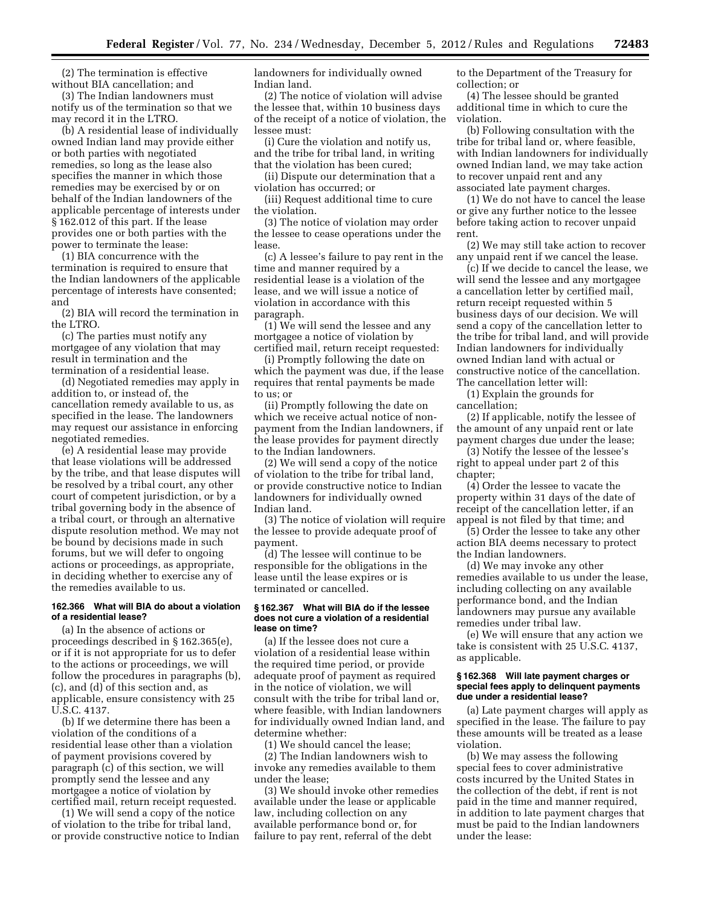(2) The termination is effective without BIA cancellation; and

(3) The Indian landowners must notify us of the termination so that we may record it in the LTRO.

(b) A residential lease of individually owned Indian land may provide either or both parties with negotiated remedies, so long as the lease also specifies the manner in which those remedies may be exercised by or on behalf of the Indian landowners of the applicable percentage of interests under § 162.012 of this part. If the lease provides one or both parties with the power to terminate the lease:

(1) BIA concurrence with the termination is required to ensure that the Indian landowners of the applicable percentage of interests have consented; and

(2) BIA will record the termination in the LTRO.

(c) The parties must notify any mortgagee of any violation that may result in termination and the termination of a residential lease.

(d) Negotiated remedies may apply in addition to, or instead of, the cancellation remedy available to us, as specified in the lease. The landowners may request our assistance in enforcing negotiated remedies.

(e) A residential lease may provide that lease violations will be addressed by the tribe, and that lease disputes will be resolved by a tribal court, any other court of competent jurisdiction, or by a tribal governing body in the absence of a tribal court, or through an alternative dispute resolution method. We may not be bound by decisions made in such forums, but we will defer to ongoing actions or proceedings, as appropriate, in deciding whether to exercise any of the remedies available to us.

#### 162.366 What will BIA do about a violation of a residential lease?

(a) In the absence of actions or proceedings described in § 162.365(e), or if it is not appropriate for us to defer to the actions or proceedings, we will follow the procedures in paragraphs (b), (c), and (d) of this section and, as applicable, ensure consistency with 25 U.S.C. 4137.

(b) If we determine there has been a violation of the conditions of a residential lease other than a violation of payment provisions covered by paragraph (c) of this section, we will promptly send the lessee and any mortgagee a notice of violation by certified mail, return receipt requested.

(1) We will send a copy of the notice of violation to the tribe for tribal land, or provide constructive notice to Indian landowners for individually owned Indian land.

(2) The notice of violation will advise the lessee that, within 10 business days of the receipt of a notice of violation, the lessee must:

(i) Cure the violation and notify us, and the tribe for tribal land, in writing that the violation has been cured;

(ii) Dispute our determination that a violation has occurred; or

(iii) Request additional time to cure the violation.

(3) The notice of violation may order the lessee to cease operations under the lease.

(c) A lessee's failure to pay rent in the time and manner required by a residential lease is a violation of the lease, and we will issue a notice of violation in accordance with this paragraph.

(1) We will send the lessee and any mortgagee a notice of violation by certified mail, return receipt requested:

(i) Promptly following the date on which the payment was due, if the lease requires that rental payments be made to us; or

(ii) Promptly following the date on which we receive actual notice of non-payment from the Indian landowners, if the lease provides for payment directly to the Indian landowners.

(2) We will send a copy of the notice of violation to the tribe for tribal land, or provide constructive notice to Indian landowners for individually owned Indian land.

(3) The notice of violation will require the lessee to provide adequate proof of payment.

(d) The lessee will continue to be responsible for the obligations in the lease until the lease expires or is terminated or cancelled.

#### § 162.367 What will BIA do if the lessee does not cure a violation of a residential lease on time?

(a) If the lessee does not cure a violation of a residential lease within the required time period, or provide adequate proof of payment as required in the notice of violation, we will consult with the tribe for tribal land or, where feasible, with Indian landowners for individually owned Indian land, and determine whether:

(1) We should cancel the lease;

(2) The Indian landowners wish to invoke any remedies available to them under the lease;

(3) We should invoke other remedies available under the lease or applicable law, including collection on any available performance bond or, for failure to pay rent, referral of the debt to the Department of the Treasury for collection; or

(4) The lessee should be granted additional time in which to cure the violation.

(b) Following consultation with the tribe for tribal land or, where feasible, with Indian landowners for individually owned Indian land, we may take action to recover unpaid rent and any associated late payment charges.

(1) We do not have to cancel the lease or give any further notice to the lessee before taking action to recover unpaid rent.

(2) We may still take action to recover any unpaid rent if we cancel the lease.

(c) If we decide to cancel the lease, we will send the lessee and any mortgagee a cancellation letter by certified mail, return receipt requested within 5 business days of our decision. We will send a copy of the cancellation letter to the tribe for tribal land, and will provide Indian landowners for individually owned Indian land with actual or constructive notice of the cancellation. The cancellation letter will:

(1) Explain the grounds for cancellation;

(2) If applicable, notify the lessee of the amount of any unpaid rent or late payment charges due under the lease;

(3) Notify the lessee of the lessee's right to appeal under part 2 of this chapter;

(4) Order the lessee to vacate the property within 31 days of the date of receipt of the cancellation letter, if an appeal is not filed by that time; and

(5) Order the lessee to take any other action BIA deems necessary to protect the Indian landowners.

(d) We may invoke any other remedies available to us under the lease, including collecting on any available performance bond, and the Indian landowners may pursue any available remedies under tribal law.

(e) We will ensure that any action we take is consistent with 25 U.S.C. 4137, as applicable.

#### § 162.368 Will late payment charges or special fees apply to delinquent payments due under a residential lease?

(a) Late payment charges will apply as specified in the lease. The failure to pay these amounts will be treated as a lease violation.

(b) We may assess the following special fees to cover administrative costs incurred by the United States in the collection of the debt, if rent is not paid in the time and manner required, in addition to late payment charges that must be paid to the Indian landowners under the lease: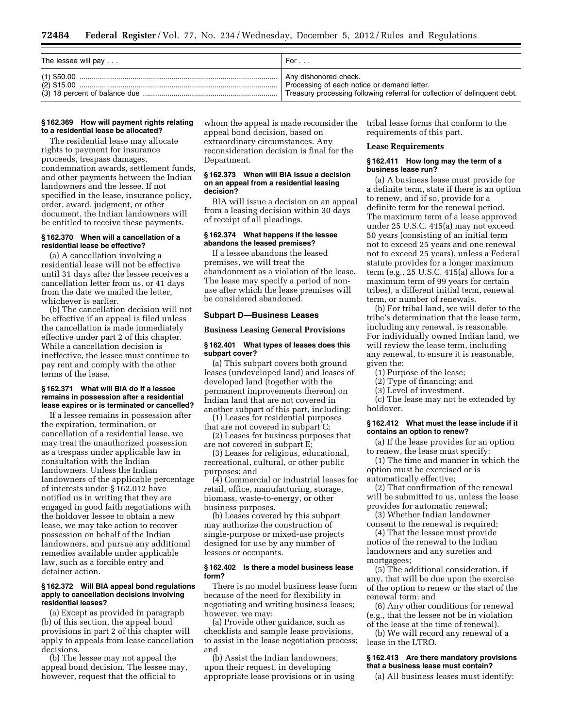| The lessee will pay . . . | For . . . |
|---|---|
| (1) $50.00 | Any dishonored check. |
| (2) $15.00 | Processing of each notice or demand letter. |
| (3) 18 percent of balance due | Treasury processing following referral for collection of delinquent debt. |

### § 162.369 How will payment rights relating to a residential lease be allocated?

The residential lease may allocate rights to payment for insurance proceeds, trespass damages, condemnation awards, settlement funds, and other payments between the Indian landowners and the lessee. If not specified in the lease, insurance policy, order, award, judgment, or other document, the Indian landowners will be entitled to receive these payments.

### § 162.370 When will a cancellation of a residential lease be effective?

(a) A cancellation involving a residential lease will not be effective until 31 days after the lessee receives a cancellation letter from us, or 41 days from the date we mailed the letter, whichever is earlier.

(b) The cancellation decision will not be effective if an appeal is filed unless the cancellation is made immediately effective under part 2 of this chapter. While a cancellation decision is ineffective, the lessee must continue to pay rent and comply with the other terms of the lease.

### § 162.371 What will BIA do if a lessee remains in possession after a residential lease expires or is terminated or cancelled?

If a lessee remains in possession after the expiration, termination, or cancellation of a residential lease, we may treat the unauthorized possession as a trespass under applicable law in consultation with the Indian landowners. Unless the Indian landowners of the applicable percentage of interests under § 162.012 have notified us in writing that they are engaged in good faith negotiations with the holdover lessee to obtain a new lease, we may take action to recover possession on behalf of the Indian landowners, and pursue any additional remedies available under applicable law, such as a forcible entry and detainer action.

### § 162.372 Will BIA appeal bond regulations apply to cancellation decisions involving residential leases?

(a) Except as provided in paragraph (b) of this section, the appeal bond provisions in part 2 of this chapter will apply to appeals from lease cancellation decisions.

(b) The lessee may not appeal the appeal bond decision. The lessee may, however, request that the official to whom the appeal is made reconsider the appeal bond decision, based on extraordinary circumstances. Any reconsideration decision is final for the Department.

### § 162.373 When will BIA issue a decision on an appeal from a residential leasing decision?

BIA will issue a decision on an appeal from a leasing decision within 30 days of receipt of all pleadings.

### § 162.374 What happens if the lessee abandons the leased premises?

If a lessee abandons the leased premises, we will treat the abandonment as a violation of the lease. The lease may specify a period of non-use after which the lease premises will be considered abandoned.

## Subpart D—Business Leases

### Business Leasing General Provisions

### § 162.401 What types of leases does this subpart cover?

(a) This subpart covers both ground leases (undeveloped land) and leases of developed land (together with the permanent improvements thereon) on Indian land that are not covered in another subpart of this part, including:

(1) Leases for residential purposes that are not covered in subpart C;

(2) Leases for business purposes that are not covered in subpart E;

(3) Leases for religious, educational, recreational, cultural, or other public purposes; and

(4) Commercial or industrial leases for retail, office, manufacturing, storage, biomass, waste-to-energy, or other business purposes.

(b) Leases covered by this subpart may authorize the construction of single-purpose or mixed-use projects designed for use by any number of lessees or occupants.

### § 162.402 Is there a model business lease form?

There is no model business lease form because of the need for flexibility in negotiating and writing business leases; however, we may:

(a) Provide other guidance, such as checklists and sample lease provisions, to assist in the lease negotiation process; and

(b) Assist the Indian landowners, upon their request, in developing appropriate lease provisions or in using tribal lease forms that conform to the requirements of this part.

### Lease Requirements

### § 162.411 How long may the term of a business lease run?

(a) A business lease must provide for a definite term, state if there is an option to renew, and if so, provide for a definite term for the renewal period. The maximum term of a lease approved under 25 U.S.C. 415(a) may not exceed 50 years (consisting of an initial term not to exceed 25 years and one renewal not to exceed 25 years), unless a Federal statute provides for a longer maximum term (e.g., 25 U.S.C. 415(a) allows for a maximum term of 99 years for certain tribes), a different initial term, renewal term, or number of renewals.

(b) For tribal land, we will defer to the tribe's determination that the lease term, including any renewal, is reasonable. For individually owned Indian land, we will review the lease term, including any renewal, to ensure it is reasonable, given the:

(1) Purpose of the lease;

(2) Type of financing; and

(3) Level of investment.

(c) The lease may not be extended by holdover.

### § 162.412 What must the lease include if it contains an option to renew?

(a) If the lease provides for an option to renew, the lease must specify:

(1) The time and manner in which the option must be exercised or is automatically effective;

(2) That confirmation of the renewal will be submitted to us, unless the lease provides for automatic renewal;

(3) Whether Indian landowner consent to the renewal is required;

(4) That the lessee must provide notice of the renewal to the Indian landowners and any sureties and mortgagees;

(5) The additional consideration, if any, that will be due upon the exercise of the option to renew or the start of the renewal term; and

(6) Any other conditions for renewal (e.g., that the lessee not be in violation of the lease at the time of renewal).

(b) We will record any renewal of a lease in the LTRO.

### § 162.413 Are there mandatory provisions that a business lease must contain?

(a) All business leases must identify: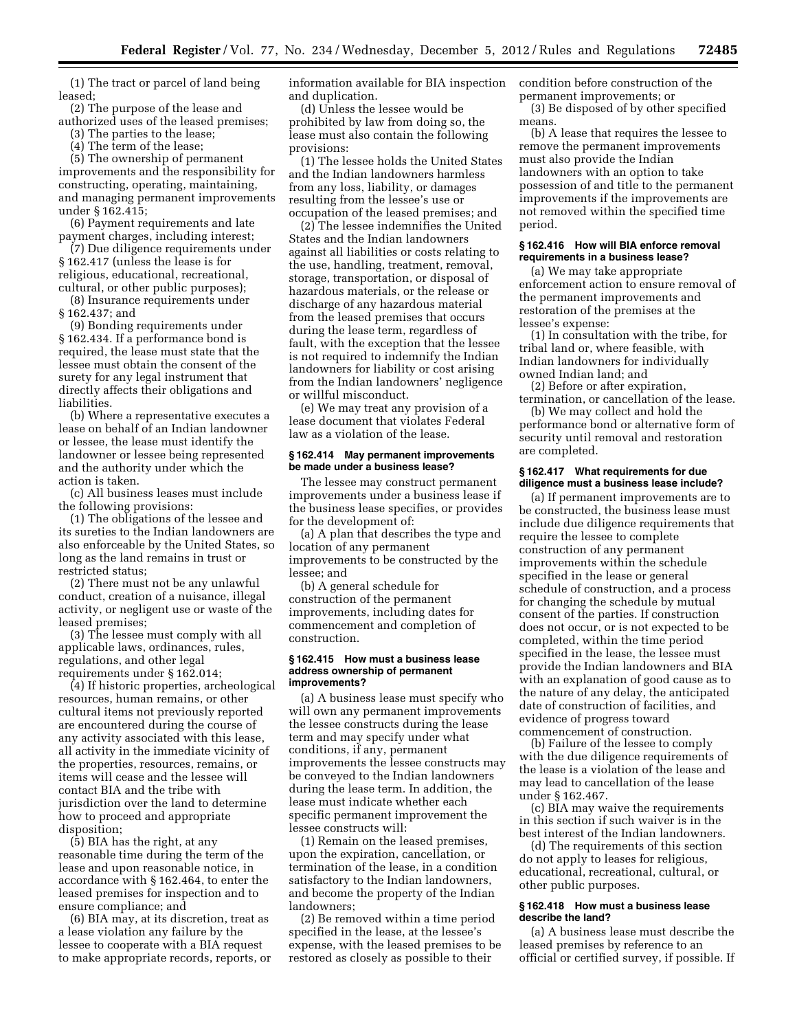(1) The tract or parcel of land being leased;

(2) The purpose of the lease and authorized uses of the leased premises;

(3) The parties to the lease;

(4) The term of the lease;

(5) The ownership of permanent improvements and the responsibility for constructing, operating, maintaining, and managing permanent improvements under § 162.415;

(6) Payment requirements and late payment charges, including interest;

(7) Due diligence requirements under § 162.417 (unless the lease is for religious, educational, recreational, cultural, or other public purposes);

(8) Insurance requirements under § 162.437; and

(9) Bonding requirements under § 162.434. If a performance bond is required, the lease must state that the lessee must obtain the consent of the surety for any legal instrument that directly affects their obligations and liabilities.

(b) Where a representative executes a lease on behalf of an Indian landowner or lessee, the lease must identify the landowner or lessee being represented and the authority under which the action is taken.

(c) All business leases must include the following provisions:

(1) The obligations of the lessee and its sureties to the Indian landowners are also enforceable by the United States, so long as the land remains in trust or restricted status;

(2) There must not be any unlawful conduct, creation of a nuisance, illegal activity, or negligent use or waste of the leased premises;

(3) The lessee must comply with all applicable laws, ordinances, rules, regulations, and other legal requirements under § 162.014;

(4) If historic properties, archeological resources, human remains, or other cultural items not previously reported are encountered during the course of any activity associated with this lease, all activity in the immediate vicinity of the properties, resources, remains, or items will cease and the lessee will contact BIA and the tribe with jurisdiction over the land to determine how to proceed and appropriate disposition;

(5) BIA has the right, at any reasonable time during the term of the lease and upon reasonable notice, in accordance with § 162.464, to enter the leased premises for inspection and to ensure compliance; and

(6) BIA may, at its discretion, treat as a lease violation any failure by the lessee to cooperate with a BIA request to make appropriate records, reports, or information available for BIA inspection and duplication.

(d) Unless the lessee would be prohibited by law from doing so, the lease must also contain the following provisions:

(1) The lessee holds the United States and the Indian landowners harmless from any loss, liability, or damages resulting from the lessee's use or occupation of the leased premises; and

(2) The lessee indemnifies the United States and the Indian landowners against all liabilities or costs relating to the use, handling, treatment, removal, storage, transportation, or disposal of hazardous materials, or the release or discharge of any hazardous material from the leased premises that occurs during the lease term, regardless of fault, with the exception that the lessee is not required to indemnify the Indian landowners for liability or cost arising from the Indian landowners' negligence or willful misconduct.

(e) We may treat any provision of a lease document that violates Federal law as a violation of the lease.

### § 162.414 May permanent improvements be made under a business lease?

The lessee may construct permanent improvements under a business lease if the business lease specifies, or provides for the development of:

(a) A plan that describes the type and location of any permanent improvements to be constructed by the lessee; and

(b) A general schedule for construction of the permanent improvements, including dates for commencement and completion of construction.

### § 162.415 How must a business lease address ownership of permanent improvements?

(a) A business lease must specify who will own any permanent improvements the lessee constructs during the lease term and may specify under what conditions, if any, permanent improvements the lessee constructs may be conveyed to the Indian landowners during the lease term. In addition, the lease must indicate whether each specific permanent improvement the lessee constructs will:

(1) Remain on the leased premises, upon the expiration, cancellation, or termination of the lease, in a condition satisfactory to the Indian landowners, and become the property of the Indian landowners;

(2) Be removed within a time period specified in the lease, at the lessee's expense, with the leased premises to be restored as closely as possible to their condition before construction of the permanent improvements; or

(3) Be disposed of by other specified means.

(b) A lease that requires the lessee to remove the permanent improvements must also provide the Indian landowners with an option to take possession of and title to the permanent improvements if the improvements are not removed within the specified time period.

### § 162.416 How will BIA enforce removal requirements in a business lease?

(a) We may take appropriate enforcement action to ensure removal of the permanent improvements and restoration of the premises at the lessee's expense:

(1) In consultation with the tribe, for tribal land or, where feasible, with Indian landowners for individually owned Indian land; and

(2) Before or after expiration, termination, or cancellation of the lease.

(b) We may collect and hold the performance bond or alternative form of security until removal and restoration are completed.

### § 162.417 What requirements for due diligence must a business lease include?

(a) If permanent improvements are to be constructed, the business lease must include due diligence requirements that require the lessee to complete construction of any permanent improvements within the schedule specified in the lease or general schedule of construction, and a process for changing the schedule by mutual consent of the parties. If construction does not occur, or is not expected to be completed, within the time period specified in the lease, the lessee must provide the Indian landowners and BIA with an explanation of good cause as to the nature of any delay, the anticipated date of construction of facilities, and evidence of progress toward commencement of construction.

(b) Failure of the lessee to comply with the due diligence requirements of the lease is a violation of the lease and may lead to cancellation of the lease under § 162.467.

(c) BIA may waive the requirements in this section if such waiver is in the best interest of the Indian landowners.

(d) The requirements of this section do not apply to leases for religious, educational, recreational, cultural, or other public purposes.

### § 162.418 How must a business lease describe the land?

(a) A business lease must describe the leased premises by reference to an official or certified survey, if possible. If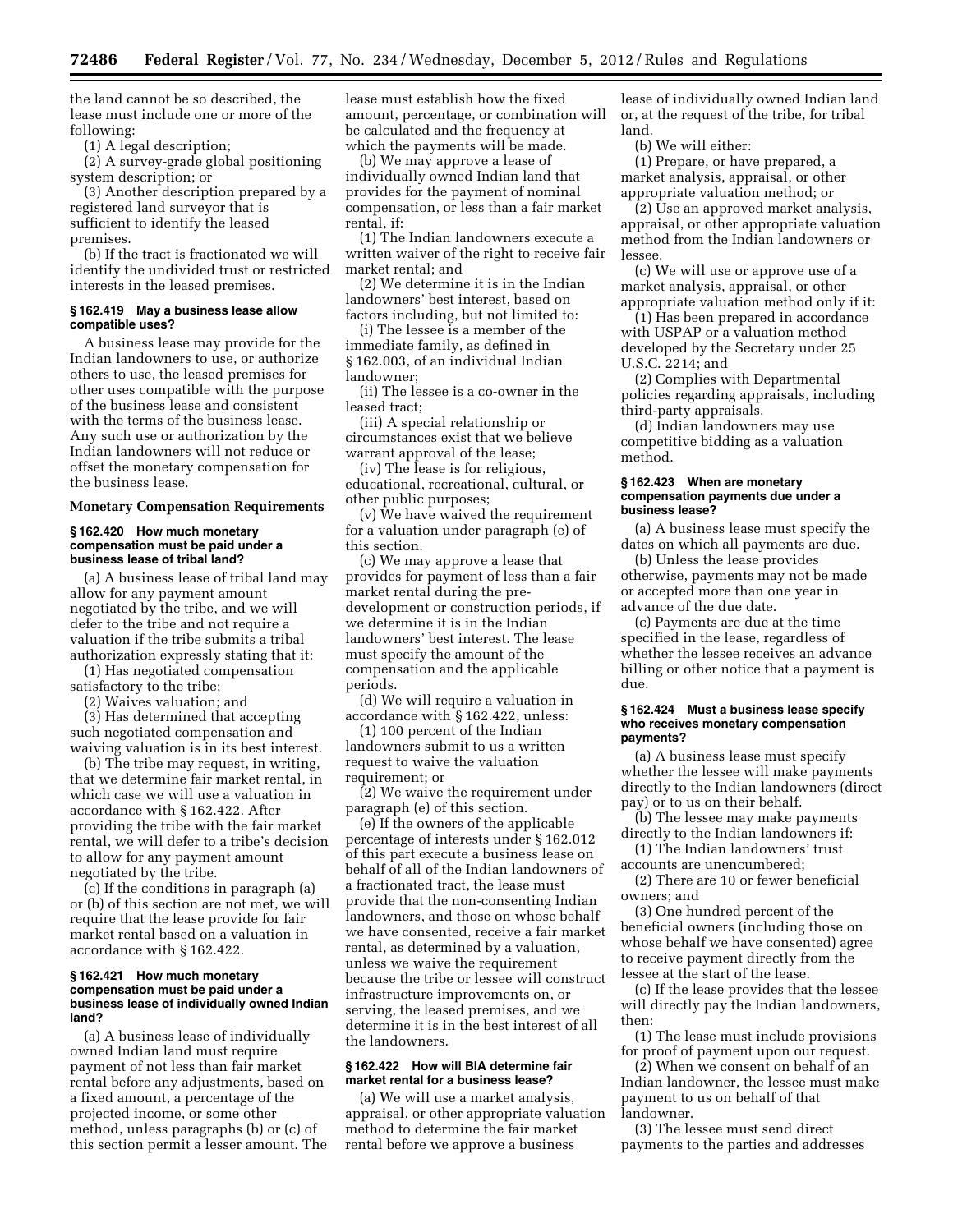the land cannot be so described, the lease must include one or more of the following:

(1) A legal description;

(2) A survey-grade global positioning system description; or

(3) Another description prepared by a registered land surveyor that is sufficient to identify the leased premises.

(b) If the tract is fractionated we will identify the undivided trust or restricted interests in the leased premises.

#### § 162.419 May a business lease allow compatible uses?

A business lease may provide for the Indian landowners to use, or authorize others to use, the leased premises for other uses compatible with the purpose of the business lease and consistent with the terms of the business lease. Any such use or authorization by the Indian landowners will not reduce or offset the monetary compensation for the business lease.

### Monetary Compensation Requirements

#### § 162.420 How much monetary compensation must be paid under a business lease of tribal land?

(a) A business lease of tribal land may allow for any payment amount negotiated by the tribe, and we will defer to the tribe and not require a valuation if the tribe submits a tribal authorization expressly stating that it:

(1) Has negotiated compensation satisfactory to the tribe;

(2) Waives valuation; and

(3) Has determined that accepting such negotiated compensation and waiving valuation is in its best interest.

(b) The tribe may request, in writing, that we determine fair market rental, in which case we will use a valuation in accordance with § 162.422. After providing the tribe with the fair market rental, we will defer to a tribe's decision to allow for any payment amount negotiated by the tribe.

(c) If the conditions in paragraph (a) or (b) of this section are not met, we will require that the lease provide for fair market rental based on a valuation in accordance with § 162.422.

#### § 162.421 How much monetary compensation must be paid under a business lease of individually owned Indian land?

(a) A business lease of individually owned Indian land must require payment of not less than fair market rental before any adjustments, based on a fixed amount, a percentage of the projected income, or some other method, unless paragraphs (b) or (c) of this section permit a lesser amount. The lease must establish how the fixed amount, percentage, or combination will be calculated and the frequency at which the payments will be made.

(b) We may approve a lease of individually owned Indian land that provides for the payment of nominal compensation, or less than a fair market rental, if:

(1) The Indian landowners execute a written waiver of the right to receive fair market rental; and

(2) We determine it is in the Indian landowners' best interest, based on factors including, but not limited to:

(i) The lessee is a member of the immediate family, as defined in § 162.003, of an individual Indian landowner;

(ii) The lessee is a co-owner in the leased tract;

(iii) A special relationship or circumstances exist that we believe warrant approval of the lease;

(iv) The lease is for religious, educational, recreational, cultural, or other public purposes;

(v) We have waived the requirement for a valuation under paragraph (e) of this section.

(c) We may approve a lease that provides for payment of less than a fair market rental during the pre-development or construction periods, if we determine it is in the Indian landowners' best interest. The lease must specify the amount of the compensation and the applicable periods.

(d) We will require a valuation in accordance with § 162.422, unless:

(1) 100 percent of the Indian landowners submit to us a written request to waive the valuation requirement; or

(2) We waive the requirement under paragraph (e) of this section.

(e) If the owners of the applicable percentage of interests under § 162.012 of this part execute a business lease on behalf of all of the Indian landowners of a fractionated tract, the lease must provide that the non-consenting Indian landowners, and those on whose behalf we have consented, receive a fair market rental, as determined by a valuation, unless we waive the requirement because the tribe or lessee will construct infrastructure improvements on, or serving, the leased premises, and we determine it is in the best interest of all the landowners.

#### § 162.422 How will BIA determine fair market rental for a business lease?

(a) We will use a market analysis, appraisal, or other appropriate valuation method to determine the fair market rental before we approve a business lease of individually owned Indian land or, at the request of the tribe, for tribal land.

(b) We will either:

(1) Prepare, or have prepared, a market analysis, appraisal, or other appropriate valuation method; or

(2) Use an approved market analysis, appraisal, or other appropriate valuation method from the Indian landowners or lessee.

(c) We will use or approve use of a market analysis, appraisal, or other appropriate valuation method only if it:

(1) Has been prepared in accordance with USPAP or a valuation method developed by the Secretary under 25 U.S.C. 2214; and

(2) Complies with Departmental policies regarding appraisals, including third-party appraisals.

(d) Indian landowners may use competitive bidding as a valuation method.

#### § 162.423 When are monetary compensation payments due under a business lease?

(a) A business lease must specify the dates on which all payments are due.

(b) Unless the lease provides otherwise, payments may not be made or accepted more than one year in advance of the due date.

(c) Payments are due at the time specified in the lease, regardless of whether the lessee receives an advance billing or other notice that a payment is due.

#### § 162.424 Must a business lease specify who receives monetary compensation payments?

(a) A business lease must specify whether the lessee will make payments directly to the Indian landowners (direct pay) or to us on their behalf.

(b) The lessee may make payments directly to the Indian landowners if:

(1) The Indian landowners' trust accounts are unencumbered;

(2) There are 10 or fewer beneficial owners; and

(3) One hundred percent of the beneficial owners (including those on whose behalf we have consented) agree to receive payment directly from the lessee at the start of the lease.

(c) If the lease provides that the lessee will directly pay the Indian landowners, then:

(1) The lease must include provisions for proof of payment upon our request.

(2) When we consent on behalf of an Indian landowner, the lessee must make payment to us on behalf of that landowner.

(3) The lessee must send direct payments to the parties and addresses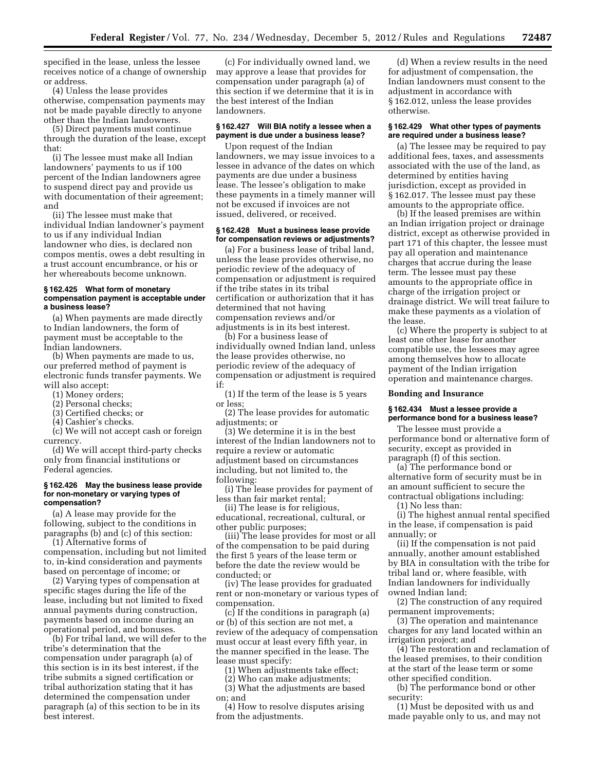specified in the lease, unless the lessee receives notice of a change of ownership or address.

(4) Unless the lease provides otherwise, compensation payments may not be made payable directly to anyone other than the Indian landowners.

(5) Direct payments must continue through the duration of the lease, except that:

(i) The lessee must make all Indian landowners' payments to us if 100 percent of the Indian landowners agree to suspend direct pay and provide us with documentation of their agreement; and

(ii) The lessee must make that individual Indian landowner's payment to us if any individual Indian landowner who dies, is declared non compos mentis, owes a debt resulting in a trust account encumbrance, or his or her whereabouts become unknown.

#### § 162.425 What form of monetary compensation payment is acceptable under a business lease?

(a) When payments are made directly to Indian landowners, the form of payment must be acceptable to the Indian landowners.

(b) When payments are made to us, our preferred method of payment is electronic funds transfer payments. We will also accept:

(1) Money orders;

(2) Personal checks;

(3) Certified checks; or

(4) Cashier's checks.

(c) We will not accept cash or foreign currency.

(d) We will accept third-party checks only from financial institutions or Federal agencies.

#### § 162.426 May the business lease provide for non-monetary or varying types of compensation?

(a) A lease may provide for the following, subject to the conditions in paragraphs (b) and (c) of this section:

(1) Alternative forms of compensation, including but not limited to, in-kind consideration and payments based on percentage of income; or

(2) Varying types of compensation at specific stages during the life of the lease, including but not limited to fixed annual payments during construction, payments based on income during an operational period, and bonuses.

(b) For tribal land, we will defer to the tribe's determination that the compensation under paragraph (a) of this section is in its best interest, if the tribe submits a signed certification or tribal authorization stating that it has determined the compensation under paragraph (a) of this section to be in its best interest.

(c) For individually owned land, we may approve a lease that provides for compensation under paragraph (a) of this section if we determine that it is in the best interest of the Indian landowners.

#### § 162.427 Will BIA notify a lessee when a payment is due under a business lease?

Upon request of the Indian landowners, we may issue invoices to a lessee in advance of the dates on which payments are due under a business lease. The lessee's obligation to make these payments in a timely manner will not be excused if invoices are not issued, delivered, or received.

#### § 162.428 Must a business lease provide for compensation reviews or adjustments?

(a) For a business lease of tribal land, unless the lease provides otherwise, no periodic review of the adequacy of compensation or adjustment is required if the tribe states in its tribal certification or authorization that it has determined that not having compensation reviews and/or adjustments is in its best interest.

(b) For a business lease of individually owned Indian land, unless the lease provides otherwise, no periodic review of the adequacy of compensation or adjustment is required if:

(1) If the term of the lease is 5 years or less;

(2) The lease provides for automatic adjustments; or

(3) We determine it is in the best interest of the Indian landowners not to require a review or automatic adjustment based on circumstances including, but not limited to, the following:

(i) The lease provides for payment of less than fair market rental;

(ii) The lease is for religious, educational, recreational, cultural, or other public purposes;

(iii) The lease provides for most or all of the compensation to be paid during the first 5 years of the lease term or before the date the review would be conducted; or

(iv) The lease provides for graduated rent or non-monetary or various types of compensation.

(c) If the conditions in paragraph (a) or (b) of this section are not met, a review of the adequacy of compensation must occur at least every fifth year, in the manner specified in the lease. The lease must specify:

(1) When adjustments take effect;

(2) Who can make adjustments;

(3) What the adjustments are based on; and

(4) How to resolve disputes arising from the adjustments.

(d) When a review results in the need for adjustment of compensation, the Indian landowners must consent to the adjustment in accordance with § 162.012, unless the lease provides otherwise.

#### § 162.429 What other types of payments are required under a business lease?

(a) The lessee may be required to pay additional fees, taxes, and assessments associated with the use of the land, as determined by entities having jurisdiction, except as provided in § 162.017. The lessee must pay these amounts to the appropriate office.

(b) If the leased premises are within an Indian irrigation project or drainage district, except as otherwise provided in part 171 of this chapter, the lessee must pay all operation and maintenance charges that accrue during the lease term. The lessee must pay these amounts to the appropriate office in charge of the irrigation project or drainage district. We will treat failure to make these payments as a violation of the lease.

(c) Where the property is subject to at least one other lease for another compatible use, the lessees may agree among themselves how to allocate payment of the Indian irrigation operation and maintenance charges.

### Bonding and Insurance

#### § 162.434 Must a lessee provide a performance bond for a business lease?

The lessee must provide a performance bond or alternative form of security, except as provided in paragraph (f) of this section.

(a) The performance bond or alternative form of security must be in an amount sufficient to secure the contractual obligations including:

(1) No less than:

(i) The highest annual rental specified in the lease, if compensation is paid annually; or

(ii) If the compensation is not paid annually, another amount established by BIA in consultation with the tribe for tribal land or, where feasible, with Indian landowners for individually owned Indian land;

(2) The construction of any required permanent improvements;

(3) The operation and maintenance charges for any land located within an irrigation project; and

(4) The restoration and reclamation of the leased premises, to their condition at the start of the lease term or some other specified condition.

(b) The performance bond or other security:

(1) Must be deposited with us and made payable only to us, and may not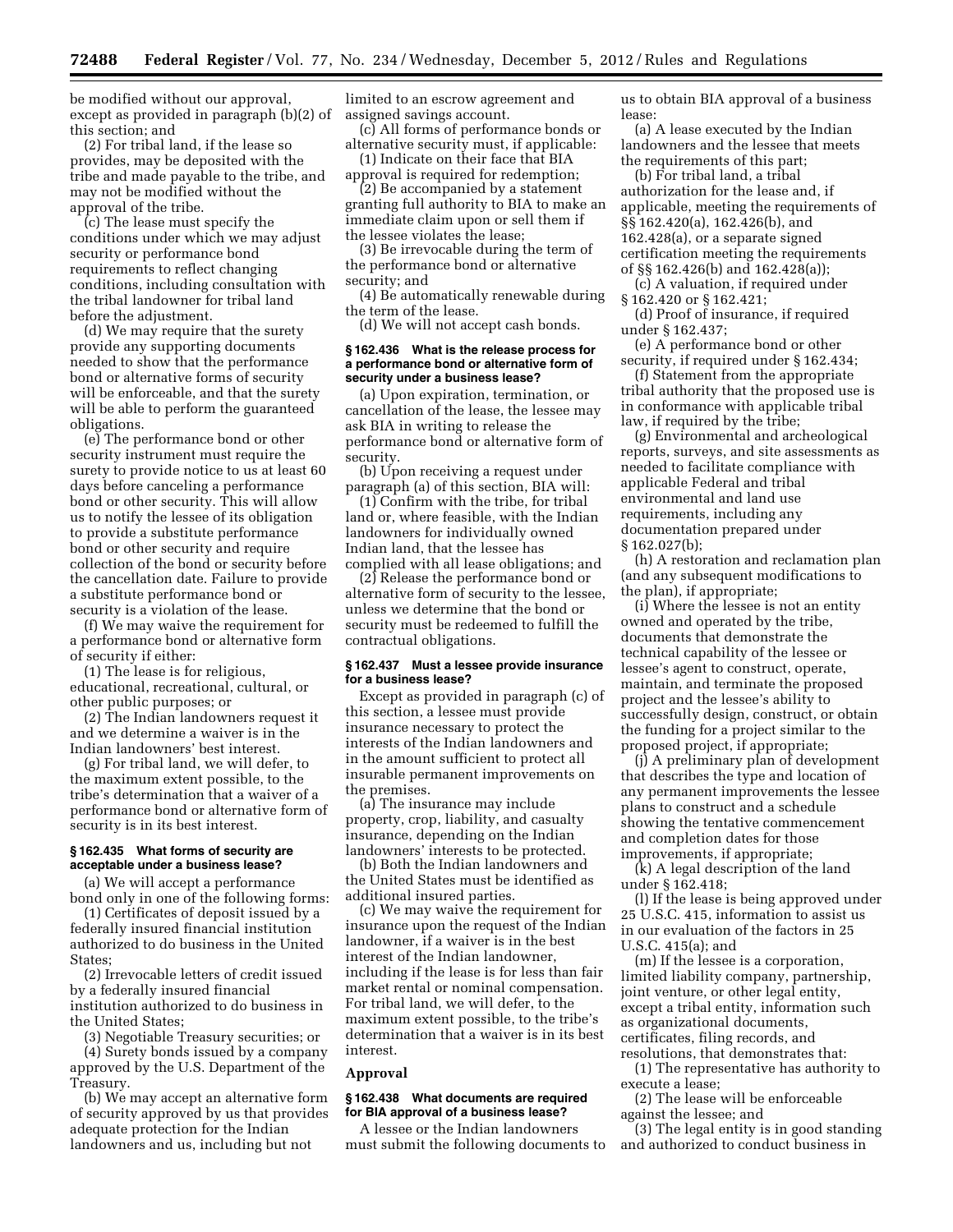be modified without our approval, except as provided in paragraph (b)(2) of this section; and

(2) For tribal land, if the lease so provides, may be deposited with the tribe and made payable to the tribe, and may not be modified without the approval of the tribe.

(c) The lease must specify the conditions under which we may adjust security or performance bond requirements to reflect changing conditions, including consultation with the tribal landowner for tribal land before the adjustment.

(d) We may require that the surety provide any supporting documents needed to show that the performance bond or alternative forms of security will be enforceable, and that the surety will be able to perform the guaranteed obligations.

(e) The performance bond or other security instrument must require the surety to provide notice to us at least 60 days before canceling a performance bond or other security. This will allow us to notify the lessee of its obligation to provide a substitute performance bond or other security and require collection of the bond or security before the cancellation date. Failure to provide a substitute performance bond or security is a violation of the lease.

(f) We may waive the requirement for a performance bond or alternative form of security if either:

(1) The lease is for religious, educational, recreational, cultural, or other public purposes; or

(2) The Indian landowners request it and we determine a waiver is in the Indian landowners' best interest.

(g) For tribal land, we will defer, to the maximum extent possible, to the tribe's determination that a waiver of a performance bond or alternative form of security is in its best interest.

### § 162.435 What forms of security are acceptable under a business lease?

(a) We will accept a performance bond only in one of the following forms:

(1) Certificates of deposit issued by a federally insured financial institution authorized to do business in the United States;

(2) Irrevocable letters of credit issued by a federally insured financial institution authorized to do business in the United States;

(3) Negotiable Treasury securities; or

(4) Surety bonds issued by a company approved by the U.S. Department of the Treasury.

(b) We may accept an alternative form of security approved by us that provides adequate protection for the Indian landowners and us, including but not limited to an escrow agreement and assigned savings account.

(c) All forms of performance bonds or alternative security must, if applicable:

(1) Indicate on their face that BIA approval is required for redemption;

(2) Be accompanied by a statement granting full authority to BIA to make an immediate claim upon or sell them if the lessee violates the lease;

(3) Be irrevocable during the term of the performance bond or alternative security; and

(4) Be automatically renewable during the term of the lease.

(d) We will not accept cash bonds.

### § 162.436 What is the release process for a performance bond or alternative form of security under a business lease?

(a) Upon expiration, termination, or cancellation of the lease, the lessee may ask BIA in writing to release the performance bond or alternative form of security.

(b) Upon receiving a request under paragraph (a) of this section, BIA will:

(1) Confirm with the tribe, for tribal land or, where feasible, with the Indian landowners for individually owned Indian land, that the lessee has complied with all lease obligations; and

(2) Release the performance bond or alternative form of security to the lessee, unless we determine that the bond or security must be redeemed to fulfill the contractual obligations.

### § 162.437 Must a lessee provide insurance for a business lease?

Except as provided in paragraph (c) of this section, a lessee must provide insurance necessary to protect the interests of the Indian landowners and in the amount sufficient to protect all insurable permanent improvements on the premises.

(a) The insurance may include property, crop, liability, and casualty insurance, depending on the Indian landowners' interests to be protected.

(b) Both the Indian landowners and the United States must be identified as additional insured parties.

(c) We may waive the requirement for insurance upon the request of the Indian landowner, if a waiver is in the best interest of the Indian landowner, including if the lease is for less than fair market rental or nominal compensation. For tribal land, we will defer, to the maximum extent possible, to the tribe's determination that a waiver is in its best interest.

## Approval

### § 162.438 What documents are required for BIA approval of a business lease?

A lessee or the Indian landowners must submit the following documents to us to obtain BIA approval of a business lease:

(a) A lease executed by the Indian landowners and the lessee that meets the requirements of this part;

(b) For tribal land, a tribal authorization for the lease and, if applicable, meeting the requirements of §§ 162.420(a), 162.426(b), and 162.428(a), or a separate signed certification meeting the requirements of §§ 162.426(b) and 162.428(a));

(c) A valuation, if required under § 162.420 or § 162.421;

(d) Proof of insurance, if required under § 162.437;

(e) A performance bond or other security, if required under § 162.434;

(f) Statement from the appropriate tribal authority that the proposed use is in conformance with applicable tribal law, if required by the tribe;

(g) Environmental and archeological reports, surveys, and site assessments as needed to facilitate compliance with applicable Federal and tribal environmental and land use requirements, including any documentation prepared under § 162.027(b);

(h) A restoration and reclamation plan (and any subsequent modifications to the plan), if appropriate;

(i) Where the lessee is not an entity owned and operated by the tribe, documents that demonstrate the technical capability of the lessee or lessee's agent to construct, operate, maintain, and terminate the proposed project and the lessee's ability to successfully design, construct, or obtain the funding for a project similar to the proposed project, if appropriate;

(j) A preliminary plan of development that describes the type and location of any permanent improvements the lessee plans to construct and a schedule showing the tentative commencement and completion dates for those improvements, if appropriate;

(k) A legal description of the land under § 162.418;

(l) If the lease is being approved under 25 U.S.C. 415, information to assist us in our evaluation of the factors in 25 U.S.C. 415(a); and

(m) If the lessee is a corporation, limited liability company, partnership, joint venture, or other legal entity, except a tribal entity, information such as organizational documents, certificates, filing records, and resolutions, that demonstrates that:

(1) The representative has authority to execute a lease;

(2) The lease will be enforceable against the lessee; and

(3) The legal entity is in good standing and authorized to conduct business in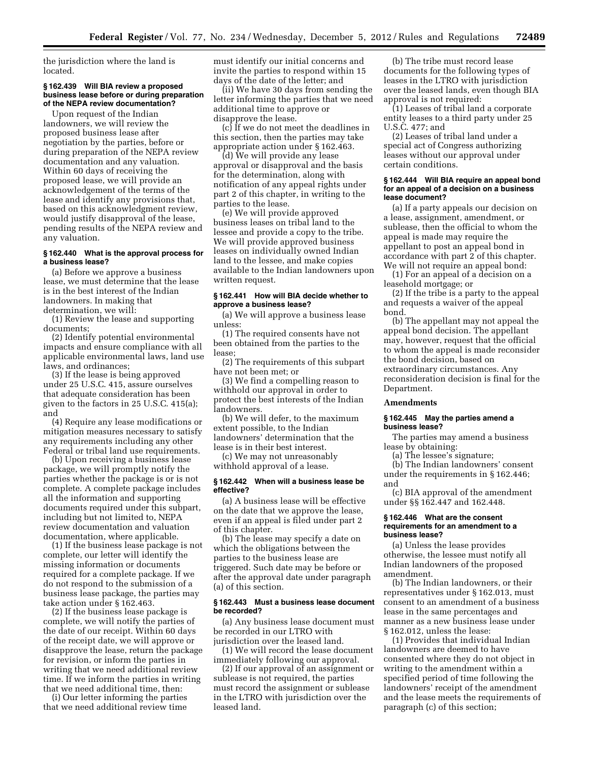the jurisdiction where the land is located.

### § 162.439 Will BIA review a proposed business lease before or during preparation of the NEPA review documentation?

Upon request of the Indian landowners, we will review the proposed business lease after negotiation by the parties, before or during preparation of the NEPA review documentation and any valuation. Within 60 days of receiving the proposed lease, we will provide an acknowledgement of the terms of the lease and identify any provisions that, based on this acknowledgment review, would justify disapproval of the lease, pending results of the NEPA review and any valuation.

### § 162.440 What is the approval process for a business lease?

(a) Before we approve a business lease, we must determine that the lease is in the best interest of the Indian landowners. In making that determination, we will:

(1) Review the lease and supporting documents;

(2) Identify potential environmental impacts and ensure compliance with all applicable environmental laws, land use laws, and ordinances;

(3) If the lease is being approved under 25 U.S.C. 415, assure ourselves that adequate consideration has been given to the factors in 25 U.S.C. 415(a); and

(4) Require any lease modifications or mitigation measures necessary to satisfy any requirements including any other Federal or tribal land use requirements.

(b) Upon receiving a business lease package, we will promptly notify the parties whether the package is or is not complete. A complete package includes all the information and supporting documents required under this subpart, including but not limited to, NEPA review documentation and valuation documentation, where applicable.

(1) If the business lease package is not complete, our letter will identify the missing information or documents required for a complete package. If we do not respond to the submission of a business lease package, the parties may take action under § 162.463.

(2) If the business lease package is complete, we will notify the parties of the date of our receipt. Within 60 days of the receipt date, we will approve or disapprove the lease, return the package for revision, or inform the parties in writing that we need additional review time. If we inform the parties in writing that we need additional time, then:

(i) Our letter informing the parties that we need additional review time must identify our initial concerns and invite the parties to respond within 15 days of the date of the letter; and

(ii) We have 30 days from sending the letter informing the parties that we need additional time to approve or disapprove the lease.

(c) If we do not meet the deadlines in this section, then the parties may take appropriate action under § 162.463.

(d) We will provide any lease approval or disapproval and the basis for the determination, along with notification of any appeal rights under part 2 of this chapter, in writing to the parties to the lease.

(e) We will provide approved business leases on tribal land to the lessee and provide a copy to the tribe. We will provide approved business leases on individually owned Indian land to the lessee, and make copies available to the Indian landowners upon written request.

### § 162.441 How will BIA decide whether to approve a business lease?

(a) We will approve a business lease unless:

(1) The required consents have not been obtained from the parties to the lease;

(2) The requirements of this subpart have not been met; or

(3) We find a compelling reason to withhold our approval in order to protect the best interests of the Indian landowners.

(b) We will defer, to the maximum extent possible, to the Indian landowners' determination that the lease is in their best interest.

(c) We may not unreasonably withhold approval of a lease.

### § 162.442 When will a business lease be effective?

(a) A business lease will be effective on the date that we approve the lease, even if an appeal is filed under part 2 of this chapter.

(b) The lease may specify a date on which the obligations between the parties to the business lease are triggered. Such date may be before or after the approval date under paragraph (a) of this section.

### § 162.443 Must a business lease document be recorded?

(a) Any business lease document must be recorded in our LTRO with jurisdiction over the leased land.

(1) We will record the lease document immediately following our approval.

(2) If our approval of an assignment or sublease is not required, the parties must record the assignment or sublease in the LTRO with jurisdiction over the leased land.

(b) The tribe must record lease documents for the following types of leases in the LTRO with jurisdiction over the leased lands, even though BIA approval is not required:

(1) Leases of tribal land a corporate entity leases to a third party under 25 U.S.C. 477; and

(2) Leases of tribal land under a special act of Congress authorizing leases without our approval under certain conditions.

### § 162.444 Will BIA require an appeal bond for an appeal of a decision on a business lease document?

(a) If a party appeals our decision on a lease, assignment, amendment, or sublease, then the official to whom the appeal is made may require the appellant to post an appeal bond in accordance with part 2 of this chapter. We will not require an appeal bond:

(1) For an appeal of a decision on a leasehold mortgage; or

(2) If the tribe is a party to the appeal and requests a waiver of the appeal bond.

(b) The appellant may not appeal the appeal bond decision. The appellant may, however, request that the official to whom the appeal is made reconsider the bond decision, based on extraordinary circumstances. Any reconsideration decision is final for the Department.

## Amendments

### § 162.445 May the parties amend a business lease?

The parties may amend a business lease by obtaining:

(a) The lessee's signature;

(b) The Indian landowners' consent under the requirements in § 162.446; and

(c) BIA approval of the amendment under §§ 162.447 and 162.448.

### § 162.446 What are the consent requirements for an amendment to a business lease?

(a) Unless the lease provides otherwise, the lessee must notify all Indian landowners of the proposed amendment.

(b) The Indian landowners, or their representatives under § 162.013, must consent to an amendment of a business lease in the same percentages and manner as a new business lease under § 162.012, unless the lease:

(1) Provides that individual Indian landowners are deemed to have consented where they do not object in writing to the amendment within a specified period of time following the landowners' receipt of the amendment and the lease meets the requirements of paragraph (c) of this section;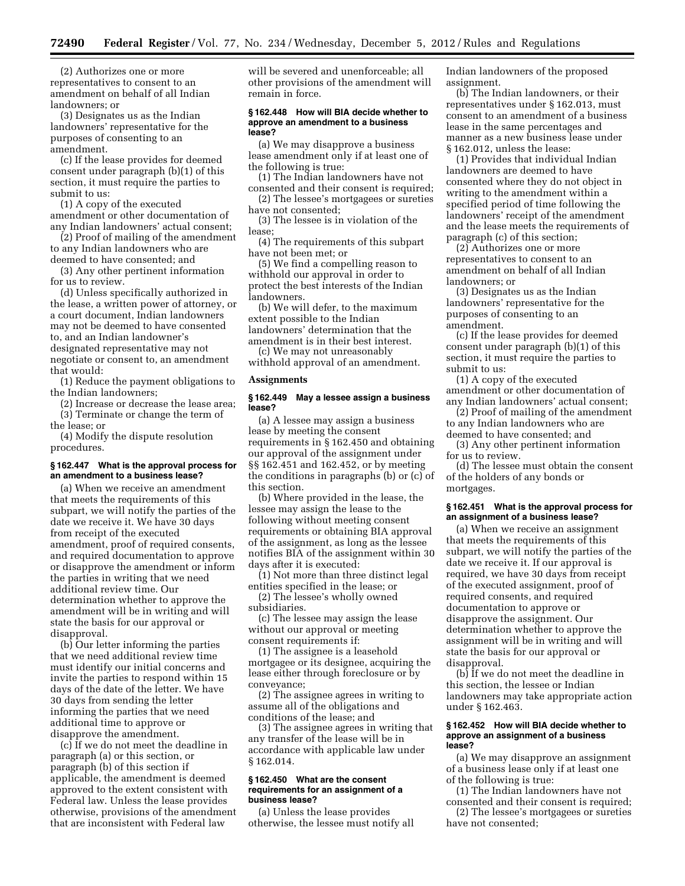(2) Authorizes one or more representatives to consent to an amendment on behalf of all Indian landowners; or

(3) Designates us as the Indian landowners' representative for the purposes of consenting to an amendment.

(c) If the lease provides for deemed consent under paragraph (b)(1) of this section, it must require the parties to submit to us:

(1) A copy of the executed amendment or other documentation of any Indian landowners' actual consent;

(2) Proof of mailing of the amendment to any Indian landowners who are deemed to have consented; and

(3) Any other pertinent information for us to review.

(d) Unless specifically authorized in the lease, a written power of attorney, or a court document, Indian landowners may not be deemed to have consented to, and an Indian landowner's designated representative may not negotiate or consent to, an amendment that would:

(1) Reduce the payment obligations to the Indian landowners;

(2) Increase or decrease the lease area;

(3) Terminate or change the term of the lease; or

(4) Modify the dispute resolution procedures.

**§ 162.447 What is the approval process for an amendment to a business lease?**

(a) When we receive an amendment that meets the requirements of this subpart, we will notify the parties of the date we receive it. We have 30 days from receipt of the executed amendment, proof of required consents, and required documentation to approve or disapprove the amendment or inform the parties in writing that we need additional review time. Our determination whether to approve the amendment will be in writing and will state the basis for our approval or disapproval.

(b) Our letter informing the parties that we need additional review time must identify our initial concerns and invite the parties to respond within 15 days of the date of the letter. We have 30 days from sending the letter informing the parties that we need additional time to approve or disapprove the amendment.

(c) If we do not meet the deadline in paragraph (a) or this section, or paragraph (b) of this section if applicable, the amendment is deemed approved to the extent consistent with Federal law. Unless the lease provides otherwise, provisions of the amendment that are inconsistent with Federal law will be severed and unenforceable; all other provisions of the amendment will remain in force.

**§ 162.448 How will BIA decide whether to approve an amendment to a business lease?**

(a) We may disapprove a business lease amendment only if at least one of the following is true:

(1) The Indian landowners have not consented and their consent is required;

(2) The lessee's mortgagees or sureties have not consented;

(3) The lessee is in violation of the lease;

(4) The requirements of this subpart have not been met; or

(5) We find a compelling reason to withhold our approval in order to protect the best interests of the Indian landowners.

(b) We will defer, to the maximum extent possible to the Indian landowners' determination that the amendment is in their best interest.

(c) We may not unreasonably withhold approval of an amendment.

**Assignments**

**§ 162.449 May a lessee assign a business lease?**

(a) A lessee may assign a business lease by meeting the consent requirements in § 162.450 and obtaining our approval of the assignment under §§ 162.451 and 162.452, or by meeting the conditions in paragraphs (b) or (c) of this section.

(b) Where provided in the lease, the lessee may assign the lease to the following without meeting consent requirements or obtaining BIA approval of the assignment, as long as the lessee notifies BIA of the assignment within 30 days after it is executed:

(1) Not more than three distinct legal entities specified in the lease; or

(2) The lessee's wholly owned subsidiaries.

(c) The lessee may assign the lease without our approval or meeting consent requirements if:

(1) The assignee is a leasehold mortgagee or its designee, acquiring the lease either through foreclosure or by conveyance;

(2) The assignee agrees in writing to assume all of the obligations and conditions of the lease; and

(3) The assignee agrees in writing that any transfer of the lease will be in accordance with applicable law under § 162.014.

**§ 162.450 What are the consent requirements for an assignment of a business lease?**

(a) Unless the lease provides otherwise, the lessee must notify all Indian landowners of the proposed assignment.

(b) The Indian landowners, or their representatives under § 162.013, must consent to an amendment of a business lease in the same percentages and manner as a new business lease under § 162.012, unless the lease:

(1) Provides that individual Indian landowners are deemed to have consented where they do not object in writing to the amendment within a specified period of time following the landowners' receipt of the amendment and the lease meets the requirements of paragraph (c) of this section;

(2) Authorizes one or more representatives to consent to an amendment on behalf of all Indian landowners; or

(3) Designates us as the Indian landowners' representative for the purposes of consenting to an amendment.

(c) If the lease provides for deemed consent under paragraph (b)(1) of this section, it must require the parties to submit to us:

(1) A copy of the executed amendment or other documentation of any Indian landowners' actual consent;

(2) Proof of mailing of the amendment to any Indian landowners who are deemed to have consented; and

(3) Any other pertinent information for us to review.

(d) The lessee must obtain the consent of the holders of any bonds or mortgages.

**§ 162.451 What is the approval process for an assignment of a business lease?**

(a) When we receive an assignment that meets the requirements of this subpart, we will notify the parties of the date we receive it. If our approval is required, we have 30 days from receipt of the executed assignment, proof of required consents, and required documentation to approve or disapprove the assignment. Our determination whether to approve the assignment will be in writing and will state the basis for our approval or disapproval.

(b) If we do not meet the deadline in this section, the lessee or Indian landowners may take appropriate action under § 162.463.

**§ 162.452 How will BIA decide whether to approve an assignment of a business lease?**

(a) We may disapprove an assignment of a business lease only if at least one of the following is true:

(1) The Indian landowners have not consented and their consent is required;

(2) The lessee's mortgagees or sureties have not consented;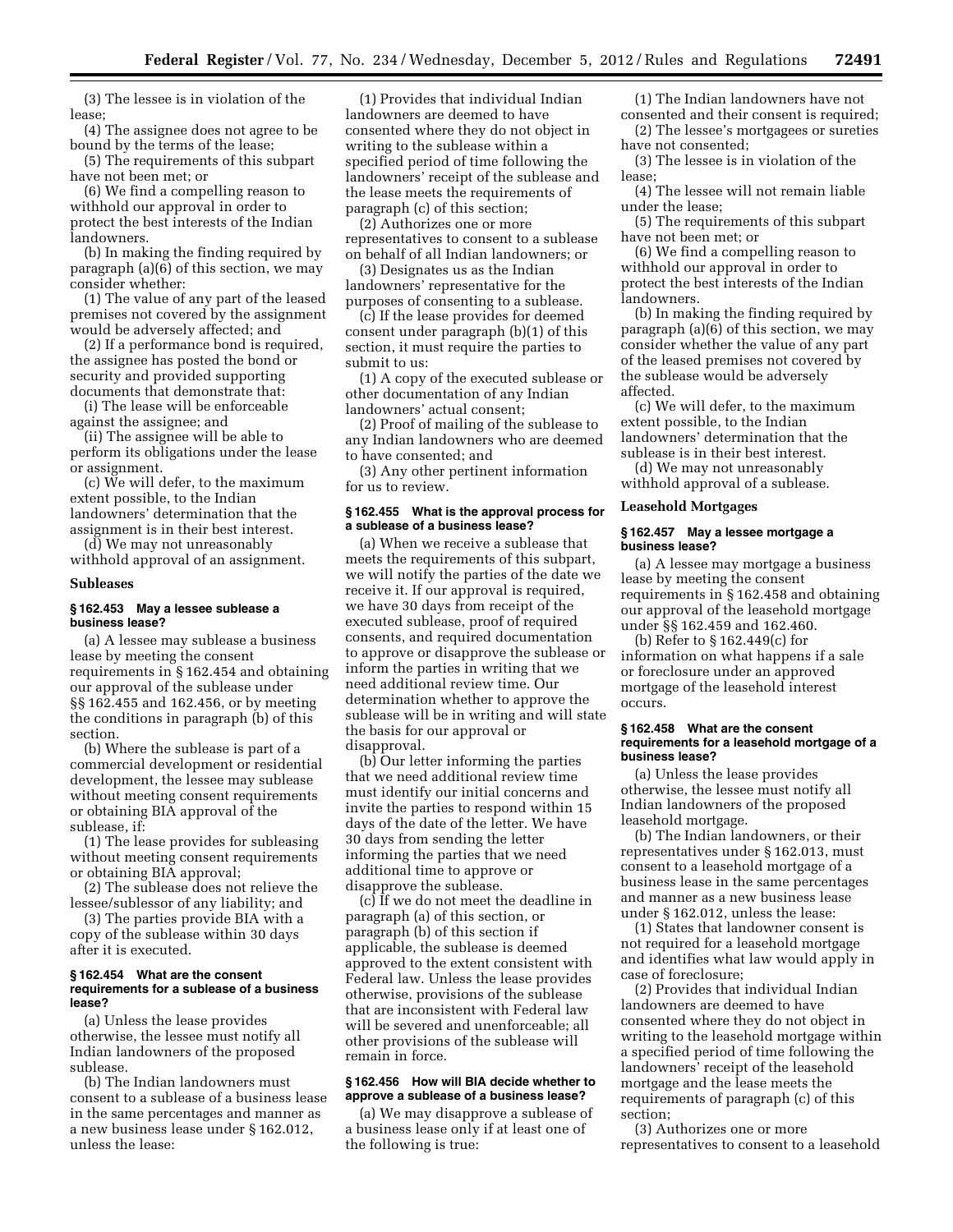(3) The lessee is in violation of the lease;

(4) The assignee does not agree to be bound by the terms of the lease;

(5) The requirements of this subpart have not been met; or

(6) We find a compelling reason to withhold our approval in order to protect the best interests of the Indian landowners.

(b) In making the finding required by paragraph (a)(6) of this section, we may consider whether:

(1) The value of any part of the leased premises not covered by the assignment would be adversely affected; and

(2) If a performance bond is required, the assignee has posted the bond or security and provided supporting documents that demonstrate that:

(i) The lease will be enforceable against the assignee; and

(ii) The assignee will be able to perform its obligations under the lease or assignment.

(c) We will defer, to the maximum extent possible, to the Indian landowners' determination that the assignment is in their best interest.

(d) We may not unreasonably withhold approval of an assignment.

## Subleases

### § 162.453 May a lessee sublease a business lease?

(a) A lessee may sublease a business lease by meeting the consent requirements in § 162.454 and obtaining our approval of the sublease under §§ 162.455 and 162.456, or by meeting the conditions in paragraph (b) of this section.

(b) Where the sublease is part of a commercial development or residential development, the lessee may sublease without meeting consent requirements or obtaining BIA approval of the sublease, if:

(1) The lease provides for subleasing without meeting consent requirements or obtaining BIA approval;

(2) The sublease does not relieve the lessee/sublessor of any liability; and

(3) The parties provide BIA with a copy of the sublease within 30 days after it is executed.

### § 162.454 What are the consent requirements for a sublease of a business lease?

(a) Unless the lease provides otherwise, the lessee must notify all Indian landowners of the proposed sublease.

(b) The Indian landowners must consent to a sublease of a business lease in the same percentages and manner as a new business lease under § 162.012, unless the lease:

(1) Provides that individual Indian landowners are deemed to have consented where they do not object in writing to the sublease within a specified period of time following the landowners' receipt of the sublease and the lease meets the requirements of paragraph (c) of this section;

(2) Authorizes one or more representatives to consent to a sublease on behalf of all Indian landowners; or

(3) Designates us as the Indian landowners' representative for the purposes of consenting to a sublease.

(c) If the lease provides for deemed consent under paragraph (b)(1) of this section, it must require the parties to submit to us:

(1) A copy of the executed sublease or other documentation of any Indian landowners' actual consent;

(2) Proof of mailing of the sublease to any Indian landowners who are deemed to have consented; and

(3) Any other pertinent information for us to review.

### § 162.455 What is the approval process for a sublease of a business lease?

(a) When we receive a sublease that meets the requirements of this subpart, we will notify the parties of the date we receive it. If our approval is required, we have 30 days from receipt of the executed sublease, proof of required consents, and required documentation to approve or disapprove the sublease or inform the parties in writing that we need additional review time. Our determination whether to approve the sublease will be in writing and will state the basis for our approval or disapproval.

(b) Our letter informing the parties that we need additional review time must identify our initial concerns and invite the parties to respond within 15 days of the date of the letter. We have 30 days from sending the letter informing the parties that we need additional time to approve or disapprove the sublease.

(c) If we do not meet the deadline in paragraph (a) of this section, or paragraph (b) of this section if applicable, the sublease is deemed approved to the extent consistent with Federal law. Unless the lease provides otherwise, provisions of the sublease that are inconsistent with Federal law will be severed and unenforceable; all other provisions of the sublease will remain in force.

### § 162.456 How will BIA decide whether to approve a sublease of a business lease?

(a) We may disapprove a sublease of a business lease only if at least one of the following is true:

(1) The Indian landowners have not consented and their consent is required;

(2) The lessee's mortgagees or sureties have not consented;

(3) The lessee is in violation of the lease;

(4) The lessee will not remain liable under the lease;

(5) The requirements of this subpart have not been met; or

(6) We find a compelling reason to withhold our approval in order to protect the best interests of the Indian landowners.

(b) In making the finding required by paragraph (a)(6) of this section, we may consider whether the value of any part of the leased premises not covered by the sublease would be adversely affected.

(c) We will defer, to the maximum extent possible, to the Indian landowners' determination that the sublease is in their best interest.

(d) We may not unreasonably withhold approval of a sublease.

## Leasehold Mortgages

### § 162.457 May a lessee mortgage a business lease?

(a) A lessee may mortgage a business lease by meeting the consent requirements in § 162.458 and obtaining our approval of the leasehold mortgage under §§ 162.459 and 162.460.

(b) Refer to § 162.449(c) for information on what happens if a sale or foreclosure under an approved mortgage of the leasehold interest occurs.

### § 162.458 What are the consent requirements for a leasehold mortgage of a business lease?

(a) Unless the lease provides otherwise, the lessee must notify all Indian landowners of the proposed leasehold mortgage.

(b) The Indian landowners, or their representatives under § 162.013, must consent to a leasehold mortgage of a business lease in the same percentages and manner as a new business lease under § 162.012, unless the lease:

(1) States that landowner consent is not required for a leasehold mortgage and identifies what law would apply in case of foreclosure;

(2) Provides that individual Indian landowners are deemed to have consented where they do not object in writing to the leasehold mortgage within a specified period of time following the landowners' receipt of the leasehold mortgage and the lease meets the requirements of paragraph (c) of this section;

(3) Authorizes one or more representatives to consent to a leasehold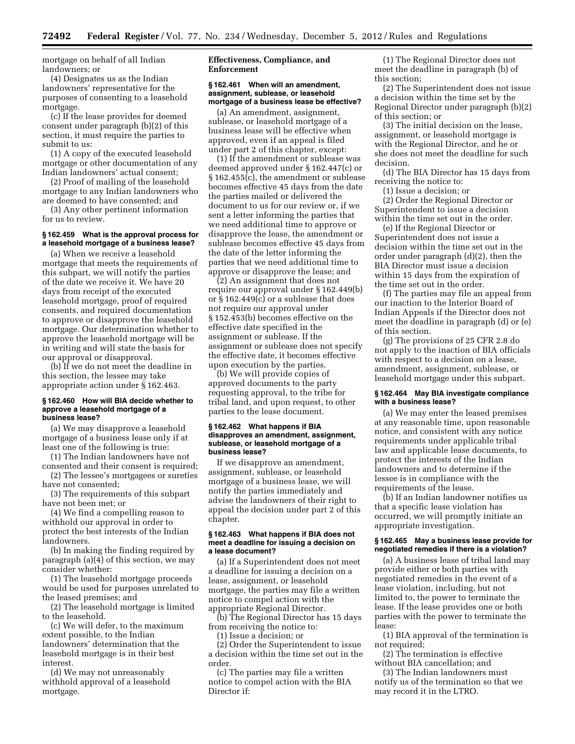mortgage on behalf of all Indian landowners; or

(4) Designates us as the Indian landowners' representative for the purposes of consenting to a leasehold mortgage.

(c) If the lease provides for deemed consent under paragraph (b)(2) of this section, it must require the parties to submit to us:

(1) A copy of the executed leasehold mortgage or other documentation of any Indian landowners' actual consent;

(2) Proof of mailing of the leasehold mortgage to any Indian landowners who are deemed to have consented; and

(3) Any other pertinent information for us to review.

#### § 162.459 What is the approval process for a leasehold mortgage of a business lease?

(a) When we receive a leasehold mortgage that meets the requirements of this subpart, we will notify the parties of the date we receive it. We have 20 days from receipt of the executed leasehold mortgage, proof of required consents, and required documentation to approve or disapprove the leasehold mortgage. Our determination whether to approve the leasehold mortgage will be in writing and will state the basis for our approval or disapproval.

(b) If we do not meet the deadline in this section, the lessee may take appropriate action under § 162.463.

#### § 162.460 How will BIA decide whether to approve a leasehold mortgage of a business lease?

(a) We may disapprove a leasehold mortgage of a business lease only if at least one of the following is true:

(1) The Indian landowners have not consented and their consent is required;

(2) The lessee's mortgagees or sureties have not consented;

(3) The requirements of this subpart have not been met; or

(4) We find a compelling reason to withhold our approval in order to protect the best interests of the Indian landowners.

(b) In making the finding required by paragraph (a)(4) of this section, we may consider whether:

(1) The leasehold mortgage proceeds would be used for purposes unrelated to the leased premises; and

(2) The leasehold mortgage is limited to the leasehold.

(c) We will defer, to the maximum extent possible, to the Indian landowners' determination that the leasehold mortgage is in their best interest.

(d) We may not unreasonably withhold approval of a leasehold mortgage.

### Effectiveness, Compliance, and Enforcement

#### § 162.461 When will an amendment, assignment, sublease, or leasehold mortgage of a business lease be effective?

(a) An amendment, assignment, sublease, or leasehold mortgage of a business lease will be effective when approved, even if an appeal is filed under part 2 of this chapter, except:

(1) If the amendment or sublease was deemed approved under § 162.447(c) or § 162.455(c), the amendment or sublease becomes effective 45 days from the date the parties mailed or delivered the document to us for our review or, if we sent a letter informing the parties that we need additional time to approve or disapprove the lease, the amendment or sublease becomes effective 45 days from the date of the letter informing the parties that we need additional time to approve or disapprove the lease; and

(2) An assignment that does not require our approval under § 162.449(b) or § 162.449(c) or a sublease that does not require our approval under § 152.453(b) becomes effective on the effective date specified in the assignment or sublease. If the assignment or sublease does not specify the effective date, it becomes effective upon execution by the parties.

(b) We will provide copies of approved documents to the party requesting approval, to the tribe for tribal land, and upon request, to other parties to the lease document.

#### § 162.462 What happens if BIA disapproves an amendment, assignment, sublease, or leasehold mortgage of a business lease?

If we disapprove an amendment, assignment, sublease, or leasehold mortgage of a business lease, we will notify the parties immediately and advise the landowners of their right to appeal the decision under part 2 of this chapter.

#### § 162.463 What happens if BIA does not meet a deadline for issuing a decision on a lease document?

(a) If a Superintendent does not meet a deadline for issuing a decision on a lease, assignment, or leasehold mortgage, the parties may file a written notice to compel action with the appropriate Regional Director.

(b) The Regional Director has 15 days from receiving the notice to:

(1) Issue a decision; or

(2) Order the Superintendent to issue a decision within the time set out in the order.

(c) The parties may file a written notice to compel action with the BIA Director if:

(1) The Regional Director does not meet the deadline in paragraph (b) of this section;

(2) The Superintendent does not issue a decision within the time set by the Regional Director under paragraph (b)(2) of this section; or

(3) The initial decision on the lease, assignment, or leasehold mortgage is with the Regional Director, and he or she does not meet the deadline for such decision.

(d) The BIA Director has 15 days from receiving the notice to:

(1) Issue a decision; or

(2) Order the Regional Director or Superintendent to issue a decision within the time set out in the order.

(e) If the Regional Director or Superintendent does not issue a decision within the time set out in the order under paragraph (d)(2), then the BIA Director must issue a decision within 15 days from the expiration of the time set out in the order.

(f) The parties may file an appeal from our inaction to the Interior Board of Indian Appeals if the Director does not meet the deadline in paragraph (d) or (e) of this section.

(g) The provisions of 25 CFR 2.8 do not apply to the inaction of BIA officials with respect to a decision on a lease, amendment, assignment, sublease, or leasehold mortgage under this subpart.

#### § 162.464 May BIA investigate compliance with a business lease?

(a) We may enter the leased premises at any reasonable time, upon reasonable notice, and consistent with any notice requirements under applicable tribal law and applicable lease documents, to protect the interests of the Indian landowners and to determine if the lessee is in compliance with the requirements of the lease.

(b) If an Indian landowner notifies us that a specific lease violation has occurred, we will promptly initiate an appropriate investigation.

#### § 162.465 May a business lease provide for negotiated remedies if there is a violation?

(a) A business lease of tribal land may provide either or both parties with negotiated remedies in the event of a lease violation, including, but not limited to, the power to terminate the lease. If the lease provides one or both parties with the power to terminate the lease:

(1) BIA approval of the termination is not required;

(2) The termination is effective without BIA cancellation; and

(3) The Indian landowners must notify us of the termination so that we may record it in the LTRO.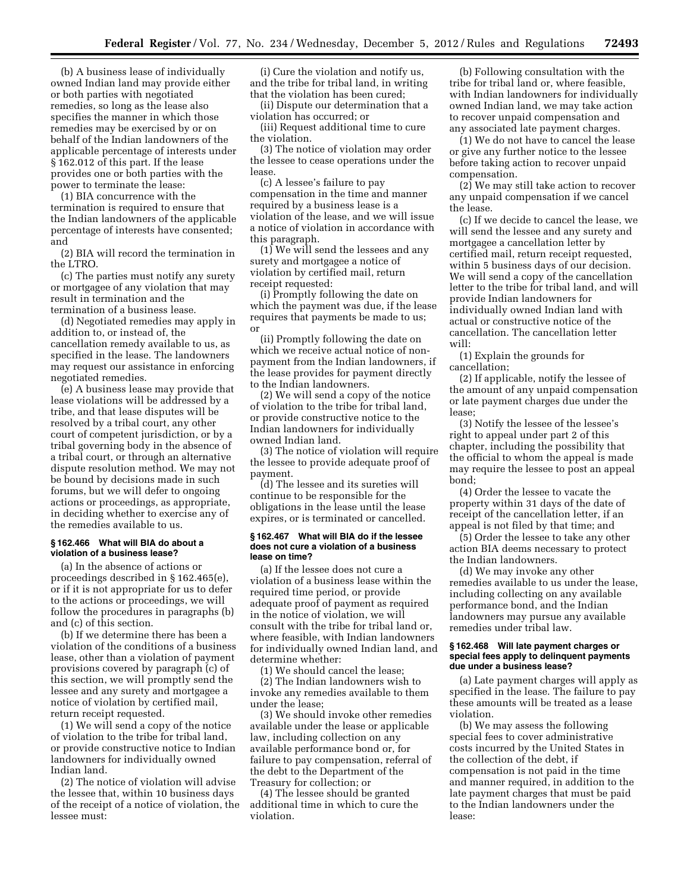(b) A business lease of individually owned Indian land may provide either or both parties with negotiated remedies, so long as the lease also specifies the manner in which those remedies may be exercised by or on behalf of the Indian landowners of the applicable percentage of interests under § 162.012 of this part. If the lease provides one or both parties with the power to terminate the lease:

(1) BIA concurrence with the termination is required to ensure that the Indian landowners of the applicable percentage of interests have consented; and

(2) BIA will record the termination in the LTRO.

(c) The parties must notify any surety or mortgagee of any violation that may result in termination and the termination of a business lease.

(d) Negotiated remedies may apply in addition to, or instead of, the cancellation remedy available to us, as specified in the lease. The landowners may request our assistance in enforcing negotiated remedies.

(e) A business lease may provide that lease violations will be addressed by a tribe, and that lease disputes will be resolved by a tribal court, any other court of competent jurisdiction, or by a tribal governing body in the absence of a tribal court, or through an alternative dispute resolution method. We may not be bound by decisions made in such forums, but we will defer to ongoing actions or proceedings, as appropriate, in deciding whether to exercise any of the remedies available to us.

### § 162.466 What will BIA do about a violation of a business lease?

(a) In the absence of actions or proceedings described in § 162.465(e), or if it is not appropriate for us to defer to the actions or proceedings, we will follow the procedures in paragraphs (b) and (c) of this section.

(b) If we determine there has been a violation of the conditions of a business lease, other than a violation of payment provisions covered by paragraph (c) of this section, we will promptly send the lessee and any surety and mortgagee a notice of violation by certified mail, return receipt requested.

(1) We will send a copy of the notice of violation to the tribe for tribal land, or provide constructive notice to Indian landowners for individually owned Indian land.

(2) The notice of violation will advise the lessee that, within 10 business days of the receipt of a notice of violation, the lessee must:

(i) Cure the violation and notify us, and the tribe for tribal land, in writing that the violation has been cured;

(ii) Dispute our determination that a violation has occurred; or

(iii) Request additional time to cure the violation.

(3) The notice of violation may order the lessee to cease operations under the lease.

(c) A lessee's failure to pay compensation in the time and manner required by a business lease is a violation of the lease, and we will issue a notice of violation in accordance with this paragraph.

(1) We will send the lessees and any surety and mortgagee a notice of violation by certified mail, return receipt requested:

(i) Promptly following the date on which the payment was due, if the lease requires that payments be made to us; or

(ii) Promptly following the date on which we receive actual notice of non-payment from the Indian landowners, if the lease provides for payment directly to the Indian landowners.

(2) We will send a copy of the notice of violation to the tribe for tribal land, or provide constructive notice to the Indian landowners for individually owned Indian land.

(3) The notice of violation will require the lessee to provide adequate proof of payment.

(d) The lessee and its sureties will continue to be responsible for the obligations in the lease until the lease expires, or is terminated or cancelled.

### § 162.467 What will BIA do if the lessee does not cure a violation of a business lease on time?

(a) If the lessee does not cure a violation of a business lease within the required time period, or provide adequate proof of payment as required in the notice of violation, we will consult with the tribe for tribal land or, where feasible, with Indian landowners for individually owned Indian land, and determine whether:

(1) We should cancel the lease;

(2) The Indian landowners wish to invoke any remedies available to them under the lease;

(3) We should invoke other remedies available under the lease or applicable law, including collection on any available performance bond or, for failure to pay compensation, referral of the debt to the Department of the Treasury for collection; or

(4) The lessee should be granted additional time in which to cure the violation.

(b) Following consultation with the tribe for tribal land or, where feasible, with Indian landowners for individually owned Indian land, we may take action to recover unpaid compensation and any associated late payment charges.

(1) We do not have to cancel the lease or give any further notice to the lessee before taking action to recover unpaid compensation.

(2) We may still take action to recover any unpaid compensation if we cancel the lease.

(c) If we decide to cancel the lease, we will send the lessee and any surety and mortgagee a cancellation letter by certified mail, return receipt requested, within 5 business days of our decision. We will send a copy of the cancellation letter to the tribe for tribal land, and will provide Indian landowners for individually owned Indian land with actual or constructive notice of the cancellation. The cancellation letter will:

(1) Explain the grounds for cancellation;

(2) If applicable, notify the lessee of the amount of any unpaid compensation or late payment charges due under the lease;

(3) Notify the lessee of the lessee's right to appeal under part 2 of this chapter, including the possibility that the official to whom the appeal is made may require the lessee to post an appeal bond;

(4) Order the lessee to vacate the property within 31 days of the date of receipt of the cancellation letter, if an appeal is not filed by that time; and

(5) Order the lessee to take any other action BIA deems necessary to protect the Indian landowners.

(d) We may invoke any other remedies available to us under the lease, including collecting on any available performance bond, and the Indian landowners may pursue any available remedies under tribal law.

### § 162.468 Will late payment charges or special fees apply to delinquent payments due under a business lease?

(a) Late payment charges will apply as specified in the lease. The failure to pay these amounts will be treated as a lease violation.

(b) We may assess the following special fees to cover administrative costs incurred by the United States in the collection of the debt, if compensation is not paid in the time and manner required, in addition to the late payment charges that must be paid to the Indian landowners under the lease: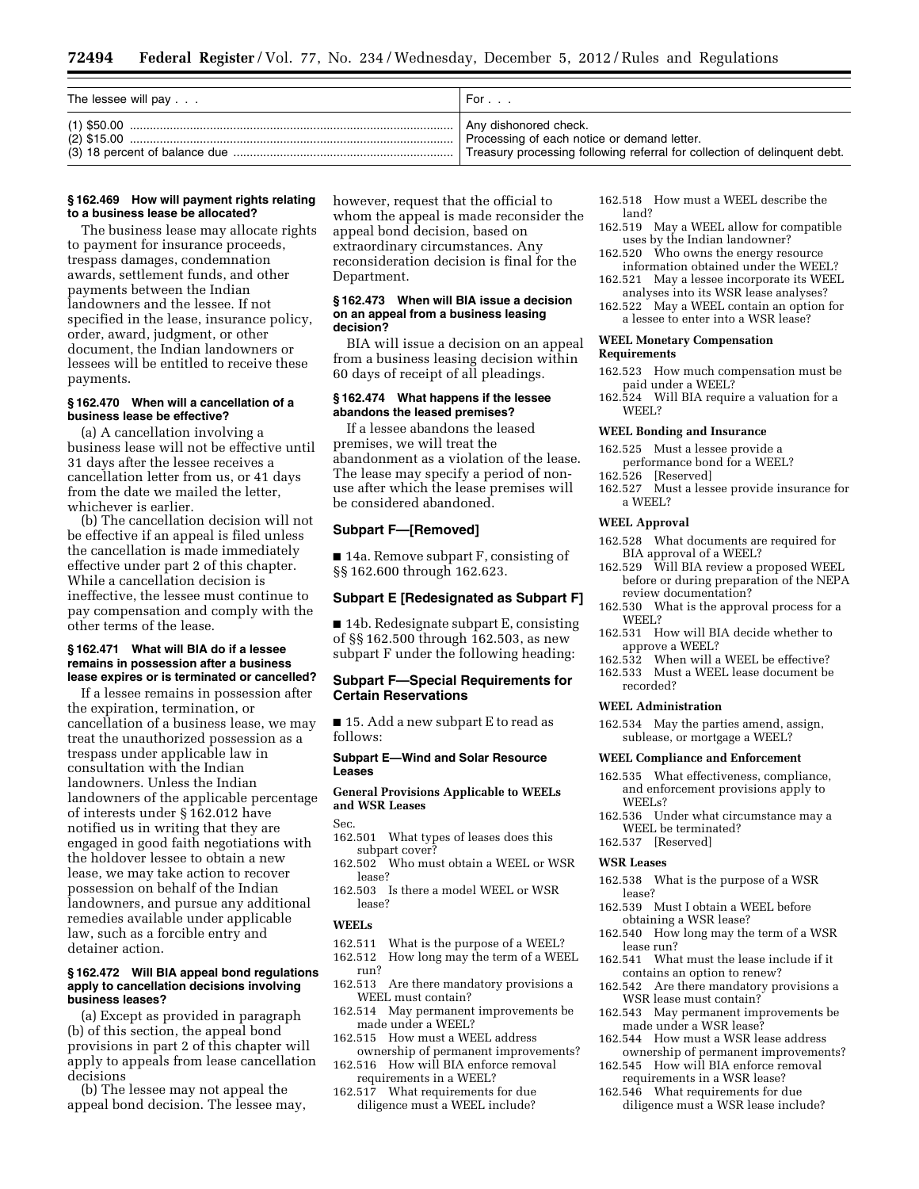| The lessee will pay . . . | For . . . |
| --- | --- |
| (1) $50.00 | Any dishonored check. |
| (2) $15.00 | Processing of each notice or demand letter. |
| (3) 18 percent of balance due | Treasury processing following referral for collection of delinquent debt. |

**§ 162.469 How will payment rights relating to a business lease be allocated?**

The business lease may allocate rights to payment for insurance proceeds, trespass damages, condemnation awards, settlement funds, and other payments between the Indian landowners and the lessee. If not specified in the lease, insurance policy, order, award, judgment, or other document, the Indian landowners or lessees will be entitled to receive these payments.

**§ 162.470 When will a cancellation of a business lease be effective?**

(a) A cancellation involving a business lease will not be effective until 31 days after the lessee receives a cancellation letter from us, or 41 days from the date we mailed the letter, whichever is earlier.

(b) The cancellation decision will not be effective if an appeal is filed unless the cancellation is made immediately effective under part 2 of this chapter. While a cancellation decision is ineffective, the lessee must continue to pay compensation and comply with the other terms of the lease.

**§ 162.471 What will BIA do if a lessee remains in possession after a business lease expires or is terminated or cancelled?**

If a lessee remains in possession after the expiration, termination, or cancellation of a business lease, we may treat the unauthorized possession as a trespass under applicable law in consultation with the Indian landowners. Unless the Indian landowners of the applicable percentage of interests under § 162.012 have notified us in writing that they are engaged in good faith negotiations with the holdover lessee to obtain a new lease, we may take action to recover possession on behalf of the Indian landowners, and pursue any additional remedies available under applicable law, such as a forcible entry and detainer action.

**§ 162.472 Will BIA appeal bond regulations apply to cancellation decisions involving business leases?**

(a) Except as provided in paragraph (b) of this section, the appeal bond provisions in part 2 of this chapter will apply to appeals from lease cancellation decisions

(b) The lessee may not appeal the appeal bond decision. The lessee may, however, request that the official to whom the appeal is made reconsider the appeal bond decision, based on extraordinary circumstances. Any reconsideration decision is final for the Department.

**§ 162.473 When will BIA issue a decision on an appeal from a business leasing decision?**

BIA will issue a decision on an appeal from a business leasing decision within 60 days of receipt of all pleadings.

**§ 162.474 What happens if the lessee abandons the leased premises?**

If a lessee abandons the leased premises, we will treat the abandonment as a violation of the lease. The lease may specify a period of non-use after which the lease premises will be considered abandoned.

## Subpart F—[Removed]

■ 14a. Remove subpart F, consisting of §§ 162.600 through 162.623.

## Subpart E [Redesignated as Subpart F]

■ 14b. Redesignate subpart E, consisting of §§ 162.500 through 162.503, as new subpart F under the following heading:

## Subpart F—Special Requirements for Certain Reservations

■ 15. Add a new subpart E to read as follows:

### Subpart E—Wind and Solar Resource Leases

**General Provisions Applicable to WEELs and WSR Leases**

Sec.
162.501 What types of leases does this subpart cover?
162.502 Who must obtain a WEEL or WSR lease?
162.503 Is there a model WEEL or WSR lease?

**WEELs**

162.511 What is the purpose of a WEEL?
162.512 How long may the term of a WEEL run?
162.513 Are there mandatory provisions a WEEL must contain?
162.514 May permanent improvements be made under a WEEL?
162.515 How must a WEEL address ownership of permanent improvements?
162.516 How will BIA enforce removal requirements in a WEEL?
162.517 What requirements for due diligence must a WEEL include?
162.518 How must a WEEL describe the land?
162.519 May a WEEL allow for compatible uses by the Indian landowner?
162.520 Who owns the energy resource information obtained under the WEEL?
162.521 May a lessee incorporate its WEEL analyses into its WSR lease analyses?
162.522 May a WEEL contain an option for a lessee to enter into a WSR lease?

**WEEL Monetary Compensation Requirements**

162.523 How much compensation must be paid under a WEEL?
162.524 Will BIA require a valuation for a WEEL?

**WEEL Bonding and Insurance**

162.525 Must a lessee provide a performance bond for a WEEL?
162.526 [Reserved]
162.527 Must a lessee provide insurance for a WEEL?

**WEEL Approval**

162.528 What documents are required for BIA approval of a WEEL?
162.529 Will BIA review a proposed WEEL before or during preparation of the NEPA review documentation?
162.530 What is the approval process for a WEEL?
162.531 How will BIA decide whether to approve a WEEL?
162.532 When will a WEEL be effective?
162.533 Must a WEEL lease document be recorded?

**WEEL Administration**

162.534 May the parties amend, assign, sublease, or mortgage a WEEL?

**WEEL Compliance and Enforcement**

162.535 What effectiveness, compliance, and enforcement provisions apply to WEELs?
162.536 Under what circumstance may a WEEL be terminated?
162.537 [Reserved]

**WSR Leases**

162.538 What is the purpose of a WSR lease?
162.539 Must I obtain a WEEL before obtaining a WSR lease?
162.540 How long may the term of a WSR lease run?
162.541 What must the lease include if it contains an option to renew?
162.542 Are there mandatory provisions a WSR lease must contain?
162.543 May permanent improvements be made under a WSR lease?
162.544 How must a WSR lease address ownership of permanent improvements?
162.545 How will BIA enforce removal requirements in a WSR lease?
162.546 What requirements for due diligence must a WSR lease include?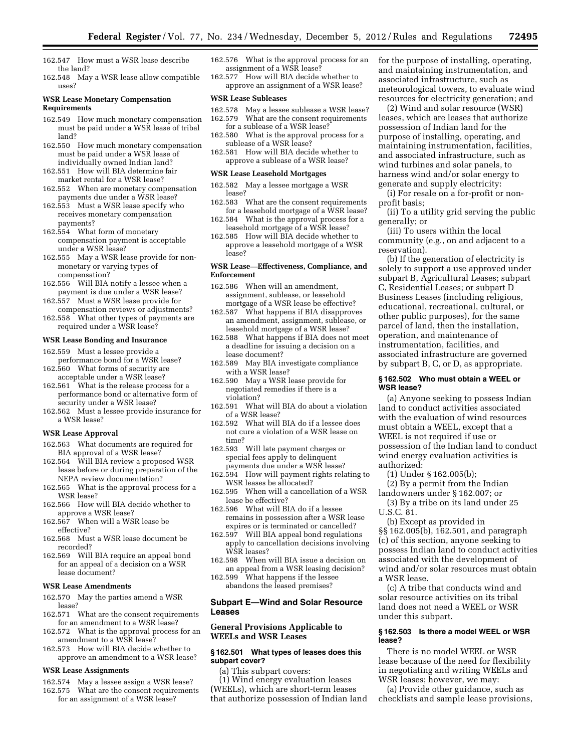162.547 How must a WSR lease describe the land?

162.548 May a WSR lease allow compatible uses?

#### WSR Lease Monetary Compensation Requirements

162.549 How much monetary compensation must be paid under a WSR lease of tribal land?

162.550 How much monetary compensation must be paid under a WSR lease of individually owned Indian land?

162.551 How will BIA determine fair market rental for a WSR lease?

162.552 When are monetary compensation payments due under a WSR lease?

162.553 Must a WSR lease specify who receives monetary compensation payments?

162.554 What form of monetary compensation payment is acceptable under a WSR lease?

162.555 May a WSR lease provide for non-monetary or varying types of compensation?

162.556 Will BIA notify a lessee when a payment is due under a WSR lease?

162.557 Must a WSR lease provide for compensation reviews or adjustments?

162.558 What other types of payments are required under a WSR lease?

#### WSR Lease Bonding and Insurance

162.559 Must a lessee provide a performance bond for a WSR lease?

162.560 What forms of security are acceptable under a WSR lease?

162.561 What is the release process for a performance bond or alternative form of security under a WSR lease?

162.562 Must a lessee provide insurance for a WSR lease?

#### WSR Lease Approval

162.563 What documents are required for BIA approval of a WSR lease?

162.564 Will BIA review a proposed WSR lease before or during preparation of the NEPA review documentation?

162.565 What is the approval process for a WSR lease?

162.566 How will BIA decide whether to approve a WSR lease?

162.567 When will a WSR lease be effective?

162.568 Must a WSR lease document be recorded?

162.569 Will BIA require an appeal bond for an appeal of a decision on a WSR lease document?

#### WSR Lease Amendments

162.570 May the parties amend a WSR lease?

162.571 What are the consent requirements for an amendment to a WSR lease?

162.572 What is the approval process for an amendment to a WSR lease?

162.573 How will BIA decide whether to approve an amendment to a WSR lease?

#### WSR Lease Assignments

162.574 May a lessee assign a WSR lease?

162.575 What are the consent requirements for an assignment of a WSR lease?

162.576 What is the approval process for an assignment of a WSR lease?

162.577 How will BIA decide whether to approve an assignment of a WSR lease?

#### WSR Lease Subleases

162.578 May a lessee sublease a WSR lease?

162.579 What are the consent requirements for a sublease of a WSR lease?

162.580 What is the approval process for a sublease of a WSR lease?

162.581 How will BIA decide whether to approve a sublease of a WSR lease?

#### WSR Lease Leasehold Mortgages

162.582 May a lessee mortgage a WSR lease?

162.583 What are the consent requirements for a leasehold mortgage of a WSR lease?

162.584 What is the approval process for a leasehold mortgage of a WSR lease?

162.585 How will BIA decide whether to approve a leasehold mortgage of a WSR lease?

#### WSR Lease—Effectiveness, Compliance, and Enforcement

162.586 When will an amendment, assignment, sublease, or leasehold mortgage of a WSR lease be effective?

162.587 What happens if BIA disapproves an amendment, assignment, sublease, or leasehold mortgage of a WSR lease?

162.588 What happens if BIA does not meet a deadline for issuing a decision on a lease document?

162.589 May BIA investigate compliance with a WSR lease?

162.590 May a WSR lease provide for negotiated remedies if there is a violation?

162.591 What will BIA do about a violation of a WSR lease?

162.592 What will BIA do if a lessee does not cure a violation of a WSR lease on time?

162.593 Will late payment charges or special fees apply to delinquent payments due under a WSR lease?

162.594 How will payment rights relating to WSR leases be allocated?

162.595 When will a cancellation of a WSR lease be effective?

162.596 What will BIA do if a lessee remains in possession after a WSR lease expires or is terminated or cancelled?

162.597 Will BIA appeal bond regulations apply to cancellation decisions involving WSR leases?

162.598 When will BIA issue a decision on an appeal from a WSR leasing decision?

162.599 What happens if the lessee abandons the leased premises?

## Subpart E—Wind and Solar Resource Leases

### General Provisions Applicable to WEELs and WSR Leases

#### § 162.501 What types of leases does this subpart cover?

(a) This subpart covers:

(1) Wind energy evaluation leases (WEELs), which are short-term leases that authorize possession of Indian land for the purpose of installing, operating, and maintaining instrumentation, and associated infrastructure, such as meteorological towers, to evaluate wind resources for electricity generation; and

(2) Wind and solar resource (WSR) leases, which are leases that authorize possession of Indian land for the purpose of installing, operating, and maintaining instrumentation, facilities, and associated infrastructure, such as wind turbines and solar panels, to harness wind and/or solar energy to generate and supply electricity:

(i) For resale on a for-profit or non-profit basis;

(ii) To a utility grid serving the public generally; or

(iii) To users within the local community (e.g., on and adjacent to a reservation).

(b) If the generation of electricity is solely to support a use approved under subpart B, Agricultural Leases; subpart C, Residential Leases; or subpart D Business Leases (including religious, educational, recreational, cultural, or other public purposes), for the same parcel of land, then the installation, operation, and maintenance of instrumentation, facilities, and associated infrastructure are governed by subpart B, C, or D, as appropriate.

#### § 162.502 Who must obtain a WEEL or WSR lease?

(a) Anyone seeking to possess Indian land to conduct activities associated with the evaluation of wind resources must obtain a WEEL, except that a WEEL is not required if use or possession of the Indian land to conduct wind energy evaluation activities is authorized:

(1) Under § 162.005(b);

(2) By a permit from the Indian landowners under § 162.007; or

(3) By a tribe on its land under 25 U.S.C. 81.

(b) Except as provided in §§ 162.005(b), 162.501, and paragraph (c) of this section, anyone seeking to possess Indian land to conduct activities associated with the development of wind and/or solar resources must obtain a WSR lease.

(c) A tribe that conducts wind and solar resource activities on its tribal land does not need a WEEL or WSR under this subpart.

#### § 162.503 Is there a model WEEL or WSR lease?

There is no model WEEL or WSR lease because of the need for flexibility in negotiating and writing WEELs and WSR leases; however, we may:

(a) Provide other guidance, such as checklists and sample lease provisions,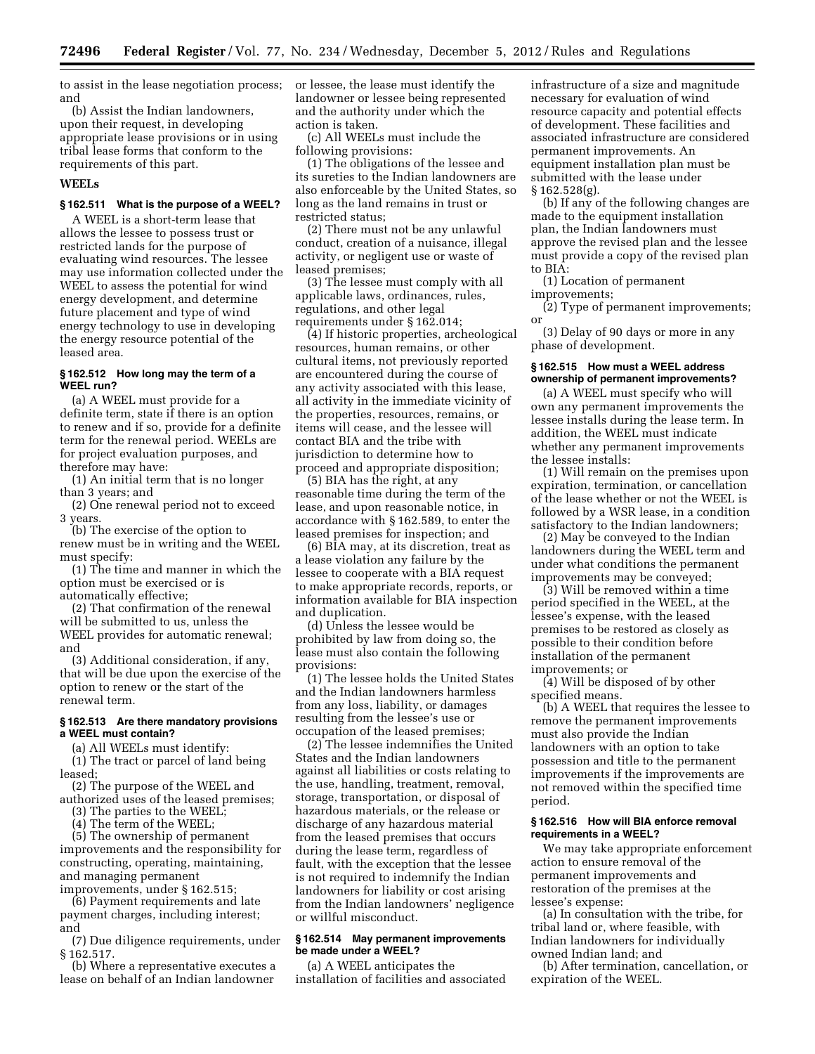to assist in the lease negotiation process; and

(b) Assist the Indian landowners, upon their request, in developing appropriate lease provisions or in using tribal lease forms that conform to the requirements of this part.

### WEELs

#### § 162.511 What is the purpose of a WEEL?

A WEEL is a short-term lease that allows the lessee to possess trust or restricted lands for the purpose of evaluating wind resources. The lessee may use information collected under the WEEL to assess the potential for wind energy development, and determine future placement and type of wind energy technology to use in developing the energy resource potential of the leased area.

#### § 162.512 How long may the term of a WEEL run?

(a) A WEEL must provide for a definite term, state if there is an option to renew and if so, provide for a definite term for the renewal period. WEELs are for project evaluation purposes, and therefore may have:

(1) An initial term that is no longer than 3 years; and

(2) One renewal period not to exceed 3 years.

(b) The exercise of the option to renew must be in writing and the WEEL must specify:

(1) The time and manner in which the option must be exercised or is automatically effective;

(2) That confirmation of the renewal will be submitted to us, unless the WEEL provides for automatic renewal; and

(3) Additional consideration, if any, that will be due upon the exercise of the option to renew or the start of the renewal term.

#### § 162.513 Are there mandatory provisions a WEEL must contain?

(a) All WEELs must identify:

(1) The tract or parcel of land being leased;

(2) The purpose of the WEEL and authorized uses of the leased premises;

(3) The parties to the WEEL;

(4) The term of the WEEL;

(5) The ownership of permanent improvements and the responsibility for constructing, operating, maintaining, and managing permanent improvements, under § 162.515;

(6) Payment requirements and late payment charges, including interest; and

(7) Due diligence requirements, under § 162.517.

(b) Where a representative executes a lease on behalf of an Indian landowner or lessee, the lease must identify the landowner or lessee being represented and the authority under which the action is taken.

(c) All WEELs must include the following provisions:

(1) The obligations of the lessee and its sureties to the Indian landowners are also enforceable by the United States, so long as the land remains in trust or restricted status;

(2) There must not be any unlawful conduct, creation of a nuisance, illegal activity, or negligent use or waste of leased premises;

(3) The lessee must comply with all applicable laws, ordinances, rules, regulations, and other legal requirements under § 162.014;

(4) If historic properties, archeological resources, human remains, or other cultural items, not previously reported are encountered during the course of any activity associated with this lease, all activity in the immediate vicinity of the properties, resources, remains, or items will cease, and the lessee will contact BIA and the tribe with jurisdiction to determine how to proceed and appropriate disposition;

(5) BIA has the right, at any reasonable time during the term of the lease, and upon reasonable notice, in accordance with § 162.589, to enter the leased premises for inspection; and

(6) BIA may, at its discretion, treat as a lease violation any failure by the lessee to cooperate with a BIA request to make appropriate records, reports, or information available for BIA inspection and duplication.

(d) Unless the lessee would be prohibited by law from doing so, the lease must also contain the following provisions:

(1) The lessee holds the United States and the Indian landowners harmless from any loss, liability, or damages resulting from the lessee's use or occupation of the leased premises;

(2) The lessee indemnifies the United States and the Indian landowners against all liabilities or costs relating to the use, handling, treatment, removal, storage, transportation, or disposal of hazardous materials, or the release or discharge of any hazardous material from the leased premises that occurs during the lease term, regardless of fault, with the exception that the lessee is not required to indemnify the Indian landowners for liability or cost arising from the Indian landowners' negligence or willful misconduct.

#### § 162.514 May permanent improvements be made under a WEEL?

(a) A WEEL anticipates the installation of facilities and associated infrastructure of a size and magnitude necessary for evaluation of wind resource capacity and potential effects of development. These facilities and associated infrastructure are considered permanent improvements. An equipment installation plan must be submitted with the lease under § 162.528(g).

(b) If any of the following changes are made to the equipment installation plan, the Indian landowners must approve the revised plan and the lessee must provide a copy of the revised plan to BIA:

(1) Location of permanent improvements;

(2) Type of permanent improvements; or

(3) Delay of 90 days or more in any phase of development.

#### § 162.515 How must a WEEL address ownership of permanent improvements?

(a) A WEEL must specify who will own any permanent improvements the lessee installs during the lease term. In addition, the WEEL must indicate whether any permanent improvements the lessee installs:

(1) Will remain on the premises upon expiration, termination, or cancellation of the lease whether or not the WEEL is followed by a WSR lease, in a condition satisfactory to the Indian landowners;

(2) May be conveyed to the Indian landowners during the WEEL term and under what conditions the permanent improvements may be conveyed;

(3) Will be removed within a time period specified in the WEEL, at the lessee's expense, with the leased premises to be restored as closely as possible to their condition before installation of the permanent improvements; or

(4) Will be disposed of by other specified means.

(b) A WEEL that requires the lessee to remove the permanent improvements must also provide the Indian landowners with an option to take possession and title to the permanent improvements if the improvements are not removed within the specified time period.

#### § 162.516 How will BIA enforce removal requirements in a WEEL?

We may take appropriate enforcement action to ensure removal of the permanent improvements and restoration of the premises at the lessee's expense:

(a) In consultation with the tribe, for tribal land or, where feasible, with Indian landowners for individually owned Indian land; and

(b) After termination, cancellation, or expiration of the WEEL.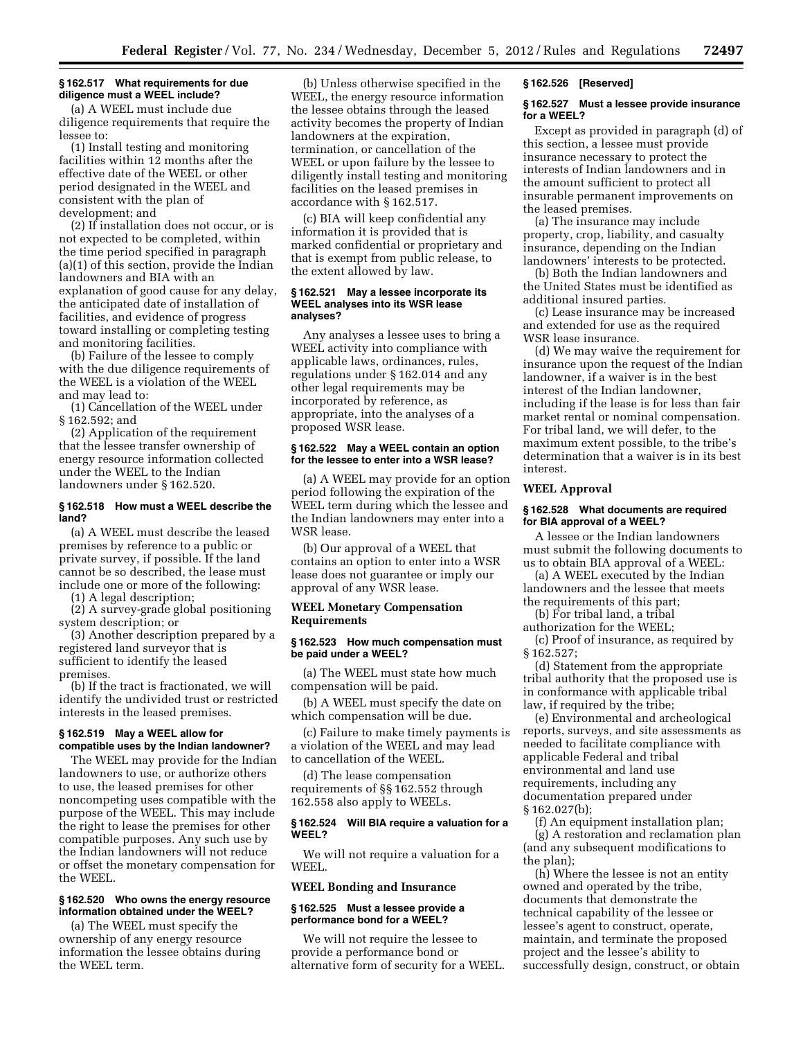**§ 162.517 What requirements for due diligence must a WEEL include?**

(a) A WEEL must include due diligence requirements that require the lessee to:

(1) Install testing and monitoring facilities within 12 months after the effective date of the WEEL or other period designated in the WEEL and consistent with the plan of development; and

(2) If installation does not occur, or is not expected to be completed, within the time period specified in paragraph (a)(1) of this section, provide the Indian landowners and BIA with an explanation of good cause for any delay, the anticipated date of installation of facilities, and evidence of progress toward installing or completing testing and monitoring facilities.

(b) Failure of the lessee to comply with the due diligence requirements of the WEEL is a violation of the WEEL and may lead to:

(1) Cancellation of the WEEL under § 162.592; and

(2) Application of the requirement that the lessee transfer ownership of energy resource information collected under the WEEL to the Indian landowners under § 162.520.

**§ 162.518 How must a WEEL describe the land?**

(a) A WEEL must describe the leased premises by reference to a public or private survey, if possible. If the land cannot be so described, the lease must include one or more of the following:

(1) A legal description;

(2) A survey-grade global positioning system description; or

(3) Another description prepared by a registered land surveyor that is sufficient to identify the leased premises.

(b) If the tract is fractionated, we will identify the undivided trust or restricted interests in the leased premises.

**§ 162.519 May a WEEL allow for compatible uses by the Indian landowner?**

The WEEL may provide for the Indian landowners to use, or authorize others to use, the leased premises for other noncompeting uses compatible with the purpose of the WEEL. This may include the right to lease the premises for other compatible purposes. Any such use by the Indian landowners will not reduce or offset the monetary compensation for the WEEL.

**§ 162.520 Who owns the energy resource information obtained under the WEEL?**

(a) The WEEL must specify the ownership of any energy resource information the lessee obtains during the WEEL term.

(b) Unless otherwise specified in the WEEL, the energy resource information the lessee obtains through the leased activity becomes the property of Indian landowners at the expiration, termination, or cancellation of the WEEL or upon failure by the lessee to diligently install testing and monitoring facilities on the leased premises in accordance with § 162.517.

(c) BIA will keep confidential any information it is provided that is marked confidential or proprietary and that is exempt from public release, to the extent allowed by law.

**§ 162.521 May a lessee incorporate its WEEL analyses into its WSR lease analyses?**

Any analyses a lessee uses to bring a WEEL activity into compliance with applicable laws, ordinances, rules, regulations under § 162.014 and any other legal requirements may be incorporated by reference, as appropriate, into the analyses of a proposed WSR lease.

**§ 162.522 May a WEEL contain an option for the lessee to enter into a WSR lease?**

(a) A WEEL may provide for an option period following the expiration of the WEEL term during which the lessee and the Indian landowners may enter into a WSR lease.

(b) Our approval of a WEEL that contains an option to enter into a WSR lease does not guarantee or imply our approval of any WSR lease.

**WEEL Monetary Compensation Requirements**

**§ 162.523 How much compensation must be paid under a WEEL?**

(a) The WEEL must state how much compensation will be paid.

(b) A WEEL must specify the date on which compensation will be due.

(c) Failure to make timely payments is a violation of the WEEL and may lead to cancellation of the WEEL.

(d) The lease compensation requirements of §§ 162.552 through 162.558 also apply to WEELs.

**§ 162.524 Will BIA require a valuation for a WEEL?**

We will not require a valuation for a WEEL.

**WEEL Bonding and Insurance**

**§ 162.525 Must a lessee provide a performance bond for a WEEL?**

We will not require the lessee to provide a performance bond or alternative form of security for a WEEL.

**§ 162.526 [Reserved]**

**§ 162.527 Must a lessee provide insurance for a WEEL?**

Except as provided in paragraph (d) of this section, a lessee must provide insurance necessary to protect the interests of Indian landowners and in the amount sufficient to protect all insurable permanent improvements on the leased premises.

(a) The insurance may include property, crop, liability, and casualty insurance, depending on the Indian landowners' interests to be protected.

(b) Both the Indian landowners and the United States must be identified as additional insured parties.

(c) Lease insurance may be increased and extended for use as the required WSR lease insurance.

(d) We may waive the requirement for insurance upon the request of the Indian landowner, if a waiver is in the best interest of the Indian landowner, including if the lease is for less than fair market rental or nominal compensation. For tribal land, we will defer, to the maximum extent possible, to the tribe's determination that a waiver is in its best interest.

**WEEL Approval**

**§ 162.528 What documents are required for BIA approval of a WEEL?**

A lessee or the Indian landowners must submit the following documents to us to obtain BIA approval of a WEEL:

(a) A WEEL executed by the Indian landowners and the lessee that meets the requirements of this part;

(b) For tribal land, a tribal authorization for the WEEL;

(c) Proof of insurance, as required by § 162.527;

(d) Statement from the appropriate tribal authority that the proposed use is in conformance with applicable tribal law, if required by the tribe;

(e) Environmental and archeological reports, surveys, and site assessments as needed to facilitate compliance with applicable Federal and tribal environmental and land use requirements, including any documentation prepared under § 162.027(b);

(f) An equipment installation plan;

(g) A restoration and reclamation plan (and any subsequent modifications to the plan);

(h) Where the lessee is not an entity owned and operated by the tribe, documents that demonstrate the technical capability of the lessee or lessee's agent to construct, operate, maintain, and terminate the proposed project and the lessee's ability to successfully design, construct, or obtain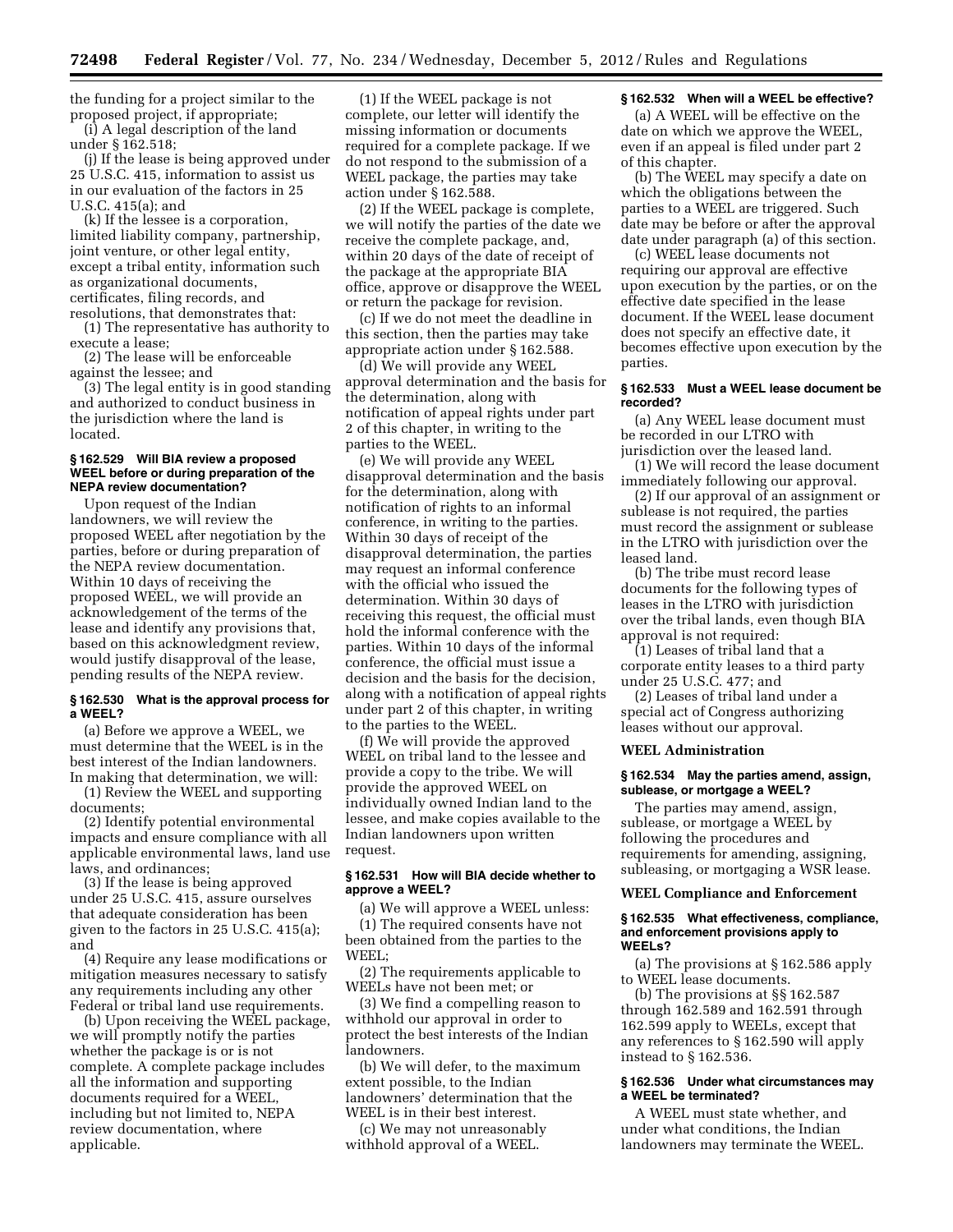the funding for a project similar to the proposed project, if appropriate;

(i) A legal description of the land under § 162.518;

(j) If the lease is being approved under 25 U.S.C. 415, information to assist us in our evaluation of the factors in 25 U.S.C. 415(a); and

(k) If the lessee is a corporation, limited liability company, partnership, joint venture, or other legal entity, except a tribal entity, information such as organizational documents, certificates, filing records, and resolutions, that demonstrates that:

(1) The representative has authority to execute a lease;

(2) The lease will be enforceable against the lessee; and

(3) The legal entity is in good standing and authorized to conduct business in the jurisdiction where the land is located.

#### § 162.529 Will BIA review a proposed WEEL before or during preparation of the NEPA review documentation?

Upon request of the Indian landowners, we will review the proposed WEEL after negotiation by the parties, before or during preparation of the NEPA review documentation. Within 10 days of receiving the proposed WEEL, we will provide an acknowledgement of the terms of the lease and identify any provisions that, based on this acknowledgment review, would justify disapproval of the lease, pending results of the NEPA review.

#### § 162.530 What is the approval process for a WEEL?

(a) Before we approve a WEEL, we must determine that the WEEL is in the best interest of the Indian landowners. In making that determination, we will:

(1) Review the WEEL and supporting documents;

(2) Identify potential environmental impacts and ensure compliance with all applicable environmental laws, land use laws, and ordinances;

(3) If the lease is being approved under 25 U.S.C. 415, assure ourselves that adequate consideration has been given to the factors in 25 U.S.C. 415(a); and

(4) Require any lease modifications or mitigation measures necessary to satisfy any requirements including any other Federal or tribal land use requirements.

(b) Upon receiving the WEEL package, we will promptly notify the parties whether the package is or is not complete. A complete package includes all the information and supporting documents required for a WEEL, including but not limited to, NEPA review documentation, where applicable.

(1) If the WEEL package is not complete, our letter will identify the missing information or documents required for a complete package. If we do not respond to the submission of a WEEL package, the parties may take action under § 162.588.

(2) If the WEEL package is complete, we will notify the parties of the date we receive the complete package, and, within 20 days of the date of receipt of the package at the appropriate BIA office, approve or disapprove the WEEL or return the package for revision.

(c) If we do not meet the deadline in this section, then the parties may take appropriate action under § 162.588.

(d) We will provide any WEEL approval determination and the basis for the determination, along with notification of appeal rights under part 2 of this chapter, in writing to the parties to the WEEL.

(e) We will provide any WEEL disapproval determination and the basis for the determination, along with notification of rights to an informal conference, in writing to the parties. Within 30 days of receipt of the disapproval determination, the parties may request an informal conference with the official who issued the determination. Within 30 days of receiving this request, the official must hold the informal conference with the parties. Within 10 days of the informal conference, the official must issue a decision and the basis for the decision, along with a notification of appeal rights under part 2 of this chapter, in writing to the parties to the WEEL.

(f) We will provide the approved WEEL on tribal land to the lessee and provide a copy to the tribe. We will provide the approved WEEL on individually owned Indian land to the lessee, and make copies available to the Indian landowners upon written request.

#### § 162.531 How will BIA decide whether to approve a WEEL?

(a) We will approve a WEEL unless:

(1) The required consents have not been obtained from the parties to the WEEL;

(2) The requirements applicable to WEELs have not been met; or

(3) We find a compelling reason to withhold our approval in order to protect the best interests of the Indian landowners.

(b) We will defer, to the maximum extent possible, to the Indian landowners' determination that the WEEL is in their best interest.

(c) We may not unreasonably withhold approval of a WEEL.

#### § 162.532 When will a WEEL be effective?

(a) A WEEL will be effective on the date on which we approve the WEEL, even if an appeal is filed under part 2 of this chapter.

(b) The WEEL may specify a date on which the obligations between the parties to a WEEL are triggered. Such date may be before or after the approval date under paragraph (a) of this section.

(c) WEEL lease documents not requiring our approval are effective upon execution by the parties, or on the effective date specified in the lease document. If the WEEL lease document does not specify an effective date, it becomes effective upon execution by the parties.

#### § 162.533 Must a WEEL lease document be recorded?

(a) Any WEEL lease document must be recorded in our LTRO with jurisdiction over the leased land.

(1) We will record the lease document immediately following our approval.

(2) If our approval of an assignment or sublease is not required, the parties must record the assignment or sublease in the LTRO with jurisdiction over the leased land.

(b) The tribe must record lease documents for the following types of leases in the LTRO with jurisdiction over the tribal lands, even though BIA approval is not required:

(1) Leases of tribal land that a corporate entity leases to a third party under 25 U.S.C. 477; and

(2) Leases of tribal land under a special act of Congress authorizing leases without our approval.

### WEEL Administration

#### § 162.534 May the parties amend, assign, sublease, or mortgage a WEEL?

The parties may amend, assign, sublease, or mortgage a WEEL by following the procedures and requirements for amending, assigning, subleasing, or mortgaging a WSR lease.

### WEEL Compliance and Enforcement

#### § 162.535 What effectiveness, compliance, and enforcement provisions apply to WEELs?

(a) The provisions at § 162.586 apply to WEEL lease documents.

(b) The provisions at §§ 162.587 through 162.589 and 162.591 through 162.599 apply to WEELs, except that any references to § 162.590 will apply instead to § 162.536.

#### § 162.536 Under what circumstances may a WEEL be terminated?

A WEEL must state whether, and under what conditions, the Indian landowners may terminate the WEEL.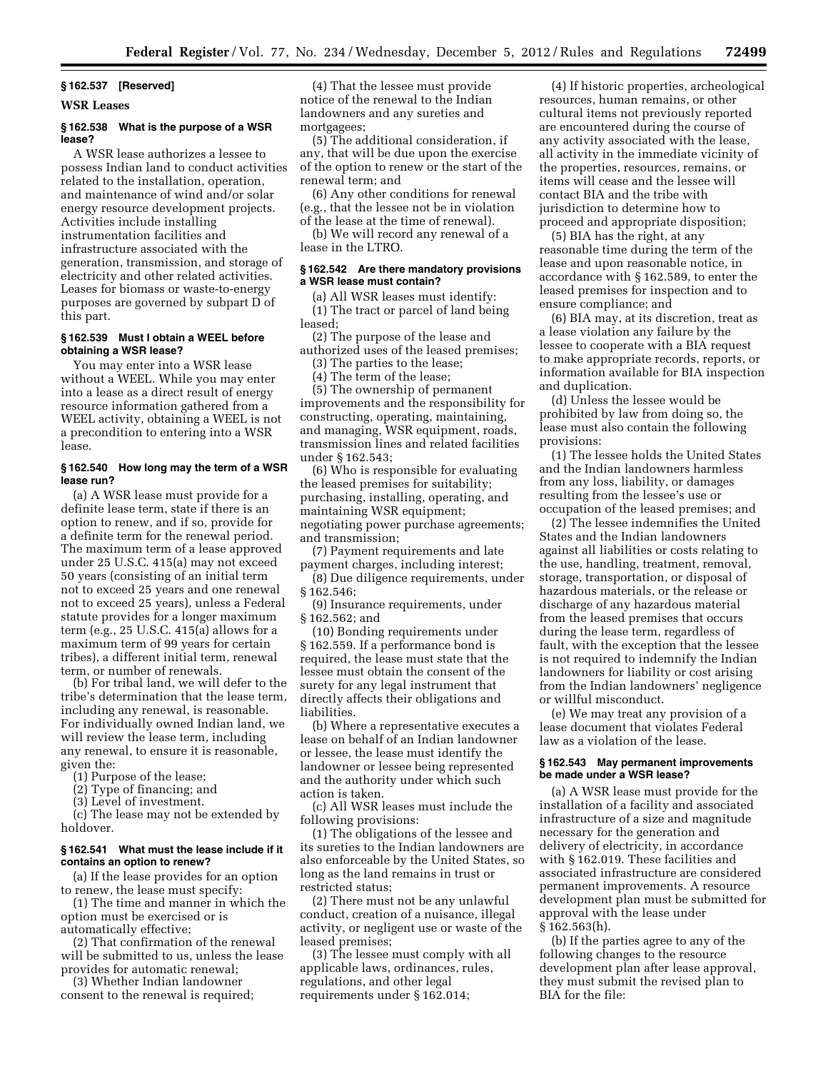### § 162.537 [Reserved]

### WSR Leases

### § 162.538 What is the purpose of a WSR lease?

A WSR lease authorizes a lessee to possess Indian land to conduct activities related to the installation, operation, and maintenance of wind and/or solar energy resource development projects. Activities include installing instrumentation facilities and infrastructure associated with the generation, transmission, and storage of electricity and other related activities. Leases for biomass or waste-to-energy purposes are governed by subpart D of this part.

### § 162.539 Must I obtain a WEEL before obtaining a WSR lease?

You may enter into a WSR lease without a WEEL. While you may enter into a lease as a direct result of energy resource information gathered from a WEEL activity, obtaining a WEEL is not a precondition to entering into a WSR lease.

### § 162.540 How long may the term of a WSR lease run?

(a) A WSR lease must provide for a definite lease term, state if there is an option to renew, and if so, provide for a definite term for the renewal period. The maximum term of a lease approved under 25 U.S.C. 415(a) may not exceed 50 years (consisting of an initial term not to exceed 25 years and one renewal not to exceed 25 years), unless a Federal statute provides for a longer maximum term (e.g., 25 U.S.C. 415(a) allows for a maximum term of 99 years for certain tribes), a different initial term, renewal term, or number of renewals.

(b) For tribal land, we will defer to the tribe's determination that the lease term, including any renewal, is reasonable. For individually owned Indian land, we will review the lease term, including any renewal, to ensure it is reasonable, given the:

(1) Purpose of the lease;

(2) Type of financing; and

(3) Level of investment.

(c) The lease may not be extended by holdover.

### § 162.541 What must the lease include if it contains an option to renew?

(a) If the lease provides for an option to renew, the lease must specify:

(1) The time and manner in which the option must be exercised or is automatically effective;

(2) That confirmation of the renewal will be submitted to us, unless the lease provides for automatic renewal;

(3) Whether Indian landowner consent to the renewal is required;

(4) That the lessee must provide notice of the renewal to the Indian landowners and any sureties and mortgagees;

(5) The additional consideration, if any, that will be due upon the exercise of the option to renew or the start of the renewal term; and

(6) Any other conditions for renewal (e.g., that the lessee not be in violation of the lease at the time of renewal).

(b) We will record any renewal of a lease in the LTRO.

### § 162.542 Are there mandatory provisions a WSR lease must contain?

(a) All WSR leases must identify:

(1) The tract or parcel of land being leased;

(2) The purpose of the lease and authorized uses of the leased premises;

(3) The parties to the lease;

(4) The term of the lease;

(5) The ownership of permanent improvements and the responsibility for constructing, operating, maintaining, and managing, WSR equipment, roads, transmission lines and related facilities under § 162.543;

(6) Who is responsible for evaluating the leased premises for suitability; purchasing, installing, operating, and maintaining WSR equipment; negotiating power purchase agreements; and transmission;

(7) Payment requirements and late payment charges, including interest;

(8) Due diligence requirements, under § 162.546;

(9) Insurance requirements, under § 162.562; and

(10) Bonding requirements under § 162.559. If a performance bond is required, the lease must state that the lessee must obtain the consent of the surety for any legal instrument that directly affects their obligations and liabilities.

(b) Where a representative executes a lease on behalf of an Indian landowner or lessee, the lease must identify the landowner or lessee being represented and the authority under which such action is taken.

(c) All WSR leases must include the following provisions:

(1) The obligations of the lessee and its sureties to the Indian landowners are also enforceable by the United States, so long as the land remains in trust or restricted status;

(2) There must not be any unlawful conduct, creation of a nuisance, illegal activity, or negligent use or waste of the leased premises;

(3) The lessee must comply with all applicable laws, ordinances, rules, regulations, and other legal requirements under § 162.014;

(4) If historic properties, archeological resources, human remains, or other cultural items not previously reported are encountered during the course of any activity associated with the lease, all activity in the immediate vicinity of the properties, resources, remains, or items will cease and the lessee will contact BIA and the tribe with jurisdiction to determine how to proceed and appropriate disposition;

(5) BIA has the right, at any reasonable time during the term of the lease and upon reasonable notice, in accordance with § 162.589, to enter the leased premises for inspection and to ensure compliance; and

(6) BIA may, at its discretion, treat as a lease violation any failure by the lessee to cooperate with a BIA request to make appropriate records, reports, or information available for BIA inspection and duplication.

(d) Unless the lessee would be prohibited by law from doing so, the lease must also contain the following provisions:

(1) The lessee holds the United States and the Indian landowners harmless from any loss, liability, or damages resulting from the lessee's use or occupation of the leased premises; and

(2) The lessee indemnifies the United States and the Indian landowners against all liabilities or costs relating to the use, handling, treatment, removal, storage, transportation, or disposal of hazardous materials, or the release or discharge of any hazardous material from the leased premises that occurs during the lease term, regardless of fault, with the exception that the lessee is not required to indemnify the Indian landowners for liability or cost arising from the Indian landowners' negligence or willful misconduct.

(e) We may treat any provision of a lease document that violates Federal law as a violation of the lease.

### § 162.543 May permanent improvements be made under a WSR lease?

(a) A WSR lease must provide for the installation of a facility and associated infrastructure of a size and magnitude necessary for the generation and delivery of electricity, in accordance with § 162.019. These facilities and associated infrastructure are considered permanent improvements. A resource development plan must be submitted for approval with the lease under § 162.563(h).

(b) If the parties agree to any of the following changes to the resource development plan after lease approval, they must submit the revised plan to BIA for the file: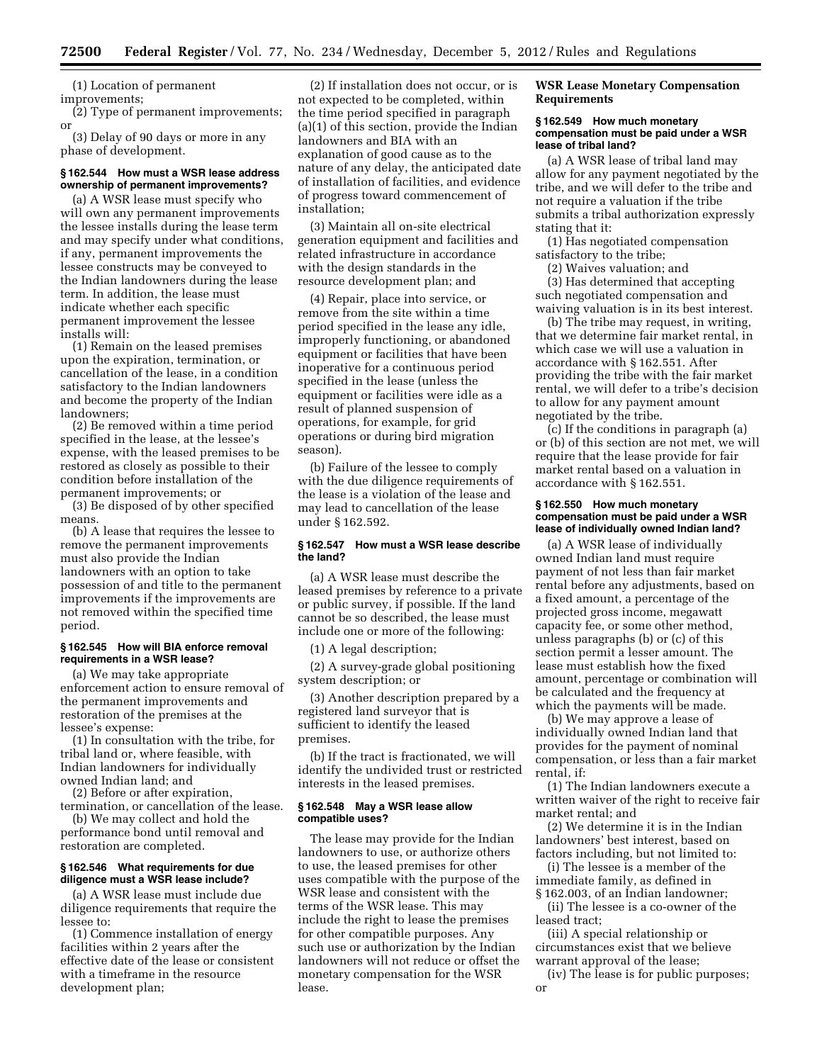(1) Location of permanent improvements;

(2) Type of permanent improvements; or

(3) Delay of 90 days or more in any phase of development.

### § 162.544 How must a WSR lease address ownership of permanent improvements?

(a) A WSR lease must specify who will own any permanent improvements the lessee installs during the lease term and may specify under what conditions, if any, permanent improvements the lessee constructs may be conveyed to the Indian landowners during the lease term. In addition, the lease must indicate whether each specific permanent improvement the lessee installs will:

(1) Remain on the leased premises upon the expiration, termination, or cancellation of the lease, in a condition satisfactory to the Indian landowners and become the property of the Indian landowners;

(2) Be removed within a time period specified in the lease, at the lessee's expense, with the leased premises to be restored as closely as possible to their condition before installation of the permanent improvements; or

(3) Be disposed of by other specified means.

(b) A lease that requires the lessee to remove the permanent improvements must also provide the Indian landowners with an option to take possession of and title to the permanent improvements if the improvements are not removed within the specified time period.

### § 162.545 How will BIA enforce removal requirements in a WSR lease?

(a) We may take appropriate enforcement action to ensure removal of the permanent improvements and restoration of the premises at the lessee's expense:

(1) In consultation with the tribe, for tribal land or, where feasible, with Indian landowners for individually owned Indian land; and

(2) Before or after expiration, termination, or cancellation of the lease.

(b) We may collect and hold the performance bond until removal and restoration are completed.

### § 162.546 What requirements for due diligence must a WSR lease include?

(a) A WSR lease must include due diligence requirements that require the lessee to:

(1) Commence installation of energy facilities within 2 years after the effective date of the lease or consistent with a timeframe in the resource development plan;

(2) If installation does not occur, or is not expected to be completed, within the time period specified in paragraph (a)(1) of this section, provide the Indian landowners and BIA with an explanation of good cause as to the nature of any delay, the anticipated date of installation of facilities, and evidence of progress toward commencement of installation;

(3) Maintain all on-site electrical generation equipment and facilities and related infrastructure in accordance with the design standards in the resource development plan; and

(4) Repair, place into service, or remove from the site within a time period specified in the lease any idle, improperly functioning, or abandoned equipment or facilities that have been inoperative for a continuous period specified in the lease (unless the equipment or facilities were idle as a result of planned suspension of operations, for example, for grid operations or during bird migration season).

(b) Failure of the lessee to comply with the due diligence requirements of the lease is a violation of the lease and may lead to cancellation of the lease under § 162.592.

### § 162.547 How must a WSR lease describe the land?

(a) A WSR lease must describe the leased premises by reference to a private or public survey, if possible. If the land cannot be so described, the lease must include one or more of the following:

(1) A legal description;

(2) A survey-grade global positioning system description; or

(3) Another description prepared by a registered land surveyor that is sufficient to identify the leased premises.

(b) If the tract is fractionated, we will identify the undivided trust or restricted interests in the leased premises.

### § 162.548 May a WSR lease allow compatible uses?

The lease may provide for the Indian landowners to use, or authorize others to use, the leased premises for other uses compatible with the purpose of the WSR lease and consistent with the terms of the WSR lease. This may include the right to lease the premises for other compatible purposes. Any such use or authorization by the Indian landowners will not reduce or offset the monetary compensation for the WSR lease.

## WSR Lease Monetary Compensation Requirements

### § 162.549 How much monetary compensation must be paid under a WSR lease of tribal land?

(a) A WSR lease of tribal land may allow for any payment negotiated by the tribe, and we will defer to the tribe and not require a valuation if the tribe submits a tribal authorization expressly stating that it:

(1) Has negotiated compensation satisfactory to the tribe;

(2) Waives valuation; and

(3) Has determined that accepting such negotiated compensation and waiving valuation is in its best interest.

(b) The tribe may request, in writing, that we determine fair market rental, in which case we will use a valuation in accordance with § 162.551. After providing the tribe with the fair market rental, we will defer to a tribe's decision to allow for any payment amount negotiated by the tribe.

(c) If the conditions in paragraph (a) or (b) of this section are not met, we will require that the lease provide for fair market rental based on a valuation in accordance with § 162.551.

### § 162.550 How much monetary compensation must be paid under a WSR lease of individually owned Indian land?

(a) A WSR lease of individually owned Indian land must require payment of not less than fair market rental before any adjustments, based on a fixed amount, a percentage of the projected gross income, megawatt capacity fee, or some other method, unless paragraphs (b) or (c) of this section permit a lesser amount. The lease must establish how the fixed amount, percentage or combination will be calculated and the frequency at which the payments will be made.

(b) We may approve a lease of individually owned Indian land that provides for the payment of nominal compensation, or less than a fair market rental, if:

(1) The Indian landowners execute a written waiver of the right to receive fair market rental; and

(2) We determine it is in the Indian landowners' best interest, based on factors including, but not limited to:

(i) The lessee is a member of the immediate family, as defined in § 162.003, of an Indian landowner;

(ii) The lessee is a co-owner of the leased tract;

(iii) A special relationship or circumstances exist that we believe warrant approval of the lease;

(iv) The lease is for public purposes; or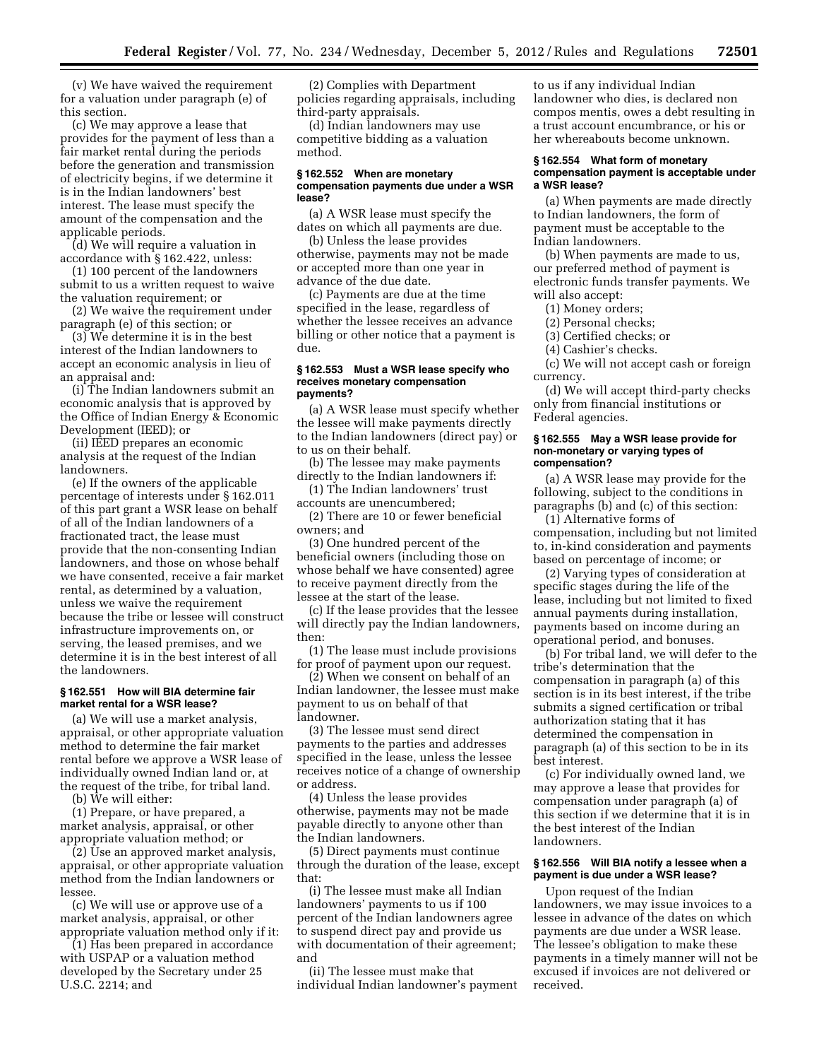(v) We have waived the requirement for a valuation under paragraph (e) of this section.

(c) We may approve a lease that provides for the payment of less than a fair market rental during the periods before the generation and transmission of electricity begins, if we determine it is in the Indian landowners' best interest. The lease must specify the amount of the compensation and the applicable periods.

(d) We will require a valuation in accordance with § 162.422, unless:

(1) 100 percent of the landowners submit to us a written request to waive the valuation requirement; or

(2) We waive the requirement under paragraph (e) of this section; or

(3) We determine it is in the best interest of the Indian landowners to accept an economic analysis in lieu of an appraisal and:

(i) The Indian landowners submit an economic analysis that is approved by the Office of Indian Energy & Economic Development (IEED); or

(ii) IEED prepares an economic analysis at the request of the Indian landowners.

(e) If the owners of the applicable percentage of interests under § 162.011 of this part grant a WSR lease on behalf of all of the Indian landowners of a fractionated tract, the lease must provide that the non-consenting Indian landowners, and those on whose behalf we have consented, receive a fair market rental, as determined by a valuation, unless we waive the requirement because the tribe or lessee will construct infrastructure improvements on, or serving, the leased premises, and we determine it is in the best interest of all the landowners.

### § 162.551 How will BIA determine fair market rental for a WSR lease?

(a) We will use a market analysis, appraisal, or other appropriate valuation method to determine the fair market rental before we approve a WSR lease of individually owned Indian land or, at the request of the tribe, for tribal land.

(b) We will either:

(1) Prepare, or have prepared, a market analysis, appraisal, or other appropriate valuation method; or

(2) Use an approved market analysis, appraisal, or other appropriate valuation method from the Indian landowners or lessee.

(c) We will use or approve use of a market analysis, appraisal, or other appropriate valuation method only if it:

(1) Has been prepared in accordance with USPAP or a valuation method developed by the Secretary under 25 U.S.C. 2214; and

(2) Complies with Department policies regarding appraisals, including third-party appraisals.

(d) Indian landowners may use competitive bidding as a valuation method.

### § 162.552 When are monetary compensation payments due under a WSR lease?

(a) A WSR lease must specify the dates on which all payments are due.

(b) Unless the lease provides otherwise, payments may not be made or accepted more than one year in advance of the due date.

(c) Payments are due at the time specified in the lease, regardless of whether the lessee receives an advance billing or other notice that a payment is due.

### § 162.553 Must a WSR lease specify who receives monetary compensation payments?

(a) A WSR lease must specify whether the lessee will make payments directly to the Indian landowners (direct pay) or to us on their behalf.

(b) The lessee may make payments directly to the Indian landowners if:

(1) The Indian landowners' trust accounts are unencumbered;

(2) There are 10 or fewer beneficial owners; and

(3) One hundred percent of the beneficial owners (including those on whose behalf we have consented) agree to receive payment directly from the lessee at the start of the lease.

(c) If the lease provides that the lessee will directly pay the Indian landowners, then:

(1) The lease must include provisions for proof of payment upon our request.

(2) When we consent on behalf of an Indian landowner, the lessee must make payment to us on behalf of that landowner.

(3) The lessee must send direct payments to the parties and addresses specified in the lease, unless the lessee receives notice of a change of ownership or address.

(4) Unless the lease provides otherwise, payments may not be made payable directly to anyone other than the Indian landowners.

(5) Direct payments must continue through the duration of the lease, except that:

(i) The lessee must make all Indian landowners' payments to us if 100 percent of the Indian landowners agree to suspend direct pay and provide us with documentation of their agreement; and

(ii) The lessee must make that individual Indian landowner's payment to us if any individual Indian landowner who dies, is declared non compos mentis, owes a debt resulting in a trust account encumbrance, or his or her whereabouts become unknown.

### § 162.554 What form of monetary compensation payment is acceptable under a WSR lease?

(a) When payments are made directly to Indian landowners, the form of payment must be acceptable to the Indian landowners.

(b) When payments are made to us, our preferred method of payment is electronic funds transfer payments. We will also accept:

(1) Money orders;

(2) Personal checks;

(3) Certified checks; or

(4) Cashier's checks.

(c) We will not accept cash or foreign currency.

(d) We will accept third-party checks only from financial institutions or Federal agencies.

### § 162.555 May a WSR lease provide for non-monetary or varying types of compensation?

(a) A WSR lease may provide for the following, subject to the conditions in paragraphs (b) and (c) of this section:

(1) Alternative forms of compensation, including but not limited to, in-kind consideration and payments based on percentage of income; or

(2) Varying types of consideration at specific stages during the life of the lease, including but not limited to fixed annual payments during installation, payments based on income during an operational period, and bonuses.

(b) For tribal land, we will defer to the tribe's determination that the compensation in paragraph (a) of this section is in its best interest, if the tribe submits a signed certification or tribal authorization stating that it has determined the compensation in paragraph (a) of this section to be in its best interest.

(c) For individually owned land, we may approve a lease that provides for compensation under paragraph (a) of this section if we determine that it is in the best interest of the Indian landowners.

### § 162.556 Will BIA notify a lessee when a payment is due under a WSR lease?

Upon request of the Indian landowners, we may issue invoices to a lessee in advance of the dates on which payments are due under a WSR lease. The lessee's obligation to make these payments in a timely manner will not be excused if invoices are not delivered or received.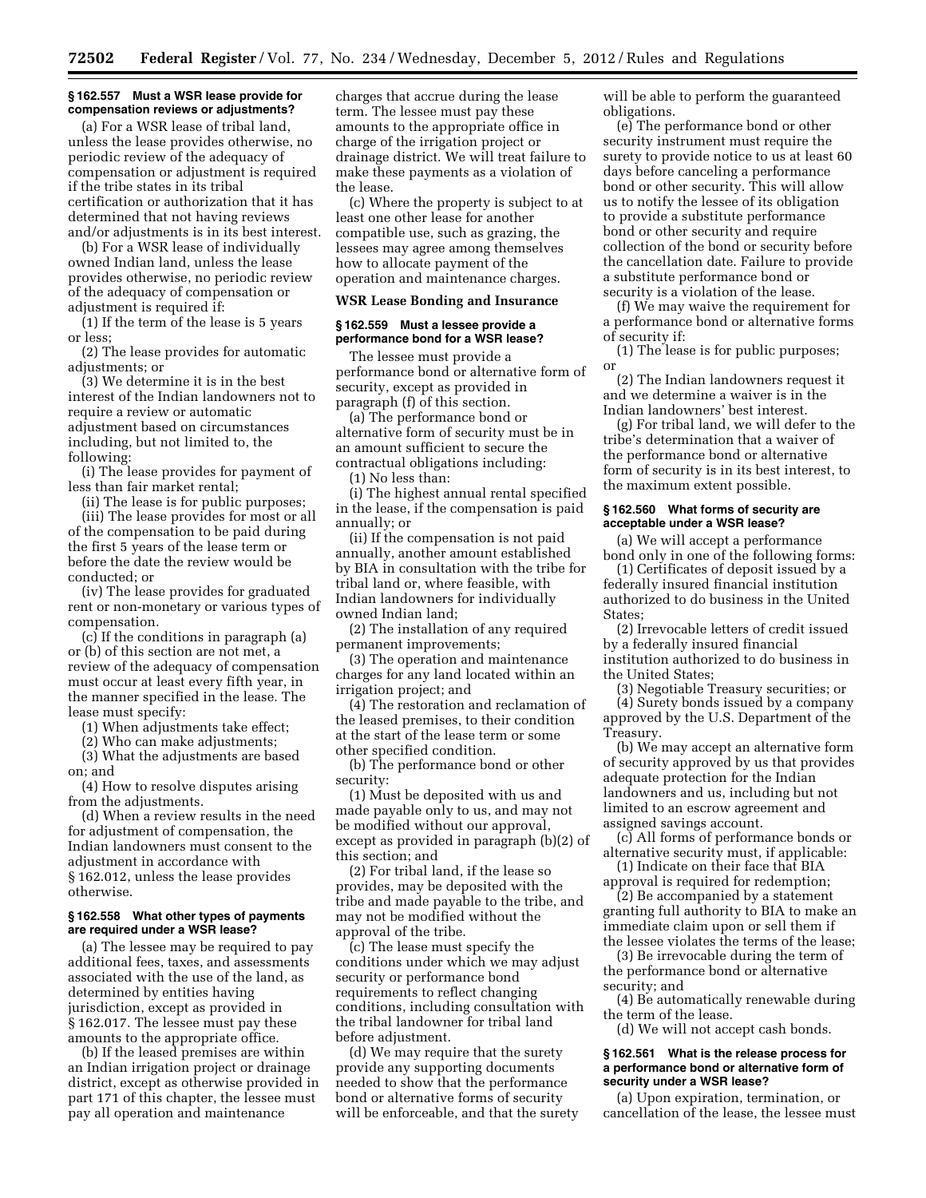**§ 162.557 Must a WSR lease provide for compensation reviews or adjustments?**

(a) For a WSR lease of tribal land, unless the lease provides otherwise, no periodic review of the adequacy of compensation or adjustment is required if the tribe states in its tribal certification or authorization that it has determined that not having reviews and/or adjustments is in its best interest.

(b) For a WSR lease of individually owned Indian land, unless the lease provides otherwise, no periodic review of the adequacy of compensation or adjustment is required if:

(1) If the term of the lease is 5 years or less;

(2) The lease provides for automatic adjustments; or

(3) We determine it is in the best interest of the Indian landowners not to require a review or automatic adjustment based on circumstances including, but not limited to, the following:

(i) The lease provides for payment of less than fair market rental;

(ii) The lease is for public purposes;

(iii) The lease provides for most or all of the compensation to be paid during the first 5 years of the lease term or before the date the review would be conducted; or

(iv) The lease provides for graduated rent or non-monetary or various types of compensation.

(c) If the conditions in paragraph (a) or (b) of this section are not met, a review of the adequacy of compensation must occur at least every fifth year, in the manner specified in the lease. The lease must specify:

(1) When adjustments take effect;

(2) Who can make adjustments;

(3) What the adjustments are based on; and

(4) How to resolve disputes arising from the adjustments.

(d) When a review results in the need for adjustment of compensation, the Indian landowners must consent to the adjustment in accordance with § 162.012, unless the lease provides otherwise.

**§ 162.558 What other types of payments are required under a WSR lease?**

(a) The lessee may be required to pay additional fees, taxes, and assessments associated with the use of the land, as determined by entities having jurisdiction, except as provided in § 162.017. The lessee must pay these amounts to the appropriate office.

(b) If the leased premises are within an Indian irrigation project or drainage district, except as otherwise provided in part 171 of this chapter, the lessee must pay all operation and maintenance charges that accrue during the lease term. The lessee must pay these amounts to the appropriate office in charge of the irrigation project or drainage district. We will treat failure to make these payments as a violation of the lease.

(c) Where the property is subject to at least one other lease for another compatible use, such as grazing, the lessees may agree among themselves how to allocate payment of the operation and maintenance charges.

**WSR Lease Bonding and Insurance**

**§ 162.559 Must a lessee provide a performance bond for a WSR lease?**

The lessee must provide a performance bond or alternative form of security, except as provided in paragraph (f) of this section.

(a) The performance bond or alternative form of security must be in an amount sufficient to secure the contractual obligations including:

(1) No less than:

(i) The highest annual rental specified in the lease, if the compensation is paid annually; or

(ii) If the compensation is not paid annually, another amount established by BIA in consultation with the tribe for tribal land or, where feasible, with Indian landowners for individually owned Indian land;

(2) The installation of any required permanent improvements;

(3) The operation and maintenance charges for any land located within an irrigation project; and

(4) The restoration and reclamation of the leased premises, to their condition at the start of the lease term or some other specified condition.

(b) The performance bond or other security:

(1) Must be deposited with us and made payable only to us, and may not be modified without our approval, except as provided in paragraph (b)(2) of this section; and

(2) For tribal land, if the lease so provides, may be deposited with the tribe and made payable to the tribe, and may not be modified without the approval of the tribe.

(c) The lease must specify the conditions under which we may adjust security or performance bond requirements to reflect changing conditions, including consultation with the tribal landowner for tribal land before adjustment.

(d) We may require that the surety provide any supporting documents needed to show that the performance bond or alternative forms of security will be enforceable, and that the surety will be able to perform the guaranteed obligations.

(e) The performance bond or other security instrument must require the surety to provide notice to us at least 60 days before canceling a performance bond or other security. This will allow us to notify the lessee of its obligation to provide a substitute performance bond or other security and require collection of the bond or security before the cancellation date. Failure to provide a substitute performance bond or security is a violation of the lease.

(f) We may waive the requirement for a performance bond or alternative forms of security if:

(1) The lease is for public purposes; or

(2) The Indian landowners request it and we determine a waiver is in the Indian landowners' best interest.

(g) For tribal land, we will defer to the tribe's determination that a waiver of the performance bond or alternative form of security is in its best interest, to the maximum extent possible.

**§ 162.560 What forms of security are acceptable under a WSR lease?**

(a) We will accept a performance bond only in one of the following forms:

(1) Certificates of deposit issued by a federally insured financial institution authorized to do business in the United States;

(2) Irrevocable letters of credit issued by a federally insured financial institution authorized to do business in the United States;

(3) Negotiable Treasury securities; or

(4) Surety bonds issued by a company approved by the U.S. Department of the Treasury.

(b) We may accept an alternative form of security approved by us that provides adequate protection for the Indian landowners and us, including but not limited to an escrow agreement and assigned savings account.

(c) All forms of performance bonds or alternative security must, if applicable:

(1) Indicate on their face that BIA approval is required for redemption;

(2) Be accompanied by a statement granting full authority to BIA to make an immediate claim upon or sell them if the lessee violates the terms of the lease;

(3) Be irrevocable during the term of the performance bond or alternative security; and

(4) Be automatically renewable during the term of the lease.

(d) We will not accept cash bonds.

**§ 162.561 What is the release process for a performance bond or alternative form of security under a WSR lease?**

(a) Upon expiration, termination, or cancellation of the lease, the lessee must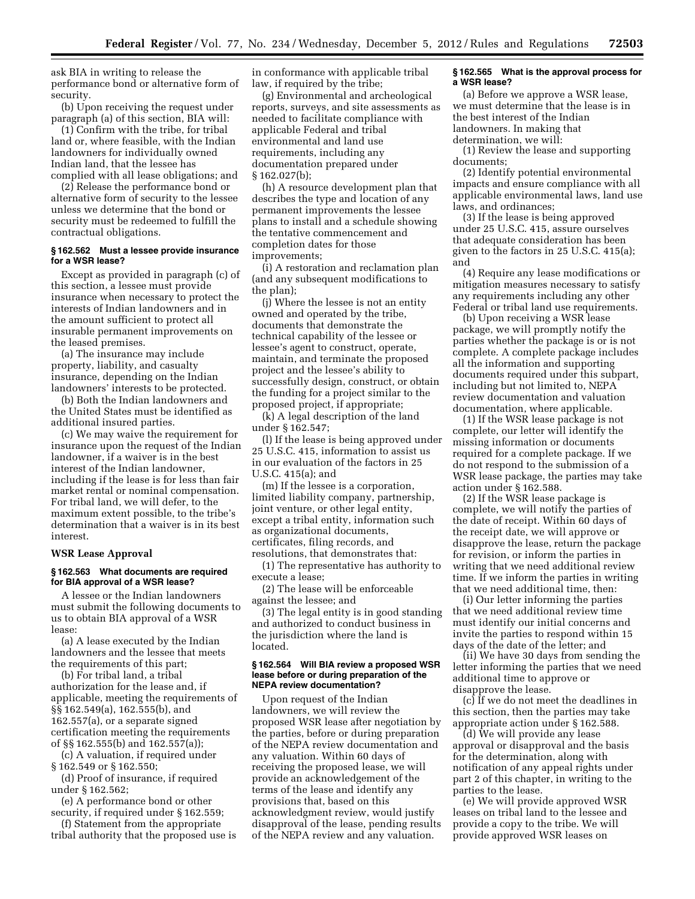ask BIA in writing to release the performance bond or alternative form of security.

(b) Upon receiving the request under paragraph (a) of this section, BIA will:

(1) Confirm with the tribe, for tribal land or, where feasible, with the Indian landowners for individually owned Indian land, that the lessee has complied with all lease obligations; and

(2) Release the performance bond or alternative form of security to the lessee unless we determine that the bond or security must be redeemed to fulfill the contractual obligations.

#### § 162.562 Must a lessee provide insurance for a WSR lease?

Except as provided in paragraph (c) of this section, a lessee must provide insurance when necessary to protect the interests of Indian landowners and in the amount sufficient to protect all insurable permanent improvements on the leased premises.

(a) The insurance may include property, liability, and casualty insurance, depending on the Indian landowners' interests to be protected.

(b) Both the Indian landowners and the United States must be identified as additional insured parties.

(c) We may waive the requirement for insurance upon the request of the Indian landowner, if a waiver is in the best interest of the Indian landowner, including if the lease is for less than fair market rental or nominal compensation. For tribal land, we will defer, to the maximum extent possible, to the tribe's determination that a waiver is in its best interest.

### WSR Lease Approval

#### § 162.563 What documents are required for BIA approval of a WSR lease?

A lessee or the Indian landowners must submit the following documents to us to obtain BIA approval of a WSR lease:

(a) A lease executed by the Indian landowners and the lessee that meets the requirements of this part;

(b) For tribal land, a tribal authorization for the lease and, if applicable, meeting the requirements of §§ 162.549(a), 162.555(b), and 162.557(a), or a separate signed certification meeting the requirements of §§ 162.555(b) and 162.557(a));

(c) A valuation, if required under § 162.549 or § 162.550;

(d) Proof of insurance, if required under § 162.562;

(e) A performance bond or other security, if required under § 162.559;

(f) Statement from the appropriate tribal authority that the proposed use is in conformance with applicable tribal law, if required by the tribe;

(g) Environmental and archeological reports, surveys, and site assessments as needed to facilitate compliance with applicable Federal and tribal environmental and land use requirements, including any documentation prepared under § 162.027(b);

(h) A resource development plan that describes the type and location of any permanent improvements the lessee plans to install and a schedule showing the tentative commencement and completion dates for those improvements;

(i) A restoration and reclamation plan (and any subsequent modifications to the plan);

(j) Where the lessee is not an entity owned and operated by the tribe, documents that demonstrate the technical capability of the lessee or lessee's agent to construct, operate, maintain, and terminate the proposed project and the lessee's ability to successfully design, construct, or obtain the funding for a project similar to the proposed project, if appropriate;

(k) A legal description of the land under § 162.547;

(l) If the lease is being approved under 25 U.S.C. 415, information to assist us in our evaluation of the factors in 25 U.S.C. 415(a); and

(m) If the lessee is a corporation, limited liability company, partnership, joint venture, or other legal entity, except a tribal entity, information such as organizational documents, certificates, filing records, and resolutions, that demonstrates that:

(1) The representative has authority to execute a lease;

(2) The lease will be enforceable against the lessee; and

(3) The legal entity is in good standing and authorized to conduct business in the jurisdiction where the land is located.

#### § 162.564 Will BIA review a proposed WSR lease before or during preparation of the NEPA review documentation?

Upon request of the Indian landowners, we will review the proposed WSR lease after negotiation by the parties, before or during preparation of the NEPA review documentation and any valuation. Within 60 days of receiving the proposed lease, we will provide an acknowledgement of the terms of the lease and identify any provisions that, based on this acknowledgment review, would justify disapproval of the lease, pending results of the NEPA review and any valuation.

#### § 162.565 What is the approval process for a WSR lease?

(a) Before we approve a WSR lease, we must determine that the lease is in the best interest of the Indian landowners. In making that determination, we will:

(1) Review the lease and supporting documents;

(2) Identify potential environmental impacts and ensure compliance with all applicable environmental laws, land use laws, and ordinances;

(3) If the lease is being approved under 25 U.S.C. 415, assure ourselves that adequate consideration has been given to the factors in 25 U.S.C. 415(a); and

(4) Require any lease modifications or mitigation measures necessary to satisfy any requirements including any other Federal or tribal land use requirements.

(b) Upon receiving a WSR lease package, we will promptly notify the parties whether the package is or is not complete. A complete package includes all the information and supporting documents required under this subpart, including but not limited to, NEPA review documentation and valuation documentation, where applicable.

(1) If the WSR lease package is not complete, our letter will identify the missing information or documents required for a complete package. If we do not respond to the submission of a WSR lease package, the parties may take action under § 162.588.

(2) If the WSR lease package is complete, we will notify the parties of the date of receipt. Within 60 days of the receipt date, we will approve or disapprove the lease, return the package for revision, or inform the parties in writing that we need additional review time. If we inform the parties in writing that we need additional time, then:

(i) Our letter informing the parties that we need additional review time must identify our initial concerns and invite the parties to respond within 15 days of the date of the letter; and

(ii) We have 30 days from sending the letter informing the parties that we need additional time to approve or disapprove the lease.

(c) If we do not meet the deadlines in this section, then the parties may take appropriate action under § 162.588.

(d) We will provide any lease approval or disapproval and the basis for the determination, along with notification of any appeal rights under part 2 of this chapter, in writing to the parties to the lease.

(e) We will provide approved WSR leases on tribal land to the lessee and provide a copy to the tribe. We will provide approved WSR leases on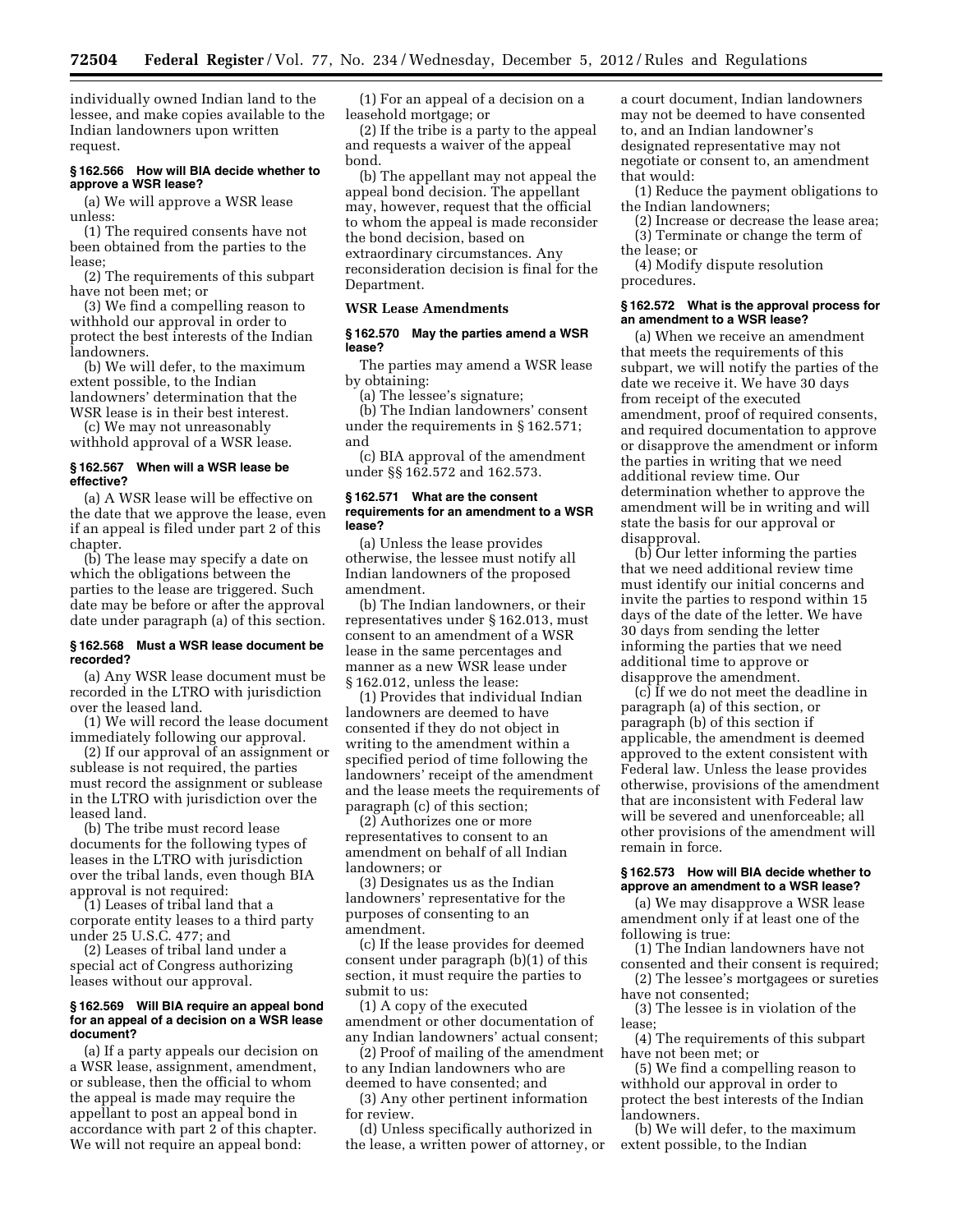individually owned Indian land to the lessee, and make copies available to the Indian landowners upon written request.

### § 162.566 How will BIA decide whether to approve a WSR lease?

(a) We will approve a WSR lease unless:

(1) The required consents have not been obtained from the parties to the lease;

(2) The requirements of this subpart have not been met; or

(3) We find a compelling reason to withhold our approval in order to protect the best interests of the Indian landowners.

(b) We will defer, to the maximum extent possible, to the Indian landowners' determination that the WSR lease is in their best interest.

(c) We may not unreasonably withhold approval of a WSR lease.

### § 162.567 When will a WSR lease be effective?

(a) A WSR lease will be effective on the date that we approve the lease, even if an appeal is filed under part 2 of this chapter.

(b) The lease may specify a date on which the obligations between the parties to the lease are triggered. Such date may be before or after the approval date under paragraph (a) of this section.

### § 162.568 Must a WSR lease document be recorded?

(a) Any WSR lease document must be recorded in the LTRO with jurisdiction over the leased land.

(1) We will record the lease document immediately following our approval.

(2) If our approval of an assignment or sublease is not required, the parties must record the assignment or sublease in the LTRO with jurisdiction over the leased land.

(b) The tribe must record lease documents for the following types of leases in the LTRO with jurisdiction over the tribal lands, even though BIA approval is not required:

(1) Leases of tribal land that a corporate entity leases to a third party under 25 U.S.C. 477; and

(2) Leases of tribal land under a special act of Congress authorizing leases without our approval.

### § 162.569 Will BIA require an appeal bond for an appeal of a decision on a WSR lease document?

(a) If a party appeals our decision on a WSR lease, assignment, amendment, or sublease, then the official to whom the appeal is made may require the appellant to post an appeal bond in accordance with part 2 of this chapter. We will not require an appeal bond:

(1) For an appeal of a decision on a leasehold mortgage; or

(2) If the tribe is a party to the appeal and requests a waiver of the appeal bond.

(b) The appellant may not appeal the appeal bond decision. The appellant may, however, request that the official to whom the appeal is made reconsider the bond decision, based on extraordinary circumstances. Any reconsideration decision is final for the Department.

## WSR Lease Amendments

### § 162.570 May the parties amend a WSR lease?

The parties may amend a WSR lease by obtaining:

(a) The lessee's signature;

(b) The Indian landowners' consent under the requirements in § 162.571; and

(c) BIA approval of the amendment under §§ 162.572 and 162.573.

### § 162.571 What are the consent requirements for an amendment to a WSR lease?

(a) Unless the lease provides otherwise, the lessee must notify all Indian landowners of the proposed amendment.

(b) The Indian landowners, or their representatives under § 162.013, must consent to an amendment of a WSR lease in the same percentages and manner as a new WSR lease under § 162.012, unless the lease:

(1) Provides that individual Indian landowners are deemed to have consented if they do not object in writing to the amendment within a specified period of time following the landowners' receipt of the amendment and the lease meets the requirements of paragraph (c) of this section;

(2) Authorizes one or more representatives to consent to an amendment on behalf of all Indian landowners; or

(3) Designates us as the Indian landowners' representative for the purposes of consenting to an amendment.

(c) If the lease provides for deemed consent under paragraph (b)(1) of this section, it must require the parties to submit to us:

(1) A copy of the executed amendment or other documentation of any Indian landowners' actual consent;

(2) Proof of mailing of the amendment to any Indian landowners who are deemed to have consented; and

(3) Any other pertinent information for review.

(d) Unless specifically authorized in the lease, a written power of attorney, or a court document, Indian landowners may not be deemed to have consented to, and an Indian landowner's designated representative may not negotiate or consent to, an amendment that would:

(1) Reduce the payment obligations to the Indian landowners;

(2) Increase or decrease the lease area;

(3) Terminate or change the term of the lease; or

(4) Modify dispute resolution procedures.

### § 162.572 What is the approval process for an amendment to a WSR lease?

(a) When we receive an amendment that meets the requirements of this subpart, we will notify the parties of the date we receive it. We have 30 days from receipt of the executed amendment, proof of required consents, and required documentation to approve or disapprove the amendment or inform the parties in writing that we need additional review time. Our determination whether to approve the amendment will be in writing and will state the basis for our approval or disapproval.

(b) Our letter informing the parties that we need additional review time must identify our initial concerns and invite the parties to respond within 15 days of the date of the letter. We have 30 days from sending the letter informing the parties that we need additional time to approve or disapprove the amendment.

(c) If we do not meet the deadline in paragraph (a) of this section, or paragraph (b) of this section if applicable, the amendment is deemed approved to the extent consistent with Federal law. Unless the lease provides otherwise, provisions of the amendment that are inconsistent with Federal law will be severed and unenforceable; all other provisions of the amendment will remain in force.

### § 162.573 How will BIA decide whether to approve an amendment to a WSR lease?

(a) We may disapprove a WSR lease amendment only if at least one of the following is true:

(1) The Indian landowners have not consented and their consent is required;

(2) The lessee's mortgagees or sureties have not consented;

(3) The lessee is in violation of the lease;

(4) The requirements of this subpart have not been met; or

(5) We find a compelling reason to withhold our approval in order to protect the best interests of the Indian landowners.

(b) We will defer, to the maximum extent possible, to the Indian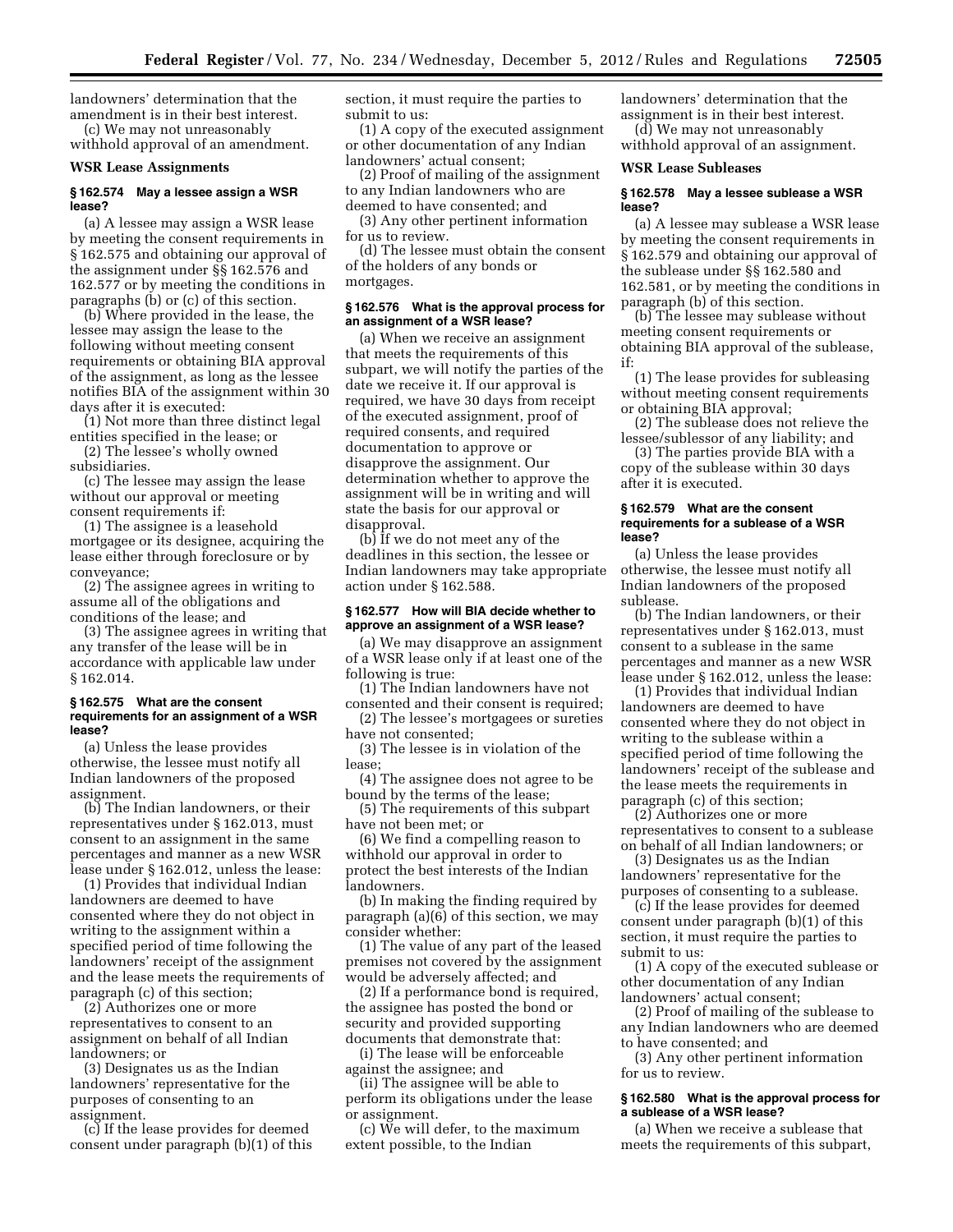landowners' determination that the amendment is in their best interest.

(c) We may not unreasonably withhold approval of an amendment.

#### WSR Lease Assignments

#### § 162.574 May a lessee assign a WSR lease?

(a) A lessee may assign a WSR lease by meeting the consent requirements in § 162.575 and obtaining our approval of the assignment under §§ 162.576 and 162.577 or by meeting the conditions in paragraphs (b) or (c) of this section.

(b) Where provided in the lease, the lessee may assign the lease to the following without meeting consent requirements or obtaining BIA approval of the assignment, as long as the lessee notifies BIA of the assignment within 30 days after it is executed:

(1) Not more than three distinct legal entities specified in the lease; or

(2) The lessee's wholly owned subsidiaries.

(c) The lessee may assign the lease without our approval or meeting consent requirements if:

(1) The assignee is a leasehold mortgagee or its designee, acquiring the lease either through foreclosure or by conveyance;

(2) The assignee agrees in writing to assume all of the obligations and conditions of the lease; and

(3) The assignee agrees in writing that any transfer of the lease will be in accordance with applicable law under § 162.014.

#### § 162.575 What are the consent requirements for an assignment of a WSR lease?

(a) Unless the lease provides otherwise, the lessee must notify all Indian landowners of the proposed assignment.

(b) The Indian landowners, or their representatives under § 162.013, must consent to an assignment in the same percentages and manner as a new WSR lease under § 162.012, unless the lease:

(1) Provides that individual Indian landowners are deemed to have consented where they do not object in writing to the assignment within a specified period of time following the landowners' receipt of the assignment and the lease meets the requirements of paragraph (c) of this section;

(2) Authorizes one or more representatives to consent to an assignment on behalf of all Indian landowners; or

(3) Designates us as the Indian landowners' representative for the purposes of consenting to an assignment.

(c) If the lease provides for deemed consent under paragraph (b)(1) of this section, it must require the parties to submit to us:

(1) A copy of the executed assignment or other documentation of any Indian landowners' actual consent;

(2) Proof of mailing of the assignment to any Indian landowners who are deemed to have consented; and

(3) Any other pertinent information for us to review.

(d) The lessee must obtain the consent of the holders of any bonds or mortgages.

#### § 162.576 What is the approval process for an assignment of a WSR lease?

(a) When we receive an assignment that meets the requirements of this subpart, we will notify the parties of the date we receive it. If our approval is required, we have 30 days from receipt of the executed assignment, proof of required consents, and required documentation to approve or disapprove the assignment. Our determination whether to approve the assignment will be in writing and will state the basis for our approval or disapproval.

(b) If we do not meet any of the deadlines in this section, the lessee or Indian landowners may take appropriate action under § 162.588.

#### § 162.577 How will BIA decide whether to approve an assignment of a WSR lease?

(a) We may disapprove an assignment of a WSR lease only if at least one of the following is true:

(1) The Indian landowners have not consented and their consent is required;

(2) The lessee's mortgagees or sureties have not consented;

(3) The lessee is in violation of the lease;

(4) The assignee does not agree to be bound by the terms of the lease;

(5) The requirements of this subpart have not been met; or

(6) We find a compelling reason to withhold our approval in order to protect the best interests of the Indian landowners.

(b) In making the finding required by paragraph (a)(6) of this section, we may consider whether:

(1) The value of any part of the leased premises not covered by the assignment would be adversely affected; and

(2) If a performance bond is required, the assignee has posted the bond or security and provided supporting documents that demonstrate that:

(i) The lease will be enforceable against the assignee; and

(ii) The assignee will be able to perform its obligations under the lease or assignment.

(c) We will defer, to the maximum extent possible, to the Indian landowners' determination that the assignment is in their best interest.

(d) We may not unreasonably withhold approval of an assignment.

#### WSR Lease Subleases

#### § 162.578 May a lessee sublease a WSR lease?

(a) A lessee may sublease a WSR lease by meeting the consent requirements in § 162.579 and obtaining our approval of the sublease under §§ 162.580 and 162.581, or by meeting the conditions in paragraph (b) of this section.

(b) The lessee may sublease without meeting consent requirements or obtaining BIA approval of the sublease, if:

(1) The lease provides for subleasing without meeting consent requirements or obtaining BIA approval;

(2) The sublease does not relieve the lessee/sublessor of any liability; and

(3) The parties provide BIA with a copy of the sublease within 30 days after it is executed.

#### § 162.579 What are the consent requirements for a sublease of a WSR lease?

(a) Unless the lease provides otherwise, the lessee must notify all Indian landowners of the proposed sublease.

(b) The Indian landowners, or their representatives under § 162.013, must consent to a sublease in the same percentages and manner as a new WSR lease under § 162.012, unless the lease:

(1) Provides that individual Indian landowners are deemed to have consented where they do not object in writing to the sublease within a specified period of time following the landowners' receipt of the sublease and the lease meets the requirements in paragraph (c) of this section;

(2) Authorizes one or more representatives to consent to a sublease on behalf of all Indian landowners; or

(3) Designates us as the Indian landowners' representative for the purposes of consenting to a sublease.

(c) If the lease provides for deemed consent under paragraph (b)(1) of this section, it must require the parties to submit to us:

(1) A copy of the executed sublease or other documentation of any Indian landowners' actual consent;

(2) Proof of mailing of the sublease to any Indian landowners who are deemed to have consented; and

(3) Any other pertinent information for us to review.

#### § 162.580 What is the approval process for a sublease of a WSR lease?

(a) When we receive a sublease that meets the requirements of this subpart,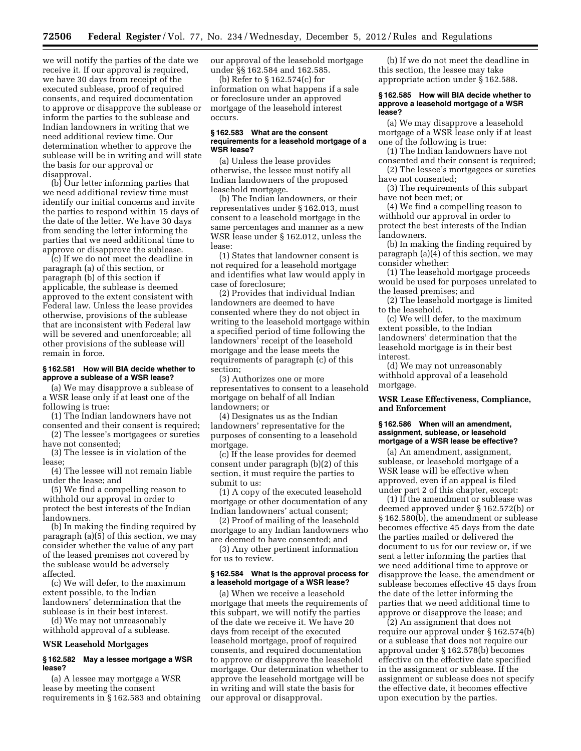we will notify the parties of the date we receive it. If our approval is required, we have 30 days from receipt of the executed sublease, proof of required consents, and required documentation to approve or disapprove the sublease or inform the parties to the sublease and Indian landowners in writing that we need additional review time. Our determination whether to approve the sublease will be in writing and will state the basis for our approval or disapproval.

(b) Our letter informing parties that we need additional review time must identify our initial concerns and invite the parties to respond within 15 days of the date of the letter. We have 30 days from sending the letter informing the parties that we need additional time to approve or disapprove the sublease.

(c) If we do not meet the deadline in paragraph (a) of this section, or paragraph (b) of this section if applicable, the sublease is deemed approved to the extent consistent with Federal law. Unless the lease provides otherwise, provisions of the sublease that are inconsistent with Federal law will be severed and unenforceable; all other provisions of the sublease will remain in force.

#### § 162.581 How will BIA decide whether to approve a sublease of a WSR lease?

(a) We may disapprove a sublease of a WSR lease only if at least one of the following is true:

(1) The Indian landowners have not consented and their consent is required;

(2) The lessee's mortgagees or sureties have not consented;

(3) The lessee is in violation of the lease;

(4) The lessee will not remain liable under the lease; and

(5) We find a compelling reason to withhold our approval in order to protect the best interests of the Indian landowners.

(b) In making the finding required by paragraph (a)(5) of this section, we may consider whether the value of any part of the leased premises not covered by the sublease would be adversely affected.

(c) We will defer, to the maximum extent possible, to the Indian landowners' determination that the sublease is in their best interest.

(d) We may not unreasonably withhold approval of a sublease.

### WSR Leasehold Mortgages

#### § 162.582 May a lessee mortgage a WSR lease?

(a) A lessee may mortgage a WSR lease by meeting the consent requirements in § 162.583 and obtaining our approval of the leasehold mortgage under §§ 162.584 and 162.585.

(b) Refer to § 162.574(c) for information on what happens if a sale or foreclosure under an approved mortgage of the leasehold interest occurs.

#### § 162.583 What are the consent requirements for a leasehold mortgage of a WSR lease?

(a) Unless the lease provides otherwise, the lessee must notify all Indian landowners of the proposed leasehold mortgage.

(b) The Indian landowners, or their representatives under § 162.013, must consent to a leasehold mortgage in the same percentages and manner as a new WSR lease under § 162.012, unless the lease:

(1) States that landowner consent is not required for a leasehold mortgage and identifies what law would apply in case of foreclosure;

(2) Provides that individual Indian landowners are deemed to have consented where they do not object in writing to the leasehold mortgage within a specified period of time following the landowners' receipt of the leasehold mortgage and the lease meets the requirements of paragraph (c) of this section;

(3) Authorizes one or more representatives to consent to a leasehold mortgage on behalf of all Indian landowners; or

(4) Designates us as the Indian landowners' representative for the purposes of consenting to a leasehold mortgage.

(c) If the lease provides for deemed consent under paragraph (b)(2) of this section, it must require the parties to submit to us:

(1) A copy of the executed leasehold mortgage or other documentation of any Indian landowners' actual consent;

(2) Proof of mailing of the leasehold mortgage to any Indian landowners who are deemed to have consented; and

(3) Any other pertinent information for us to review.

#### § 162.584 What is the approval process for a leasehold mortgage of a WSR lease?

(a) When we receive a leasehold mortgage that meets the requirements of this subpart, we will notify the parties of the date we receive it. We have 20 days from receipt of the executed leasehold mortgage, proof of required consents, and required documentation to approve or disapprove the leasehold mortgage. Our determination whether to approve the leasehold mortgage will be in writing and will state the basis for our approval or disapproval.

(b) If we do not meet the deadline in this section, the lessee may take appropriate action under § 162.588.

#### § 162.585 How will BIA decide whether to approve a leasehold mortgage of a WSR lease?

(a) We may disapprove a leasehold mortgage of a WSR lease only if at least one of the following is true:

(1) The Indian landowners have not consented and their consent is required;

(2) The lessee's mortgagees or sureties have not consented;

(3) The requirements of this subpart have not been met; or

(4) We find a compelling reason to withhold our approval in order to protect the best interests of the Indian landowners.

(b) In making the finding required by paragraph (a)(4) of this section, we may consider whether:

(1) The leasehold mortgage proceeds would be used for purposes unrelated to the leased premises; and

(2) The leasehold mortgage is limited to the leasehold.

(c) We will defer, to the maximum extent possible, to the Indian landowners' determination that the leasehold mortgage is in their best interest.

(d) We may not unreasonably withhold approval of a leasehold mortgage.

### WSR Lease Effectiveness, Compliance, and Enforcement

#### § 162.586 When will an amendment, assignment, sublease, or leasehold mortgage of a WSR lease be effective?

(a) An amendment, assignment, sublease, or leasehold mortgage of a WSR lease will be effective when approved, even if an appeal is filed under part 2 of this chapter, except:

(1) If the amendment or sublease was deemed approved under § 162.572(b) or § 162.580(b), the amendment or sublease becomes effective 45 days from the date the parties mailed or delivered the document to us for our review or, if we sent a letter informing the parties that we need additional time to approve or disapprove the lease, the amendment or sublease becomes effective 45 days from the date of the letter informing the parties that we need additional time to approve or disapprove the lease; and

(2) An assignment that does not require our approval under § 162.574(b) or a sublease that does not require our approval under § 162.578(b) becomes effective on the effective date specified in the assignment or sublease. If the assignment or sublease does not specify the effective date, it becomes effective upon execution by the parties.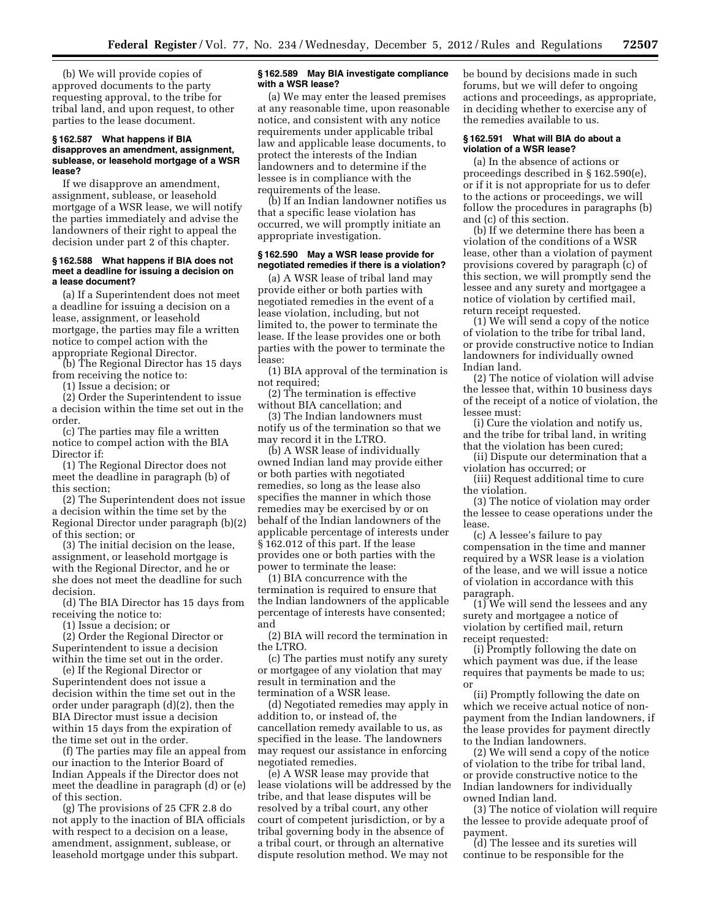(b) We will provide copies of approved documents to the party requesting approval, to the tribe for tribal land, and upon request, to other parties to the lease document.

#### § 162.587 What happens if BIA disapproves an amendment, assignment, sublease, or leasehold mortgage of a WSR lease?

If we disapprove an amendment, assignment, sublease, or leasehold mortgage of a WSR lease, we will notify the parties immediately and advise the landowners of their right to appeal the decision under part 2 of this chapter.

#### § 162.588 What happens if BIA does not meet a deadline for issuing a decision on a lease document?

(a) If a Superintendent does not meet a deadline for issuing a decision on a lease, assignment, or leasehold mortgage, the parties may file a written notice to compel action with the appropriate Regional Director.

(b) The Regional Director has 15 days from receiving the notice to:

(1) Issue a decision; or

(2) Order the Superintendent to issue a decision within the time set out in the order.

(c) The parties may file a written notice to compel action with the BIA Director if:

(1) The Regional Director does not meet the deadline in paragraph (b) of this section;

(2) The Superintendent does not issue a decision within the time set by the Regional Director under paragraph (b)(2) of this section; or

(3) The initial decision on the lease, assignment, or leasehold mortgage is with the Regional Director, and he or she does not meet the deadline for such decision.

(d) The BIA Director has 15 days from receiving the notice to:

(1) Issue a decision; or

(2) Order the Regional Director or Superintendent to issue a decision within the time set out in the order.

(e) If the Regional Director or Superintendent does not issue a decision within the time set out in the order under paragraph (d)(2), then the BIA Director must issue a decision within 15 days from the expiration of the time set out in the order.

(f) The parties may file an appeal from our inaction to the Interior Board of Indian Appeals if the Director does not meet the deadline in paragraph (d) or (e) of this section.

(g) The provisions of 25 CFR 2.8 do not apply to the inaction of BIA officials with respect to a decision on a lease, amendment, assignment, sublease, or leasehold mortgage under this subpart.

#### § 162.589 May BIA investigate compliance with a WSR lease?

(a) We may enter the leased premises at any reasonable time, upon reasonable notice, and consistent with any notice requirements under applicable tribal law and applicable lease documents, to protect the interests of the Indian landowners and to determine if the lessee is in compliance with the requirements of the lease.

(b) If an Indian landowner notifies us that a specific lease violation has occurred, we will promptly initiate an appropriate investigation.

#### § 162.590 May a WSR lease provide for negotiated remedies if there is a violation?

(a) A WSR lease of tribal land may provide either or both parties with negotiated remedies in the event of a lease violation, including, but not limited to, the power to terminate the lease. If the lease provides one or both parties with the power to terminate the lease:

(1) BIA approval of the termination is not required;

(2) The termination is effective without BIA cancellation; and

(3) The Indian landowners must notify us of the termination so that we may record it in the LTRO.

(b) A WSR lease of individually owned Indian land may provide either or both parties with negotiated remedies, so long as the lease also specifies the manner in which those remedies may be exercised by or on behalf of the Indian landowners of the applicable percentage of interests under § 162.012 of this part. If the lease provides one or both parties with the power to terminate the lease:

(1) BIA concurrence with the termination is required to ensure that the Indian landowners of the applicable percentage of interests have consented; and

(2) BIA will record the termination in the LTRO.

(c) The parties must notify any surety or mortgagee of any violation that may result in termination and the termination of a WSR lease.

(d) Negotiated remedies may apply in addition to, or instead of, the cancellation remedy available to us, as specified in the lease. The landowners may request our assistance in enforcing negotiated remedies.

(e) A WSR lease may provide that lease violations will be addressed by the tribe, and that lease disputes will be resolved by a tribal court, any other court of competent jurisdiction, or by a tribal governing body in the absence of a tribal court, or through an alternative dispute resolution method. We may not be bound by decisions made in such forums, but we will defer to ongoing actions and proceedings, as appropriate, in deciding whether to exercise any of the remedies available to us.

#### § 162.591 What will BIA do about a violation of a WSR lease?

(a) In the absence of actions or proceedings described in § 162.590(e), or if it is not appropriate for us to defer to the actions or proceedings, we will follow the procedures in paragraphs (b) and (c) of this section.

(b) If we determine there has been a violation of the conditions of a WSR lease, other than a violation of payment provisions covered by paragraph (c) of this section, we will promptly send the lessee and any surety and mortgagee a notice of violation by certified mail, return receipt requested.

(1) We will send a copy of the notice of violation to the tribe for tribal land, or provide constructive notice to Indian landowners for individually owned Indian land.

(2) The notice of violation will advise the lessee that, within 10 business days of the receipt of a notice of violation, the lessee must:

(i) Cure the violation and notify us, and the tribe for tribal land, in writing that the violation has been cured;

(ii) Dispute our determination that a violation has occurred; or

(iii) Request additional time to cure the violation.

(3) The notice of violation may order the lessee to cease operations under the lease.

(c) A lessee's failure to pay compensation in the time and manner required by a WSR lease is a violation of the lease, and we will issue a notice of violation in accordance with this paragraph.

(1) We will send the lessees and any surety and mortgagee a notice of violation by certified mail, return receipt requested:

(i) Promptly following the date on which payment was due, if the lease requires that payments be made to us; or

(ii) Promptly following the date on which we receive actual notice of non-payment from the Indian landowners, if the lease provides for payment directly to the Indian landowners.

(2) We will send a copy of the notice of violation to the tribe for tribal land, or provide constructive notice to the Indian landowners for individually owned Indian land.

(3) The notice of violation will require the lessee to provide adequate proof of payment.

(d) The lessee and its sureties will continue to be responsible for the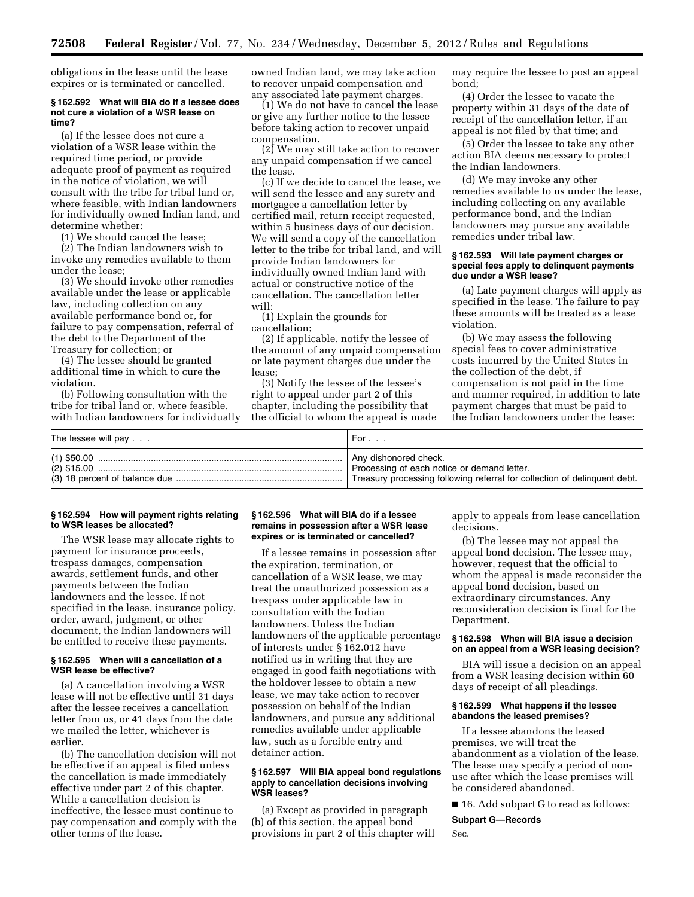obligations in the lease until the lease expires or is terminated or cancelled.

### § 162.592 What will BIA do if a lessee does not cure a violation of a WSR lease on time?

(a) If the lessee does not cure a violation of a WSR lease within the required time period, or provide adequate proof of payment as required in the notice of violation, we will consult with the tribe for tribal land or, where feasible, with Indian landowners for individually owned Indian land, and determine whether:

(1) We should cancel the lease;

(2) The Indian landowners wish to invoke any remedies available to them under the lease;

(3) We should invoke other remedies available under the lease or applicable law, including collection on any available performance bond or, for failure to pay compensation, referral of the debt to the Department of the Treasury for collection; or

(4) The lessee should be granted additional time in which to cure the violation.

(b) Following consultation with the tribe for tribal land or, where feasible, with Indian landowners for individually owned Indian land, we may take action to recover unpaid compensation and any associated late payment charges.

(1) We do not have to cancel the lease or give any further notice to the lessee before taking action to recover unpaid compensation.

(2) We may still take action to recover any unpaid compensation if we cancel the lease.

(c) If we decide to cancel the lease, we will send the lessee and any surety and mortgagee a cancellation letter by certified mail, return receipt requested, within 5 business days of our decision. We will send a copy of the cancellation letter to the tribe for tribal land, and will provide Indian landowners for individually owned Indian land with actual or constructive notice of the cancellation. The cancellation letter will:

(1) Explain the grounds for cancellation;

(2) If applicable, notify the lessee of the amount of any unpaid compensation or late payment charges due under the lease;

(3) Notify the lessee of the lessee's right to appeal under part 2 of this chapter, including the possibility that the official to whom the appeal is made may require the lessee to post an appeal bond;

(4) Order the lessee to vacate the property within 31 days of the date of receipt of the cancellation letter, if an appeal is not filed by that time; and

(5) Order the lessee to take any other action BIA deems necessary to protect the Indian landowners.

(d) We may invoke any other remedies available to us under the lease, including collecting on any available performance bond, and the Indian landowners may pursue any available remedies under tribal law.

### § 162.593 Will late payment charges or special fees apply to delinquent payments due under a WSR lease?

(a) Late payment charges will apply as specified in the lease. The failure to pay these amounts will be treated as a lease violation.

(b) We may assess the following special fees to cover administrative costs incurred by the United States in the collection of the debt, if compensation is not paid in the time and manner required, in addition to late payment charges that must be paid to the Indian landowners under the lease:

| The lessee will pay . . . | For . . . |
|---|---|
| (1) $50.00 | Any dishonored check. |
| (2) $15.00 | Processing of each notice or demand letter. |
| (3) 18 percent of balance due | Treasury processing following referral for collection of delinquent debt. |

### § 162.594 How will payment rights relating to WSR leases be allocated?

The WSR lease may allocate rights to payment for insurance proceeds, trespass damages, compensation awards, settlement funds, and other payments between the Indian landowners and the lessee. If not specified in the lease, insurance policy, order, award, judgment, or other document, the Indian landowners will be entitled to receive these payments.

### § 162.595 When will a cancellation of a WSR lease be effective?

(a) A cancellation involving a WSR lease will not be effective until 31 days after the lessee receives a cancellation letter from us, or 41 days from the date we mailed the letter, whichever is earlier.

(b) The cancellation decision will not be effective if an appeal is filed unless the cancellation is made immediately effective under part 2 of this chapter. While a cancellation decision is ineffective, the lessee must continue to pay compensation and comply with the other terms of the lease.

### § 162.596 What will BIA do if a lessee remains in possession after a WSR lease expires or is terminated or cancelled?

If a lessee remains in possession after the expiration, termination, or cancellation of a WSR lease, we may treat the unauthorized possession as a trespass under applicable law in consultation with the Indian landowners. Unless the Indian landowners of the applicable percentage of interests under § 162.012 have notified us in writing that they are engaged in good faith negotiations with the holdover lessee to obtain a new lease, we may take action to recover possession on behalf of the Indian landowners, and pursue any additional remedies available under applicable law, such as a forcible entry and detainer action.

### § 162.597 Will BIA appeal bond regulations apply to cancellation decisions involving WSR leases?

(a) Except as provided in paragraph (b) of this section, the appeal bond provisions in part 2 of this chapter will apply to appeals from lease cancellation decisions.

(b) The lessee may not appeal the appeal bond decision. The lessee may, however, request that the official to whom the appeal is made reconsider the appeal bond decision, based on extraordinary circumstances. Any reconsideration decision is final for the Department.

### § 162.598 When will BIA issue a decision on an appeal from a WSR leasing decision?

BIA will issue a decision on an appeal from a WSR leasing decision within 60 days of receipt of all pleadings.

### § 162.599 What happens if the lessee abandons the leased premises?

If a lessee abandons the leased premises, we will treat the abandonment as a violation of the lease. The lease may specify a period of non-use after which the lease premises will be considered abandoned.

■ 16. Add subpart G to read as follows:

**Subpart G—Records**

Sec.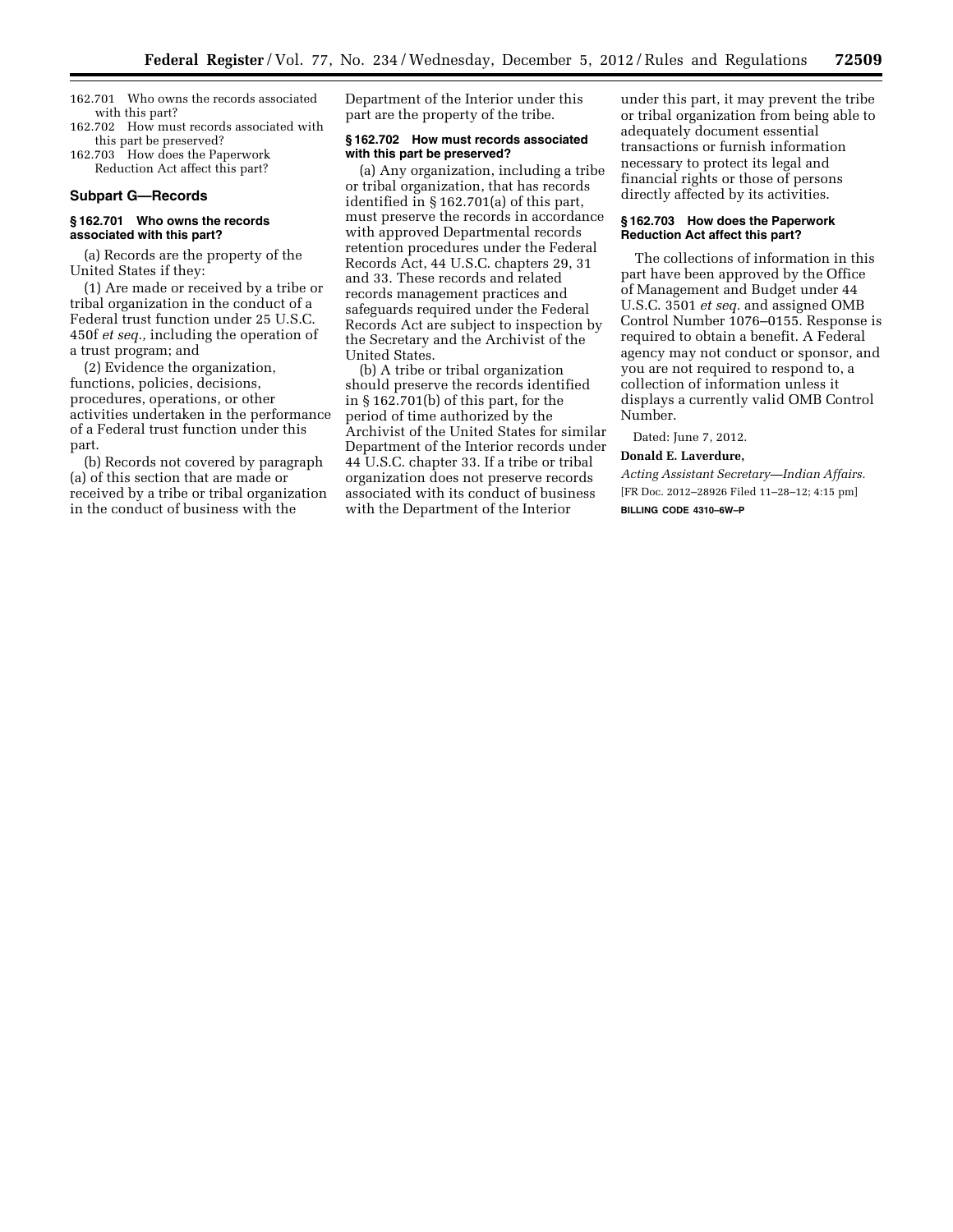162.701 Who owns the records associated with this part?

162.702 How must records associated with this part be preserved?

162.703 How does the Paperwork Reduction Act affect this part?

## Subpart G—Records

### § 162.701 Who owns the records associated with this part?

(a) Records are the property of the United States if they:

(1) Are made or received by a tribe or tribal organization in the conduct of a Federal trust function under 25 U.S.C. 450f *et seq.,* including the operation of a trust program; and

(2) Evidence the organization, functions, policies, decisions, procedures, operations, or other activities undertaken in the performance of a Federal trust function under this part.

(b) Records not covered by paragraph (a) of this section that are made or received by a tribe or tribal organization in the conduct of business with the Department of the Interior under this part are the property of the tribe.

### § 162.702 How must records associated with this part be preserved?

(a) Any organization, including a tribe or tribal organization, that has records identified in § 162.701(a) of this part, must preserve the records in accordance with approved Departmental records retention procedures under the Federal Records Act, 44 U.S.C. chapters 29, 31 and 33. These records and related records management practices and safeguards required under the Federal Records Act are subject to inspection by the Secretary and the Archivist of the United States.

(b) A tribe or tribal organization should preserve the records identified in § 162.701(b) of this part, for the period of time authorized by the Archivist of the United States for similar Department of the Interior records under 44 U.S.C. chapter 33. If a tribe or tribal organization does not preserve records associated with its conduct of business with the Department of the Interior under this part, it may prevent the tribe or tribal organization from being able to adequately document essential transactions or furnish information necessary to protect its legal and financial rights or those of persons directly affected by its activities.

### § 162.703 How does the Paperwork Reduction Act affect this part?

The collections of information in this part have been approved by the Office of Management and Budget under 44 U.S.C. 3501 *et seq.* and assigned OMB Control Number 1076–0155. Response is required to obtain a benefit. A Federal agency may not conduct or sponsor, and you are not required to respond to, a collection of information unless it displays a currently valid OMB Control Number.

Dated: June 7, 2012.

**Donald E. Laverdure,**

*Acting Assistant Secretary—Indian Affairs.*

[FR Doc. 2012–28926 Filed 11–28–12; 4:15 pm]

**BILLING CODE 4310–6W–P**